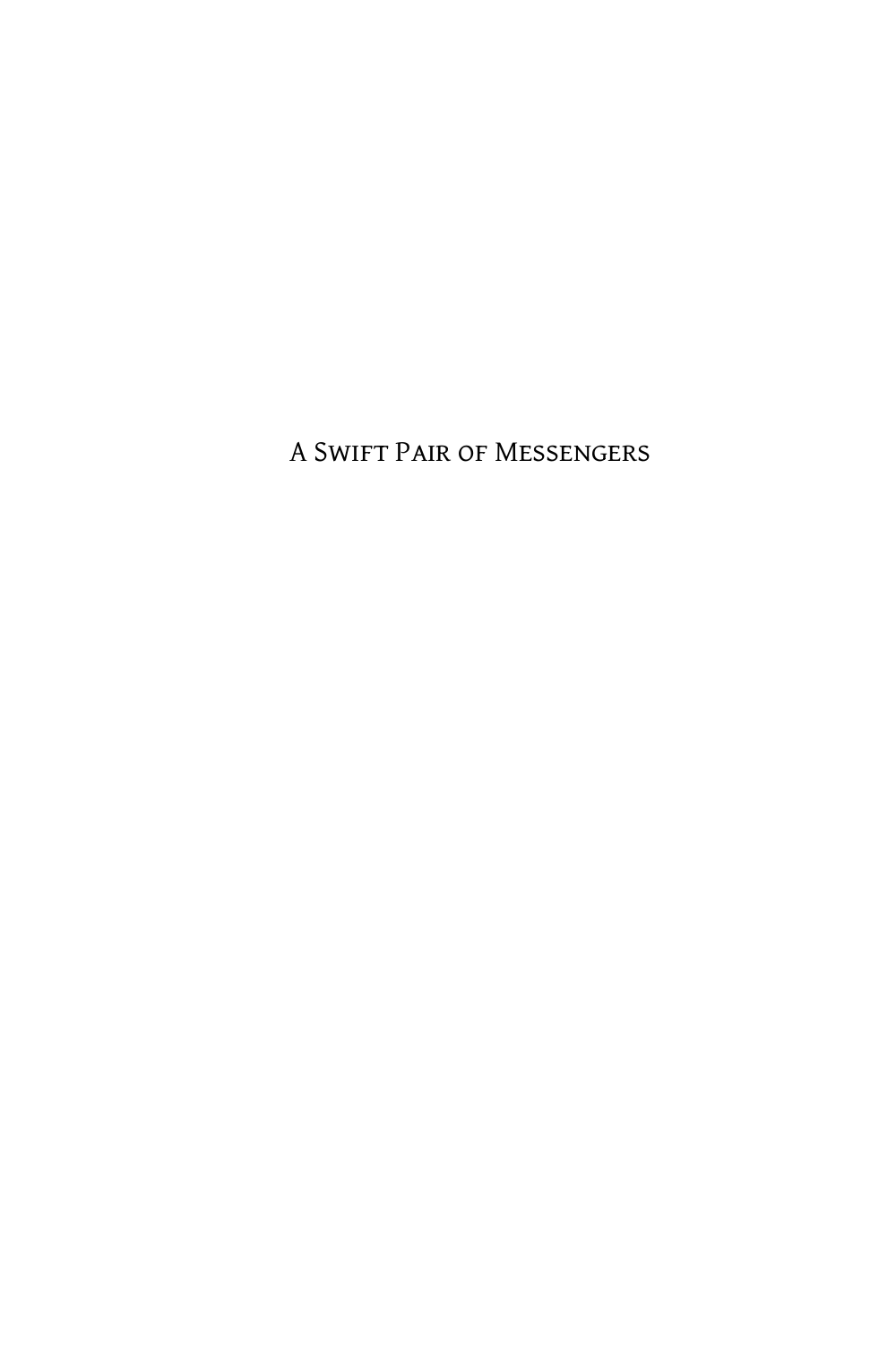# A Swift Pair of Messengers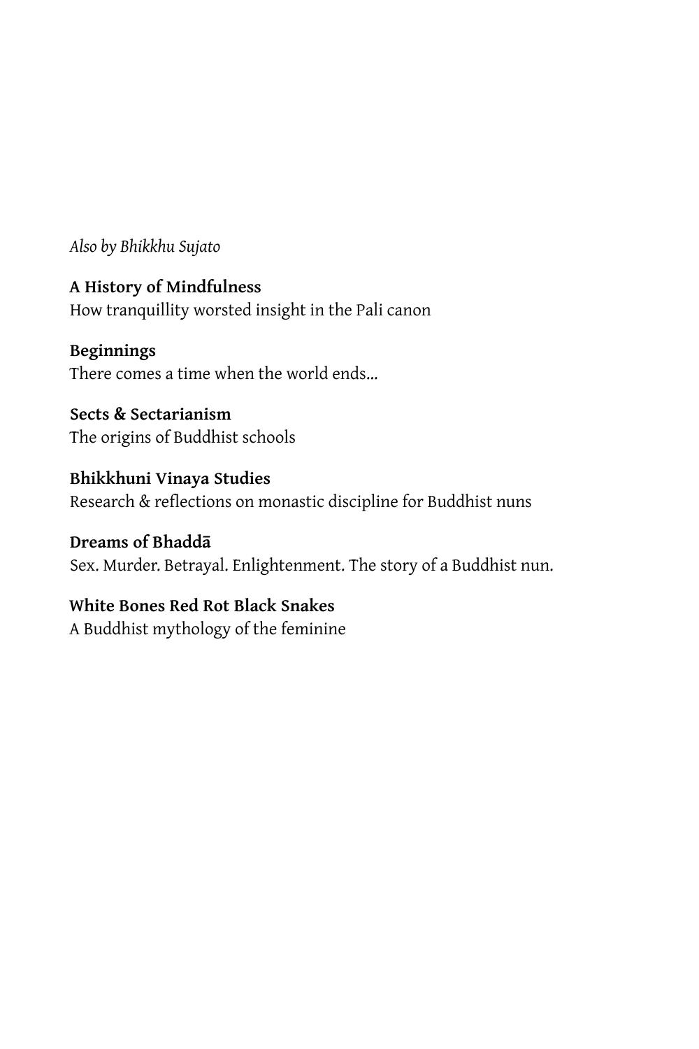*Also by Bhikkhu Sujato*

**A History of Mindfulness**
How tranquillity worsted insight in the Pali canon

**Beginnings**
There comes a time when the world ends…

**Sects & Sectarianism**
The origins of Buddhist schools

**Bhikkhuni Vinaya Studies**
Research & reflections on monastic discipline for Buddhist nuns

**Dreams of Bhaddā**
Sex. Murder. Betrayal. Enlightenment. The story of a Buddhist nun.

**White Bones Red Rot Black Snakes**
A Buddhist mythology of the feminine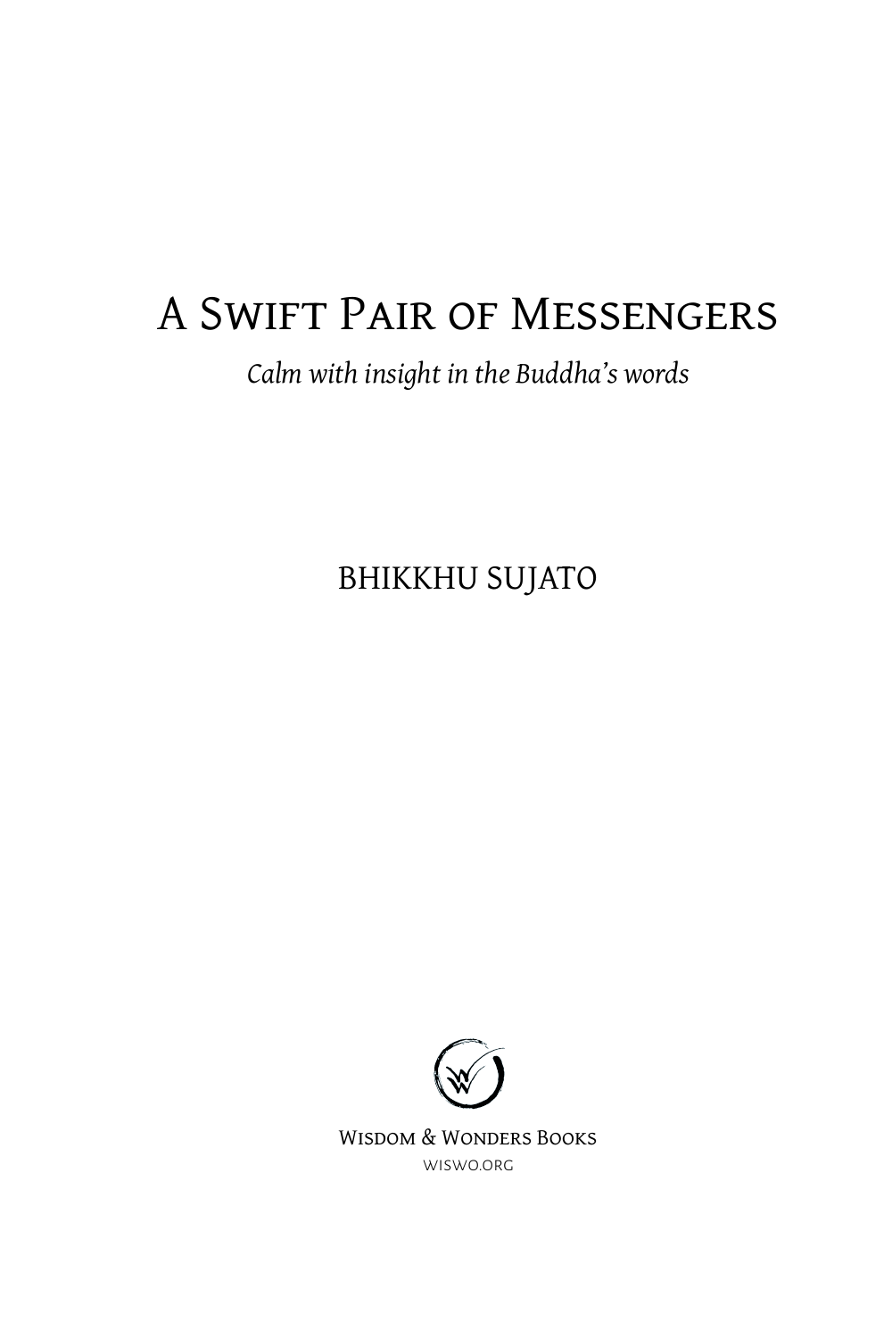# A Swift Pair of Messengers

*Calm with insight in the Buddha's words*

BHIKKHU SUJATO

Wisdom & Wonders Books

wiswo.org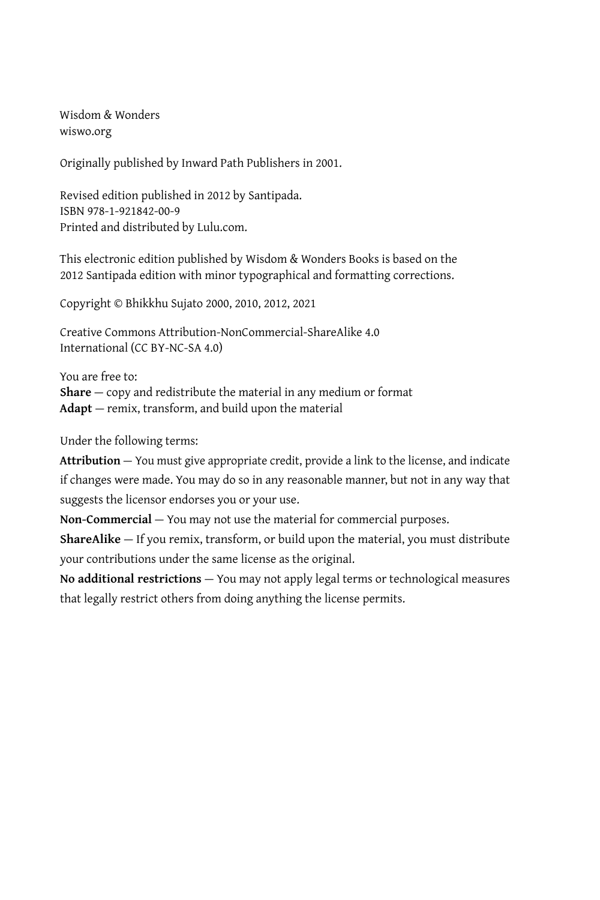Wisdom & Wonders
wiswo.org

Originally published by Inward Path Publishers in 2001.

Revised edition published in 2012 by Santipada.
ISBN 978-1-921842-00-9
Printed and distributed by Lulu.com.

This electronic edition published by Wisdom & Wonders Books is based on the 2012 Santipada edition with minor typographical and formatting corrections.

Copyright © Bhikkhu Sujato 2000, 2010, 2012, 2021

Creative Commons Attribution-NonCommercial-ShareAlike 4.0 International (CC BY-NC-SA 4.0)

You are free to:
**Share** — copy and redistribute the material in any medium or format
**Adapt** — remix, transform, and build upon the material

Under the following terms:

**Attribution** — You must give appropriate credit, provide a link to the license, and indicate if changes were made. You may do so in any reasonable manner, but not in any way that suggests the licensor endorses you or your use.

**Non-Commercial** — You may not use the material for commercial purposes.

**ShareAlike** — If you remix, transform, or build upon the material, you must distribute your contributions under the same license as the original.

**No additional restrictions** — You may not apply legal terms or technological measures that legally restrict others from doing anything the license permits.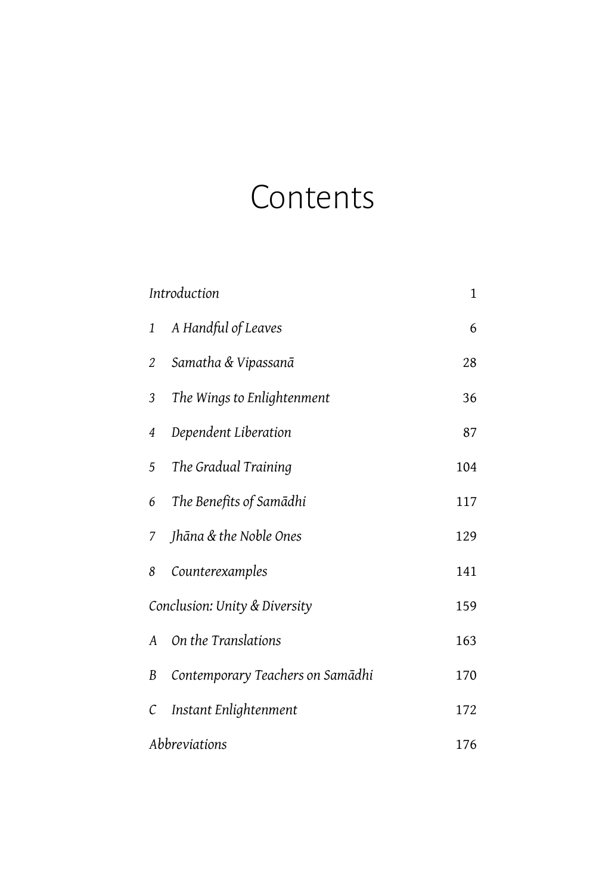# Contents

| | | |
|---|---|---|
| *Introduction* | | 1 |
| *1* | *A Handful of Leaves* | 6 |
| *2* | *Samatha & Vipassanā* | 28 |
| *3* | *The Wings to Enlightenment* | 36 |
| *4* | *Dependent Liberation* | 87 |
| *5* | *The Gradual Training* | 104 |
| *6* | *The Benefits of Samādhi* | 117 |
| *7* | *Jhāna & the Noble Ones* | 129 |
| *8* | *Counterexamples* | 141 |
| *Conclusion: Unity & Diversity* | | 159 |
| *A* | *On the Translations* | 163 |
| *B* | *Contemporary Teachers on Samādhi* | 170 |
| *C* | *Instant Enlightenment* | 172 |
| *Abbreviations* | | 176 |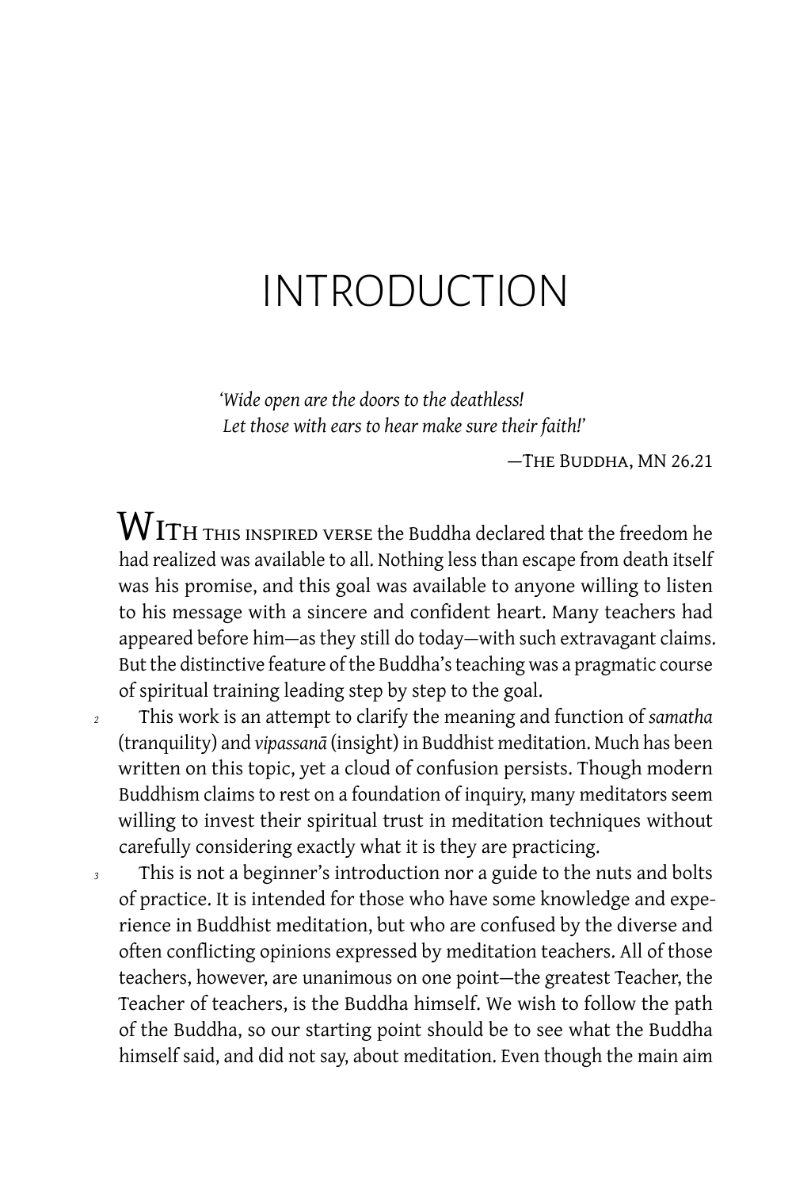# INTRODUCTION

*'Wide open are the doors to the deathless!*
*Let those with ears to hear make sure their faith!'*

—The Buddha, MN 26.21

With this inspired verse the Buddha declared that the freedom he had realized was available to all. Nothing less than escape from death itself was his promise, and this goal was available to anyone willing to listen to his message with a sincere and confident heart. Many teachers had appeared before him—as they still do today—with such extravagant claims. But the distinctive feature of the Buddha's teaching was a pragmatic course of spiritual training leading step by step to the goal.

2 This work is an attempt to clarify the meaning and function of *samatha* (tranquility) and *vipassanā* (insight) in Buddhist meditation. Much has been written on this topic, yet a cloud of confusion persists. Though modern Buddhism claims to rest on a foundation of inquiry, many meditators seem willing to invest their spiritual trust in meditation techniques without carefully considering exactly what it is they are practicing.

3 This is not a beginner's introduction nor a guide to the nuts and bolts of practice. It is intended for those who have some knowledge and experience in Buddhist meditation, but who are confused by the diverse and often conflicting opinions expressed by meditation teachers. All of those teachers, however, are unanimous on one point—the greatest Teacher, the Teacher of teachers, is the Buddha himself. We wish to follow the path of the Buddha, so our starting point should be to see what the Buddha himself said, and did not say, about meditation. Even though the main aim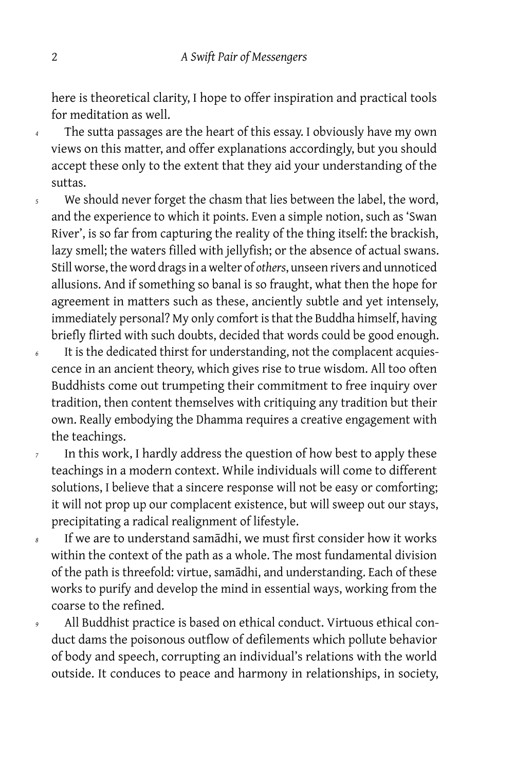here is theoretical clarity, I hope to offer inspiration and practical tools for meditation as well.

4 The sutta passages are the heart of this essay. I obviously have my own views on this matter, and offer explanations accordingly, but you should accept these only to the extent that they aid your understanding of the suttas.

5 We should never forget the chasm that lies between the label, the word, and the experience to which it points. Even a simple notion, such as 'Swan River', is so far from capturing the reality of the thing itself: the brackish, lazy smell; the waters filled with jellyfish; or the absence of actual swans. Still worse, the word drags in a welter of *others*, unseen rivers and unnoticed allusions. And if something so banal is so fraught, what then the hope for agreement in matters such as these, anciently subtle and yet intensely, immediately personal? My only comfort is that the Buddha himself, having briefly flirted with such doubts, decided that words could be good enough.

6 It is the dedicated thirst for understanding, not the complacent acquiescence in an ancient theory, which gives rise to true wisdom. All too often Buddhists come out trumpeting their commitment to free inquiry over tradition, then content themselves with critiquing any tradition but their own. Really embodying the Dhamma requires a creative engagement with the teachings.

7 In this work, I hardly address the question of how best to apply these teachings in a modern context. While individuals will come to different solutions, I believe that a sincere response will not be easy or comforting; it will not prop up our complacent existence, but will sweep out our stays, precipitating a radical realignment of lifestyle.

8 If we are to understand samādhi, we must first consider how it works within the context of the path as a whole. The most fundamental division of the path is threefold: virtue, samādhi, and understanding. Each of these works to purify and develop the mind in essential ways, working from the coarse to the refined.

9 All Buddhist practice is based on ethical conduct. Virtuous ethical conduct dams the poisonous outflow of defilements which pollute behavior of body and speech, corrupting an individual's relations with the world outside. It conduces to peace and harmony in relationships, in society,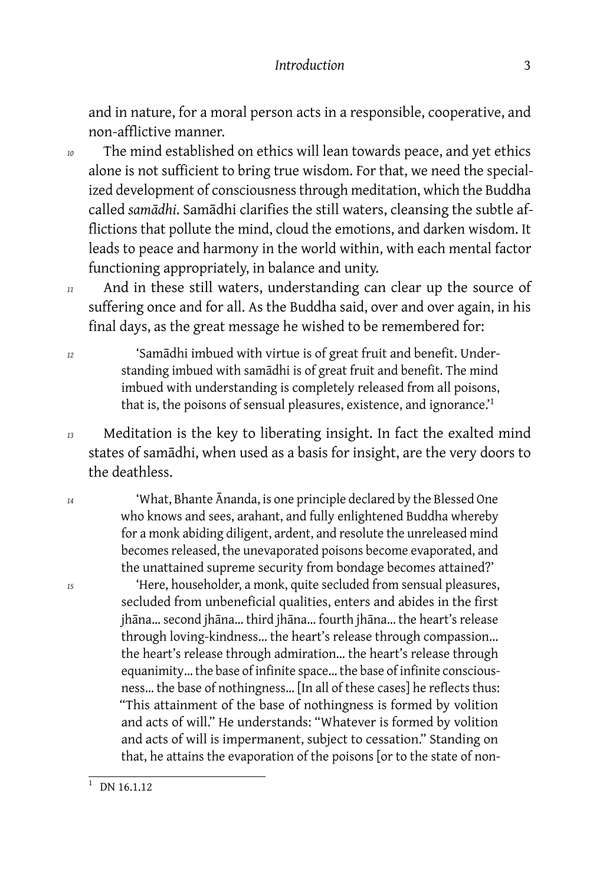and in nature, for a moral person acts in a responsible, cooperative, and non-afflictive manner.

The mind established on ethics will lean towards peace, and yet ethics alone is not sufficient to bring true wisdom. For that, we need the specialized development of consciousness through meditation, which the Buddha called *samādhi*. Samādhi clarifies the still waters, cleansing the subtle afflictions that pollute the mind, cloud the emotions, and darken wisdom. It leads to peace and harmony in the world within, with each mental factor functioning appropriately, in balance and unity.

And in these still waters, understanding can clear up the source of suffering once and for all. As the Buddha said, over and over again, in his final days, as the great message he wished to be remembered for:

> 'Samādhi imbued with virtue is of great fruit and benefit. Understanding imbued with samādhi is of great fruit and benefit. The mind imbued with understanding is completely released from all poisons, that is, the poisons of sensual pleasures, existence, and ignorance.'[1]

Meditation is the key to liberating insight. In fact the exalted mind states of samādhi, when used as a basis for insight, are the very doors to the deathless.

> 'What, Bhante Ānanda, is one principle declared by the Blessed One who knows and sees, arahant, and fully enlightened Buddha whereby for a monk abiding diligent, ardent, and resolute the unreleased mind becomes released, the unevaporated poisons become evaporated, and the unattained supreme security from bondage becomes attained?'
>
> 'Here, householder, a monk, quite secluded from sensual pleasures, secluded from unbeneficial qualities, enters and abides in the first jhāna... second jhāna... third jhāna... fourth jhāna... the heart's release through loving-kindness... the heart's release through compassion... the heart's release through admiration... the heart's release through equanimity... the base of infinite space... the base of infinite consciousness... the base of nothingness... [In all of these cases] he reflects thus: "This attainment of the base of nothingness is formed by volition and acts of will." He understands: "Whatever is formed by volition and acts of will is impermanent, subject to cessation." Standing on that, he attains the evaporation of the poisons [or to the state of non-

[1] DN 16.1.12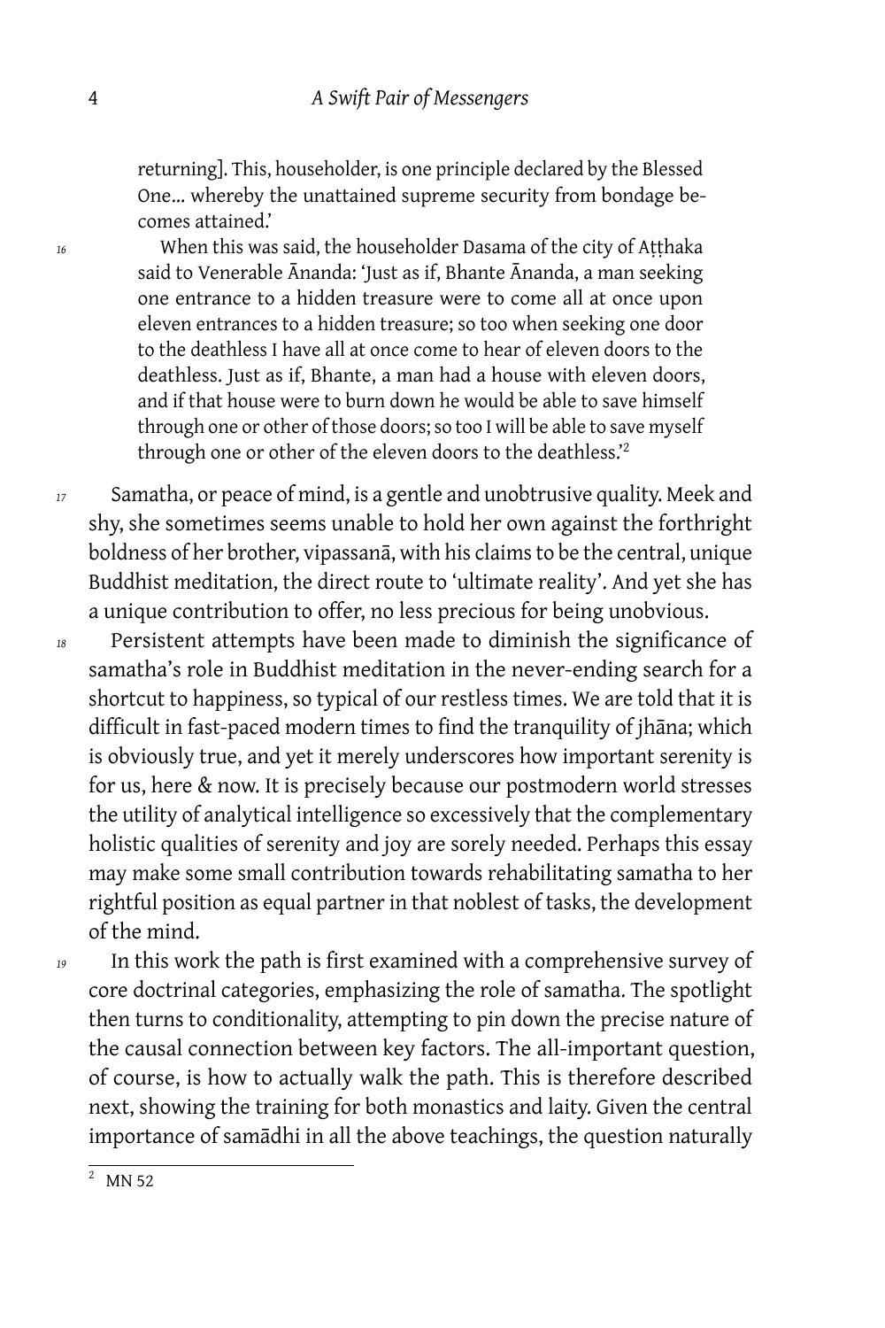returning]. This, householder, is one principle declared by the Blessed One… whereby the unattained supreme security from bondage becomes attained.'

16 When this was said, the householder Dasama of the city of Aṭṭhaka said to Venerable Ānanda: 'Just as if, Bhante Ānanda, a man seeking one entrance to a hidden treasure were to come all at once upon eleven entrances to a hidden treasure; so too when seeking one door to the deathless I have all at once come to hear of eleven doors to the deathless. Just as if, Bhante, a man had a house with eleven doors, and if that house were to burn down he would be able to save himself through one or other of those doors; so too I will be able to save myself through one or other of the eleven doors to the deathless.'[2]

17 Samatha, or peace of mind, is a gentle and unobtrusive quality. Meek and shy, she sometimes seems unable to hold her own against the forthright boldness of her brother, vipassanā, with his claims to be the central, unique Buddhist meditation, the direct route to 'ultimate reality'. And yet she has a unique contribution to offer, no less precious for being unobvious.

18 Persistent attempts have been made to diminish the significance of samatha's role in Buddhist meditation in the never-ending search for a shortcut to happiness, so typical of our restless times. We are told that it is difficult in fast-paced modern times to find the tranquility of jhāna; which is obviously true, and yet it merely underscores how important serenity is for us, here & now. It is precisely because our postmodern world stresses the utility of analytical intelligence so excessively that the complementary holistic qualities of serenity and joy are sorely needed. Perhaps this essay may make some small contribution towards rehabilitating samatha to her rightful position as equal partner in that noblest of tasks, the development of the mind.

19 In this work the path is first examined with a comprehensive survey of core doctrinal categories, emphasizing the role of samatha. The spotlight then turns to conditionality, attempting to pin down the precise nature of the causal connection between key factors. The all-important question, of course, is how to actually walk the path. This is therefore described next, showing the training for both monastics and laity. Given the central importance of samādhi in all the above teachings, the question naturally

[2] MN 52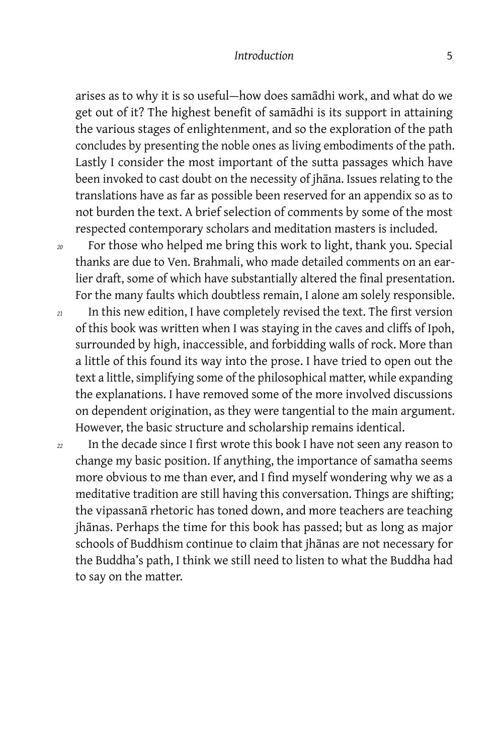arises as to why it is so useful—how does samādhi work, and what do we get out of it? The highest benefit of samādhi is its support in attaining the various stages of enlightenment, and so the exploration of the path concludes by presenting the noble ones as living embodiments of the path. Lastly I consider the most important of the sutta passages which have been invoked to cast doubt on the necessity of jhāna. Issues relating to the translations have as far as possible been reserved for an appendix so as to not burden the text. A brief selection of comments by some of the most respected contemporary scholars and meditation masters is included.

*20* For those who helped me bring this work to light, thank you. Special thanks are due to Ven. Brahmali, who made detailed comments on an earlier draft, some of which have substantially altered the final presentation. For the many faults which doubtless remain, I alone am solely responsible.

*21* In this new edition, I have completely revised the text. The first version of this book was written when I was staying in the caves and cliffs of Ipoh, surrounded by high, inaccessible, and forbidding walls of rock. More than a little of this found its way into the prose. I have tried to open out the text a little, simplifying some of the philosophical matter, while expanding the explanations. I have removed some of the more involved discussions on dependent origination, as they were tangential to the main argument. However, the basic structure and scholarship remains identical.

*22* In the decade since I first wrote this book I have not seen any reason to change my basic position. If anything, the importance of samatha seems more obvious to me than ever, and I find myself wondering why we as a meditative tradition are still having this conversation. Things are shifting; the vipassanā rhetoric has toned down, and more teachers are teaching jhānas. Perhaps the time for this book has passed; but as long as major schools of Buddhism continue to claim that jhānas are not necessary for the Buddha's path, I think we still need to listen to what the Buddha had to say on the matter.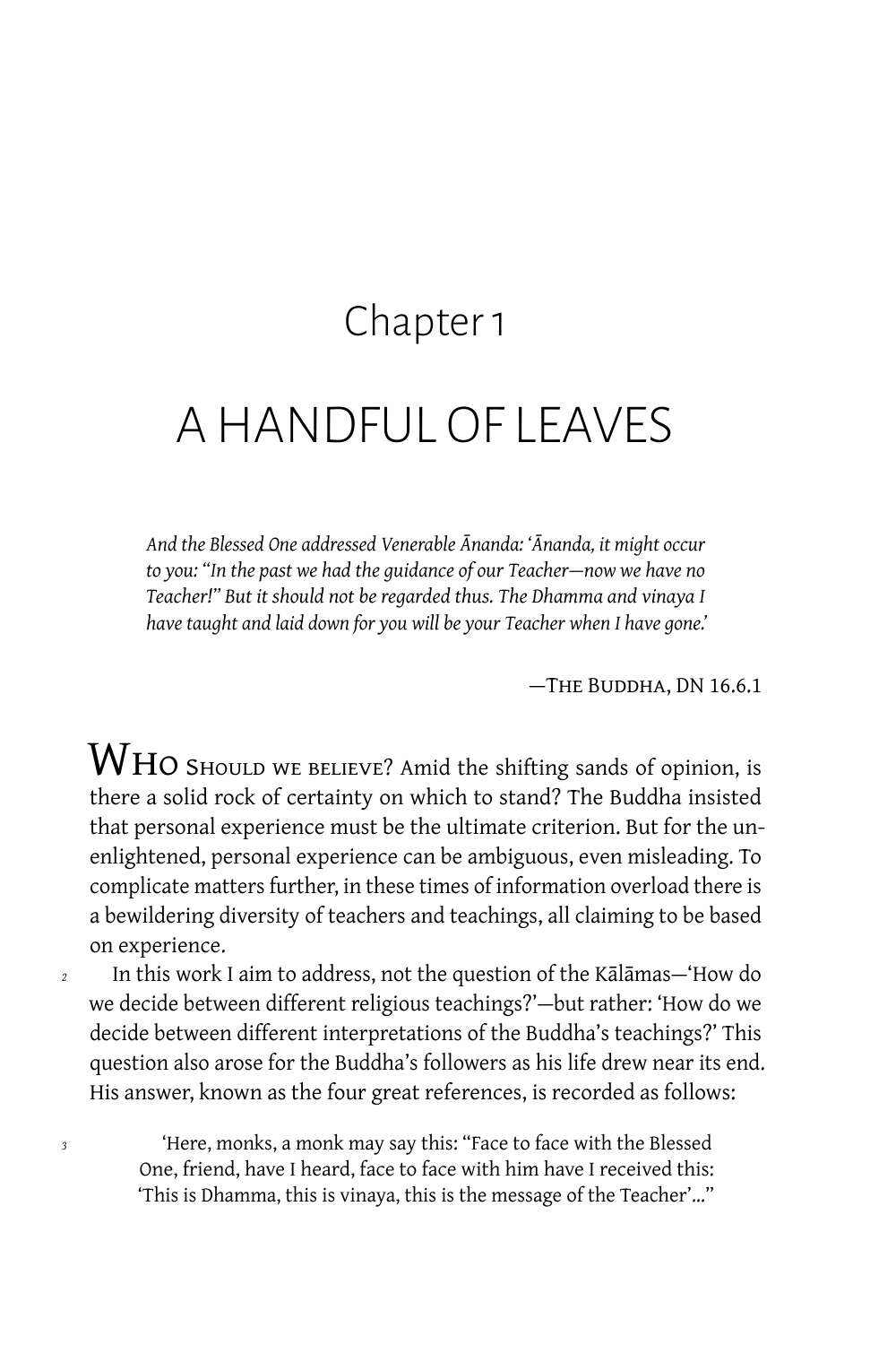# Chapter 1

# A HANDFUL OF LEAVES

*And the Blessed One addressed Venerable Ānanda: 'Ānanda, it might occur to you: "In the past we had the guidance of our Teacher—now we have no Teacher!" But it should not be regarded thus. The Dhamma and vinaya I have taught and laid down for you will be your Teacher when I have gone.'*

—The Buddha, DN 16.6.1

WHO SHOULD WE BELIEVE? Amid the shifting sands of opinion, is there a solid rock of certainty on which to stand? The Buddha insisted that personal experience must be the ultimate criterion. But for the unenlightened, personal experience can be ambiguous, even misleading. To complicate matters further, in these times of information overload there is a bewildering diversity of teachers and teachings, all claiming to be based on experience.

In this work I aim to address, not the question of the Kālāmas—'How do we decide between different religious teachings?'—but rather: 'How do we decide between different interpretations of the Buddha's teachings?' This question also arose for the Buddha's followers as his life drew near its end. His answer, known as the four great references, is recorded as follows:

> 'Here, monks, a monk may say this: "Face to face with the Blessed One, friend, have I heard, face to face with him have I received this: 'This is Dhamma, this is vinaya, this is the message of the Teacher'..."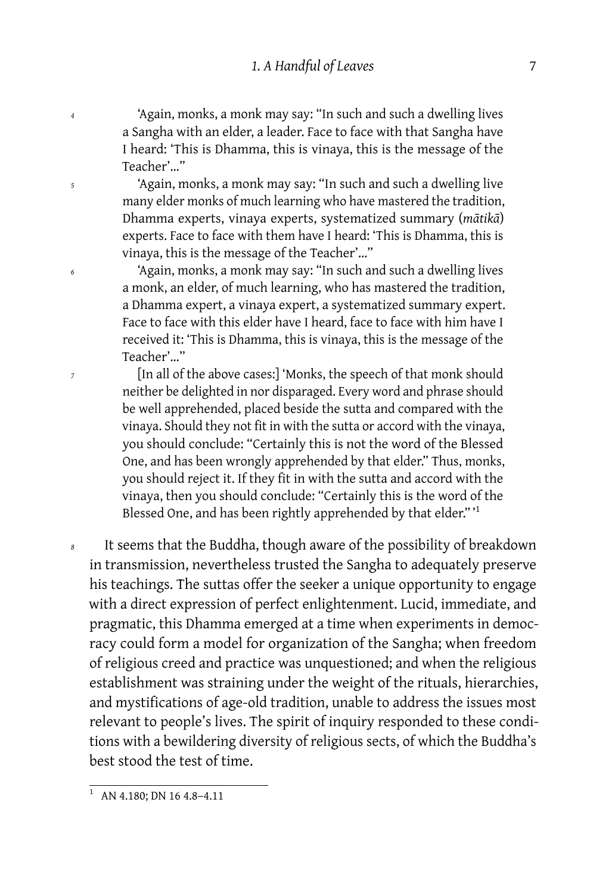'Again, monks, a monk may say: "In such and such a dwelling lives a Sangha with an elder, a leader. Face to face with that Sangha have I heard: 'This is Dhamma, this is vinaya, this is the message of the Teacher'…"

'Again, monks, a monk may say: "In such and such a dwelling live many elder monks of much learning who have mastered the tradition, Dhamma experts, vinaya experts, systematized summary (*mātikā*) experts. Face to face with them have I heard: 'This is Dhamma, this is vinaya, this is the message of the Teacher'…"

'Again, monks, a monk may say: "In such and such a dwelling lives a monk, an elder, of much learning, who has mastered the tradition, a Dhamma expert, a vinaya expert, a systematized summary expert. Face to face with this elder have I heard, face to face with him have I received it: 'This is Dhamma, this is vinaya, this is the message of the Teacher'…"

[In all of the above cases:] 'Monks, the speech of that monk should neither be delighted in nor disparaged. Every word and phrase should be well apprehended, placed beside the sutta and compared with the vinaya. Should they not fit in with the sutta or accord with the vinaya, you should conclude: "Certainly this is not the word of the Blessed One, and has been wrongly apprehended by that elder." Thus, monks, you should reject it. If they fit in with the sutta and accord with the vinaya, then you should conclude: "Certainly this is the word of the Blessed One, and has been rightly apprehended by that elder."'[1]

It seems that the Buddha, though aware of the possibility of breakdown in transmission, nevertheless trusted the Sangha to adequately preserve his teachings. The suttas offer the seeker a unique opportunity to engage with a direct expression of perfect enlightenment. Lucid, immediate, and pragmatic, this Dhamma emerged at a time when experiments in democracy could form a model for organization of the Sangha; when freedom of religious creed and practice was unquestioned; and when the religious establishment was straining under the weight of the rituals, hierarchies, and mystifications of age-old tradition, unable to address the issues most relevant to people's lives. The spirit of inquiry responded to these conditions with a bewildering diversity of religious sects, of which the Buddha's best stood the test of time.

[1] AN 4.180; DN 16 4.8–4.11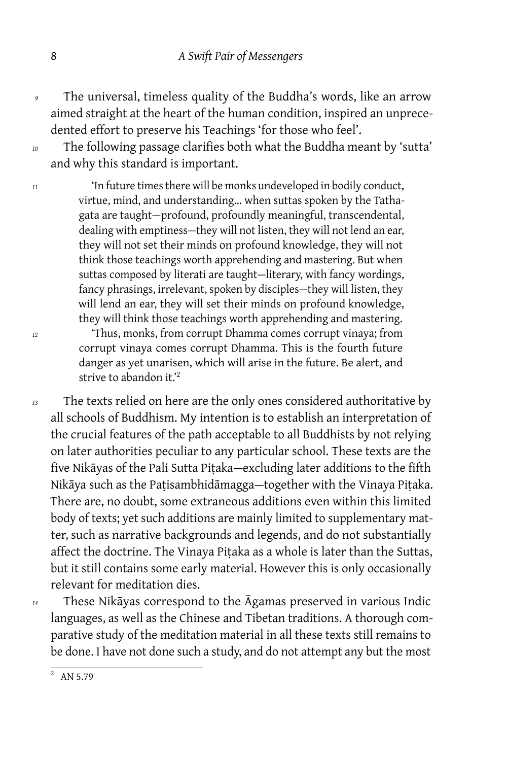The universal, timeless quality of the Buddha's words, like an arrow aimed straight at the heart of the human condition, inspired an unprecedented effort to preserve his Teachings 'for those who feel'.

The following passage clarifies both what the Buddha meant by 'sutta' and why this standard is important.

> 'In future times there will be monks undeveloped in bodily conduct, virtue, mind, and understanding… when suttas spoken by the Tathagata are taught—profound, profoundly meaningful, transcendental, dealing with emptiness—they will not listen, they will not lend an ear, they will not set their minds on profound knowledge, they will not think those teachings worth apprehending and mastering. But when suttas composed by literati are taught—literary, with fancy wordings, fancy phrasings, irrelevant, spoken by disciples—they will listen, they will lend an ear, they will set their minds on profound knowledge, they will think those teachings worth apprehending and mastering.
>
> 'Thus, monks, from corrupt Dhamma comes corrupt vinaya; from corrupt vinaya comes corrupt Dhamma. This is the fourth future danger as yet unarisen, which will arise in the future. Be alert, and strive to abandon it.'[2]

The texts relied on here are the only ones considered authoritative by all schools of Buddhism. My intention is to establish an interpretation of the crucial features of the path acceptable to all Buddhists by not relying on later authorities peculiar to any particular school. These texts are the five Nikāyas of the Pali Sutta Piṭaka—excluding later additions to the fifth Nikāya such as the Paṭisambhidāmagga—together with the Vinaya Piṭaka. There are, no doubt, some extraneous additions even within this limited body of texts; yet such additions are mainly limited to supplementary matter, such as narrative backgrounds and legends, and do not substantially affect the doctrine. The Vinaya Piṭaka as a whole is later than the Suttas, but it still contains some early material. However this is only occasionally relevant for meditation dies.

These Nikāyas correspond to the Āgamas preserved in various Indic languages, as well as the Chinese and Tibetan traditions. A thorough comparative study of the meditation material in all these texts still remains to be done. I have not done such a study, and do not attempt any but the most

[2] AN 5.79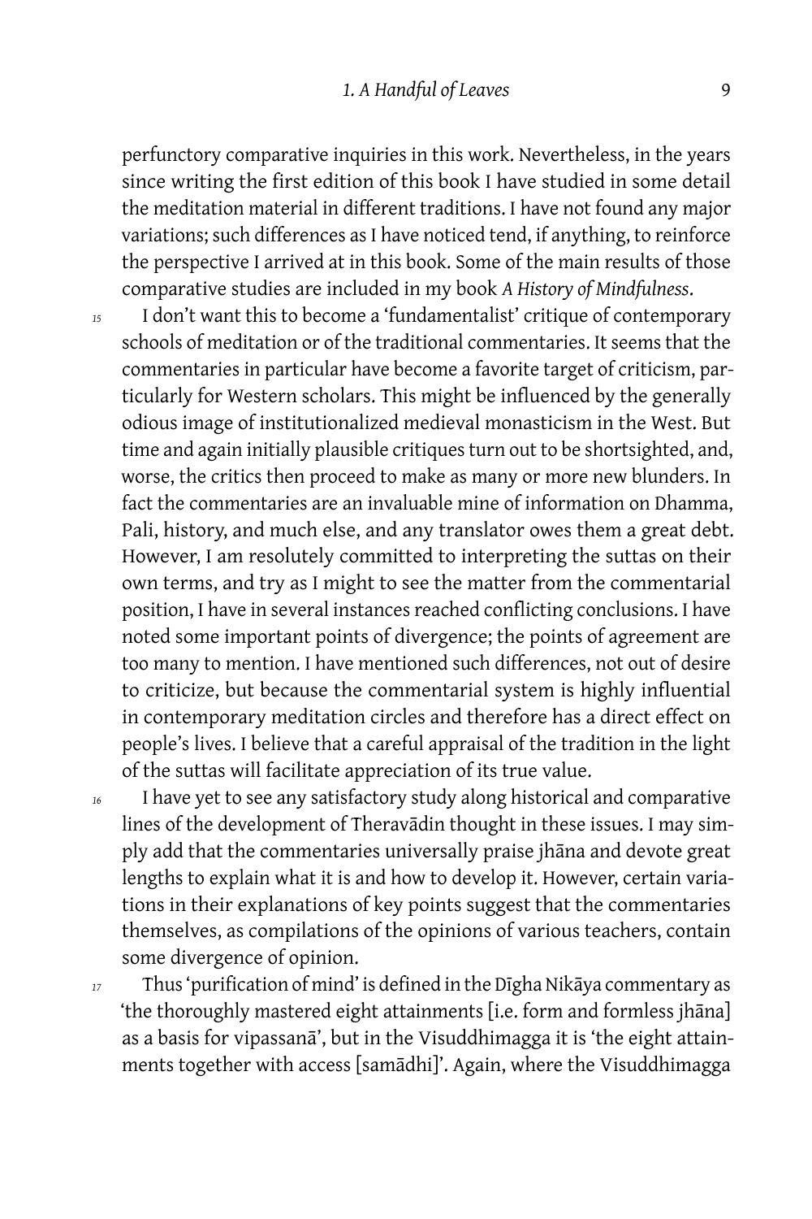perfunctory comparative inquiries in this work. Nevertheless, in the years since writing the first edition of this book I have studied in some detail the meditation material in different traditions. I have not found any major variations; such differences as I have noticed tend, if anything, to reinforce the perspective I arrived at in this book. Some of the main results of those comparative studies are included in my book *A History of Mindfulness*.

*15* I don't want this to become a 'fundamentalist' critique of contemporary schools of meditation or of the traditional commentaries. It seems that the commentaries in particular have become a favorite target of criticism, particularly for Western scholars. This might be influenced by the generally odious image of institutionalized medieval monasticism in the West. But time and again initially plausible critiques turn out to be shortsighted, and, worse, the critics then proceed to make as many or more new blunders. In fact the commentaries are an invaluable mine of information on Dhamma, Pali, history, and much else, and any translator owes them a great debt. However, I am resolutely committed to interpreting the suttas on their own terms, and try as I might to see the matter from the commentarial position, I have in several instances reached conflicting conclusions. I have noted some important points of divergence; the points of agreement are too many to mention. I have mentioned such differences, not out of desire to criticize, but because the commentarial system is highly influential in contemporary meditation circles and therefore has a direct effect on people's lives. I believe that a careful appraisal of the tradition in the light of the suttas will facilitate appreciation of its true value.

*16* I have yet to see any satisfactory study along historical and comparative lines of the development of Theravādin thought in these issues. I may simply add that the commentaries universally praise jhāna and devote great lengths to explain what it is and how to develop it. However, certain variations in their explanations of key points suggest that the commentaries themselves, as compilations of the opinions of various teachers, contain some divergence of opinion.

*17* Thus 'purification of mind' is defined in the Dīgha Nikāya commentary as 'the thoroughly mastered eight attainments [i.e. form and formless jhāna] as a basis for vipassanā', but in the Visuddhimagga it is 'the eight attainments together with access [samādhi]'. Again, where the Visuddhimagga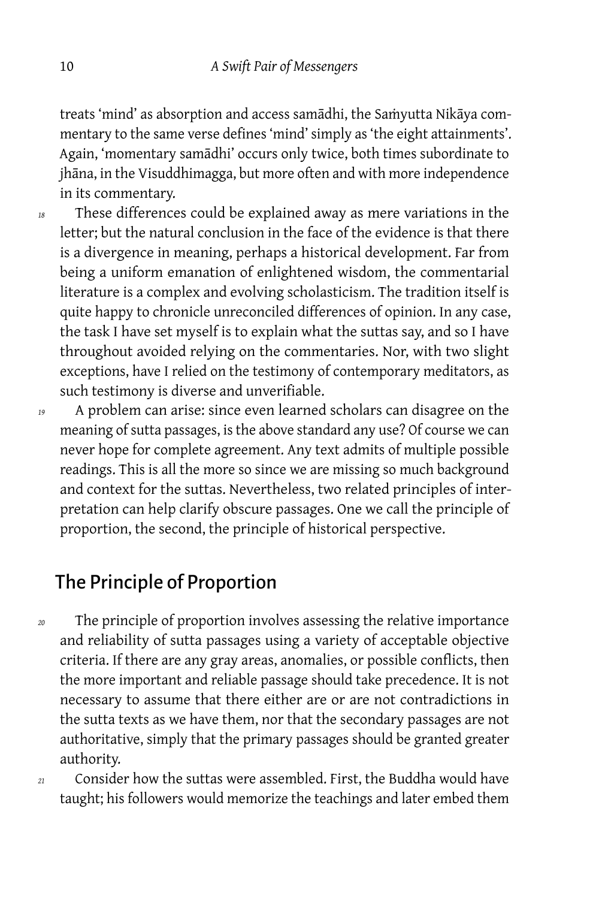treats 'mind' as absorption and access samādhi, the Saṁyutta Nikāya commentary to the same verse defines 'mind' simply as 'the eight attainments'. Again, 'momentary samādhi' occurs only twice, both times subordinate to jhāna, in the Visuddhimagga, but more often and with more independence in its commentary.

*18* These differences could be explained away as mere variations in the letter; but the natural conclusion in the face of the evidence is that there is a divergence in meaning, perhaps a historical development. Far from being a uniform emanation of enlightened wisdom, the commentarial literature is a complex and evolving scholasticism. The tradition itself is quite happy to chronicle unreconciled differences of opinion. In any case, the task I have set myself is to explain what the suttas say, and so I have throughout avoided relying on the commentaries. Nor, with two slight exceptions, have I relied on the testimony of contemporary meditators, as such testimony is diverse and unverifiable.

*19* A problem can arise: since even learned scholars can disagree on the meaning of sutta passages, is the above standard any use? Of course we can never hope for complete agreement. Any text admits of multiple possible readings. This is all the more so since we are missing so much background and context for the suttas. Nevertheless, two related principles of interpretation can help clarify obscure passages. One we call the principle of proportion, the second, the principle of historical perspective.

## The Principle of Proportion

*20* The principle of proportion involves assessing the relative importance and reliability of sutta passages using a variety of acceptable objective criteria. If there are any gray areas, anomalies, or possible conflicts, then the more important and reliable passage should take precedence. It is not necessary to assume that there either are or are not contradictions in the sutta texts as we have them, nor that the secondary passages are not authoritative, simply that the primary passages should be granted greater authority.

*21* Consider how the suttas were assembled. First, the Buddha would have taught; his followers would memorize the teachings and later embed them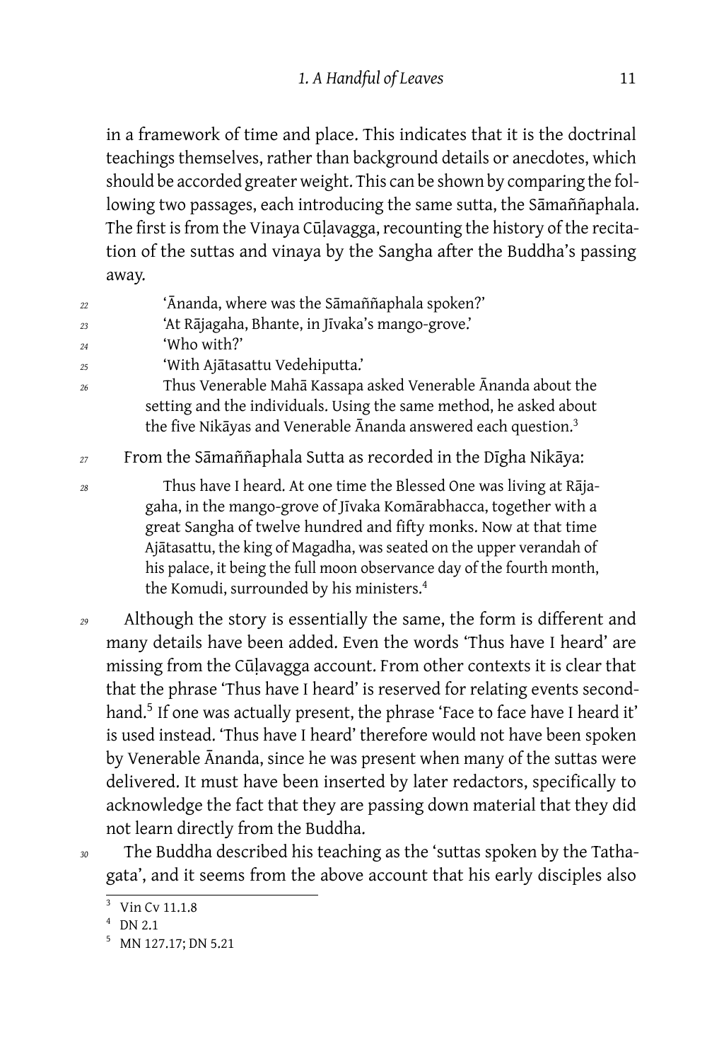in a framework of time and place. This indicates that it is the doctrinal teachings themselves, rather than background details or anecdotes, which should be accorded greater weight. This can be shown by comparing the following two passages, each introducing the same sutta, the Sāmaññaphala. The first is from the Vinaya Cūḷavagga, recounting the history of the recitation of the suttas and vinaya by the Sangha after the Buddha's passing away.

> 'Ānanda, where was the Sāmaññaphala spoken?'
> 'At Rājagaha, Bhante, in Jīvaka's mango-grove.'
> 'Who with?'
> 'With Ajātasattu Vedehiputta.'
>
> Thus Venerable Mahā Kassapa asked Venerable Ānanda about the setting and the individuals. Using the same method, he asked about the five Nikāyas and Venerable Ānanda answered each question.[3]

From the Sāmaññaphala Sutta as recorded in the Dīgha Nikāya:

> Thus have I heard. At one time the Blessed One was living at Rājagaha, in the mango-grove of Jīvaka Komārabhacca, together with a great Sangha of twelve hundred and fifty monks. Now at that time Ajātasattu, the king of Magadha, was seated on the upper verandah of his palace, it being the full moon observance day of the fourth month, the Komudi, surrounded by his ministers.[4]

Although the story is essentially the same, the form is different and many details have been added. Even the words 'Thus have I heard' are missing from the Cūḷavagga account. From other contexts it is clear that that the phrase 'Thus have I heard' is reserved for relating events second-hand.[5] If one was actually present, the phrase 'Face to face have I heard it' is used instead. 'Thus have I heard' therefore would not have been spoken by Venerable Ānanda, since he was present when many of the suttas were delivered. It must have been inserted by later redactors, specifically to acknowledge the fact that they are passing down material that they did not learn directly from the Buddha.

The Buddha described his teaching as the 'suttas spoken by the Tathagata', and it seems from the above account that his early disciples also

---

[3] Vin Cv 11.1.8

[4] DN 2.1

[5] MN 127.17; DN 5.21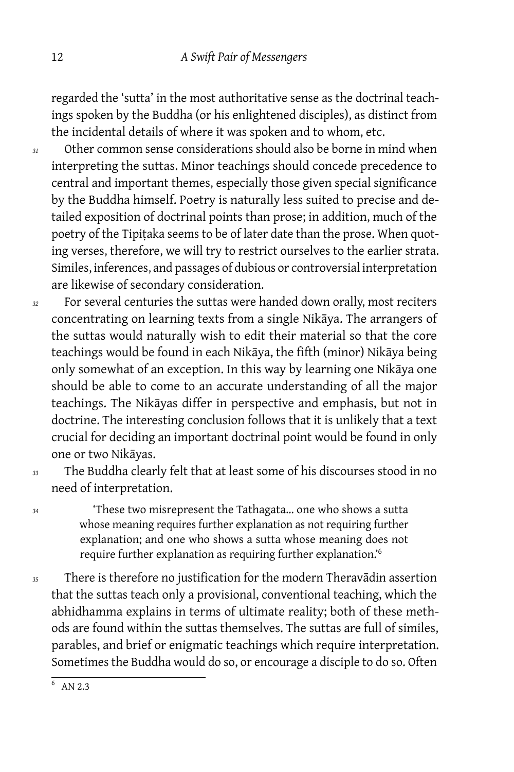regarded the 'sutta' in the most authoritative sense as the doctrinal teachings spoken by the Buddha (or his enlightened disciples), as distinct from the incidental details of where it was spoken and to whom, etc.

Other common sense considerations should also be borne in mind when interpreting the suttas. Minor teachings should concede precedence to central and important themes, especially those given special significance by the Buddha himself. Poetry is naturally less suited to precise and detailed exposition of doctrinal points than prose; in addition, much of the poetry of the Tipiṭaka seems to be of later date than the prose. When quoting verses, therefore, we will try to restrict ourselves to the earlier strata. Similes, inferences, and passages of dubious or controversial interpretation are likewise of secondary consideration.

For several centuries the suttas were handed down orally, most reciters concentrating on learning texts from a single Nikāya. The arrangers of the suttas would naturally wish to edit their material so that the core teachings would be found in each Nikāya, the fifth (minor) Nikāya being only somewhat of an exception. In this way by learning one Nikāya one should be able to come to an accurate understanding of all the major teachings. The Nikāyas differ in perspective and emphasis, but not in doctrine. The interesting conclusion follows that it is unlikely that a text crucial for deciding an important doctrinal point would be found in only one or two Nikāyas.

The Buddha clearly felt that at least some of his discourses stood in no need of interpretation.

> 'These two misrepresent the Tathagata... one who shows a sutta whose meaning requires further explanation as not requiring further explanation; and one who shows a sutta whose meaning does not require further explanation as requiring further explanation.'[6]

There is therefore no justification for the modern Theravādin assertion that the suttas teach only a provisional, conventional teaching, which the abhidhamma explains in terms of ultimate reality; both of these methods are found within the suttas themselves. The suttas are full of similes, parables, and brief or enigmatic teachings which require interpretation. Sometimes the Buddha would do so, or encourage a disciple to do so. Often

[6] AN 2.3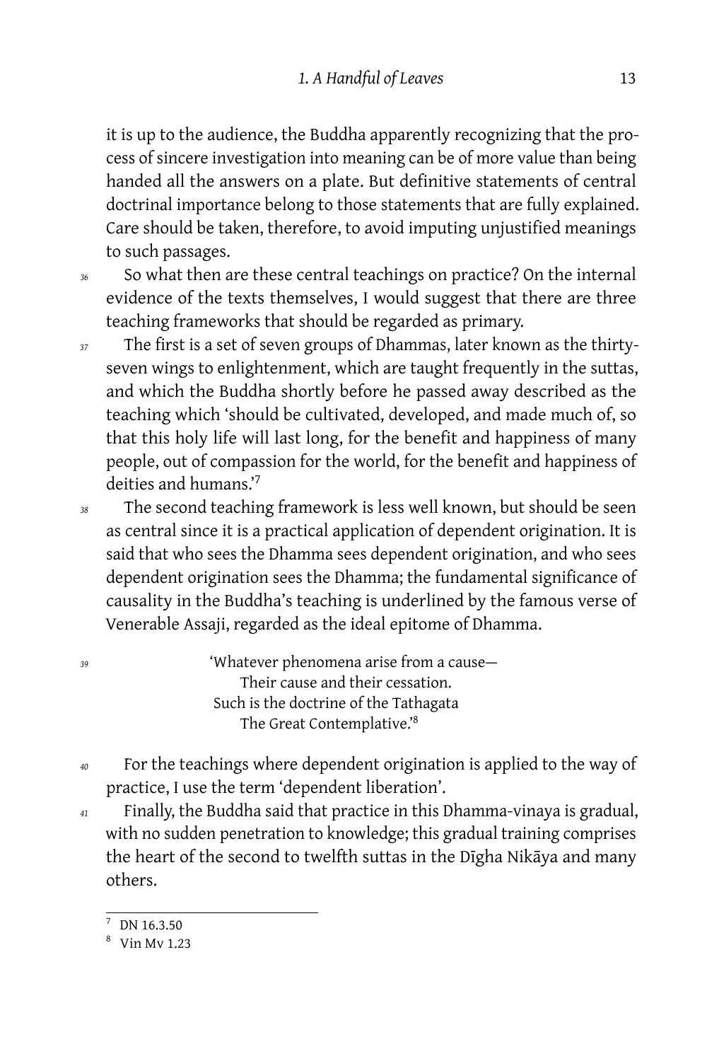it is up to the audience, the Buddha apparently recognizing that the process of sincere investigation into meaning can be of more value than being handed all the answers on a plate. But definitive statements of central doctrinal importance belong to those statements that are fully explained. Care should be taken, therefore, to avoid imputing unjustified meanings to such passages.

So what then are these central teachings on practice? On the internal evidence of the texts themselves, I would suggest that there are three teaching frameworks that should be regarded as primary.

The first is a set of seven groups of Dhammas, later known as the thirty-seven wings to enlightenment, which are taught frequently in the suttas, and which the Buddha shortly before he passed away described as the teaching which 'should be cultivated, developed, and made much of, so that this holy life will last long, for the benefit and happiness of many people, out of compassion for the world, for the benefit and happiness of deities and humans.'[7]

The second teaching framework is less well known, but should be seen as central since it is a practical application of dependent origination. It is said that who sees the Dhamma sees dependent origination, and who sees dependent origination sees the Dhamma; the fundamental significance of causality in the Buddha's teaching is underlined by the famous verse of Venerable Assaji, regarded as the ideal epitome of Dhamma.

> 'Whatever phenomena arise from a cause—
> Their cause and their cessation.
> Such is the doctrine of the Tathagata
> The Great Contemplative.'[8]

For the teachings where dependent origination is applied to the way of practice, I use the term 'dependent liberation'.

Finally, the Buddha said that practice in this Dhamma-vinaya is gradual, with no sudden penetration to knowledge; this gradual training comprises the heart of the second to twelfth suttas in the Dīgha Nikāya and many others.

---

[7] DN 16.3.50

[8] Vin Mv 1.23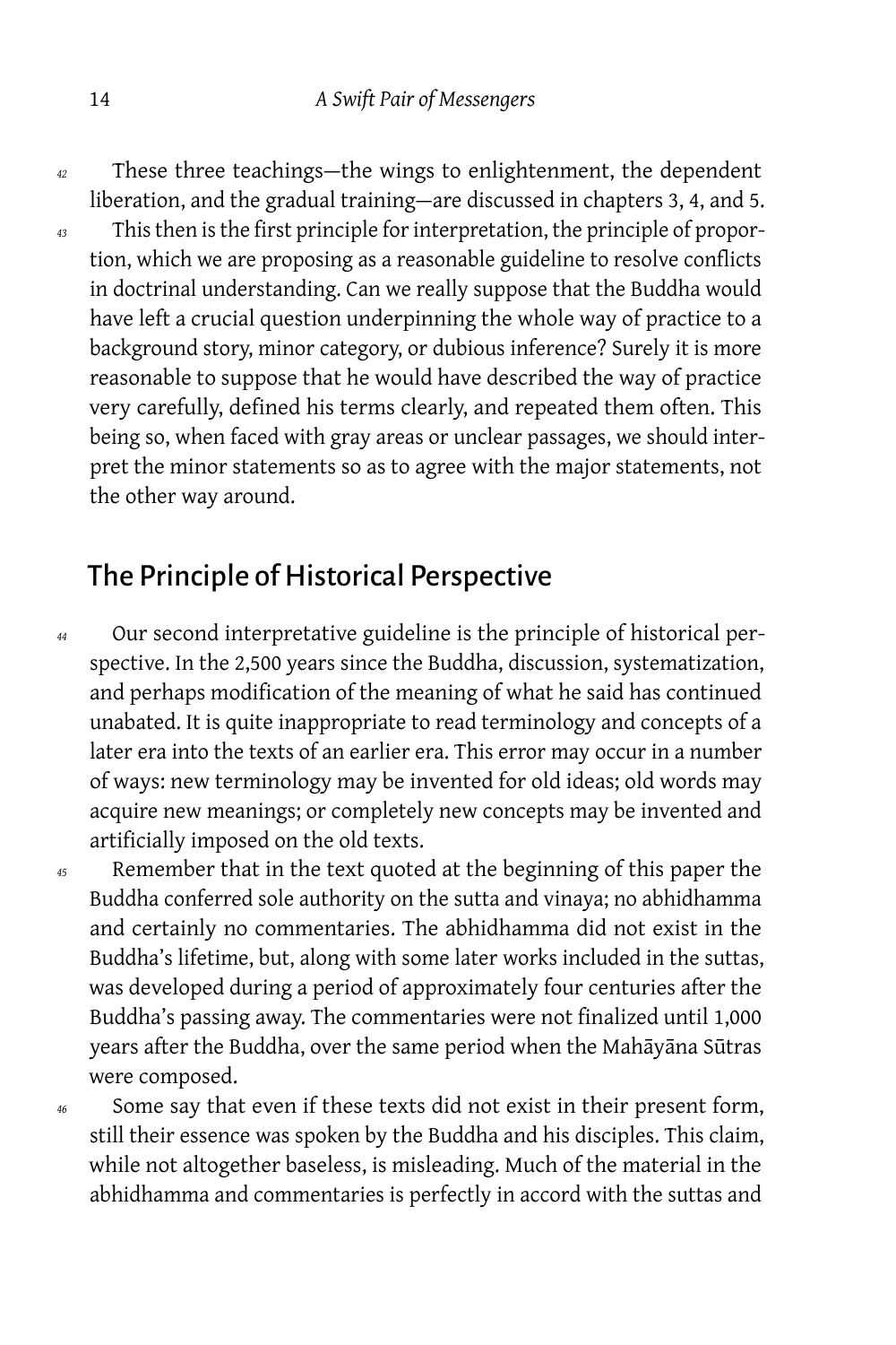42 These three teachings—the wings to enlightenment, the dependent liberation, and the gradual training—are discussed in chapters 3, 4, and 5.

43 This then is the first principle for interpretation, the principle of proportion, which we are proposing as a reasonable guideline to resolve conflicts in doctrinal understanding. Can we really suppose that the Buddha would have left a crucial question underpinning the whole way of practice to a background story, minor category, or dubious inference? Surely it is more reasonable to suppose that he would have described the way of practice very carefully, defined his terms clearly, and repeated them often. This being so, when faced with gray areas or unclear passages, we should interpret the minor statements so as to agree with the major statements, not the other way around.

## The Principle of Historical Perspective

44 Our second interpretative guideline is the principle of historical perspective. In the 2,500 years since the Buddha, discussion, systematization, and perhaps modification of the meaning of what he said has continued unabated. It is quite inappropriate to read terminology and concepts of a later era into the texts of an earlier era. This error may occur in a number of ways: new terminology may be invented for old ideas; old words may acquire new meanings; or completely new concepts may be invented and artificially imposed on the old texts.

45 Remember that in the text quoted at the beginning of this paper the Buddha conferred sole authority on the sutta and vinaya; no abhidhamma and certainly no commentaries. The abhidhamma did not exist in the Buddha's lifetime, but, along with some later works included in the suttas, was developed during a period of approximately four centuries after the Buddha's passing away. The commentaries were not finalized until 1,000 years after the Buddha, over the same period when the Mahāyāna Sūtras were composed.

46 Some say that even if these texts did not exist in their present form, still their essence was spoken by the Buddha and his disciples. This claim, while not altogether baseless, is misleading. Much of the material in the abhidhamma and commentaries is perfectly in accord with the suttas and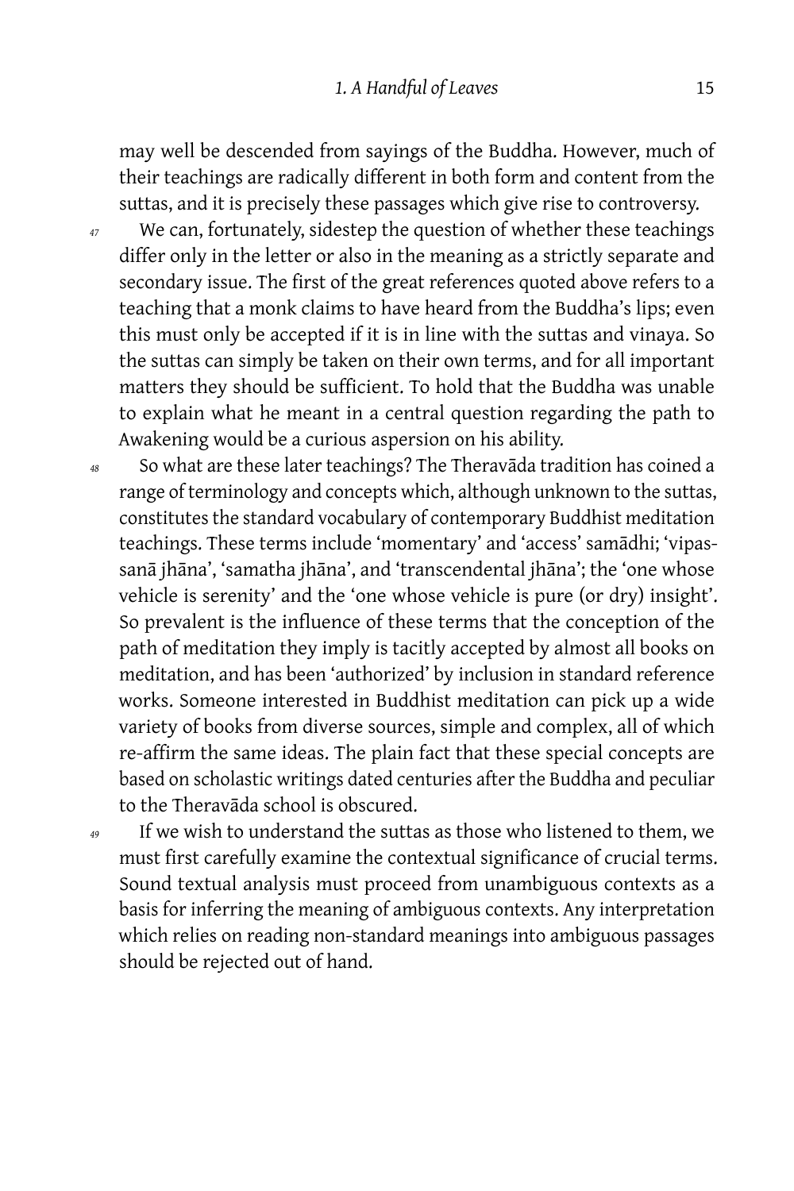may well be descended from sayings of the Buddha. However, much of their teachings are radically different in both form and content from the suttas, and it is precisely these passages which give rise to controversy.

*47* We can, fortunately, sidestep the question of whether these teachings differ only in the letter or also in the meaning as a strictly separate and secondary issue. The first of the great references quoted above refers to a teaching that a monk claims to have heard from the Buddha's lips; even this must only be accepted if it is in line with the suttas and vinaya. So the suttas can simply be taken on their own terms, and for all important matters they should be sufficient. To hold that the Buddha was unable to explain what he meant in a central question regarding the path to Awakening would be a curious aspersion on his ability.

*48* So what are these later teachings? The Theravāda tradition has coined a range of terminology and concepts which, although unknown to the suttas, constitutes the standard vocabulary of contemporary Buddhist meditation teachings. These terms include 'momentary' and 'access' samādhi; 'vipassanā jhāna', 'samatha jhāna', and 'transcendental jhāna'; the 'one whose vehicle is serenity' and the 'one whose vehicle is pure (or dry) insight'. So prevalent is the influence of these terms that the conception of the path of meditation they imply is tacitly accepted by almost all books on meditation, and has been 'authorized' by inclusion in standard reference works. Someone interested in Buddhist meditation can pick up a wide variety of books from diverse sources, simple and complex, all of which re-affirm the same ideas. The plain fact that these special concepts are based on scholastic writings dated centuries after the Buddha and peculiar to the Theravāda school is obscured.

*49* If we wish to understand the suttas as those who listened to them, we must first carefully examine the contextual significance of crucial terms. Sound textual analysis must proceed from unambiguous contexts as a basis for inferring the meaning of ambiguous contexts. Any interpretation which relies on reading non-standard meanings into ambiguous passages should be rejected out of hand.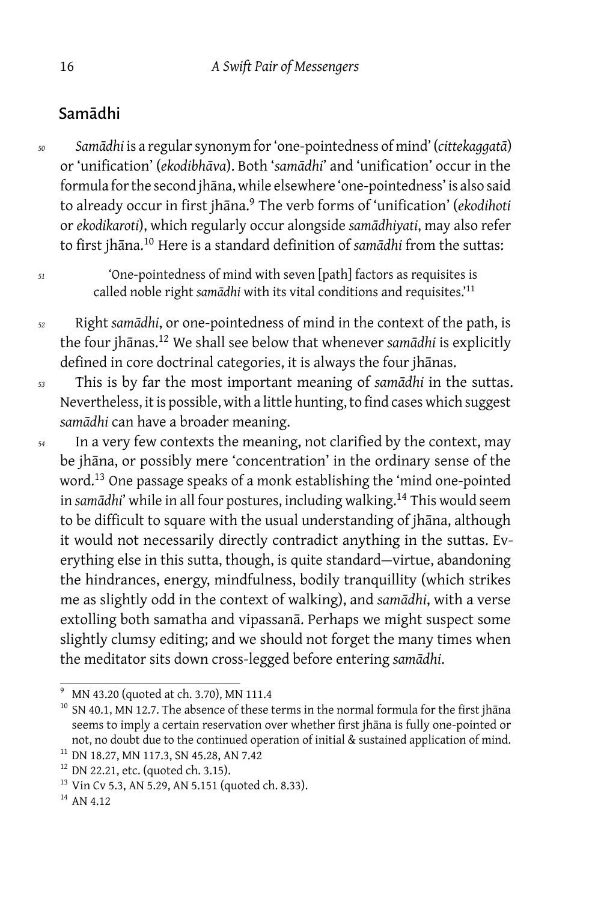## Samādhi

*Samādhi* is a regular synonym for 'one-pointedness of mind' (*cittekaggatā*) or 'unification' (*ekodibhāva*). Both '*samādhi*' and 'unification' occur in the formula for the second jhāna, while elsewhere 'one-pointedness' is also said to already occur in first jhāna.[9] The verb forms of 'unification' (*ekodihoti* or *ekodikaroti*), which regularly occur alongside *samādhiyati*, may also refer to first jhāna.[10] Here is a standard definition of *samādhi* from the suttas:

> 'One-pointedness of mind with seven [path] factors as requisites is called noble right *samādhi* with its vital conditions and requisites.'[11]

Right *samādhi*, or one-pointedness of mind in the context of the path, is the four jhānas.[12] We shall see below that whenever *samādhi* is explicitly defined in core doctrinal categories, it is always the four jhānas.

This is by far the most important meaning of *samādhi* in the suttas. Nevertheless, it is possible, with a little hunting, to find cases which suggest *samādhi* can have a broader meaning.

In a very few contexts the meaning, not clarified by the context, may be jhāna, or possibly mere 'concentration' in the ordinary sense of the word.[13] One passage speaks of a monk establishing the 'mind one-pointed in *samādhi*' while in all four postures, including walking.[14] This would seem to be difficult to square with the usual understanding of jhāna, although it would not necessarily directly contradict anything in the suttas. Everything else in this sutta, though, is quite standard—virtue, abandoning the hindrances, energy, mindfulness, bodily tranquillity (which strikes me as slightly odd in the context of walking), and *samādhi*, with a verse extolling both samatha and vipassanā. Perhaps we might suspect some slightly clumsy editing; and we should not forget the many times when the meditator sits down cross-legged before entering *samādhi*.

---

[9] MN 43.20 (quoted at ch. 3.70), MN 111.4

[10] SN 40.1, MN 12.7. The absence of these terms in the normal formula for the first jhāna seems to imply a certain reservation over whether first jhāna is fully one-pointed or not, no doubt due to the continued operation of initial & sustained application of mind.

[11] DN 18.27, MN 117.3, SN 45.28, AN 7.42

[12] DN 22.21, etc. (quoted ch. 3.15).

[13] Vin Cv 5.3, AN 5.29, AN 5.151 (quoted ch. 8.33).

[14] AN 4.12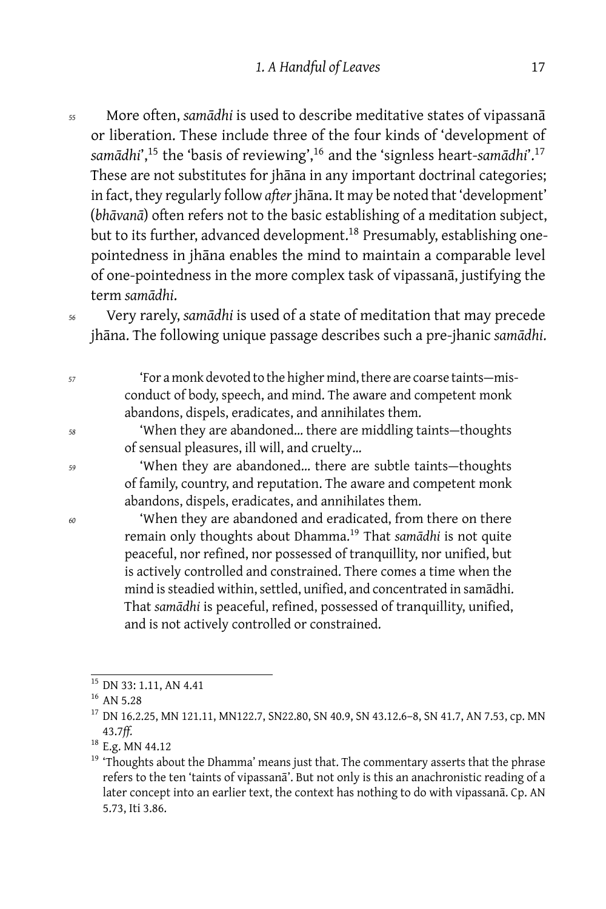55 More often, *samādhi* is used to describe meditative states of vipassanā or liberation. These include three of the four kinds of 'development of *samādhi*',[15] the 'basis of reviewing',[16] and the 'signless heart-*samādhi*'.[17] These are not substitutes for jhāna in any important doctrinal categories; in fact, they regularly follow *after* jhāna. It may be noted that 'development' (*bhāvanā*) often refers not to the basic establishing of a meditation subject, but to its further, advanced development.[18] Presumably, establishing one-pointedness in jhāna enables the mind to maintain a comparable level of one-pointedness in the more complex task of vipassanā, justifying the term *samādhi*.

56 Very rarely, *samādhi* is used of a state of meditation that may precede jhāna. The following unique passage describes such a pre-jhanic *samādhi*.

> 57 'For a monk devoted to the higher mind, there are coarse taints—misconduct of body, speech, and mind. The aware and competent monk abandons, dispels, eradicates, and annihilates them.
>
> 58 'When they are abandoned… there are middling taints—thoughts of sensual pleasures, ill will, and cruelty…
>
> 59 'When they are abandoned… there are subtle taints—thoughts of family, country, and reputation. The aware and competent monk abandons, dispels, eradicates, and annihilates them.
>
> 60 'When they are abandoned and eradicated, from there on there remain only thoughts about Dhamma.[19] That *samādhi* is not quite peaceful, nor refined, nor possessed of tranquillity, nor unified, but is actively controlled and constrained. There comes a time when the mind is steadied within, settled, unified, and concentrated in samādhi. That *samādhi* is peaceful, refined, possessed of tranquillity, unified, and is not actively controlled or constrained.

---

[15] DN 33: 1.11, AN 4.41

[16] AN 5.28

[17] DN 16.2.25, MN 121.11, MN122.7, SN22.80, SN 40.9, SN 43.12.6–8, SN 41.7, AN 7.53, cp. MN 43.7*ff.*

[18] E.g. MN 44.12

[19] 'Thoughts about the Dhamma' means just that. The commentary asserts that the phrase refers to the ten 'taints of vipassanā'. But not only is this an anachronistic reading of a later concept into an earlier text, the context has nothing to do with vipassanā. Cp. AN 5.73, Iti 3.86.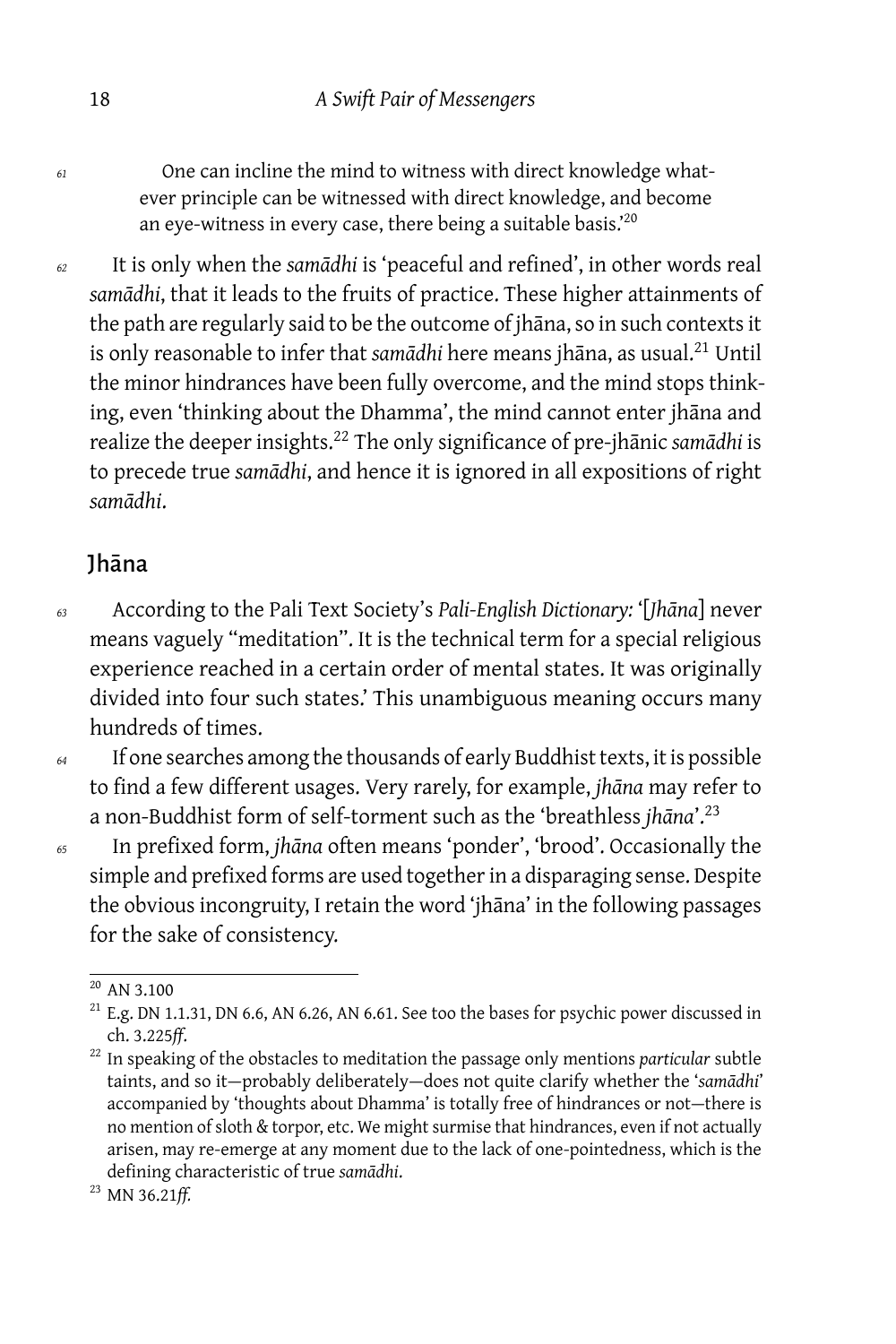61 One can incline the mind to witness with direct knowledge whatever principle can be witnessed with direct knowledge, and become an eye-witness in every case, there being a suitable basis.'[20]

62 It is only when the *samādhi* is 'peaceful and refined', in other words real *samādhi*, that it leads to the fruits of practice. These higher attainments of the path are regularly said to be the outcome of jhāna, so in such contexts it is only reasonable to infer that *samādhi* here means jhāna, as usual.[21] Until the minor hindrances have been fully overcome, and the mind stops thinking, even 'thinking about the Dhamma', the mind cannot enter jhāna and realize the deeper insights.[22] The only significance of pre-jhānic *samādhi* is to precede true *samādhi*, and hence it is ignored in all expositions of right *samādhi*.

## Jhāna

63 According to the Pali Text Society's *Pali-English Dictionary:* '[*Jhāna*] never means vaguely "meditation". It is the technical term for a special religious experience reached in a certain order of mental states. It was originally divided into four such states.' This unambiguous meaning occurs many hundreds of times.

64 If one searches among the thousands of early Buddhist texts, it is possible to find a few different usages. Very rarely, for example, *jhāna* may refer to a non-Buddhist form of self-torment such as the 'breathless *jhāna*'.[23]

65 In prefixed form, *jhāna* often means 'ponder', 'brood'. Occasionally the simple and prefixed forms are used together in a disparaging sense. Despite the obvious incongruity, I retain the word 'jhāna' in the following passages for the sake of consistency.

---

[20] AN 3.100

[21] E.g. DN 1.1.31, DN 6.6, AN 6.26, AN 6.61. See too the bases for psychic power discussed in ch. 3.225*ff*.

[22] In speaking of the obstacles to meditation the passage only mentions *particular* subtle taints, and so it—probably deliberately—does not quite clarify whether the '*samādhi*' accompanied by 'thoughts about Dhamma' is totally free of hindrances or not—there is no mention of sloth & torpor, etc. We might surmise that hindrances, even if not actually arisen, may re-emerge at any moment due to the lack of one-pointedness, which is the defining characteristic of true *samādhi*.

[23] MN 36.21*ff.*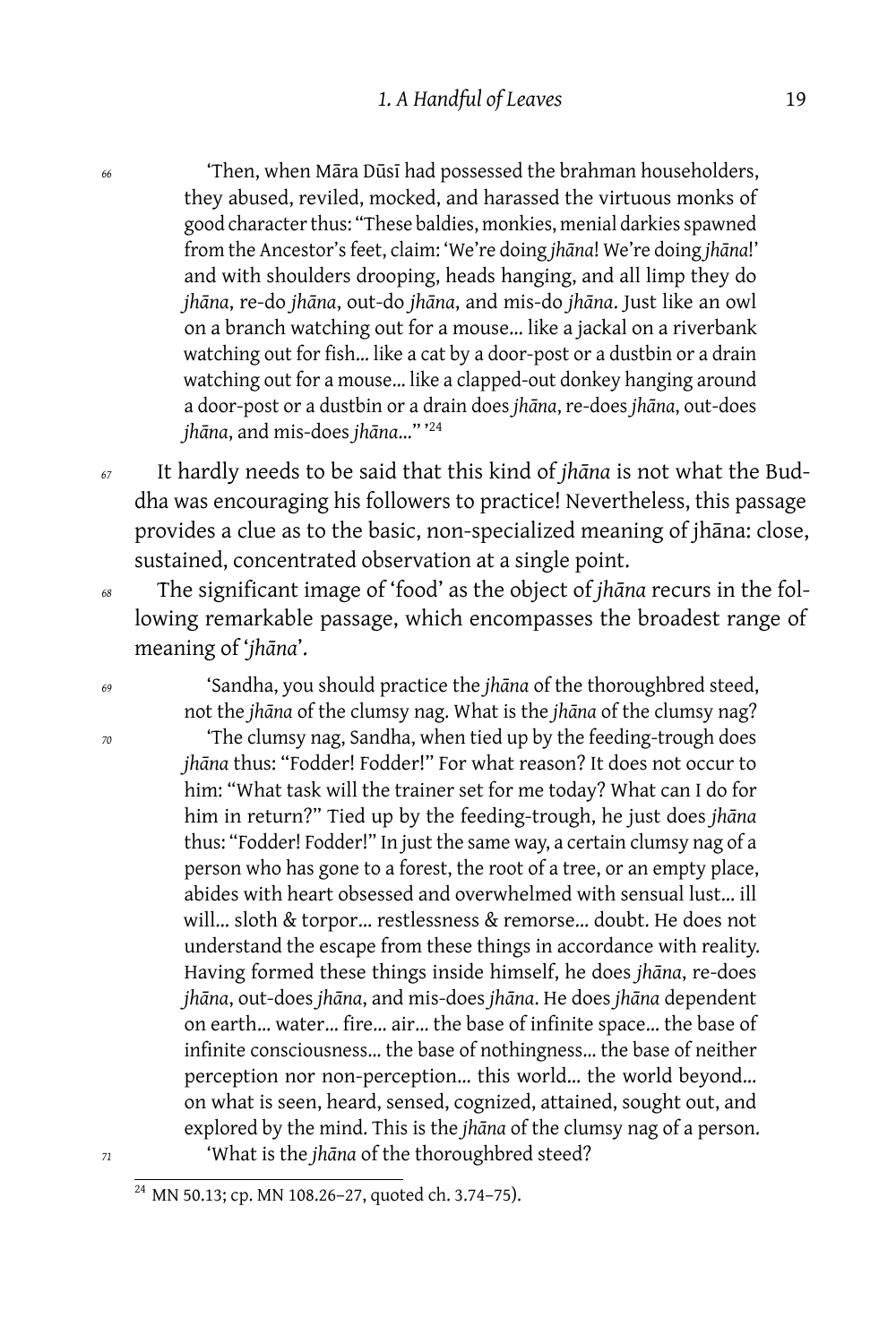66 'Then, when Māra Dūsī had possessed the brahman householders, they abused, reviled, mocked, and harassed the virtuous monks of good character thus: "These baldies, monkies, menial darkies spawned from the Ancestor's feet, claim: 'We're doing *jhāna*! We're doing *jhāna*!' and with shoulders drooping, heads hanging, and all limp they do *jhāna*, re-do *jhāna*, out-do *jhāna*, and mis-do *jhāna*. Just like an owl on a branch watching out for a mouse… like a jackal on a riverbank watching out for fish… like a cat by a door-post or a dustbin or a drain watching out for a mouse… like a clapped-out donkey hanging around a door-post or a dustbin or a drain does *jhāna*, re-does *jhāna*, out-does *jhāna*, and mis-does *jhāna*…" '[24]

67 It hardly needs to be said that this kind of *jhāna* is not what the Buddha was encouraging his followers to practice! Nevertheless, this passage provides a clue as to the basic, non-specialized meaning of jhāna: close, sustained, concentrated observation at a single point.

68 The significant image of 'food' as the object of *jhāna* recurs in the following remarkable passage, which encompasses the broadest range of meaning of '*jhāna*'.

69 'Sandha, you should practice the *jhāna* of the thoroughbred steed, not the *jhāna* of the clumsy nag. What is the *jhāna* of the clumsy nag?

70 'The clumsy nag, Sandha, when tied up by the feeding-trough does *jhāna* thus: "Fodder! Fodder!" For what reason? It does not occur to him: "What task will the trainer set for me today? What can I do for him in return?" Tied up by the feeding-trough, he just does *jhāna* thus: "Fodder! Fodder!" In just the same way, a certain clumsy nag of a person who has gone to a forest, the root of a tree, or an empty place, abides with heart obsessed and overwhelmed with sensual lust… ill will… sloth & torpor… restlessness & remorse… doubt. He does not understand the escape from these things in accordance with reality. Having formed these things inside himself, he does *jhāna*, re-does *jhāna*, out-does *jhāna*, and mis-does *jhāna*. He does *jhāna* dependent on earth… water… fire… air… the base of infinite space… the base of infinite consciousness… the base of nothingness… the base of neither perception nor non-perception… this world… the world beyond… on what is seen, heard, sensed, cognized, attained, sought out, and explored by the mind. This is the *jhāna* of the clumsy nag of a person.

71 'What is the *jhāna* of the thoroughbred steed?

---

[24] MN 50.13; cp. MN 108.26–27, quoted ch. 3.74–75).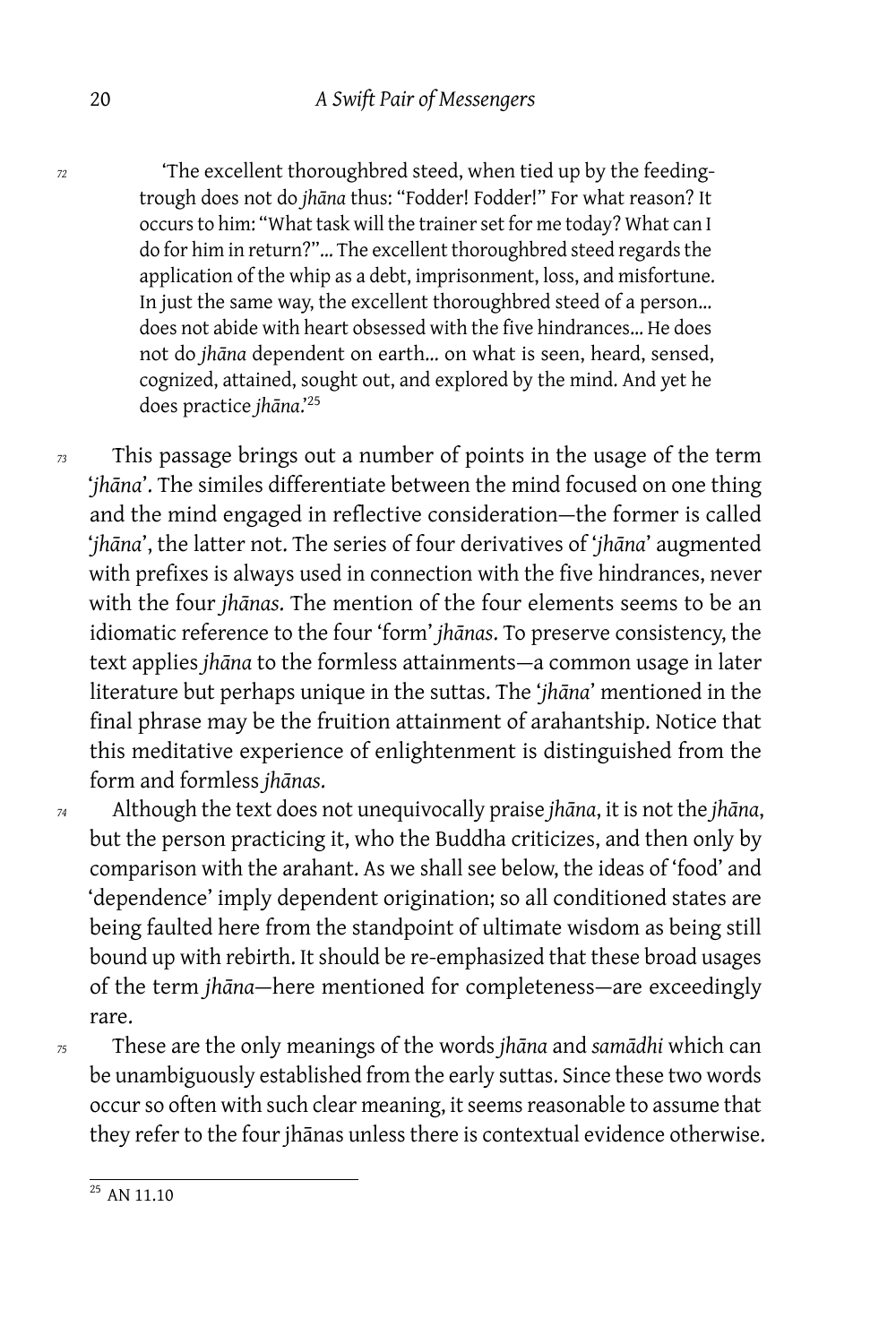> 'The excellent thoroughbred steed, when tied up by the feeding-trough does not do *jhāna* thus: "Fodder! Fodder!" For what reason? It occurs to him: "What task will the trainer set for me today? What can I do for him in return?"… The excellent thoroughbred steed regards the application of the whip as a debt, imprisonment, loss, and misfortune. In just the same way, the excellent thoroughbred steed of a person… does not abide with heart obsessed with the five hindrances… He does not do *jhāna* dependent on earth… on what is seen, heard, sensed, cognized, attained, sought out, and explored by the mind. And yet he does practice *jhāna*.'[25]

This passage brings out a number of points in the usage of the term '*jhāna*'. The similes differentiate between the mind focused on one thing and the mind engaged in reflective consideration—the former is called '*jhāna*', the latter not. The series of four derivatives of '*jhāna*' augmented with prefixes is always used in connection with the five hindrances, never with the four *jhānas*. The mention of the four elements seems to be an idiomatic reference to the four 'form' *jhānas*. To preserve consistency, the text applies *jhāna* to the formless attainments—a common usage in later literature but perhaps unique in the suttas. The '*jhāna*' mentioned in the final phrase may be the fruition attainment of arahantship. Notice that this meditative experience of enlightenment is distinguished from the form and formless *jhānas*.

Although the text does not unequivocally praise *jhāna*, it is not the *jhāna*, but the person practicing it, who the Buddha criticizes, and then only by comparison with the arahant. As we shall see below, the ideas of 'food' and 'dependence' imply dependent origination; so all conditioned states are being faulted here from the standpoint of ultimate wisdom as being still bound up with rebirth. It should be re-emphasized that these broad usages of the term *jhāna*—here mentioned for completeness—are exceedingly rare.

These are the only meanings of the words *jhāna* and *samādhi* which can be unambiguously established from the early suttas. Since these two words occur so often with such clear meaning, it seems reasonable to assume that they refer to the four jhānas unless there is contextual evidence otherwise.

---

[25] AN 11.10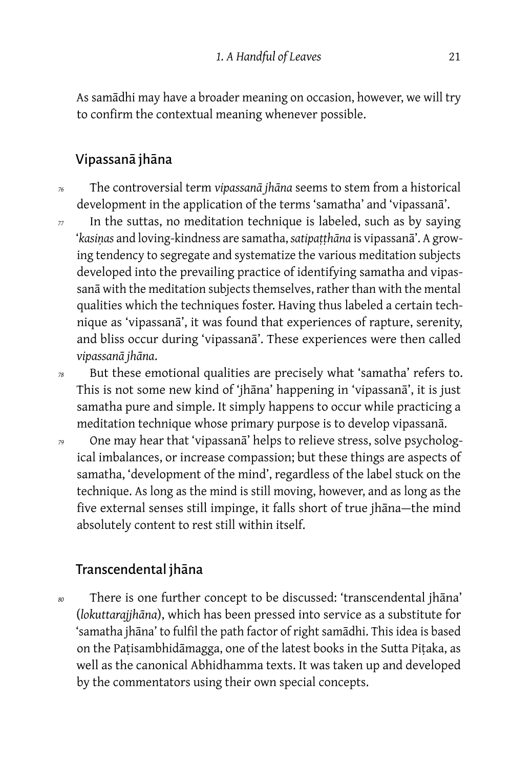As samādhi may have a broader meaning on occasion, however, we will try to confirm the contextual meaning whenever possible.

## Vipassanā jhāna

*76* The controversial term *vipassanā jhāna* seems to stem from a historical development in the application of the terms 'samatha' and 'vipassanā'.

*77* In the suttas, no meditation technique is labeled, such as by saying '*kasiṇas* and loving-kindness are samatha, *satipaṭṭhāna* is vipassanā'. A growing tendency to segregate and systematize the various meditation subjects developed into the prevailing practice of identifying samatha and vipassanā with the meditation subjects themselves, rather than with the mental qualities which the techniques foster. Having thus labeled a certain technique as 'vipassanā', it was found that experiences of rapture, serenity, and bliss occur during 'vipassanā'. These experiences were then called *vipassanā jhāna*.

*78* But these emotional qualities are precisely what 'samatha' refers to. This is not some new kind of 'jhāna' happening in 'vipassanā', it is just samatha pure and simple. It simply happens to occur while practicing a meditation technique whose primary purpose is to develop vipassanā.

*79* One may hear that 'vipassanā' helps to relieve stress, solve psychological imbalances, or increase compassion; but these things are aspects of samatha, 'development of the mind', regardless of the label stuck on the technique. As long as the mind is still moving, however, and as long as the five external senses still impinge, it falls short of true jhāna—the mind absolutely content to rest still within itself.

## Transcendental jhāna

*80* There is one further concept to be discussed: 'transcendental jhāna' (*lokuttarajjhāna*), which has been pressed into service as a substitute for 'samatha jhāna' to fulfil the path factor of right samādhi. This idea is based on the Paṭisambhidāmagga, one of the latest books in the Sutta Piṭaka, as well as the canonical Abhidhamma texts. It was taken up and developed by the commentators using their own special concepts.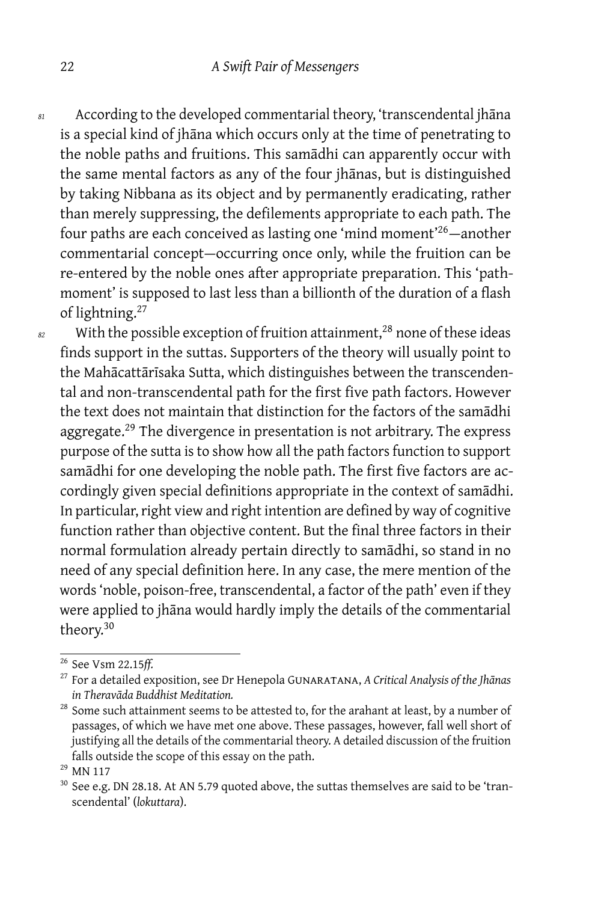81 According to the developed commentarial theory, 'transcendental jhāna is a special kind of jhāna which occurs only at the time of penetrating to the noble paths and fruitions. This samādhi can apparently occur with the same mental factors as any of the four jhānas, but is distinguished by taking Nibbana as its object and by permanently eradicating, rather than merely suppressing, the defilements appropriate to each path. The four paths are each conceived as lasting one 'mind moment'[26]—another commentarial concept—occurring once only, while the fruition can be re-entered by the noble ones after appropriate preparation. This 'path-moment' is supposed to last less than a billionth of the duration of a flash of lightning.[27]

82 With the possible exception of fruition attainment,[28] none of these ideas finds support in the suttas. Supporters of the theory will usually point to the Mahācattārīsaka Sutta, which distinguishes between the transcendental and non-transcendental path for the first five path factors. However the text does not maintain that distinction for the factors of the samādhi aggregate.[29] The divergence in presentation is not arbitrary. The express purpose of the sutta is to show how all the path factors function to support samādhi for one developing the noble path. The first five factors are accordingly given special definitions appropriate in the context of samādhi. In particular, right view and right intention are defined by way of cognitive function rather than objective content. But the final three factors in their normal formulation already pertain directly to samādhi, so stand in no need of any special definition here. In any case, the mere mention of the words 'noble, poison-free, transcendental, a factor of the path' even if they were applied to jhāna would hardly imply the details of the commentarial theory.[30]

---

[26] See Vsm 22.15*ff.*

[27] For a detailed exposition, see Dr Henepola GUNARATANA, *A Critical Analysis of the Jhānas in Theravāda Buddhist Meditation.*

[28] Some such attainment seems to be attested to, for the arahant at least, by a number of passages, of which we have met one above. These passages, however, fall well short of justifying all the details of the commentarial theory. A detailed discussion of the fruition falls outside the scope of this essay on the path.

[29] MN 117

[30] See e.g. DN 28.18. At AN 5.79 quoted above, the suttas themselves are said to be 'transcendental' (*lokuttara*).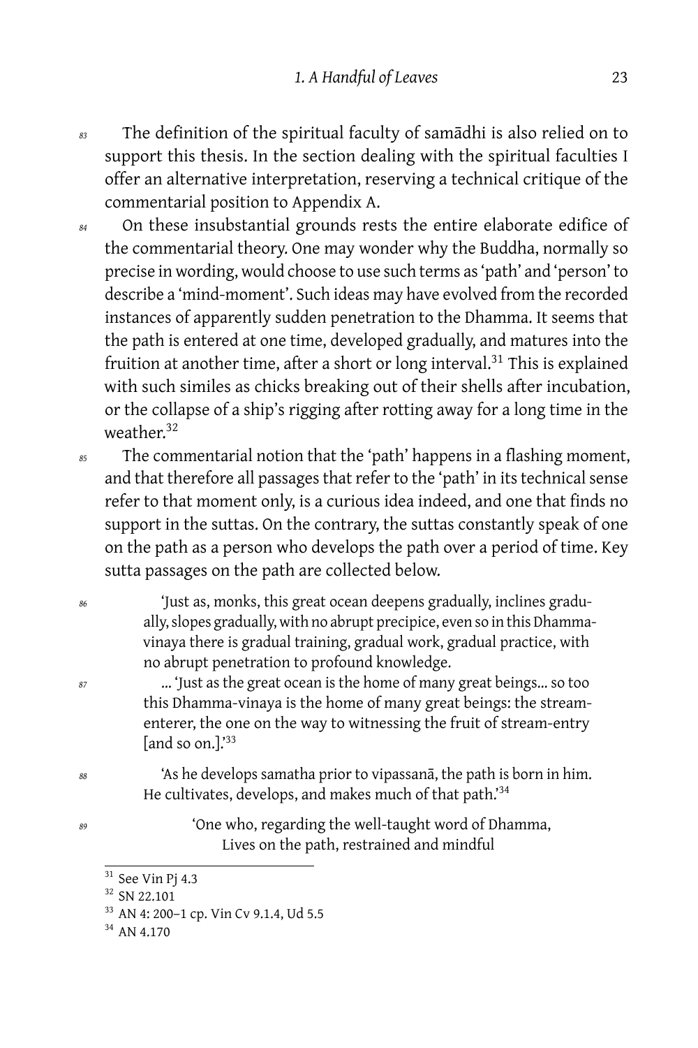83 The definition of the spiritual faculty of samādhi is also relied on to support this thesis. In the section dealing with the spiritual faculties I offer an alternative interpretation, reserving a technical critique of the commentarial position to Appendix A.

84 On these insubstantial grounds rests the entire elaborate edifice of the commentarial theory. One may wonder why the Buddha, normally so precise in wording, would choose to use such terms as 'path' and 'person' to describe a 'mind-moment'. Such ideas may have evolved from the recorded instances of apparently sudden penetration to the Dhamma. It seems that the path is entered at one time, developed gradually, and matures into the fruition at another time, after a short or long interval.[31] This is explained with such similes as chicks breaking out of their shells after incubation, or the collapse of a ship's rigging after rotting away for a long time in the weather.[32]

85 The commentarial notion that the 'path' happens in a flashing moment, and that therefore all passages that refer to the 'path' in its technical sense refer to that moment only, is a curious idea indeed, and one that finds no support in the suttas. On the contrary, the suttas constantly speak of one on the path as a person who develops the path over a period of time. Key sutta passages on the path are collected below.

86
> 'Just as, monks, this great ocean deepens gradually, inclines gradually, slopes gradually, with no abrupt precipice, even so in this Dhamma-vinaya there is gradual training, gradual work, gradual practice, with no abrupt penetration to profound knowledge.

87
> … 'Just as the great ocean is the home of many great beings… so too this Dhamma-vinaya is the home of many great beings: the stream-enterer, the one on the way to witnessing the fruit of stream-entry [and so on.]'[33]

88
> 'As he develops samatha prior to vipassanā, the path is born in him. He cultivates, develops, and makes much of that path.'[34]

89
> 'One who, regarding the well-taught word of Dhamma,
> Lives on the path, restrained and mindful

[31] See Vin Pj 4.3
[32] SN 22.101
[33] AN 4: 200–1 cp. Vin Cv 9.1.4, Ud 5.5
[34] AN 4.170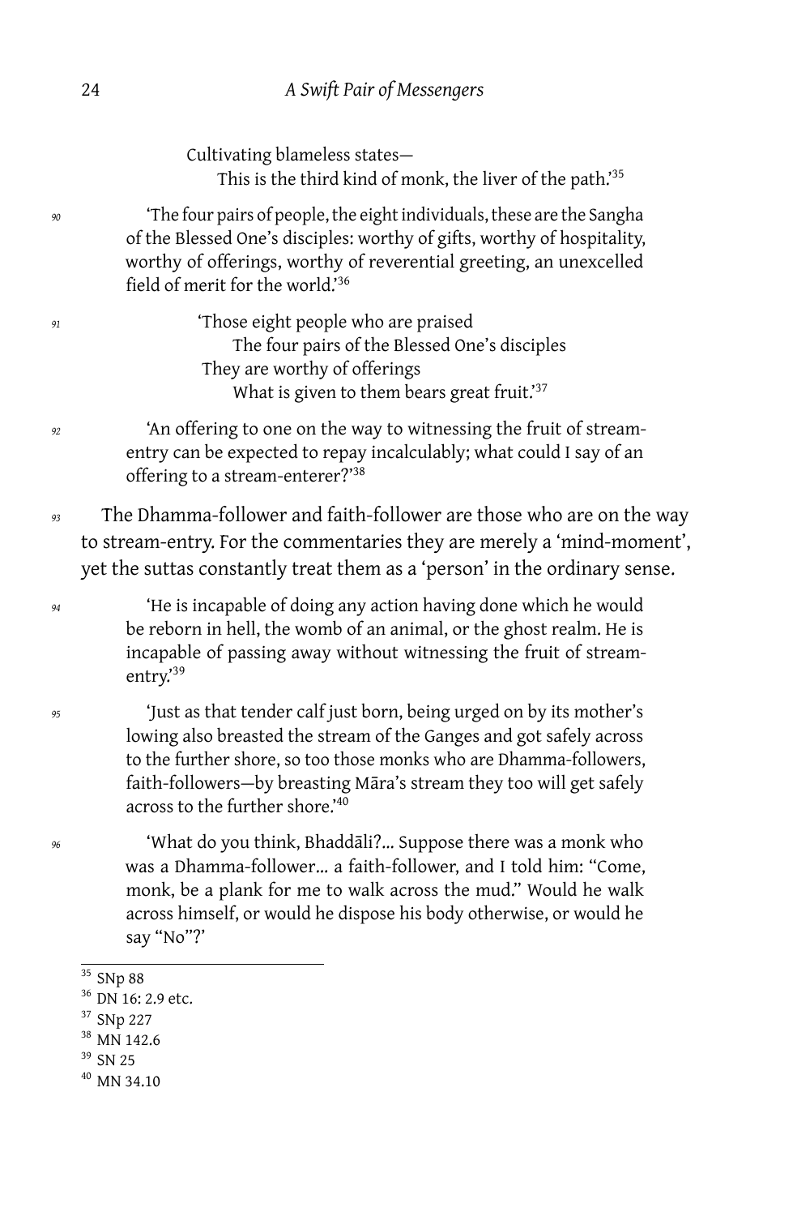Cultivating blameless states—
This is the third kind of monk, the liver of the path.'[35]

90 'The four pairs of people, the eight individuals, these are the Sangha of the Blessed One's disciples: worthy of gifts, worthy of hospitality, worthy of offerings, worthy of reverential greeting, an unexcelled field of merit for the world.'[36]

91 'Those eight people who are praised
The four pairs of the Blessed One's disciples
They are worthy of offerings
What is given to them bears great fruit.'[37]

92 'An offering to one on the way to witnessing the fruit of stream-entry can be expected to repay incalculably; what could I say of an offering to a stream-enterer?'[38]

93 The Dhamma-follower and faith-follower are those who are on the way to stream-entry. For the commentaries they are merely a 'mind-moment', yet the suttas constantly treat them as a 'person' in the ordinary sense.

94 'He is incapable of doing any action having done which he would be reborn in hell, the womb of an animal, or the ghost realm. He is incapable of passing away without witnessing the fruit of stream-entry.'[39]

95 'Just as that tender calf just born, being urged on by its mother's lowing also breasted the stream of the Ganges and got safely across to the further shore, so too those monks who are Dhamma-followers, faith-followers—by breasting Māra's stream they too will get safely across to the further shore.'[40]

96 'What do you think, Bhaddāli?… Suppose there was a monk who was a Dhamma-follower… a faith-follower, and I told him: "Come, monk, be a plank for me to walk across the mud." Would he walk across himself, or would he dispose his body otherwise, or would he say "No"?'

---

[35] SNp 88
[36] DN 16: 2.9 etc.
[37] SNp 227
[38] MN 142.6
[39] SN 25
[40] MN 34.10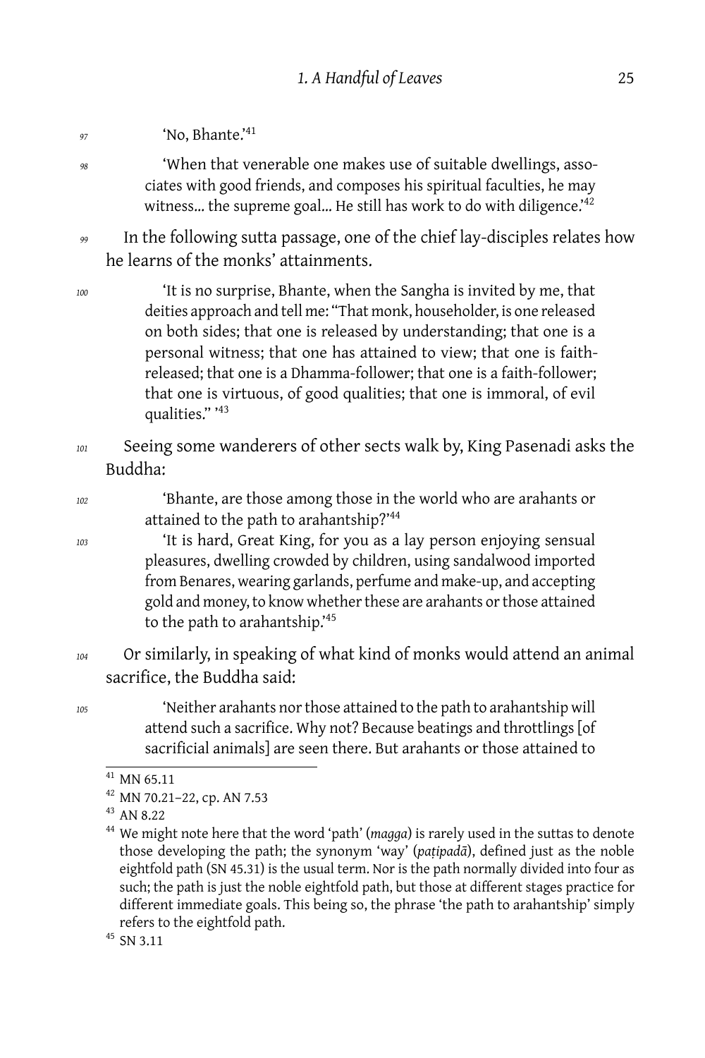97 'No, Bhante.'[41]

98 > 'When that venerable one makes use of suitable dwellings, associates with good friends, and composes his spiritual faculties, he may witness… the supreme goal… He still has work to do with diligence.'[42]

99 In the following sutta passage, one of the chief lay-disciples relates how he learns of the monks' attainments.

100 > 'It is no surprise, Bhante, when the Sangha is invited by me, that deities approach and tell me: "That monk, householder, is one released on both sides; that one is released by understanding; that one is a personal witness; that one has attained to view; that one is faith-released; that one is a Dhamma-follower; that one is a faith-follower; that one is virtuous, of good qualities; that one is immoral, of evil qualities." '[43]

101 Seeing some wanderers of other sects walk by, King Pasenadi asks the Buddha:

102 > 'Bhante, are those among those in the world who are arahants or attained to the path to arahantship?'[44]

103 > 'It is hard, Great King, for you as a lay person enjoying sensual pleasures, dwelling crowded by children, using sandalwood imported from Benares, wearing garlands, perfume and make-up, and accepting gold and money, to know whether these are arahants or those attained to the path to arahantship.'[45]

104 Or similarly, in speaking of what kind of monks would attend an animal sacrifice, the Buddha said:

105 > 'Neither arahants nor those attained to the path to arahantship will attend such a sacrifice. Why not? Because beatings and throttlings [of sacrificial animals] are seen there. But arahants or those attained to

---

[41] MN 65.11

[42] MN 70.21–22, cp. AN 7.53

[43] AN 8.22

[44] We might note here that the word 'path' (*magga*) is rarely used in the suttas to denote those developing the path; the synonym 'way' (*paṭipadā*), defined just as the noble eightfold path (SN 45.31) is the usual term. Nor is the path normally divided into four as such; the path is just the noble eightfold path, but those at different stages practice for different immediate goals. This being so, the phrase 'the path to arahantship' simply refers to the eightfold path.

[45] SN 3.11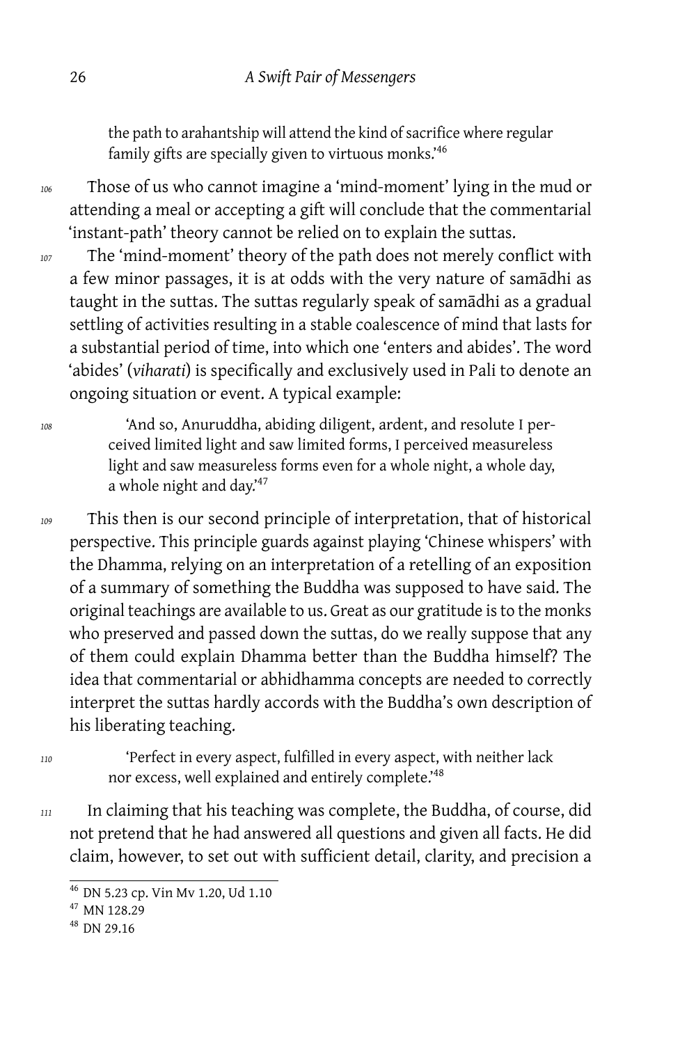the path to arahantship will attend the kind of sacrifice where regular family gifts are specially given to virtuous monks.'[46]

Those of us who cannot imagine a 'mind-moment' lying in the mud or attending a meal or accepting a gift will conclude that the commentarial 'instant-path' theory cannot be relied on to explain the suttas.

The 'mind-moment' theory of the path does not merely conflict with a few minor passages, it is at odds with the very nature of samādhi as taught in the suttas. The suttas regularly speak of samādhi as a gradual settling of activities resulting in a stable coalescence of mind that lasts for a substantial period of time, into which one 'enters and abides'. The word 'abides' (*viharati*) is specifically and exclusively used in Pali to denote an ongoing situation or event. A typical example:

> 'And so, Anuruddha, abiding diligent, ardent, and resolute I perceived limited light and saw limited forms, I perceived measureless light and saw measureless forms even for a whole night, a whole day, a whole night and day.'[47]

This then is our second principle of interpretation, that of historical perspective. This principle guards against playing 'Chinese whispers' with the Dhamma, relying on an interpretation of a retelling of an exposition of a summary of something the Buddha was supposed to have said. The original teachings are available to us. Great as our gratitude is to the monks who preserved and passed down the suttas, do we really suppose that any of them could explain Dhamma better than the Buddha himself? The idea that commentarial or abhidhamma concepts are needed to correctly interpret the suttas hardly accords with the Buddha's own description of his liberating teaching.

> 'Perfect in every aspect, fulfilled in every aspect, with neither lack nor excess, well explained and entirely complete.'[48]

In claiming that his teaching was complete, the Buddha, of course, did not pretend that he had answered all questions and given all facts. He did claim, however, to set out with sufficient detail, clarity, and precision a

---

[46] DN 5.23 cp. Vin Mv 1.20, Ud 1.10

[47] MN 128.29

[48] DN 29.16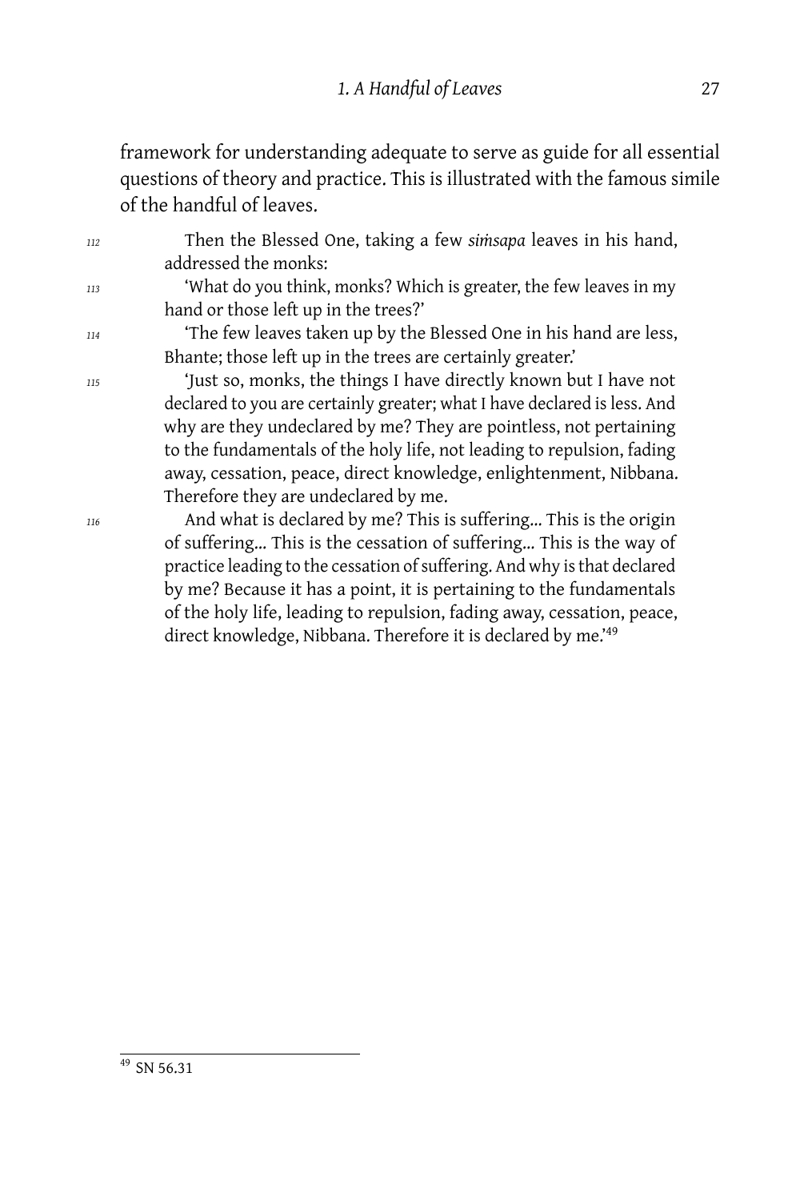framework for understanding adequate to serve as guide for all essential questions of theory and practice. This is illustrated with the famous simile of the handful of leaves.

112 Then the Blessed One, taking a few *siṁsapa* leaves in his hand, addressed the monks:

113 'What do you think, monks? Which is greater, the few leaves in my hand or those left up in the trees?'

114 'The few leaves taken up by the Blessed One in his hand are less, Bhante; those left up in the trees are certainly greater.'

115 'Just so, monks, the things I have directly known but I have not declared to you are certainly greater; what I have declared is less. And why are they undeclared by me? They are pointless, not pertaining to the fundamentals of the holy life, not leading to repulsion, fading away, cessation, peace, direct knowledge, enlightenment, Nibbana. Therefore they are undeclared by me.

116 And what is declared by me? This is suffering… This is the origin of suffering… This is the cessation of suffering… This is the way of practice leading to the cessation of suffering. And why is that declared by me? Because it has a point, it is pertaining to the fundamentals of the holy life, leading to repulsion, fading away, cessation, peace, direct knowledge, Nibbana. Therefore it is declared by me.'[49]

---

[49] SN 56.31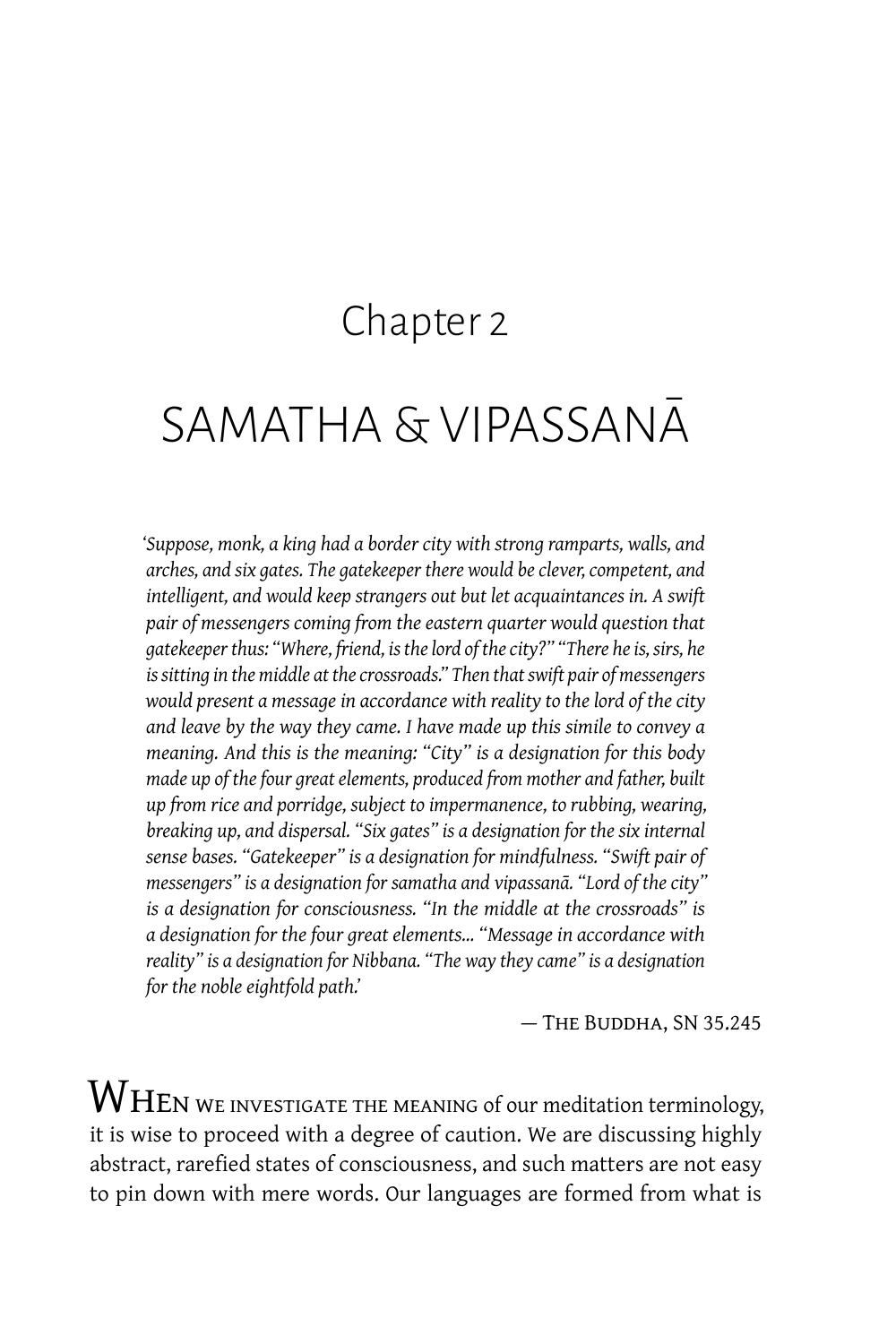# Chapter 2

# SAMATHA & VIPASSANĀ

*'Suppose, monk, a king had a border city with strong ramparts, walls, and arches, and six gates. The gatekeeper there would be clever, competent, and intelligent, and would keep strangers out but let acquaintances in. A swift pair of messengers coming from the eastern quarter would question that gatekeeper thus: "Where, friend, is the lord of the city?" "There he is, sirs, he is sitting in the middle at the crossroads." Then that swift pair of messengers would present a message in accordance with reality to the lord of the city and leave by the way they came. I have made up this simile to convey a meaning. And this is the meaning: "City" is a designation for this body made up of the four great elements, produced from mother and father, built up from rice and porridge, subject to impermanence, to rubbing, wearing, breaking up, and dispersal. "Six gates" is a designation for the six internal sense bases. "Gatekeeper" is a designation for mindfulness. "Swift pair of messengers" is a designation for samatha and vipassanā. "Lord of the city" is a designation for consciousness. "In the middle at the crossroads" is a designation for the four great elements... "Message in accordance with reality" is a designation for Nibbana. "The way they came" is a designation for the noble eightfold path.'*

— The Buddha, SN 35.245

When we investigate the meaning of our meditation terminology, it is wise to proceed with a degree of caution. We are discussing highly abstract, rarefied states of consciousness, and such matters are not easy to pin down with mere words. Our languages are formed from what is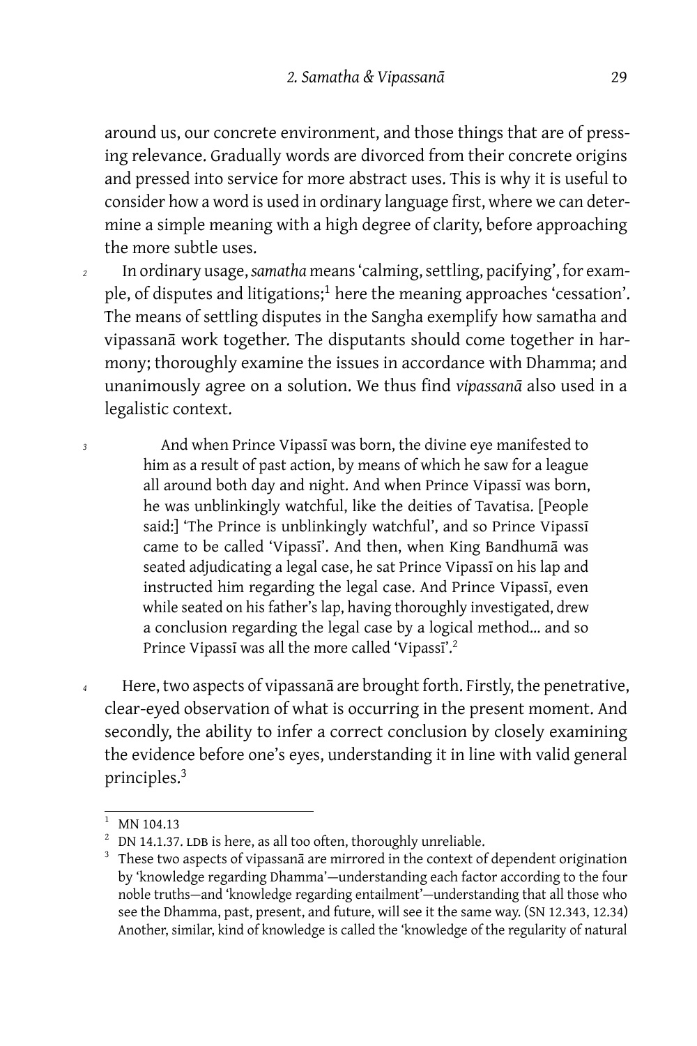around us, our concrete environment, and those things that are of pressing relevance. Gradually words are divorced from their concrete origins and pressed into service for more abstract uses. This is why it is useful to consider how a word is used in ordinary language first, where we can determine a simple meaning with a high degree of clarity, before approaching the more subtle uses.

*2* In ordinary usage, *samatha* means 'calming, settling, pacifying', for example, of disputes and litigations;[1] here the meaning approaches 'cessation'. The means of settling disputes in the Sangha exemplify how samatha and vipassanā work together. The disputants should come together in harmony; thoroughly examine the issues in accordance with Dhamma; and unanimously agree on a solution. We thus find *vipassanā* also used in a legalistic context.

*3*

> And when Prince Vipassī was born, the divine eye manifested to him as a result of past action, by means of which he saw for a league all around both day and night. And when Prince Vipassī was born, he was unblinkingly watchful, like the deities of Tavatisa. [People said:] 'The Prince is unblinkingly watchful', and so Prince Vipassī came to be called 'Vipassī'. And then, when King Bandhumā was seated adjudicating a legal case, he sat Prince Vipassī on his lap and instructed him regarding the legal case. And Prince Vipassī, even while seated on his father's lap, having thoroughly investigated, drew a conclusion regarding the legal case by a logical method… and so Prince Vipassī was all the more called 'Vipassī'.[2]

*4* Here, two aspects of vipassanā are brought forth. Firstly, the penetrative, clear-eyed observation of what is occurring in the present moment. And secondly, the ability to infer a correct conclusion by closely examining the evidence before one's eyes, understanding it in line with valid general principles.[3]

---

[1] MN 104.13

[2] DN 14.1.37. LDB is here, as all too often, thoroughly unreliable.

[3] These two aspects of vipassanā are mirrored in the context of dependent origination by 'knowledge regarding Dhamma'—understanding each factor according to the four noble truths—and 'knowledge regarding entailment'—understanding that all those who see the Dhamma, past, present, and future, will see it the same way. (SN 12.343, 12.34) Another, similar, kind of knowledge is called the 'knowledge of the regularity of natural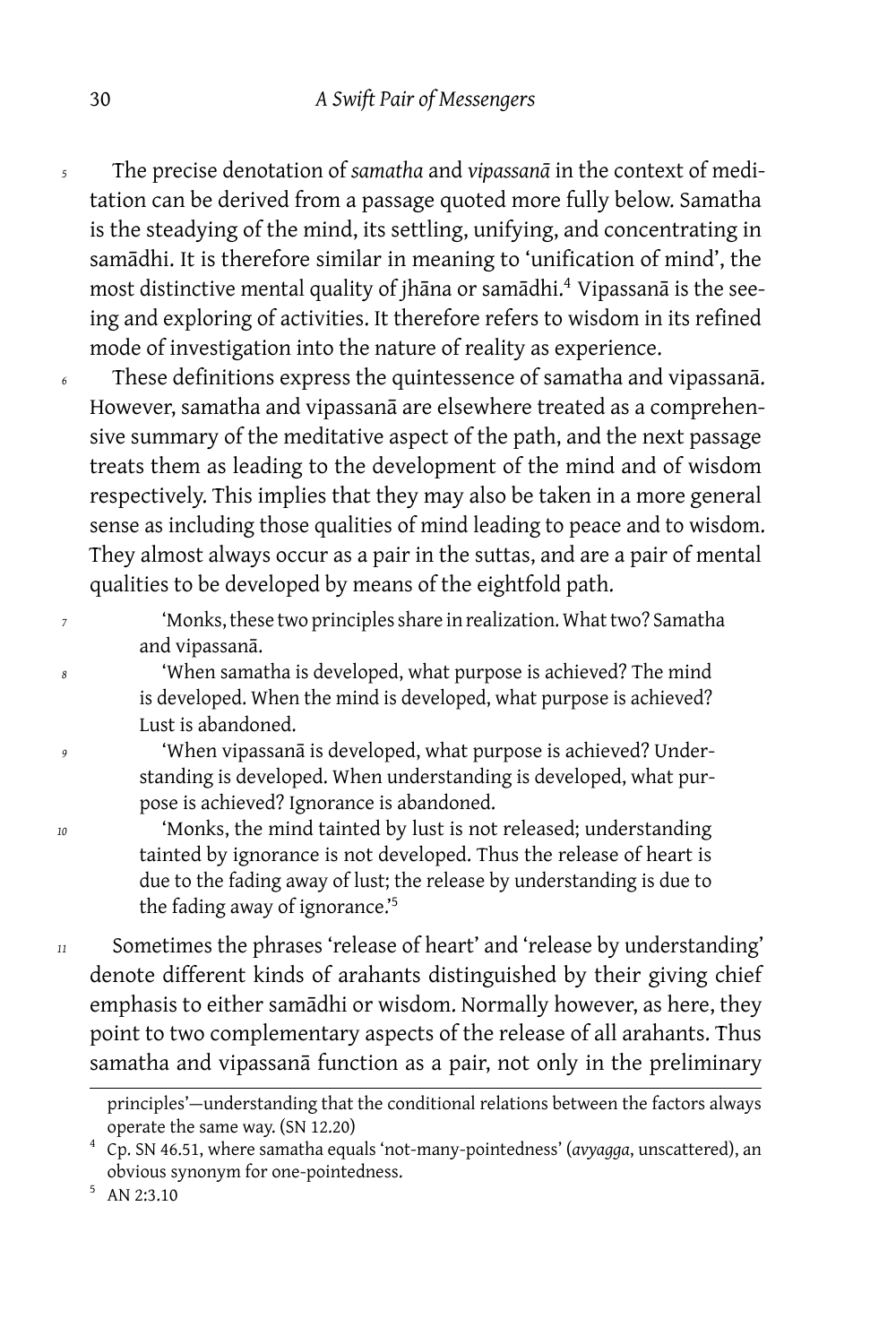The precise denotation of *samatha* and *vipassanā* in the context of meditation can be derived from a passage quoted more fully below. Samatha is the steadying of the mind, its settling, unifying, and concentrating in samādhi. It is therefore similar in meaning to 'unification of mind', the most distinctive mental quality of jhāna or samādhi.[4] Vipassanā is the seeing and exploring of activities. It therefore refers to wisdom in its refined mode of investigation into the nature of reality as experience.

These definitions express the quintessence of samatha and vipassanā. However, samatha and vipassanā are elsewhere treated as a comprehensive summary of the meditative aspect of the path, and the next passage treats them as leading to the development of the mind and of wisdom respectively. This implies that they may also be taken in a more general sense as including those qualities of mind leading to peace and to wisdom. They almost always occur as a pair in the suttas, and are a pair of mental qualities to be developed by means of the eightfold path.

> 'Monks, these two principles share in realization. What two? Samatha and vipassanā.
>
> 'When samatha is developed, what purpose is achieved? The mind is developed. When the mind is developed, what purpose is achieved? Lust is abandoned.
>
> 'When vipassanā is developed, what purpose is achieved? Understanding is developed. When understanding is developed, what purpose is achieved? Ignorance is abandoned.
>
> 'Monks, the mind tainted by lust is not released; understanding tainted by ignorance is not developed. Thus the release of heart is due to the fading away of lust; the release by understanding is due to the fading away of ignorance.'[5]

Sometimes the phrases 'release of heart' and 'release by understanding' denote different kinds of arahants distinguished by their giving chief emphasis to either samādhi or wisdom. Normally however, as here, they point to two complementary aspects of the release of all arahants. Thus samatha and vipassanā function as a pair, not only in the preliminary

---

principles'—understanding that the conditional relations between the factors always operate the same way. (SN 12.20)

[4] Cp. SN 46.51, where samatha equals 'not-many-pointedness' (*avyagga*, unscattered), an obvious synonym for one-pointedness.

[5] AN 2:3.10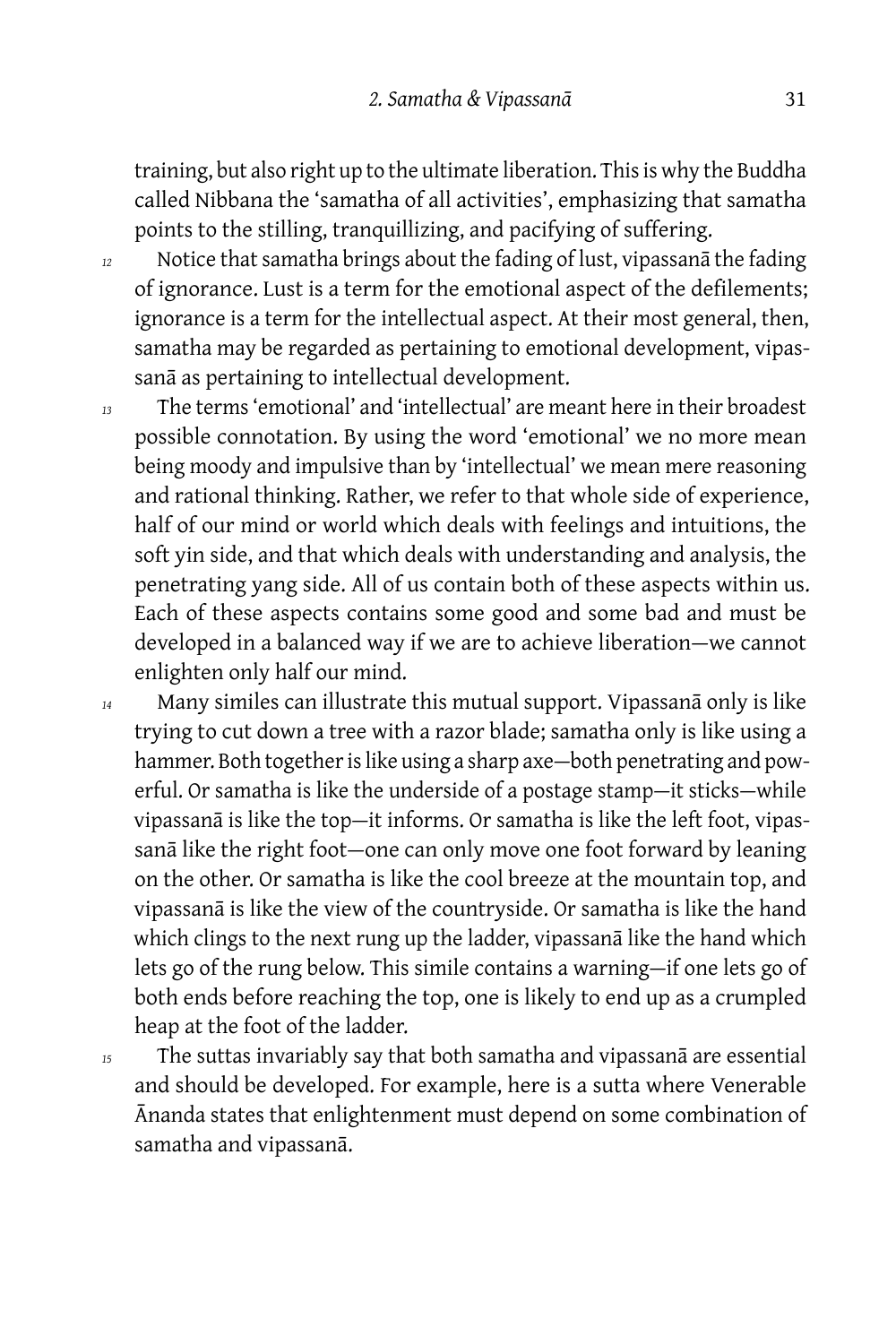training, but also right up to the ultimate liberation. This is why the Buddha called Nibbana the 'samatha of all activities', emphasizing that samatha points to the stilling, tranquillizing, and pacifying of suffering.

12 Notice that samatha brings about the fading of lust, vipassanā the fading of ignorance. Lust is a term for the emotional aspect of the defilements; ignorance is a term for the intellectual aspect. At their most general, then, samatha may be regarded as pertaining to emotional development, vipassanā as pertaining to intellectual development.

13 The terms 'emotional' and 'intellectual' are meant here in their broadest possible connotation. By using the word 'emotional' we no more mean being moody and impulsive than by 'intellectual' we mean mere reasoning and rational thinking. Rather, we refer to that whole side of experience, half of our mind or world which deals with feelings and intuitions, the soft yin side, and that which deals with understanding and analysis, the penetrating yang side. All of us contain both of these aspects within us. Each of these aspects contains some good and some bad and must be developed in a balanced way if we are to achieve liberation—we cannot enlighten only half our mind.

14 Many similes can illustrate this mutual support. Vipassanā only is like trying to cut down a tree with a razor blade; samatha only is like using a hammer. Both together is like using a sharp axe—both penetrating and powerful. Or samatha is like the underside of a postage stamp—it sticks—while vipassanā is like the top—it informs. Or samatha is like the left foot, vipassanā like the right foot—one can only move one foot forward by leaning on the other. Or samatha is like the cool breeze at the mountain top, and vipassanā is like the view of the countryside. Or samatha is like the hand which clings to the next rung up the ladder, vipassanā like the hand which lets go of the rung below. This simile contains a warning—if one lets go of both ends before reaching the top, one is likely to end up as a crumpled heap at the foot of the ladder.

15 The suttas invariably say that both samatha and vipassanā are essential and should be developed. For example, here is a sutta where Venerable Ānanda states that enlightenment must depend on some combination of samatha and vipassanā.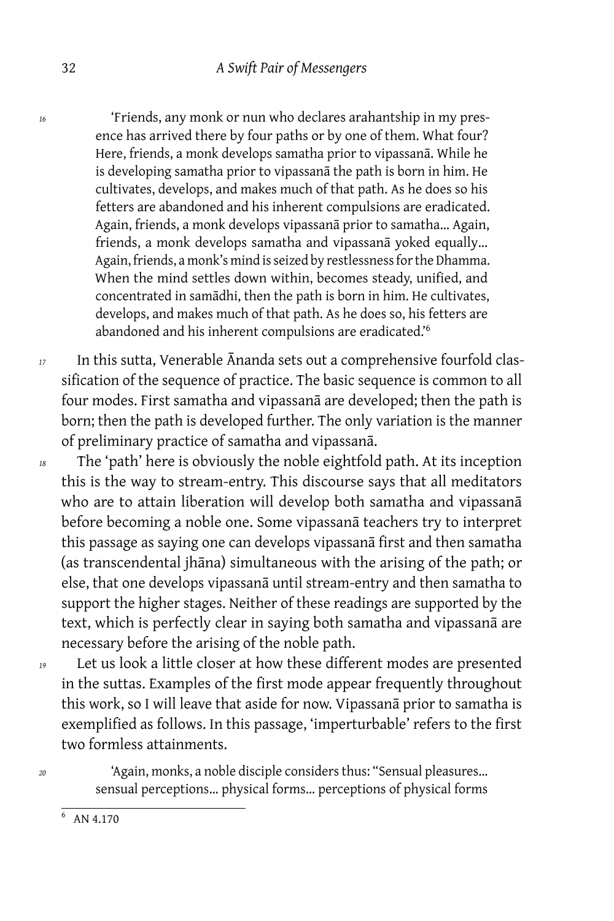> 'Friends, any monk or nun who declares arahantship in my presence has arrived there by four paths or by one of them. What four? Here, friends, a monk develops samatha prior to vipassanā. While he is developing samatha prior to vipassanā the path is born in him. He cultivates, develops, and makes much of that path. As he does so his fetters are abandoned and his inherent compulsions are eradicated. Again, friends, a monk develops vipassanā prior to samatha… Again, friends, a monk develops samatha and vipassanā yoked equally… Again, friends, a monk's mind is seized by restlessness for the Dhamma. When the mind settles down within, becomes steady, unified, and concentrated in samādhi, then the path is born in him. He cultivates, develops, and makes much of that path. As he does so, his fetters are abandoned and his inherent compulsions are eradicated.'[6]

In this sutta, Venerable Ānanda sets out a comprehensive fourfold classification of the sequence of practice. The basic sequence is common to all four modes. First samatha and vipassanā are developed; then the path is born; then the path is developed further. The only variation is the manner of preliminary practice of samatha and vipassanā.

The 'path' here is obviously the noble eightfold path. At its inception this is the way to stream-entry. This discourse says that all meditators who are to attain liberation will develop both samatha and vipassanā before becoming a noble one. Some vipassanā teachers try to interpret this passage as saying one can develops vipassanā first and then samatha (as transcendental jhāna) simultaneous with the arising of the path; or else, that one develops vipassanā until stream-entry and then samatha to support the higher stages. Neither of these readings are supported by the text, which is perfectly clear in saying both samatha and vipassanā are necessary before the arising of the noble path.

Let us look a little closer at how these different modes are presented in the suttas. Examples of the first mode appear frequently throughout this work, so I will leave that aside for now. Vipassanā prior to samatha is exemplified as follows. In this passage, 'imperturbable' refers to the first two formless attainments.

> 'Again, monks, a noble disciple considers thus: "Sensual pleasures… sensual perceptions… physical forms… perceptions of physical forms

[6] AN 4.170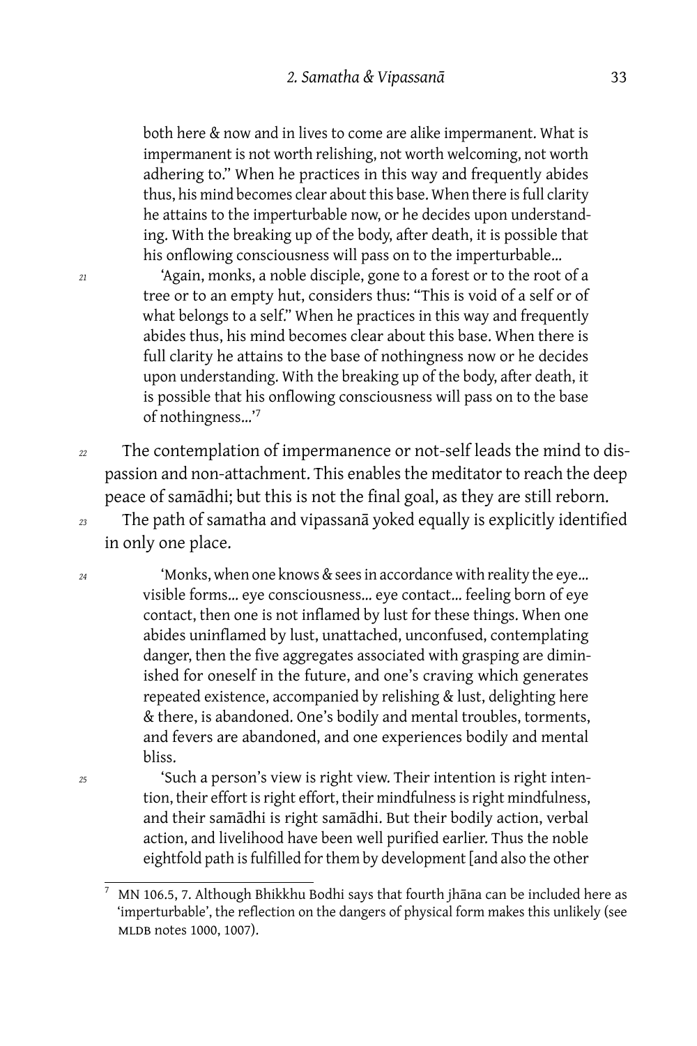both here & now and in lives to come are alike impermanent. What is impermanent is not worth relishing, not worth welcoming, not worth adhering to." When he practices in this way and frequently abides thus, his mind becomes clear about this base. When there is full clarity he attains to the imperturbable now, or he decides upon understanding. With the breaking up of the body, after death, it is possible that his onflowing consciousness will pass on to the imperturbable…

*21* 'Again, monks, a noble disciple, gone to a forest or to the root of a tree or to an empty hut, considers thus: "This is void of a self or of what belongs to a self." When he practices in this way and frequently abides thus, his mind becomes clear about this base. When there is full clarity he attains to the base of nothingness now or he decides upon understanding. With the breaking up of the body, after death, it is possible that his onflowing consciousness will pass on to the base of nothingness…'[7]

*22* The contemplation of impermanence or not-self leads the mind to dispassion and non-attachment. This enables the meditator to reach the deep peace of samādhi; but this is not the final goal, as they are still reborn.

*23* The path of samatha and vipassanā yoked equally is explicitly identified in only one place.

*24* 'Monks, when one knows & sees in accordance with reality the eye… visible forms… eye consciousness… eye contact… feeling born of eye contact, then one is not inflamed by lust for these things. When one abides uninflamed by lust, unattached, unconfused, contemplating danger, then the five aggregates associated with grasping are diminished for oneself in the future, and one's craving which generates repeated existence, accompanied by relishing & lust, delighting here & there, is abandoned. One's bodily and mental troubles, torments, and fevers are abandoned, and one experiences bodily and mental bliss.

*25* 'Such a person's view is right view. Their intention is right intention, their effort is right effort, their mindfulness is right mindfulness, and their samādhi is right samādhi. But their bodily action, verbal action, and livelihood have been well purified earlier. Thus the noble eightfold path is fulfilled for them by development [and also the other

---

[7] MN 106.5, 7. Although Bhikkhu Bodhi says that fourth jhāna can be included here as 'imperturbable', the reflection on the dangers of physical form makes this unlikely (see MLDB notes 1000, 1007).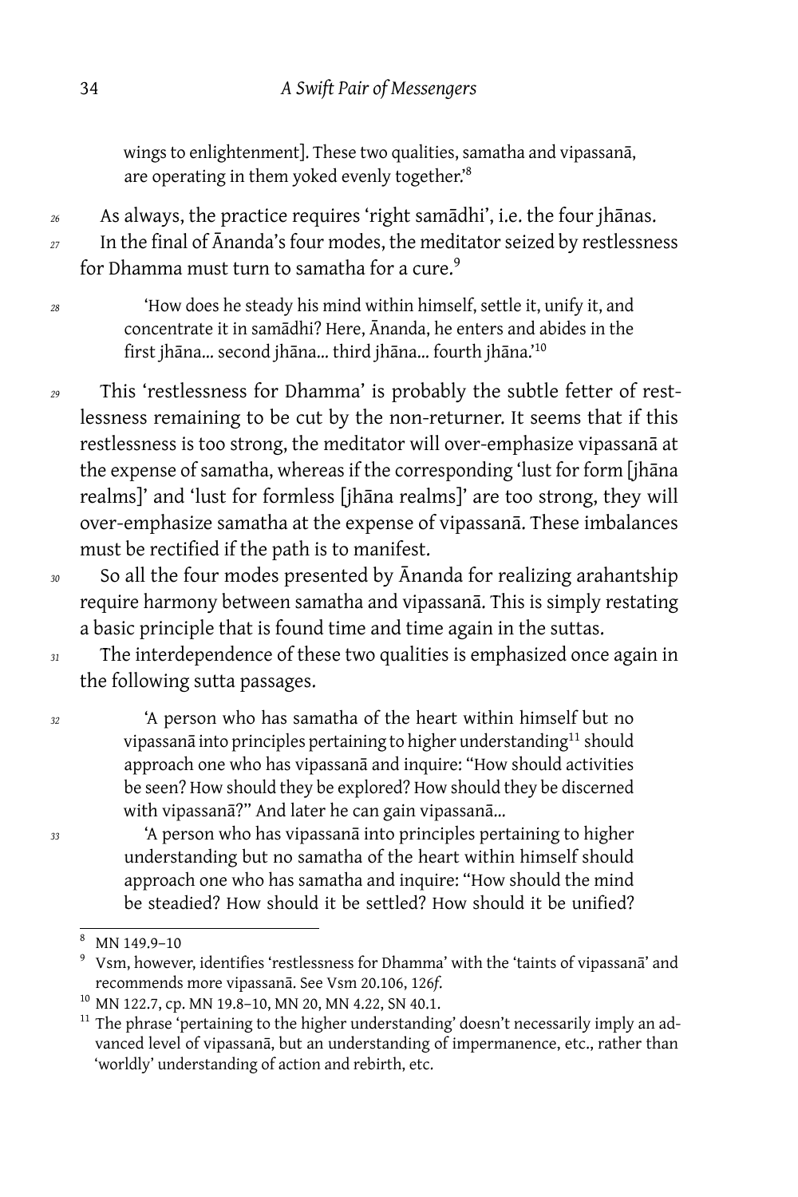wings to enlightenment]. These two qualities, samatha and vipassanā, are operating in them yoked evenly together.'[8]

*26* As always, the practice requires 'right samādhi', i.e. the four jhānas.

*27* In the final of Ānanda's four modes, the meditator seized by restlessness for Dhamma must turn to samatha for a cure.[9]

*28*

> 'How does he steady his mind within himself, settle it, unify it, and concentrate it in samādhi? Here, Ānanda, he enters and abides in the first jhāna... second jhāna... third jhāna... fourth jhāna.'[10]

*29* This 'restlessness for Dhamma' is probably the subtle fetter of restlessness remaining to be cut by the non-returner. It seems that if this restlessness is too strong, the meditator will over-emphasize vipassanā at the expense of samatha, whereas if the corresponding 'lust for form [jhāna realms]' and 'lust for formless [jhāna realms]' are too strong, they will over-emphasize samatha at the expense of vipassanā. These imbalances must be rectified if the path is to manifest.

*30* So all the four modes presented by Ānanda for realizing arahantship require harmony between samatha and vipassanā. This is simply restating a basic principle that is found time and time again in the suttas.

*31* The interdependence of these two qualities is emphasized once again in the following sutta passages.

*32*

> 'A person who has samatha of the heart within himself but no vipassanā into principles pertaining to higher understanding[11] should approach one who has vipassanā and inquire: "How should activities be seen? How should they be explored? How should they be discerned with vipassanā?" And later he can gain vipassanā...

*33*

> 'A person who has vipassanā into principles pertaining to higher understanding but no samatha of the heart within himself should approach one who has samatha and inquire: "How should the mind be steadied? How should it be settled? How should it be unified?

---

[8] MN 149.9–10

[9] Vsm, however, identifies 'restlessness for Dhamma' with the 'taints of vipassanā' and recommends more vipassanā. See Vsm 20.106, 126*f*.

[10] MN 122.7, cp. MN 19.8–10, MN 20, MN 4.22, SN 40.1.

[11] The phrase 'pertaining to the higher understanding' doesn't necessarily imply an advanced level of vipassanā, but an understanding of impermanence, etc., rather than 'worldly' understanding of action and rebirth, etc.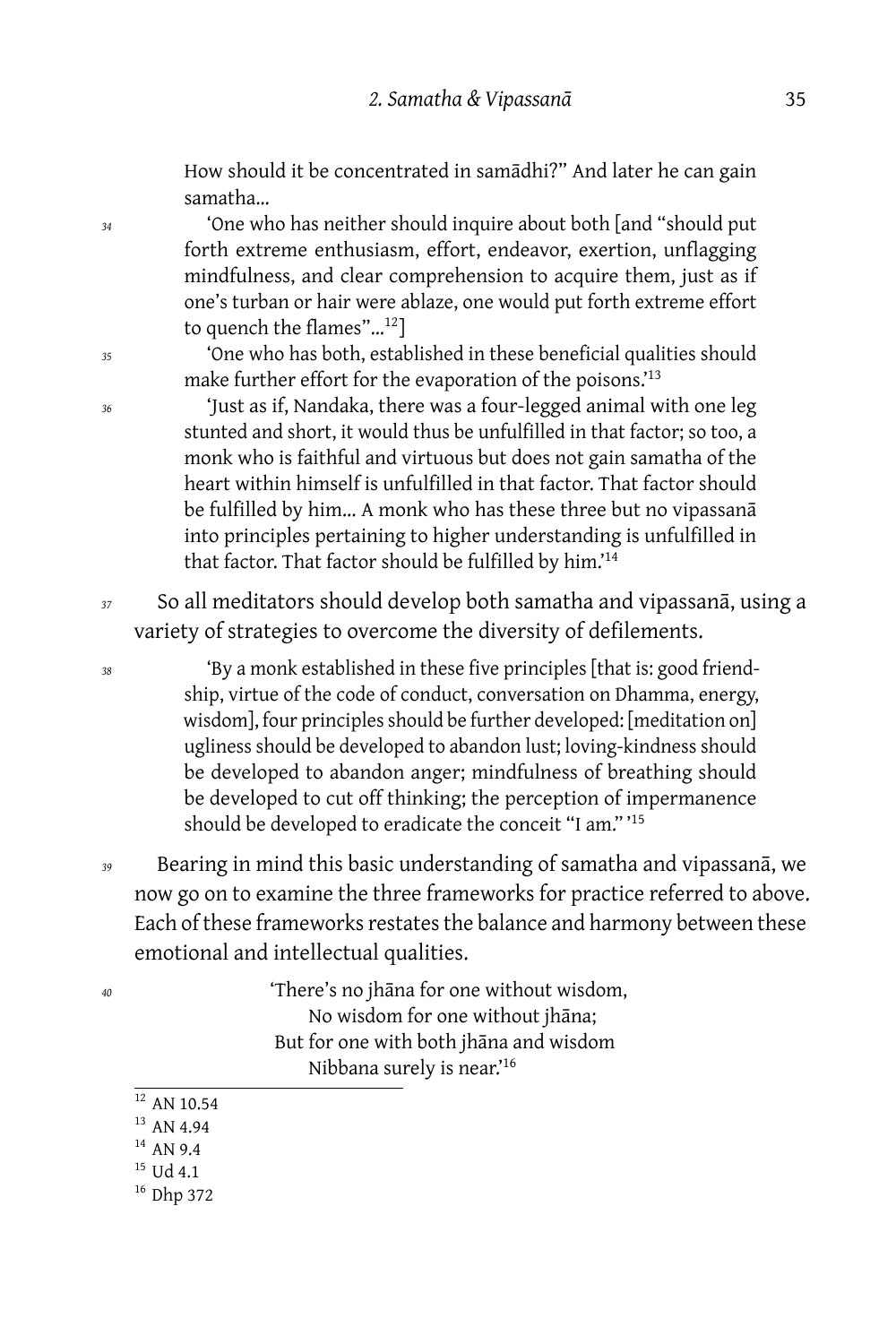How should it be concentrated in samādhi?" And later he can gain samatha...

> 'One who has neither should inquire about both [and "should put forth extreme enthusiasm, effort, endeavor, exertion, unflagging mindfulness, and clear comprehension to acquire them, just as if one's turban or hair were ablaze, one would put forth extreme effort to quench the flames"...[12]]
>
> 'One who has both, established in these beneficial qualities should make further effort for the evaporation of the poisons.'[13]
>
> 'Just as if, Nandaka, there was a four-legged animal with one leg stunted and short, it would thus be unfulfilled in that factor; so too, a monk who is faithful and virtuous but does not gain samatha of the heart within himself is unfulfilled in that factor. That factor should be fulfilled by him... A monk who has these three but no vipassanā into principles pertaining to higher understanding is unfulfilled in that factor. That factor should be fulfilled by him.'[14]

So all meditators should develop both samatha and vipassanā, using a variety of strategies to overcome the diversity of defilements.

> 'By a monk established in these five principles [that is: good friendship, virtue of the code of conduct, conversation on Dhamma, energy, wisdom], four principles should be further developed: [meditation on] ugliness should be developed to abandon lust; loving-kindness should be developed to abandon anger; mindfulness of breathing should be developed to cut off thinking; the perception of impermanence should be developed to eradicate the conceit "I am." '[15]

Bearing in mind this basic understanding of samatha and vipassanā, we now go on to examine the three frameworks for practice referred to above. Each of these frameworks restates the balance and harmony between these emotional and intellectual qualities.

> 'There's no jhāna for one without wisdom,
> No wisdom for one without jhāna;
> But for one with both jhāna and wisdom
> Nibbana surely is near.'[16]

---

[12] AN 10.54

[13] AN 4.94

[14] AN 9.4

[15] Ud 4.1

[16] Dhp 372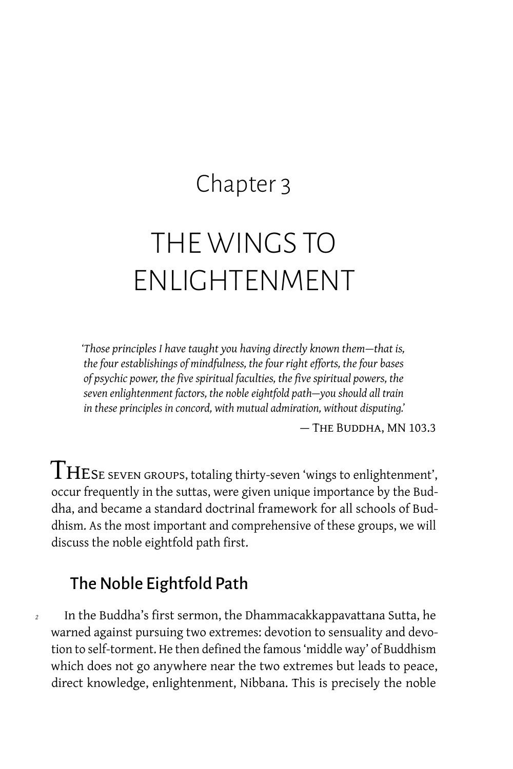# Chapter 3

# THE WINGS TO ENLIGHTENMENT

*'Those principles I have taught you having directly known them—that is, the four establishings of mindfulness, the four right efforts, the four bases of psychic power, the five spiritual faculties, the five spiritual powers, the seven enlightenment factors, the noble eightfold path—you should all train in these principles in concord, with mutual admiration, without disputing.'*

— The Buddha, MN 103.3

THESE SEVEN GROUPS, totaling thirty-seven 'wings to enlightenment', occur frequently in the suttas, were given unique importance by the Buddha, and became a standard doctrinal framework for all schools of Buddhism. As the most important and comprehensive of these groups, we will discuss the noble eightfold path first.

## The Noble Eightfold Path

In the Buddha's first sermon, the Dhammacakkappavattana Sutta, he warned against pursuing two extremes: devotion to sensuality and devotion to self-torment. He then defined the famous 'middle way' of Buddhism which does not go anywhere near the two extremes but leads to peace, direct knowledge, enlightenment, Nibbana. This is precisely the noble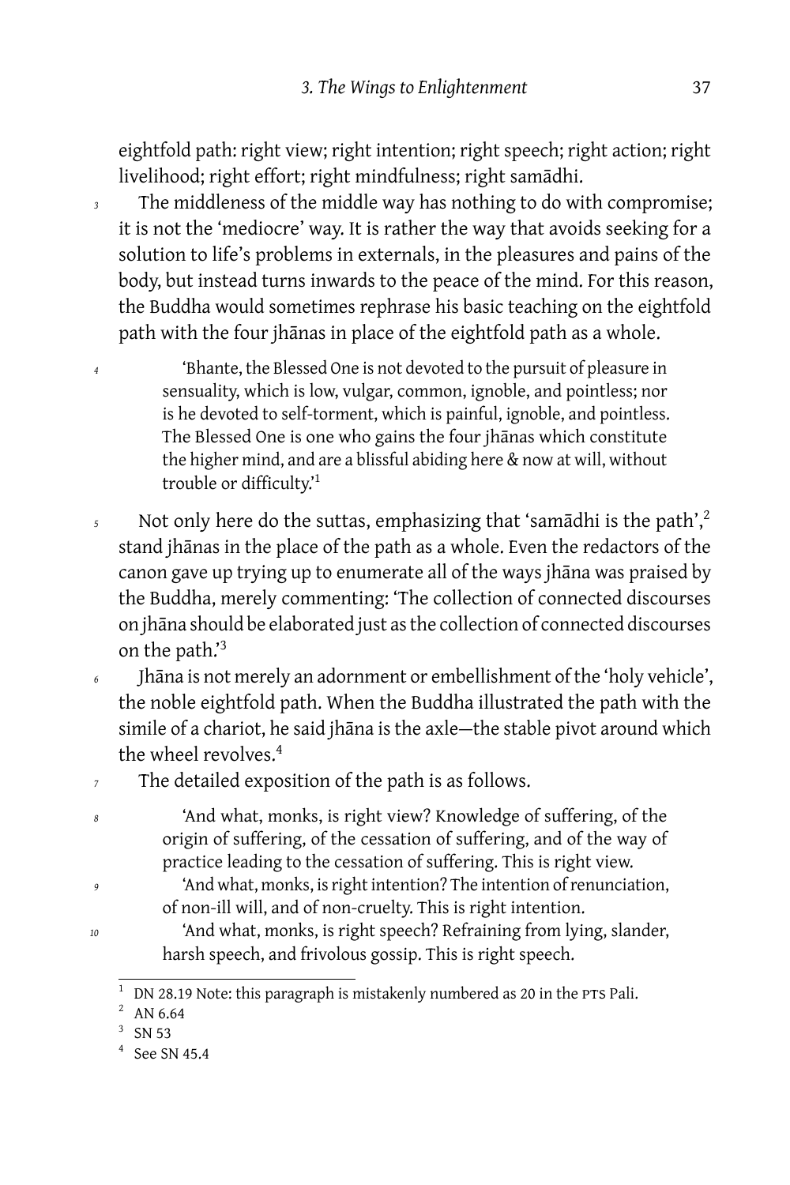eightfold path: right view; right intention; right speech; right action; right livelihood; right effort; right mindfulness; right samādhi.

The middleness of the middle way has nothing to do with compromise; it is not the 'mediocre' way. It is rather the way that avoids seeking for a solution to life's problems in externals, in the pleasures and pains of the body, but instead turns inwards to the peace of the mind. For this reason, the Buddha would sometimes rephrase his basic teaching on the eightfold path with the four jhānas in place of the eightfold path as a whole.

> 'Bhante, the Blessed One is not devoted to the pursuit of pleasure in sensuality, which is low, vulgar, common, ignoble, and pointless; nor is he devoted to self-torment, which is painful, ignoble, and pointless. The Blessed One is one who gains the four jhānas which constitute the higher mind, and are a blissful abiding here & now at will, without trouble or difficulty.'[1]

Not only here do the suttas, emphasizing that 'samādhi is the path',[2] stand jhānas in the place of the path as a whole. Even the redactors of the canon gave up trying up to enumerate all of the ways jhāna was praised by the Buddha, merely commenting: 'The collection of connected discourses on jhāna should be elaborated just as the collection of connected discourses on the path.'[3]

Jhāna is not merely an adornment or embellishment of the 'holy vehicle', the noble eightfold path. When the Buddha illustrated the path with the simile of a chariot, he said jhāna is the axle—the stable pivot around which the wheel revolves.[4]

The detailed exposition of the path is as follows.

> 'And what, monks, is right view? Knowledge of suffering, of the origin of suffering, of the cessation of suffering, and of the way of practice leading to the cessation of suffering. This is right view.
>
> 'And what, monks, is right intention? The intention of renunciation, of non-ill will, and of non-cruelty. This is right intention.
>
> 'And what, monks, is right speech? Refraining from lying, slander, harsh speech, and frivolous gossip. This is right speech.

---

[1] DN 28.19 Note: this paragraph is mistakenly numbered as 20 in the PTS Pali.

[2] AN 6.64

[3] SN 53

[4] See SN 45.4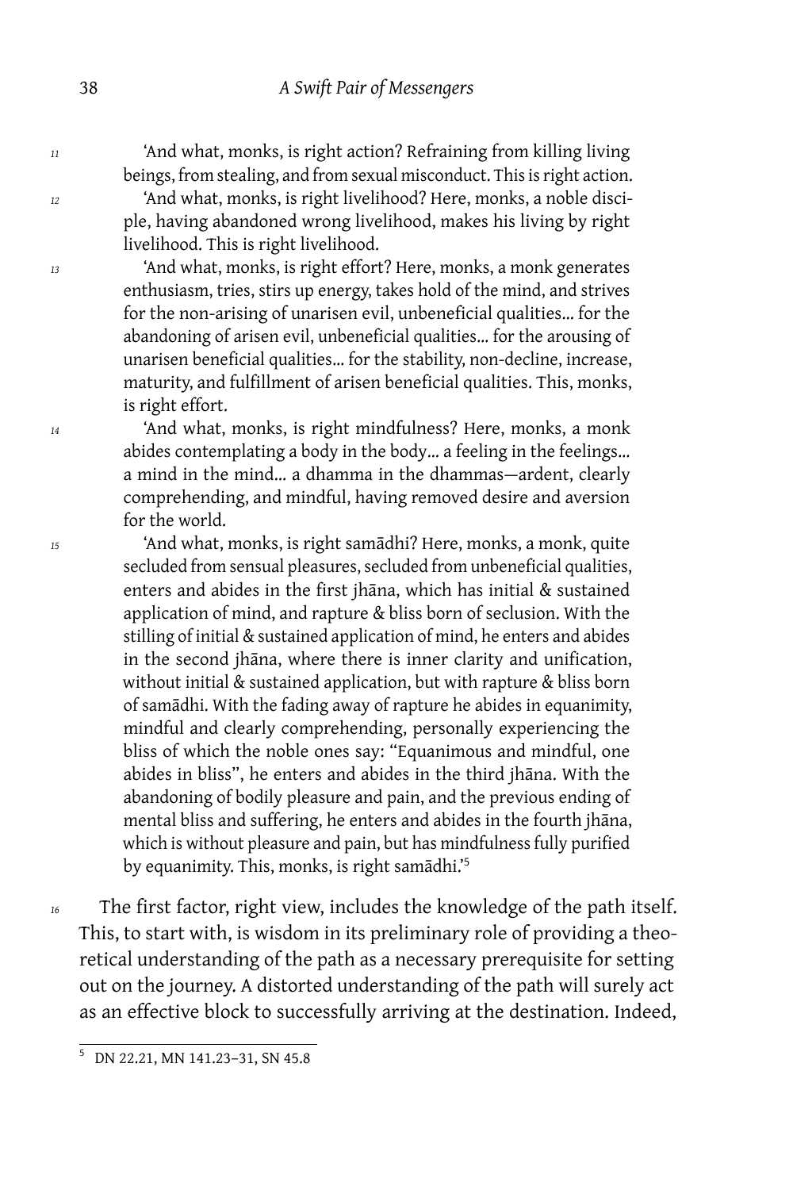'And what, monks, is right action? Refraining from killing living beings, from stealing, and from sexual misconduct. This is right action.

'And what, monks, is right livelihood? Here, monks, a noble disciple, having abandoned wrong livelihood, makes his living by right livelihood. This is right livelihood.

'And what, monks, is right effort? Here, monks, a monk generates enthusiasm, tries, stirs up energy, takes hold of the mind, and strives for the non-arising of unarisen evil, unbeneficial qualities… for the abandoning of arisen evil, unbeneficial qualities… for the arousing of unarisen beneficial qualities… for the stability, non-decline, increase, maturity, and fulfillment of arisen beneficial qualities. This, monks, is right effort.

'And what, monks, is right mindfulness? Here, monks, a monk abides contemplating a body in the body… a feeling in the feelings… a mind in the mind… a dhamma in the dhammas—ardent, clearly comprehending, and mindful, having removed desire and aversion for the world.

'And what, monks, is right samādhi? Here, monks, a monk, quite secluded from sensual pleasures, secluded from unbeneficial qualities, enters and abides in the first jhāna, which has initial & sustained application of mind, and rapture & bliss born of seclusion. With the stilling of initial & sustained application of mind, he enters and abides in the second jhāna, where there is inner clarity and unification, without initial & sustained application, but with rapture & bliss born of samādhi. With the fading away of rapture he abides in equanimity, mindful and clearly comprehending, personally experiencing the bliss of which the noble ones say: "Equanimous and mindful, one abides in bliss", he enters and abides in the third jhāna. With the abandoning of bodily pleasure and pain, and the previous ending of mental bliss and suffering, he enters and abides in the fourth jhāna, which is without pleasure and pain, but has mindfulness fully purified by equanimity. This, monks, is right samādhi.'[5]

The first factor, right view, includes the knowledge of the path itself. This, to start with, is wisdom in its preliminary role of providing a theoretical understanding of the path as a necessary prerequisite for setting out on the journey. A distorted understanding of the path will surely act as an effective block to successfully arriving at the destination. Indeed,

---

[5] DN 22.21, MN 141.23–31, SN 45.8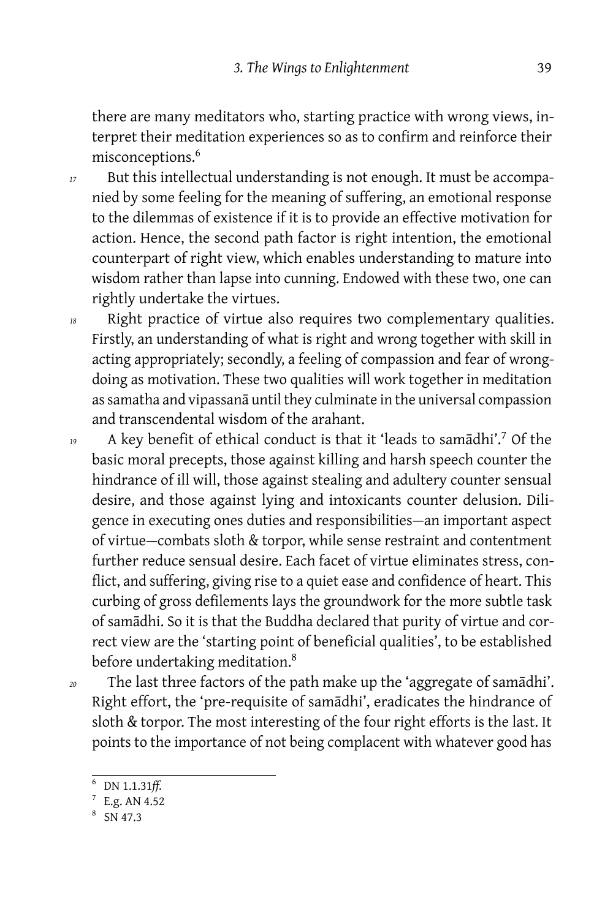there are many meditators who, starting practice with wrong views, interpret their meditation experiences so as to confirm and reinforce their misconceptions.[6]

17 But this intellectual understanding is not enough. It must be accompanied by some feeling for the meaning of suffering, an emotional response to the dilemmas of existence if it is to provide an effective motivation for action. Hence, the second path factor is right intention, the emotional counterpart of right view, which enables understanding to mature into wisdom rather than lapse into cunning. Endowed with these two, one can rightly undertake the virtues.

18 Right practice of virtue also requires two complementary qualities. Firstly, an understanding of what is right and wrong together with skill in acting appropriately; secondly, a feeling of compassion and fear of wrongdoing as motivation. These two qualities will work together in meditation as samatha and vipassanā until they culminate in the universal compassion and transcendental wisdom of the arahant.

19 A key benefit of ethical conduct is that it 'leads to samādhi'.[7] Of the basic moral precepts, those against killing and harsh speech counter the hindrance of ill will, those against stealing and adultery counter sensual desire, and those against lying and intoxicants counter delusion. Diligence in executing ones duties and responsibilities—an important aspect of virtue—combats sloth & torpor, while sense restraint and contentment further reduce sensual desire. Each facet of virtue eliminates stress, conflict, and suffering, giving rise to a quiet ease and confidence of heart. This curbing of gross defilements lays the groundwork for the more subtle task of samādhi. So it is that the Buddha declared that purity of virtue and correct view are the 'starting point of beneficial qualities', to be established before undertaking meditation.[8]

20 The last three factors of the path make up the 'aggregate of samādhi'. Right effort, the 'pre-requisite of samādhi', eradicates the hindrance of sloth & torpor. The most interesting of the four right efforts is the last. It points to the importance of not being complacent with whatever good has

[6] DN 1.1.31*ff.*

[7] E.g. AN 4.52

[8] SN 47.3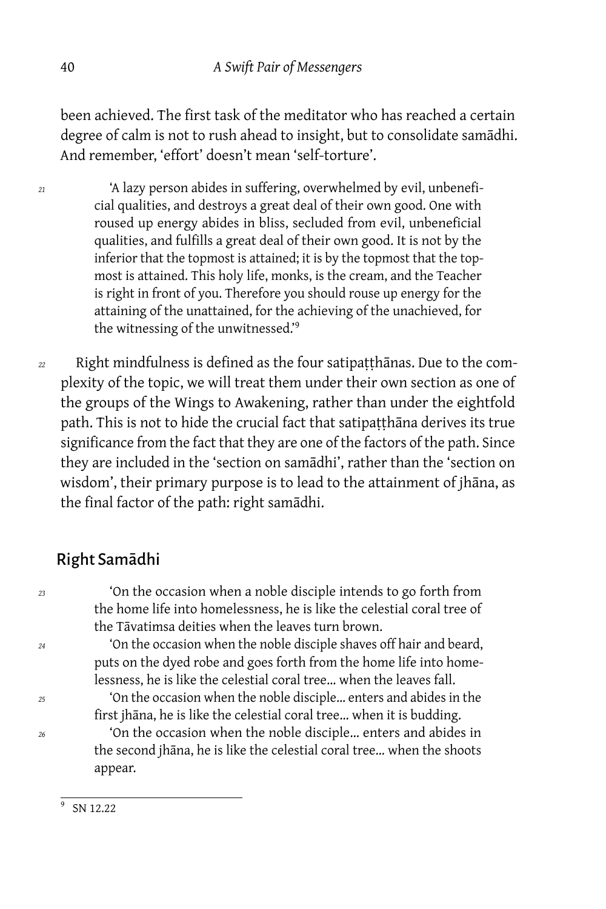been achieved. The first task of the meditator who has reached a certain degree of calm is not to rush ahead to insight, but to consolidate samādhi. And remember, 'effort' doesn't mean 'self-torture'.

> 'A lazy person abides in suffering, overwhelmed by evil, unbeneficial qualities, and destroys a great deal of their own good. One with roused up energy abides in bliss, secluded from evil, unbeneficial qualities, and fulfills a great deal of their own good. It is not by the inferior that the topmost is attained; it is by the topmost that the topmost is attained. This holy life, monks, is the cream, and the Teacher is right in front of you. Therefore you should rouse up energy for the attaining of the unattained, for the achieving of the unachieved, for the witnessing of the unwitnessed.'[9]

Right mindfulness is defined as the four satipaṭṭhānas. Due to the complexity of the topic, we will treat them under their own section as one of the groups of the Wings to Awakening, rather than under the eightfold path. This is not to hide the crucial fact that satipaṭṭhāna derives its true significance from the fact that they are one of the factors of the path. Since they are included in the 'section on samādhi', rather than the 'section on wisdom', their primary purpose is to lead to the attainment of jhāna, as the final factor of the path: right samādhi.

## Right Samādhi

> 'On the occasion when a noble disciple intends to go forth from the home life into homelessness, he is like the celestial coral tree of the Tāvatimsa deities when the leaves turn brown.
>
> 'On the occasion when the noble disciple shaves off hair and beard, puts on the dyed robe and goes forth from the home life into homelessness, he is like the celestial coral tree... when the leaves fall.
>
> 'On the occasion when the noble disciple... enters and abides in the first jhāna, he is like the celestial coral tree... when it is budding.
>
> 'On the occasion when the noble disciple... enters and abides in the second jhāna, he is like the celestial coral tree... when the shoots appear.

[9] SN 12.22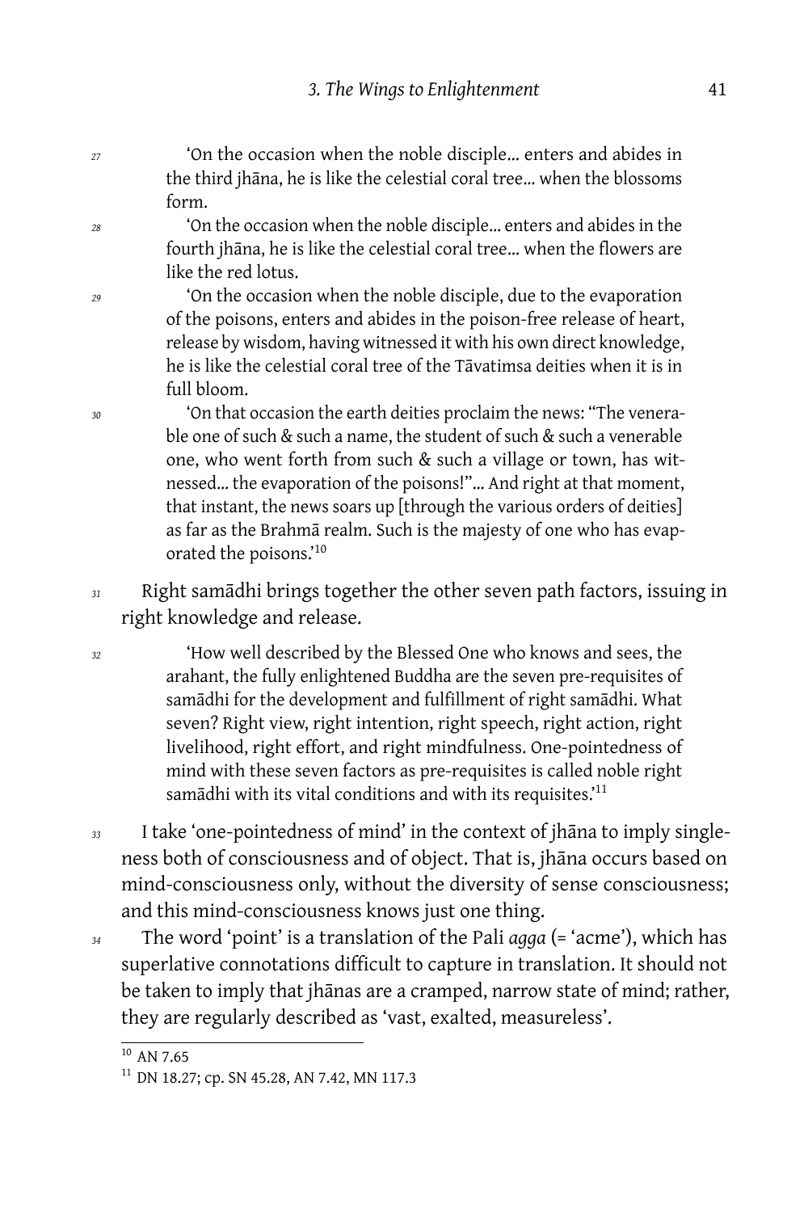27 'On the occasion when the noble disciple… enters and abides in the third jhāna, he is like the celestial coral tree… when the blossoms form.

28 'On the occasion when the noble disciple… enters and abides in the fourth jhāna, he is like the celestial coral tree… when the flowers are like the red lotus.

29 'On the occasion when the noble disciple, due to the evaporation of the poisons, enters and abides in the poison-free release of heart, release by wisdom, having witnessed it with his own direct knowledge, he is like the celestial coral tree of the Tāvatimsa deities when it is in full bloom.

30 'On that occasion the earth deities proclaim the news: "The venerable one of such & such a name, the student of such & such a venerable one, who went forth from such & such a village or town, has witnessed… the evaporation of the poisons!"… And right at that moment, that instant, the news soars up [through the various orders of deities] as far as the Brahmā realm. Such is the majesty of one who has evaporated the poisons.'[10]

31 Right samādhi brings together the other seven path factors, issuing in right knowledge and release.

32 'How well described by the Blessed One who knows and sees, the arahant, the fully enlightened Buddha are the seven pre-requisites of samādhi for the development and fulfillment of right samādhi. What seven? Right view, right intention, right speech, right action, right livelihood, right effort, and right mindfulness. One-pointedness of mind with these seven factors as pre-requisites is called noble right samādhi with its vital conditions and with its requisites.'[11]

33 I take 'one-pointedness of mind' in the context of jhāna to imply singleness both of consciousness and of object. That is, jhāna occurs based on mind-consciousness only, without the diversity of sense consciousness; and this mind-consciousness knows just one thing.

34 The word 'point' is a translation of the Pali *agga* (= 'acme'), which has superlative connotations difficult to capture in translation. It should not be taken to imply that jhānas are a cramped, narrow state of mind; rather, they are regularly described as 'vast, exalted, measureless'.

---

[10] AN 7.65

[11] DN 18.27; cp. SN 45.28, AN 7.42, MN 117.3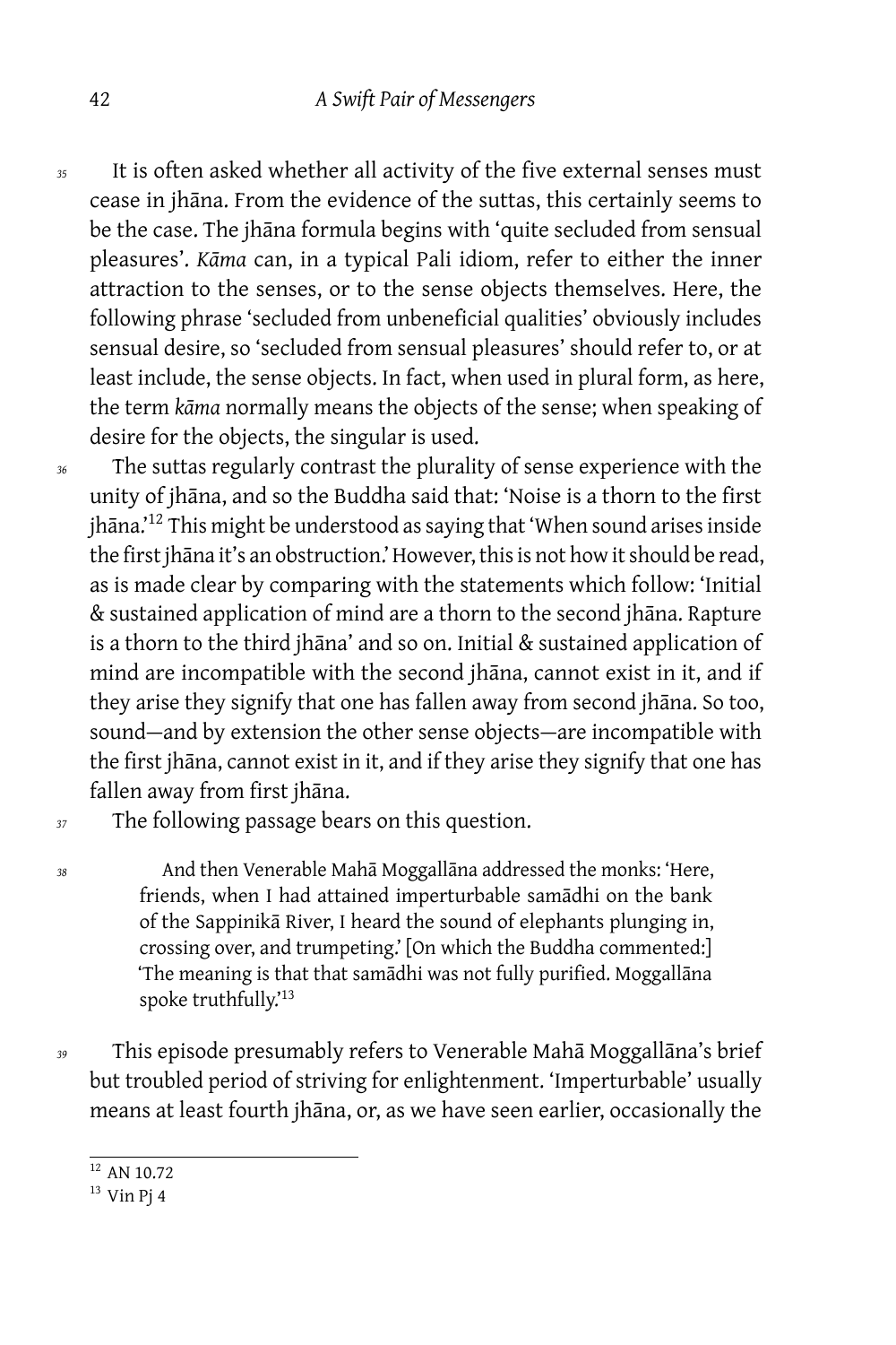35 It is often asked whether all activity of the five external senses must cease in jhāna. From the evidence of the suttas, this certainly seems to be the case. The jhāna formula begins with 'quite secluded from sensual pleasures'. *Kāma* can, in a typical Pali idiom, refer to either the inner attraction to the senses, or to the sense objects themselves. Here, the following phrase 'secluded from unbeneficial qualities' obviously includes sensual desire, so 'secluded from sensual pleasures' should refer to, or at least include, the sense objects. In fact, when used in plural form, as here, the term *kāma* normally means the objects of the sense; when speaking of desire for the objects, the singular is used.

36 The suttas regularly contrast the plurality of sense experience with the unity of jhāna, and so the Buddha said that: 'Noise is a thorn to the first jhāna.'[12] This might be understood as saying that 'When sound arises inside the first jhāna it's an obstruction.' However, this is not how it should be read, as is made clear by comparing with the statements which follow: 'Initial & sustained application of mind are a thorn to the second jhāna. Rapture is a thorn to the third jhāna' and so on. Initial & sustained application of mind are incompatible with the second jhāna, cannot exist in it, and if they arise they signify that one has fallen away from second jhāna. So too, sound—and by extension the other sense objects—are incompatible with the first jhāna, cannot exist in it, and if they arise they signify that one has fallen away from first jhāna.

37 The following passage bears on this question.

38
> And then Venerable Mahā Moggallāna addressed the monks: 'Here, friends, when I had attained imperturbable samādhi on the bank of the Sappinikā River, I heard the sound of elephants plunging in, crossing over, and trumpeting.' [On which the Buddha commented:] 'The meaning is that that samādhi was not fully purified. Moggallāna spoke truthfully.'[13]

39 This episode presumably refers to Venerable Mahā Moggallāna's brief but troubled period of striving for enlightenment. 'Imperturbable' usually means at least fourth jhāna, or, as we have seen earlier, occasionally the

---

[12] AN 10.72

[13] Vin Pj 4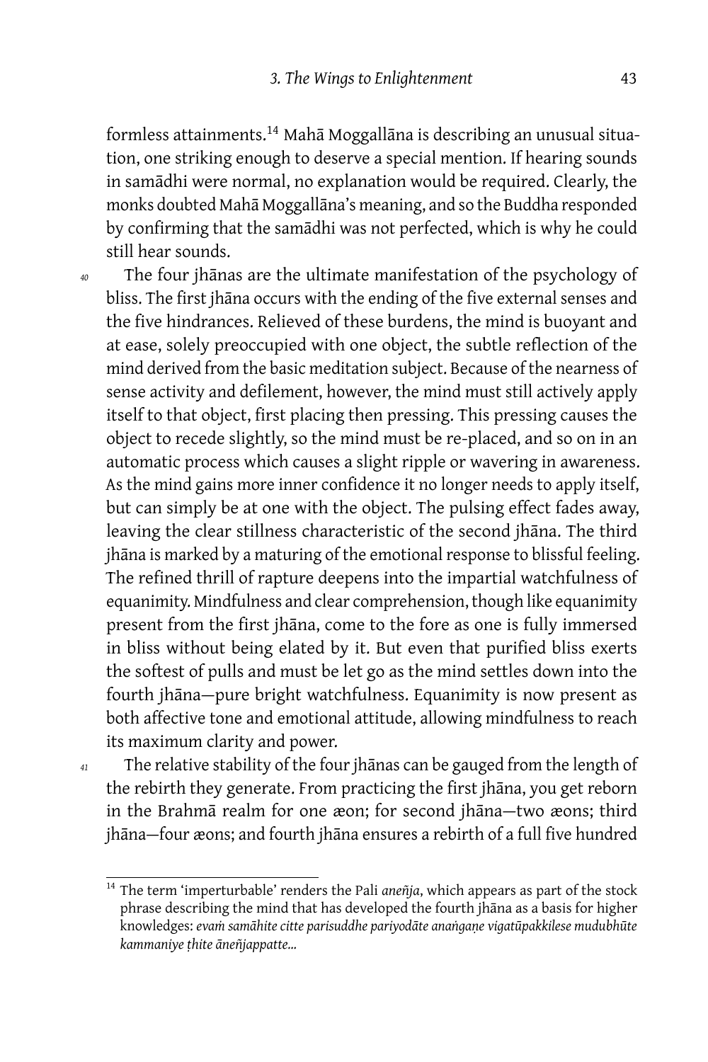formless attainments.[14] Mahā Moggallāna is describing an unusual situation, one striking enough to deserve a special mention. If hearing sounds in samādhi were normal, no explanation would be required. Clearly, the monks doubted Mahā Moggallāna's meaning, and so the Buddha responded by confirming that the samādhi was not perfected, which is why he could still hear sounds.

*40* The four jhānas are the ultimate manifestation of the psychology of bliss. The first jhāna occurs with the ending of the five external senses and the five hindrances. Relieved of these burdens, the mind is buoyant and at ease, solely preoccupied with one object, the subtle reflection of the mind derived from the basic meditation subject. Because of the nearness of sense activity and defilement, however, the mind must still actively apply itself to that object, first placing then pressing. This pressing causes the object to recede slightly, so the mind must be re-placed, and so on in an automatic process which causes a slight ripple or wavering in awareness. As the mind gains more inner confidence it no longer needs to apply itself, but can simply be at one with the object. The pulsing effect fades away, leaving the clear stillness characteristic of the second jhāna. The third jhāna is marked by a maturing of the emotional response to blissful feeling. The refined thrill of rapture deepens into the impartial watchfulness of equanimity. Mindfulness and clear comprehension, though like equanimity present from the first jhāna, come to the fore as one is fully immersed in bliss without being elated by it. But even that purified bliss exerts the softest of pulls and must be let go as the mind settles down into the fourth jhāna—pure bright watchfulness. Equanimity is now present as both affective tone and emotional attitude, allowing mindfulness to reach its maximum clarity and power.

*41* The relative stability of the four jhānas can be gauged from the length of the rebirth they generate. From practicing the first jhāna, you get reborn in the Brahmā realm for one æon; for second jhāna—two æons; third jhāna—four æons; and fourth jhāna ensures a rebirth of a full five hundred

---

[14] The term 'imperturbable' renders the Pali *aneñja*, which appears as part of the stock phrase describing the mind that has developed the fourth jhāna as a basis for higher knowledges: *evaṁ samāhite citte parisuddhe pariyodāte anaṅgaṇe vigatūpakkilese mudubhūte kammaniye ṭhite āneñjappatte...*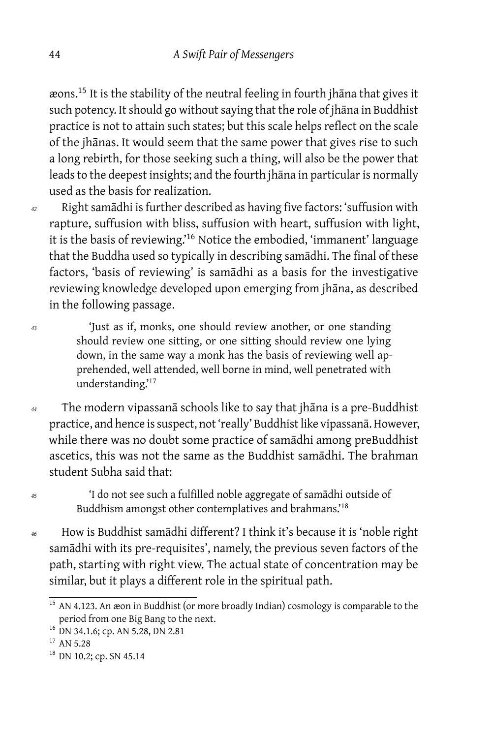æons.[15] It is the stability of the neutral feeling in fourth jhāna that gives it such potency. It should go without saying that the role of jhāna in Buddhist practice is not to attain such states; but this scale helps reflect on the scale of the jhānas. It would seem that the same power that gives rise to such a long rebirth, for those seeking such a thing, will also be the power that leads to the deepest insights; and the fourth jhāna in particular is normally used as the basis for realization.

*42* Right samādhi is further described as having five factors: 'suffusion with rapture, suffusion with bliss, suffusion with heart, suffusion with light, it is the basis of reviewing.'[16] Notice the embodied, 'immanent' language that the Buddha used so typically in describing samādhi. The final of these factors, 'basis of reviewing' is samādhi as a basis for the investigative reviewing knowledge developed upon emerging from jhāna, as described in the following passage.

*43*

> 'Just as if, monks, one should review another, or one standing should review one sitting, or one sitting should review one lying down, in the same way a monk has the basis of reviewing well apprehended, well attended, well borne in mind, well penetrated with understanding.'[17]

*44* The modern vipassanā schools like to say that jhāna is a pre-Buddhist practice, and hence is suspect, not 'really' Buddhist like vipassanā. However, while there was no doubt some practice of samādhi among preBuddhist ascetics, this was not the same as the Buddhist samādhi. The brahman student Subha said that:

*45*

> 'I do not see such a fulfilled noble aggregate of samādhi outside of Buddhism amongst other contemplatives and brahmans.'[18]

*46* How is Buddhist samādhi different? I think it's because it is 'noble right samādhi with its pre-requisites', namely, the previous seven factors of the path, starting with right view. The actual state of concentration may be similar, but it plays a different role in the spiritual path.

---

[15] AN 4.123. An æon in Buddhist (or more broadly Indian) cosmology is comparable to the period from one Big Bang to the next.

[16] DN 34.1.6; cp. AN 5.28, DN 2.81

[17] AN 5.28

[18] DN 10.2; cp. SN 45.14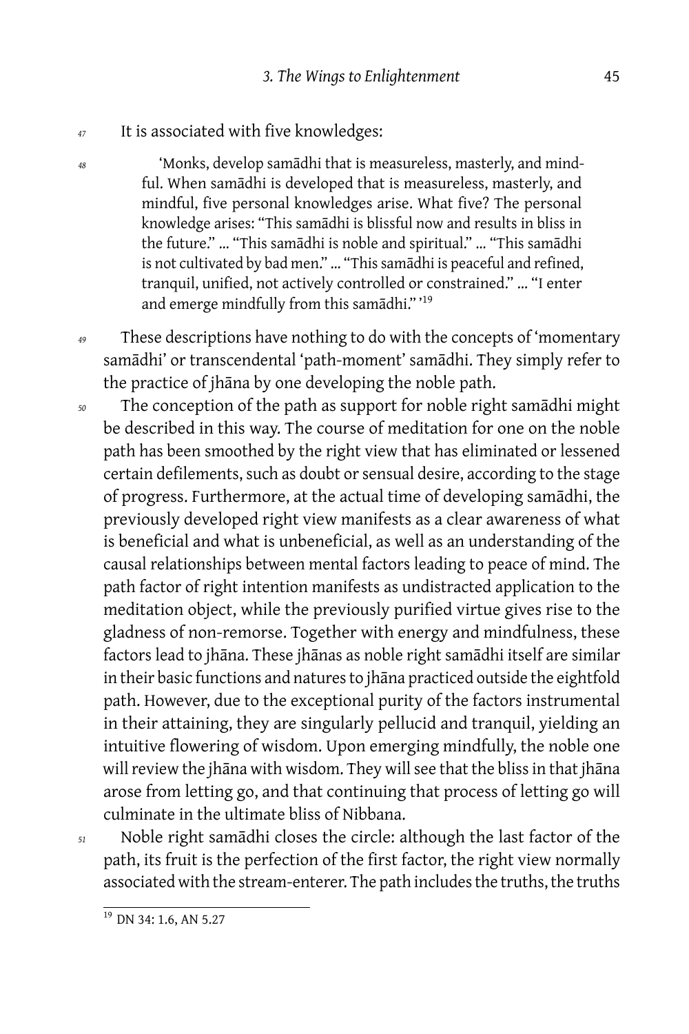47 It is associated with five knowledges:

48

> 'Monks, develop samādhi that is measureless, masterly, and mindful. When samādhi is developed that is measureless, masterly, and mindful, five personal knowledges arise. What five? The personal knowledge arises: "This samādhi is blissful now and results in bliss in the future." … "This samādhi is noble and spiritual." … "This samādhi is not cultivated by bad men." … "This samādhi is peaceful and refined, tranquil, unified, not actively controlled or constrained." … "I enter and emerge mindfully from this samādhi." '[19]

49 These descriptions have nothing to do with the concepts of 'momentary samādhi' or transcendental 'path-moment' samādhi. They simply refer to the practice of jhāna by one developing the noble path.

50 The conception of the path as support for noble right samādhi might be described in this way. The course of meditation for one on the noble path has been smoothed by the right view that has eliminated or lessened certain defilements, such as doubt or sensual desire, according to the stage of progress. Furthermore, at the actual time of developing samādhi, the previously developed right view manifests as a clear awareness of what is beneficial and what is unbeneficial, as well as an understanding of the causal relationships between mental factors leading to peace of mind. The path factor of right intention manifests as undistracted application to the meditation object, while the previously purified virtue gives rise to the gladness of non-remorse. Together with energy and mindfulness, these factors lead to jhāna. These jhānas as noble right samādhi itself are similar in their basic functions and natures to jhāna practiced outside the eightfold path. However, due to the exceptional purity of the factors instrumental in their attaining, they are singularly pellucid and tranquil, yielding an intuitive flowering of wisdom. Upon emerging mindfully, the noble one will review the jhāna with wisdom. They will see that the bliss in that jhāna arose from letting go, and that continuing that process of letting go will culminate in the ultimate bliss of Nibbana.

51 Noble right samādhi closes the circle: although the last factor of the path, its fruit is the perfection of the first factor, the right view normally associated with the stream-enterer. The path includes the truths, the truths

---

[19] DN 34: 1.6, AN 5.27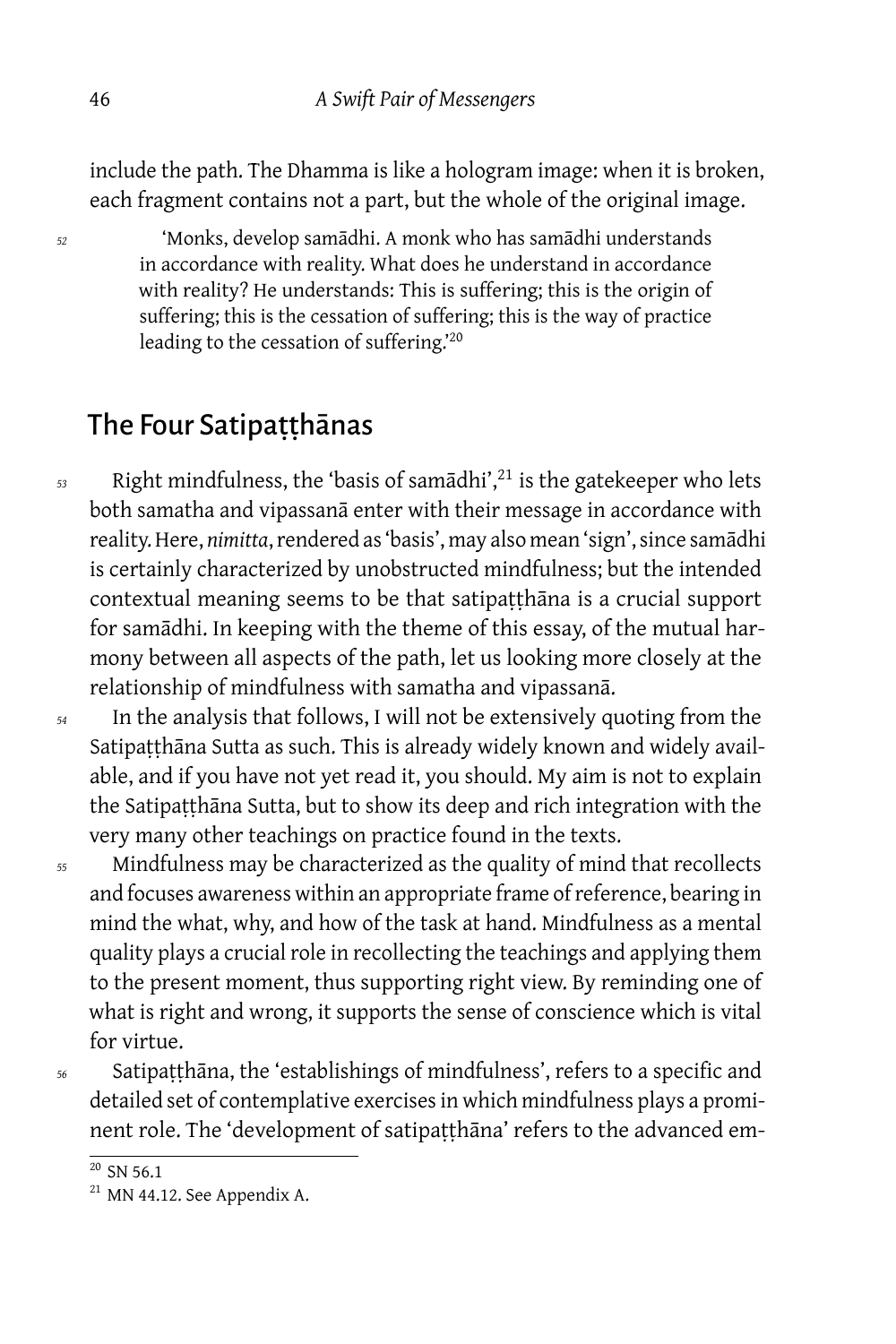include the path. The Dhamma is like a hologram image: when it is broken, each fragment contains not a part, but the whole of the original image.

> 'Monks, develop samādhi. A monk who has samādhi understands in accordance with reality. What does he understand in accordance with reality? He understands: This is suffering; this is the origin of suffering; this is the cessation of suffering; this is the way of practice leading to the cessation of suffering.'[20]

## The Four Satipaṭṭhānas

Right mindfulness, the 'basis of samādhi',[21] is the gatekeeper who lets both samatha and vipassanā enter with their message in accordance with reality. Here, *nimitta*, rendered as 'basis', may also mean 'sign', since samādhi is certainly characterized by unobstructed mindfulness; but the intended contextual meaning seems to be that satipaṭṭhāna is a crucial support for samādhi. In keeping with the theme of this essay, of the mutual harmony between all aspects of the path, let us looking more closely at the relationship of mindfulness with samatha and vipassanā.

In the analysis that follows, I will not be extensively quoting from the Satipaṭṭhāna Sutta as such. This is already widely known and widely available, and if you have not yet read it, you should. My aim is not to explain the Satipaṭṭhāna Sutta, but to show its deep and rich integration with the very many other teachings on practice found in the texts.

Mindfulness may be characterized as the quality of mind that recollects and focuses awareness within an appropriate frame of reference, bearing in mind the what, why, and how of the task at hand. Mindfulness as a mental quality plays a crucial role in recollecting the teachings and applying them to the present moment, thus supporting right view. By reminding one of what is right and wrong, it supports the sense of conscience which is vital for virtue.

Satipaṭṭhāna, the 'establishings of mindfulness', refers to a specific and detailed set of contemplative exercises in which mindfulness plays a prominent role. The 'development of satipaṭṭhāna' refers to the advanced em-

---

[20] SN 56.1

[21] MN 44.12. See Appendix A.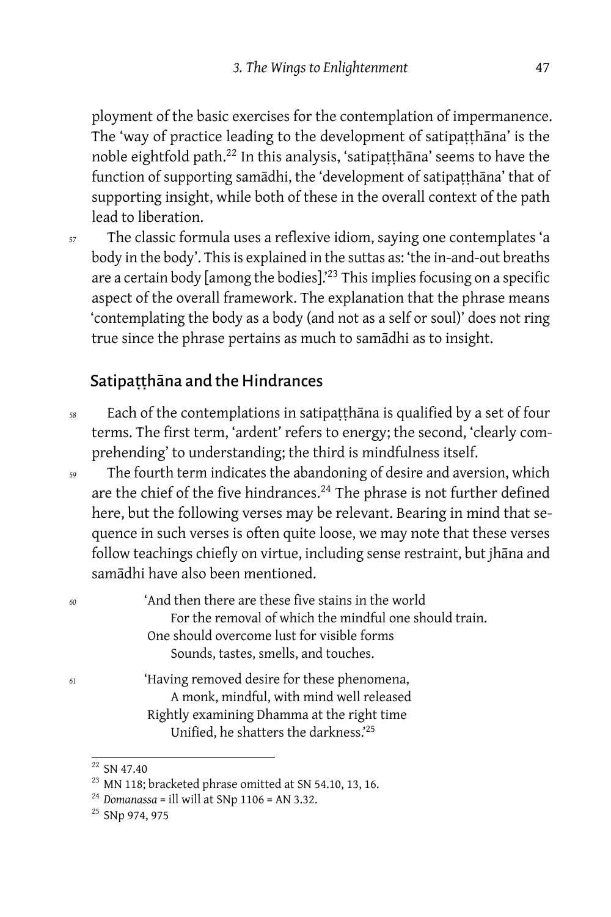ployment of the basic exercises for the contemplation of impermanence. The 'way of practice leading to the development of satipaṭṭhāna' is the noble eightfold path.[22] In this analysis, 'satipaṭṭhāna' seems to have the function of supporting samādhi, the 'development of satipaṭṭhāna' that of supporting insight, while both of these in the overall context of the path lead to liberation.

57 The classic formula uses a reflexive idiom, saying one contemplates 'a body in the body'. This is explained in the suttas as: 'the in-and-out breaths are a certain body [among the bodies].'[23] This implies focusing on a specific aspect of the overall framework. The explanation that the phrase means 'contemplating the body as a body (and not as a self or soul)' does not ring true since the phrase pertains as much to samādhi as to insight.

## Satipaṭṭhāna and the Hindrances

58 Each of the contemplations in satipaṭṭhāna is qualified by a set of four terms. The first term, 'ardent' refers to energy; the second, 'clearly comprehending' to understanding; the third is mindfulness itself.

59 The fourth term indicates the abandoning of desire and aversion, which are the chief of the five hindrances.[24] The phrase is not further defined here, but the following verses may be relevant. Bearing in mind that sequence in such verses is often quite loose, we may note that these verses follow teachings chiefly on virtue, including sense restraint, but jhāna and samādhi have also been mentioned.

60 'And then there are these five stains in the world
For the removal of which the mindful one should train.
One should overcome lust for visible forms
Sounds, tastes, smells, and touches.

61 'Having removed desire for these phenomena,
A monk, mindful, with mind well released
Rightly examining Dhamma at the right time
Unified, he shatters the darkness.'[25]

---

[22] SN 47.40

[23] MN 118; bracketed phrase omitted at SN 54.10, 13, 16.

[24] *Domanassa* = ill will at SNp 1106 = AN 3.32.

[25] SNp 974, 975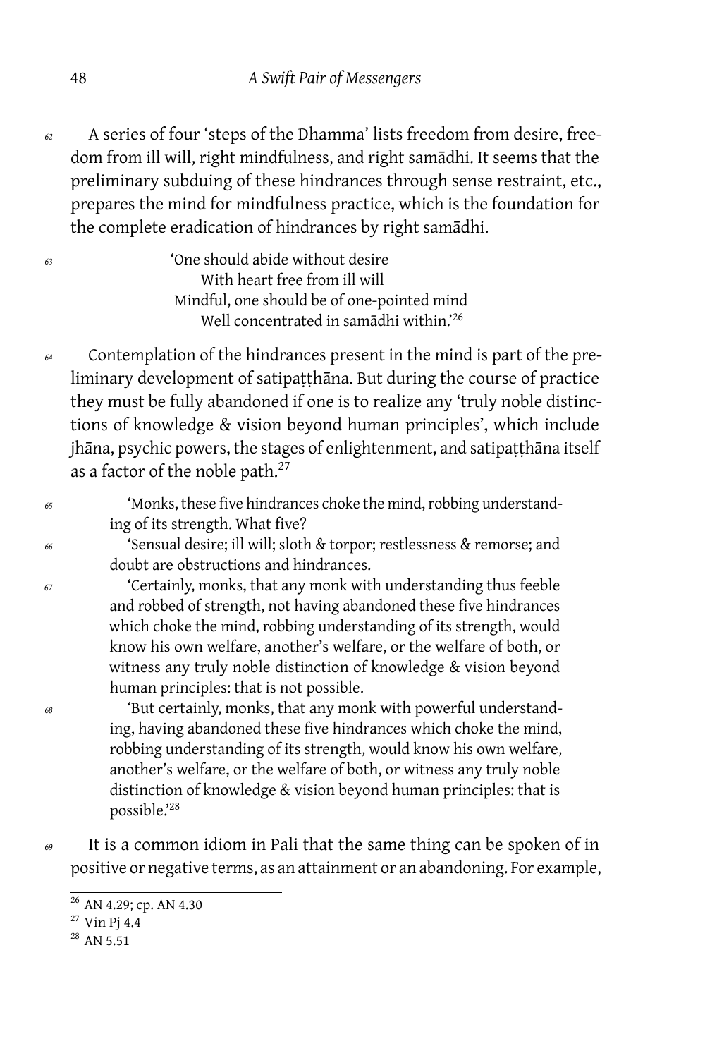A series of four 'steps of the Dhamma' lists freedom from desire, freedom from ill will, right mindfulness, and right samādhi. It seems that the preliminary subduing of these hindrances through sense restraint, etc., prepares the mind for mindfulness practice, which is the foundation for the complete eradication of hindrances by right samādhi.

> 'One should abide without desire
> With heart free from ill will
> Mindful, one should be of one-pointed mind
> Well concentrated in samādhi within.'[26]

Contemplation of the hindrances present in the mind is part of the preliminary development of satipaṭṭhāna. But during the course of practice they must be fully abandoned if one is to realize any 'truly noble distinctions of knowledge & vision beyond human principles', which include jhāna, psychic powers, the stages of enlightenment, and satipaṭṭhāna itself as a factor of the noble path.[27]

> 'Monks, these five hindrances choke the mind, robbing understanding of its strength. What five?
>
> 'Sensual desire; ill will; sloth & torpor; restlessness & remorse; and doubt are obstructions and hindrances.
>
> 'Certainly, monks, that any monk with understanding thus feeble and robbed of strength, not having abandoned these five hindrances which choke the mind, robbing understanding of its strength, would know his own welfare, another's welfare, or the welfare of both, or witness any truly noble distinction of knowledge & vision beyond human principles: that is not possible.
>
> 'But certainly, monks, that any monk with powerful understanding, having abandoned these five hindrances which choke the mind, robbing understanding of its strength, would know his own welfare, another's welfare, or the welfare of both, or witness any truly noble distinction of knowledge & vision beyond human principles: that is possible.'[28]

It is a common idiom in Pali that the same thing can be spoken of in positive or negative terms, as an attainment or an abandoning. For example,

---

[26] AN 4.29; cp. AN 4.30

[27] Vin Pj 4.4

[28] AN 5.51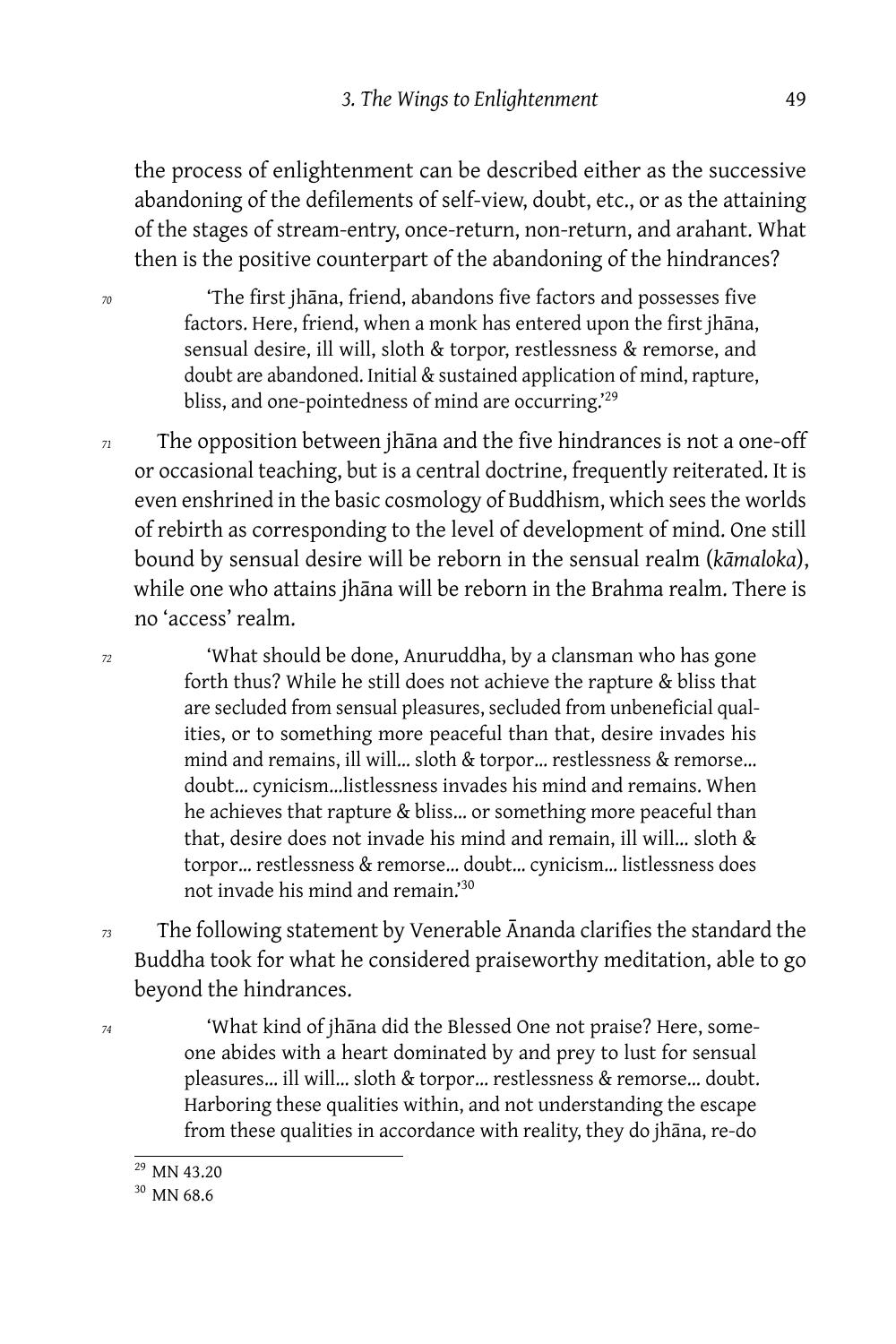the process of enlightenment can be described either as the successive abandoning of the defilements of self-view, doubt, etc., or as the attaining of the stages of stream-entry, once-return, non-return, and arahant. What then is the positive counterpart of the abandoning of the hindrances?

*70*

> 'The first jhāna, friend, abandons five factors and possesses five factors. Here, friend, when a monk has entered upon the first jhāna, sensual desire, ill will, sloth & torpor, restlessness & remorse, and doubt are abandoned. Initial & sustained application of mind, rapture, bliss, and one-pointedness of mind are occurring.'[29]

*71* The opposition between jhāna and the five hindrances is not a one-off or occasional teaching, but is a central doctrine, frequently reiterated. It is even enshrined in the basic cosmology of Buddhism, which sees the worlds of rebirth as corresponding to the level of development of mind. One still bound by sensual desire will be reborn in the sensual realm (*kāmaloka*), while one who attains jhāna will be reborn in the Brahma realm. There is no 'access' realm.

*72*

> 'What should be done, Anuruddha, by a clansman who has gone forth thus? While he still does not achieve the rapture & bliss that are secluded from sensual pleasures, secluded from unbeneficial qualities, or to something more peaceful than that, desire invades his mind and remains, ill will… sloth & torpor… restlessness & remorse… doubt… cynicism…listlessness invades his mind and remains. When he achieves that rapture & bliss… or something more peaceful than that, desire does not invade his mind and remain, ill will… sloth & torpor… restlessness & remorse… doubt… cynicism… listlessness does not invade his mind and remain.'[30]

*73* The following statement by Venerable Ānanda clarifies the standard the Buddha took for what he considered praiseworthy meditation, able to go beyond the hindrances.

*74*

> 'What kind of jhāna did the Blessed One not praise? Here, someone abides with a heart dominated by and prey to lust for sensual pleasures… ill will… sloth & torpor… restlessness & remorse… doubt. Harboring these qualities within, and not understanding the escape from these qualities in accordance with reality, they do jhāna, re-do

[29] MN 43.20

[30] MN 68.6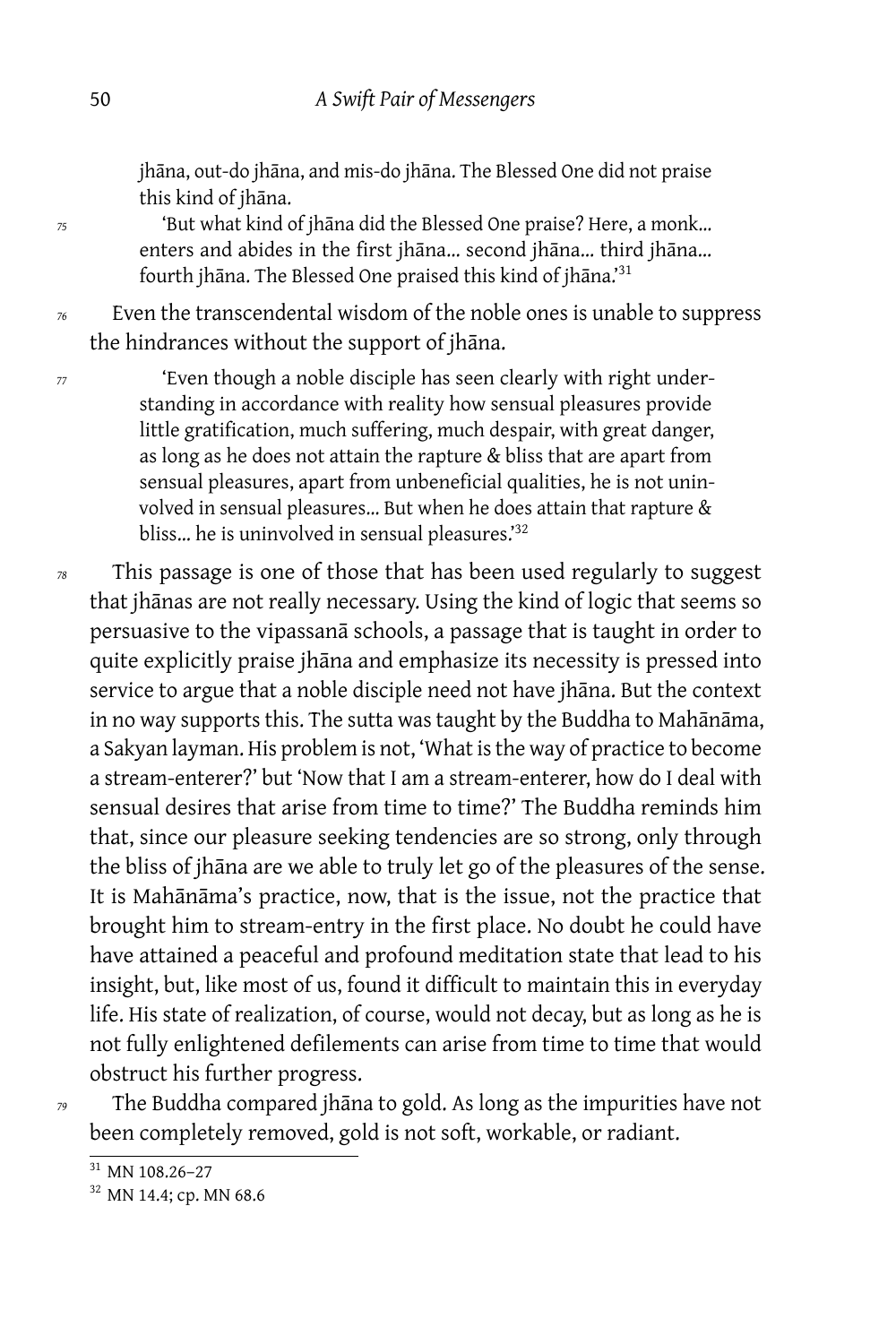jhāna, out-do jhāna, and mis-do jhāna. The Blessed One did not praise this kind of jhāna.

75 'But what kind of jhāna did the Blessed One praise? Here, a monk… enters and abides in the first jhāna… second jhāna… third jhāna… fourth jhāna. The Blessed One praised this kind of jhāna.'[31]

76 Even the transcendental wisdom of the noble ones is unable to suppress the hindrances without the support of jhāna.

77 'Even though a noble disciple has seen clearly with right understanding in accordance with reality how sensual pleasures provide little gratification, much suffering, much despair, with great danger, as long as he does not attain the rapture & bliss that are apart from sensual pleasures, apart from unbeneficial qualities, he is not uninvolved in sensual pleasures… But when he does attain that rapture & bliss… he is uninvolved in sensual pleasures.'[32]

78 This passage is one of those that has been used regularly to suggest that jhānas are not really necessary. Using the kind of logic that seems so persuasive to the vipassanā schools, a passage that is taught in order to quite explicitly praise jhāna and emphasize its necessity is pressed into service to argue that a noble disciple need not have jhāna. But the context in no way supports this. The sutta was taught by the Buddha to Mahānāma, a Sakyan layman. His problem is not, 'What is the way of practice to become a stream-enterer?' but 'Now that I am a stream-enterer, how do I deal with sensual desires that arise from time to time?' The Buddha reminds him that, since our pleasure seeking tendencies are so strong, only through the bliss of jhāna are we able to truly let go of the pleasures of the sense. It is Mahānāma's practice, now, that is the issue, not the practice that brought him to stream-entry in the first place. No doubt he could have have attained a peaceful and profound meditation state that lead to his insight, but, like most of us, found it difficult to maintain this in everyday life. His state of realization, of course, would not decay, but as long as he is not fully enlightened defilements can arise from time to time that would obstruct his further progress.

79 The Buddha compared jhāna to gold. As long as the impurities have not been completely removed, gold is not soft, workable, or radiant.

[31] MN 108.26–27

[32] MN 14.4; cp. MN 68.6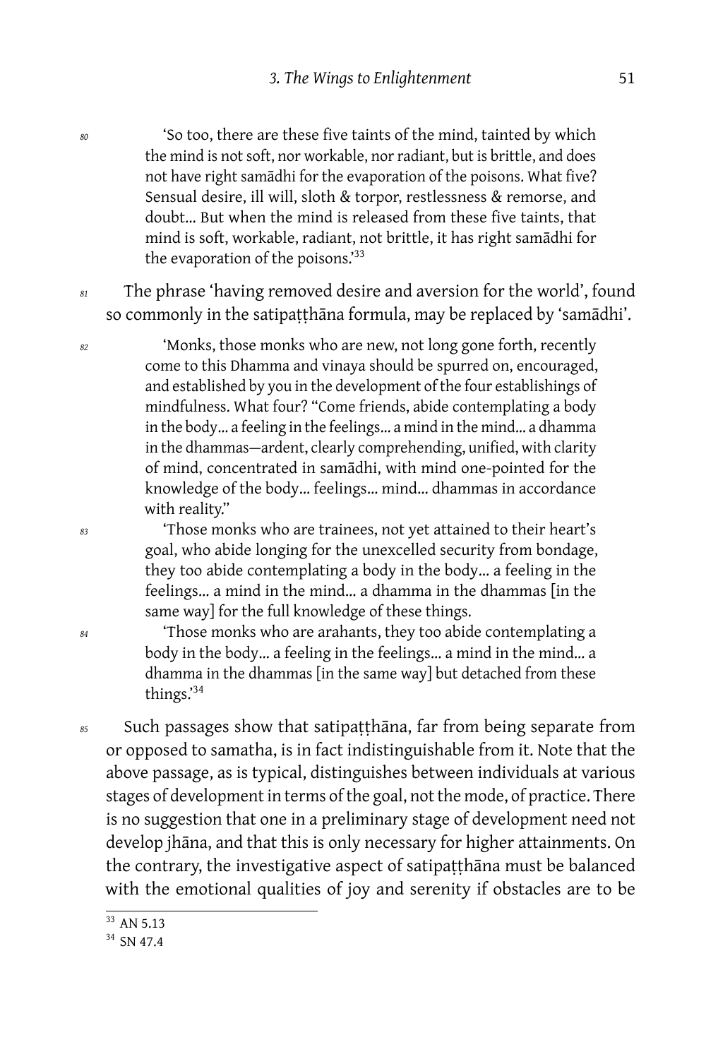80 'So too, there are these five taints of the mind, tainted by which the mind is not soft, nor workable, nor radiant, but is brittle, and does not have right samādhi for the evaporation of the poisons. What five? Sensual desire, ill will, sloth & torpor, restlessness & remorse, and doubt… But when the mind is released from these five taints, that mind is soft, workable, radiant, not brittle, it has right samādhi for the evaporation of the poisons.'[33]

81 The phrase 'having removed desire and aversion for the world', found so commonly in the satipaṭṭhāna formula, may be replaced by 'samādhi'.

82 'Monks, those monks who are new, not long gone forth, recently come to this Dhamma and vinaya should be spurred on, encouraged, and established by you in the development of the four establishings of mindfulness. What four? "Come friends, abide contemplating a body in the body… a feeling in the feelings… a mind in the mind… a dhamma in the dhammas—ardent, clearly comprehending, unified, with clarity of mind, concentrated in samādhi, with mind one-pointed for the knowledge of the body… feelings… mind… dhammas in accordance with reality."

83 'Those monks who are trainees, not yet attained to their heart's goal, who abide longing for the unexcelled security from bondage, they too abide contemplating a body in the body… a feeling in the feelings… a mind in the mind… a dhamma in the dhammas [in the same way] for the full knowledge of these things.

84 'Those monks who are arahants, they too abide contemplating a body in the body… a feeling in the feelings… a mind in the mind… a dhamma in the dhammas [in the same way] but detached from these things.'[34]

85 Such passages show that satipaṭṭhāna, far from being separate from or opposed to samatha, is in fact indistinguishable from it. Note that the above passage, as is typical, distinguishes between individuals at various stages of development in terms of the goal, not the mode, of practice. There is no suggestion that one in a preliminary stage of development need not develop jhāna, and that this is only necessary for higher attainments. On the contrary, the investigative aspect of satipaṭṭhāna must be balanced with the emotional qualities of joy and serenity if obstacles are to be

[33] AN 5.13

[34] SN 47.4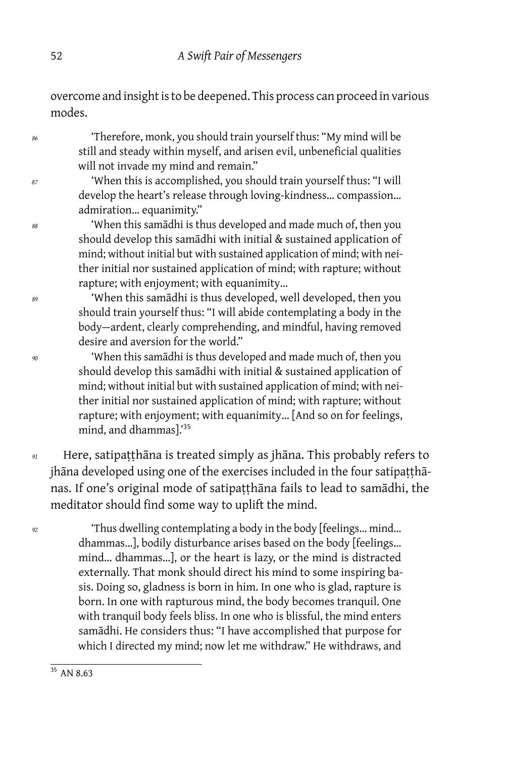overcome and insight is to be deepened. This process can proceed in various modes.

*86* 'Therefore, monk, you should train yourself thus: "My mind will be still and steady within myself, and arisen evil, unbeneficial qualities will not invade my mind and remain."

*87* 'When this is accomplished, you should train yourself thus: "I will develop the heart's release through loving-kindness… compassion… admiration… equanimity."

*88* 'When this samādhi is thus developed and made much of, then you should develop this samādhi with initial & sustained application of mind; without initial but with sustained application of mind; with neither initial nor sustained application of mind; with rapture; without rapture; with enjoyment; with equanimity…

*89* 'When this samādhi is thus developed, well developed, then you should train yourself thus: "I will abide contemplating a body in the body—ardent, clearly comprehending, and mindful, having removed desire and aversion for the world."

*90* 'When this samādhi is thus developed and made much of, then you should develop this samādhi with initial & sustained application of mind; without initial but with sustained application of mind; with neither initial nor sustained application of mind; with rapture; without rapture; with enjoyment; with equanimity… [And so on for feelings, mind, and dhammas].'[35]

*91* Here, satipaṭṭhāna is treated simply as jhāna. This probably refers to jhāna developed using one of the exercises included in the four satipaṭṭhānas. If one's original mode of satipaṭṭhāna fails to lead to samādhi, the meditator should find some way to uplift the mind.

*92* 'Thus dwelling contemplating a body in the body [feelings… mind… dhammas…], bodily disturbance arises based on the body [feelings… mind… dhammas…], or the heart is lazy, or the mind is distracted externally. That monk should direct his mind to some inspiring basis. Doing so, gladness is born in him. In one who is glad, rapture is born. In one with rapturous mind, the body becomes tranquil. One with tranquil body feels bliss. In one who is blissful, the mind enters samādhi. He considers thus: "I have accomplished that purpose for which I directed my mind; now let me withdraw." He withdraws, and

---

[35] AN 8.63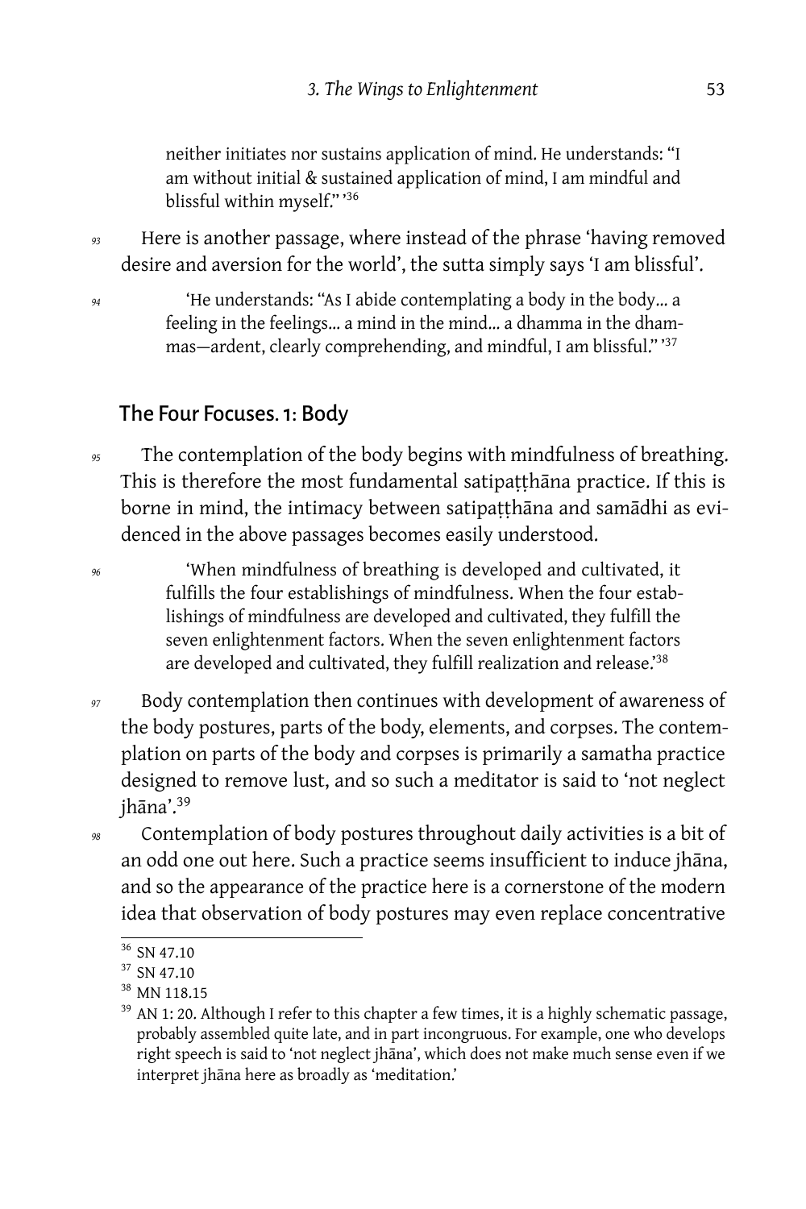neither initiates nor sustains application of mind. He understands: "I am without initial & sustained application of mind, I am mindful and blissful within myself." '[36]

Here is another passage, where instead of the phrase 'having removed desire and aversion for the world', the sutta simply says 'I am blissful'.

> 'He understands: "As I abide contemplating a body in the body... a feeling in the feelings... a mind in the mind... a dhamma in the dhammas—ardent, clearly comprehending, and mindful, I am blissful." '[37]

## The Four Focuses. 1: Body

The contemplation of the body begins with mindfulness of breathing. This is therefore the most fundamental satipaṭṭhāna practice. If this is borne in mind, the intimacy between satipaṭṭhāna and samādhi as evidenced in the above passages becomes easily understood.

> 'When mindfulness of breathing is developed and cultivated, it fulfills the four establishings of mindfulness. When the four establishings of mindfulness are developed and cultivated, they fulfill the seven enlightenment factors. When the seven enlightenment factors are developed and cultivated, they fulfill realization and release.'[38]

Body contemplation then continues with development of awareness of the body postures, parts of the body, elements, and corpses. The contemplation on parts of the body and corpses is primarily a samatha practice designed to remove lust, and so such a meditator is said to 'not neglect jhāna'.[39]

Contemplation of body postures throughout daily activities is a bit of an odd one out here. Such a practice seems insufficient to induce jhāna, and so the appearance of the practice here is a cornerstone of the modern idea that observation of body postures may even replace concentrative

---

[36] SN 47.10

[37] SN 47.10

[38] MN 118.15

[39] AN 1: 20. Although I refer to this chapter a few times, it is a highly schematic passage, probably assembled quite late, and in part incongruous. For example, one who develops right speech is said to 'not neglect jhāna', which does not make much sense even if we interpret jhāna here as broadly as 'meditation.'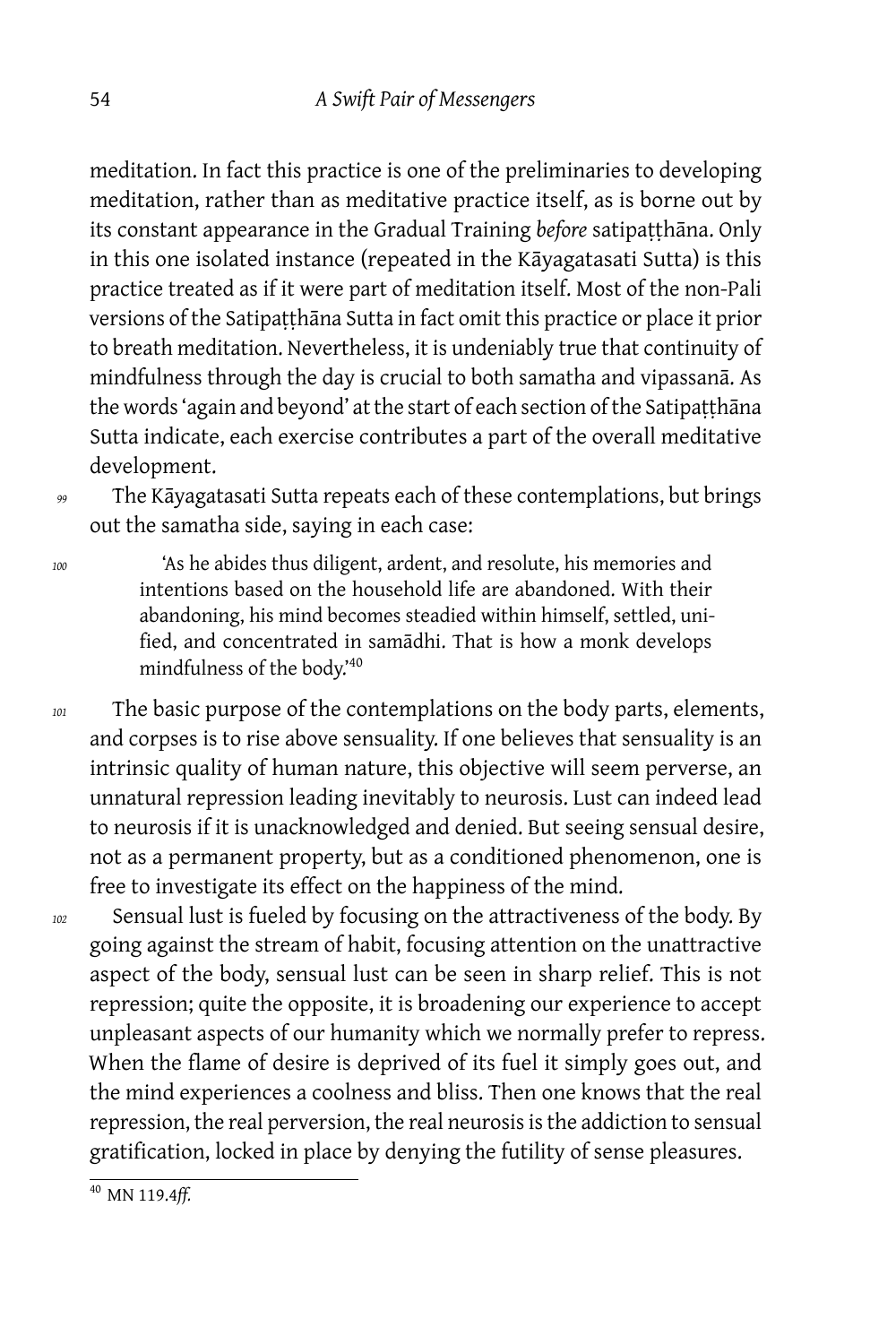meditation. In fact this practice is one of the preliminaries to developing meditation, rather than as meditative practice itself, as is borne out by its constant appearance in the Gradual Training *before* satipaṭṭhāna. Only in this one isolated instance (repeated in the Kāyagatasati Sutta) is this practice treated as if it were part of meditation itself. Most of the non-Pali versions of the Satipaṭṭhāna Sutta in fact omit this practice or place it prior to breath meditation. Nevertheless, it is undeniably true that continuity of mindfulness through the day is crucial to both samatha and vipassanā. As the words 'again and beyond' at the start of each section of the Satipaṭṭhāna Sutta indicate, each exercise contributes a part of the overall meditative development.

99 The Kāyagatasati Sutta repeats each of these contemplations, but brings out the samatha side, saying in each case:

100
> 'As he abides thus diligent, ardent, and resolute, his memories and intentions based on the household life are abandoned. With their abandoning, his mind becomes steadied within himself, settled, unified, and concentrated in samādhi. That is how a monk develops mindfulness of the body.'[40]

101 The basic purpose of the contemplations on the body parts, elements, and corpses is to rise above sensuality. If one believes that sensuality is an intrinsic quality of human nature, this objective will seem perverse, an unnatural repression leading inevitably to neurosis. Lust can indeed lead to neurosis if it is unacknowledged and denied. But seeing sensual desire, not as a permanent property, but as a conditioned phenomenon, one is free to investigate its effect on the happiness of the mind.

102 Sensual lust is fueled by focusing on the attractiveness of the body. By going against the stream of habit, focusing attention on the unattractive aspect of the body, sensual lust can be seen in sharp relief. This is not repression; quite the opposite, it is broadening our experience to accept unpleasant aspects of our humanity which we normally prefer to repress. When the flame of desire is deprived of its fuel it simply goes out, and the mind experiences a coolness and bliss. Then one knows that the real repression, the real perversion, the real neurosis is the addiction to sensual gratification, locked in place by denying the futility of sense pleasures.

---

[40] MN 119.4*ff.*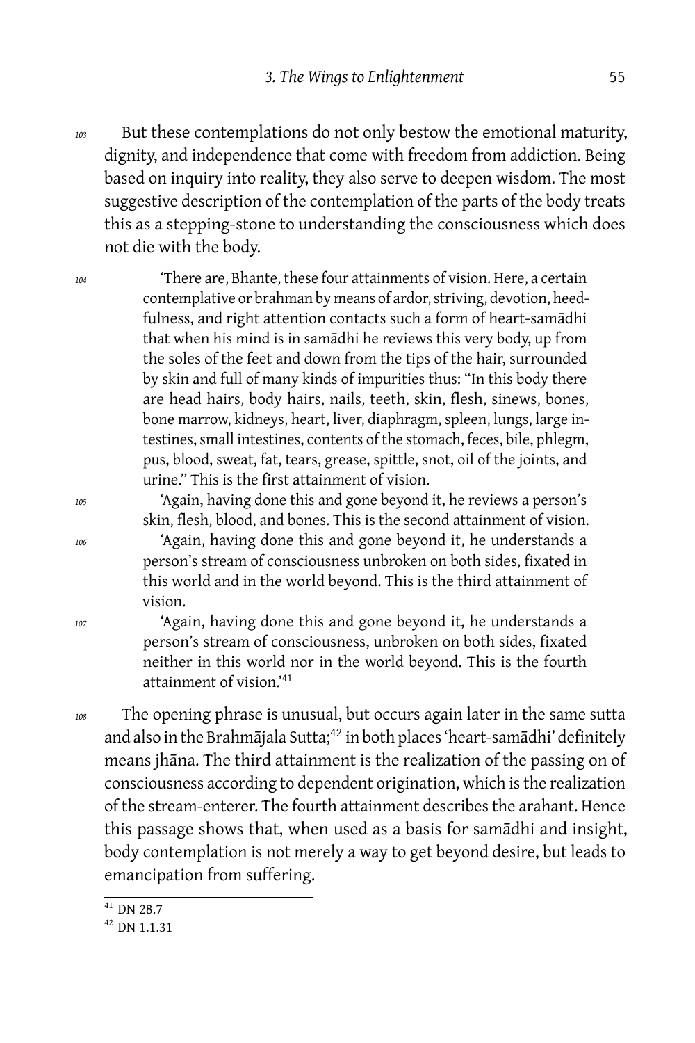<sup>103</sup> But these contemplations do not only bestow the emotional maturity, dignity, and independence that come with freedom from addiction. Being based on inquiry into reality, they also serve to deepen wisdom. The most suggestive description of the contemplation of the parts of the body treats this as a stepping-stone to understanding the consciousness which does not die with the body.

> 'There are, Bhante, these four attainments of vision. Here, a certain contemplative or brahman by means of ardor, striving, devotion, heedfulness, and right attention contacts such a form of heart-samādhi that when his mind is in samādhi he reviews this very body, up from the soles of the feet and down from the tips of the hair, surrounded by skin and full of many kinds of impurities thus: "In this body there are head hairs, body hairs, nails, teeth, skin, flesh, sinews, bones, bone marrow, kidneys, heart, liver, diaphragm, spleen, lungs, large intestines, small intestines, contents of the stomach, feces, bile, phlegm, pus, blood, sweat, fat, tears, grease, spittle, snot, oil of the joints, and urine." This is the first attainment of vision.
>
> 'Again, having done this and gone beyond it, he reviews a person's skin, flesh, blood, and bones. This is the second attainment of vision.
>
> 'Again, having done this and gone beyond it, he understands a person's stream of consciousness unbroken on both sides, fixated in this world and in the world beyond. This is the third attainment of vision.
>
> 'Again, having done this and gone beyond it, he understands a person's stream of consciousness, unbroken on both sides, fixated neither in this world nor in the world beyond. This is the fourth attainment of vision.'[41]

The opening phrase is unusual, but occurs again later in the same sutta and also in the Brahmājala Sutta;[42] in both places 'heart-samādhi' definitely means jhāna. The third attainment is the realization of the passing on of consciousness according to dependent origination, which is the realization of the stream-enterer. The fourth attainment describes the arahant. Hence this passage shows that, when used as a basis for samādhi and insight, body contemplation is not merely a way to get beyond desire, but leads to emancipation from suffering.

---

[41] DN 28.7

[42] DN 1.1.31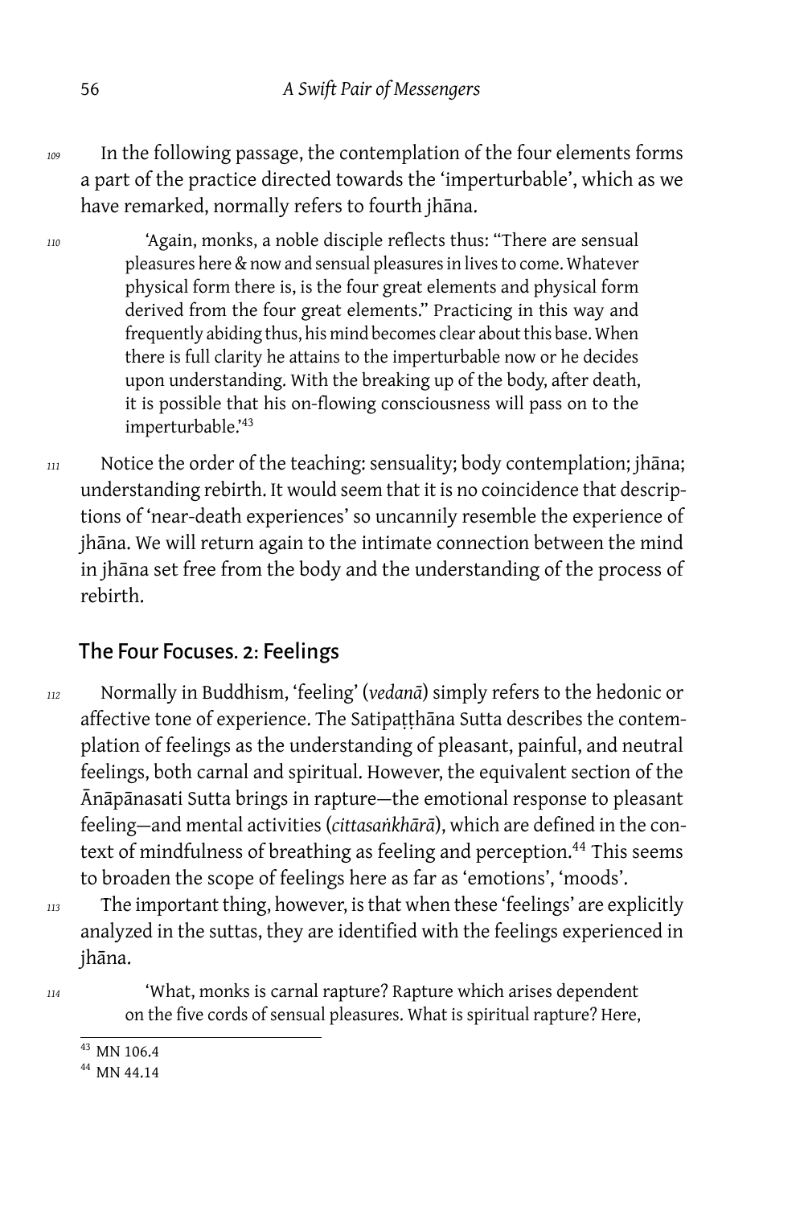In the following passage, the contemplation of the four elements forms a part of the practice directed towards the 'imperturbable', which as we have remarked, normally refers to fourth jhāna.

> 'Again, monks, a noble disciple reflects thus: "There are sensual pleasures here & now and sensual pleasures in lives to come. Whatever physical form there is, is the four great elements and physical form derived from the four great elements." Practicing in this way and frequently abiding thus, his mind becomes clear about this base. When there is full clarity he attains to the imperturbable now or he decides upon understanding. With the breaking up of the body, after death, it is possible that his on-flowing consciousness will pass on to the imperturbable.'[43]

Notice the order of the teaching: sensuality; body contemplation; jhāna; understanding rebirth. It would seem that it is no coincidence that descriptions of 'near-death experiences' so uncannily resemble the experience of jhāna. We will return again to the intimate connection between the mind in jhāna set free from the body and the understanding of the process of rebirth.

## The Four Focuses. 2: Feelings

Normally in Buddhism, 'feeling' (*vedanā*) simply refers to the hedonic or affective tone of experience. The Satipaṭṭhāna Sutta describes the contemplation of feelings as the understanding of pleasant, painful, and neutral feelings, both carnal and spiritual. However, the equivalent section of the Ānāpānasati Sutta brings in rapture—the emotional response to pleasant feeling—and mental activities (*cittasaṅkhārā*), which are defined in the context of mindfulness of breathing as feeling and perception.[44] This seems to broaden the scope of feelings here as far as 'emotions', 'moods'.

The important thing, however, is that when these 'feelings' are explicitly analyzed in the suttas, they are identified with the feelings experienced in jhāna.

> 'What, monks is carnal rapture? Rapture which arises dependent on the five cords of sensual pleasures. What is spiritual rapture? Here,

---

[43] MN 106.4

[44] MN 44.14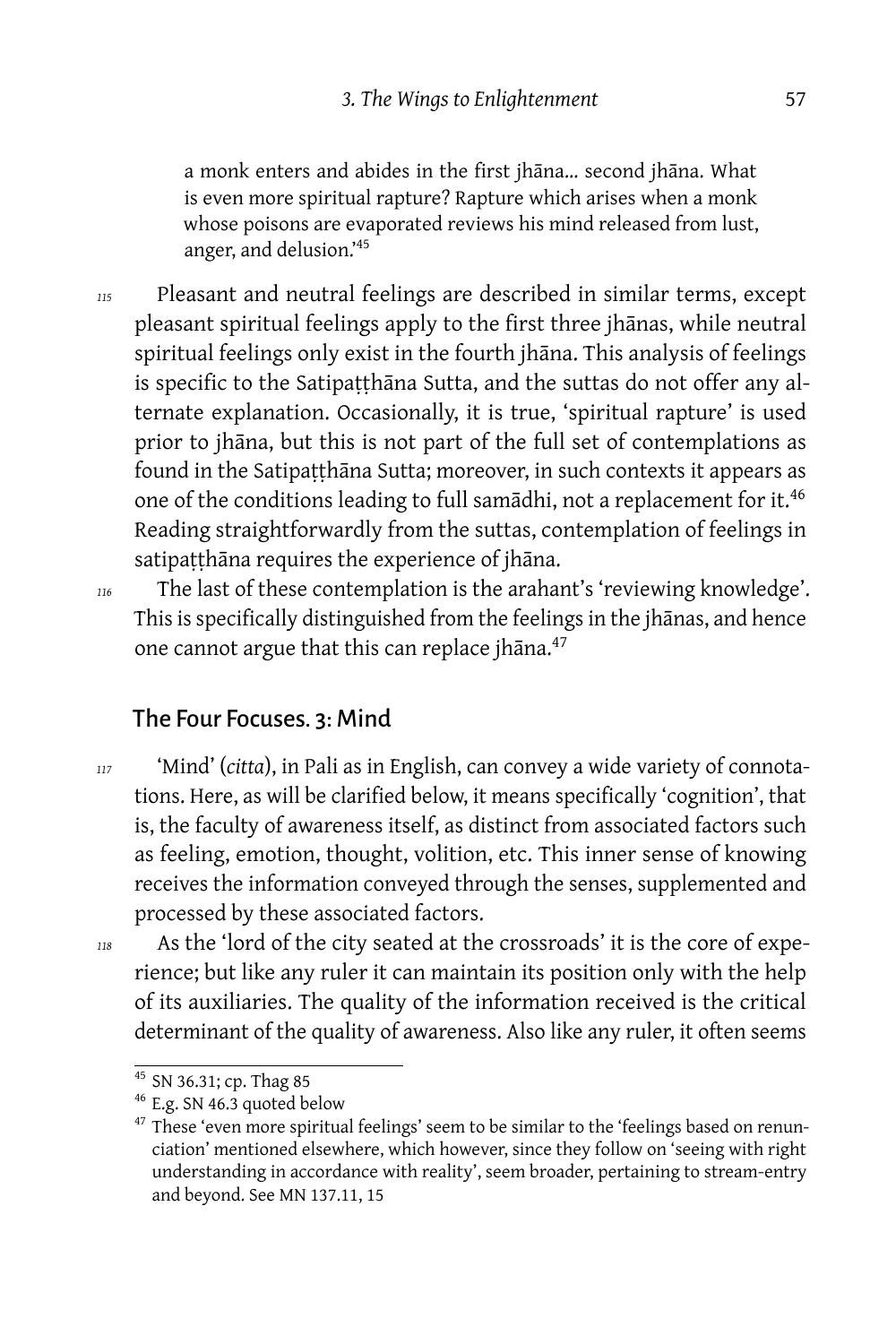a monk enters and abides in the first jhāna… second jhāna. What is even more spiritual rapture? Rapture which arises when a monk whose poisons are evaporated reviews his mind released from lust, anger, and delusion.'[45]

115 Pleasant and neutral feelings are described in similar terms, except pleasant spiritual feelings apply to the first three jhānas, while neutral spiritual feelings only exist in the fourth jhāna. This analysis of feelings is specific to the Satipaṭṭhāna Sutta, and the suttas do not offer any alternate explanation. Occasionally, it is true, 'spiritual rapture' is used prior to jhāna, but this is not part of the full set of contemplations as found in the Satipaṭṭhāna Sutta; moreover, in such contexts it appears as one of the conditions leading to full samādhi, not a replacement for it.[46] Reading straightforwardly from the suttas, contemplation of feelings in satipaṭṭhāna requires the experience of jhāna.

116 The last of these contemplation is the arahant's 'reviewing knowledge'. This is specifically distinguished from the feelings in the jhānas, and hence one cannot argue that this can replace jhāna.[47]

## The Four Focuses. 3: Mind

117 'Mind' (*citta*), in Pali as in English, can convey a wide variety of connotations. Here, as will be clarified below, it means specifically 'cognition', that is, the faculty of awareness itself, as distinct from associated factors such as feeling, emotion, thought, volition, etc. This inner sense of knowing receives the information conveyed through the senses, supplemented and processed by these associated factors.

118 As the 'lord of the city seated at the crossroads' it is the core of experience; but like any ruler it can maintain its position only with the help of its auxiliaries. The quality of the information received is the critical determinant of the quality of awareness. Also like any ruler, it often seems

---

[45] SN 36.31; cp. Thag 85

[46] E.g. SN 46.3 quoted below

[47] These 'even more spiritual feelings' seem to be similar to the 'feelings based on renunciation' mentioned elsewhere, which however, since they follow on 'seeing with right understanding in accordance with reality', seem broader, pertaining to stream-entry and beyond. See MN 137.11, 15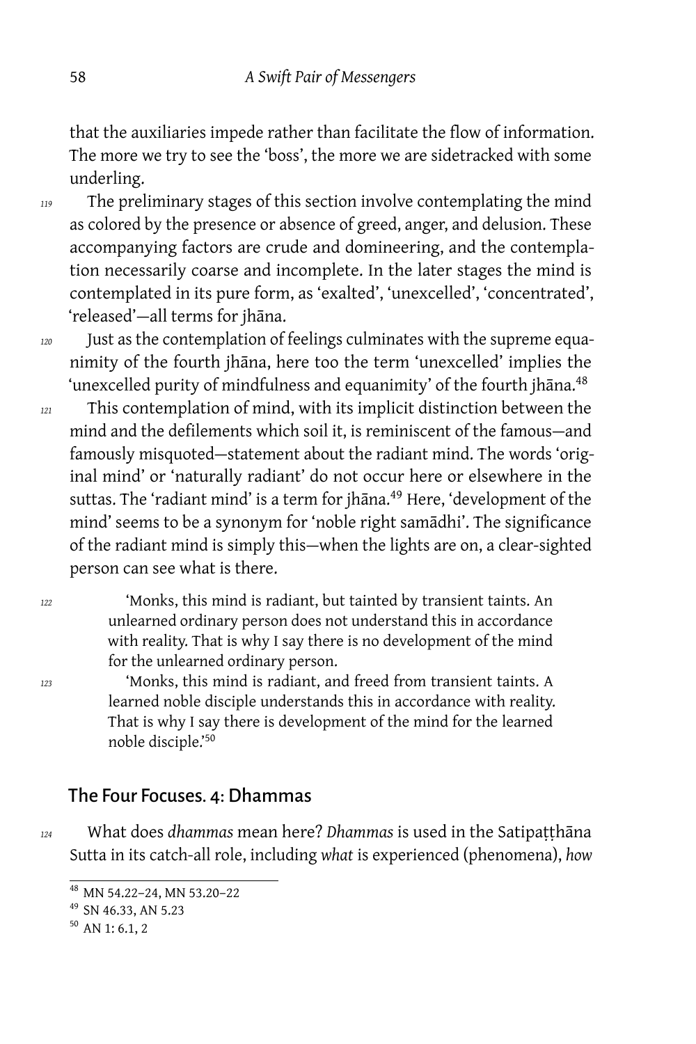that the auxiliaries impede rather than facilitate the flow of information. The more we try to see the 'boss', the more we are sidetracked with some underling.

*119* The preliminary stages of this section involve contemplating the mind as colored by the presence or absence of greed, anger, and delusion. These accompanying factors are crude and domineering, and the contemplation necessarily coarse and incomplete. In the later stages the mind is contemplated in its pure form, as 'exalted', 'unexcelled', 'concentrated', 'released'—all terms for jhāna.

*120* Just as the contemplation of feelings culminates with the supreme equanimity of the fourth jhāna, here too the term 'unexcelled' implies the 'unexcelled purity of mindfulness and equanimity' of the fourth jhāna.[48]

*121* This contemplation of mind, with its implicit distinction between the mind and the defilements which soil it, is reminiscent of the famous—and famously misquoted—statement about the radiant mind. The words 'original mind' or 'naturally radiant' do not occur here or elsewhere in the suttas. The 'radiant mind' is a term for jhāna.[49] Here, 'development of the mind' seems to be a synonym for 'noble right samādhi'. The significance of the radiant mind is simply this—when the lights are on, a clear-sighted person can see what is there.

> *122* 'Monks, this mind is radiant, but tainted by transient taints. An unlearned ordinary person does not understand this in accordance with reality. That is why I say there is no development of the mind for the unlearned ordinary person.
>
> *123* 'Monks, this mind is radiant, and freed from transient taints. A learned noble disciple understands this in accordance with reality. That is why I say there is development of the mind for the learned noble disciple.'[50]

## The Four Focuses. 4: Dhammas

*124* What does *dhammas* mean here? *Dhammas* is used in the Satipaṭṭhāna Sutta in its catch-all role, including *what* is experienced (phenomena), *how*

---

[48] MN 54.22–24, MN 53.20–22

[49] SN 46.33, AN 5.23

[50] AN 1: 6.1, 2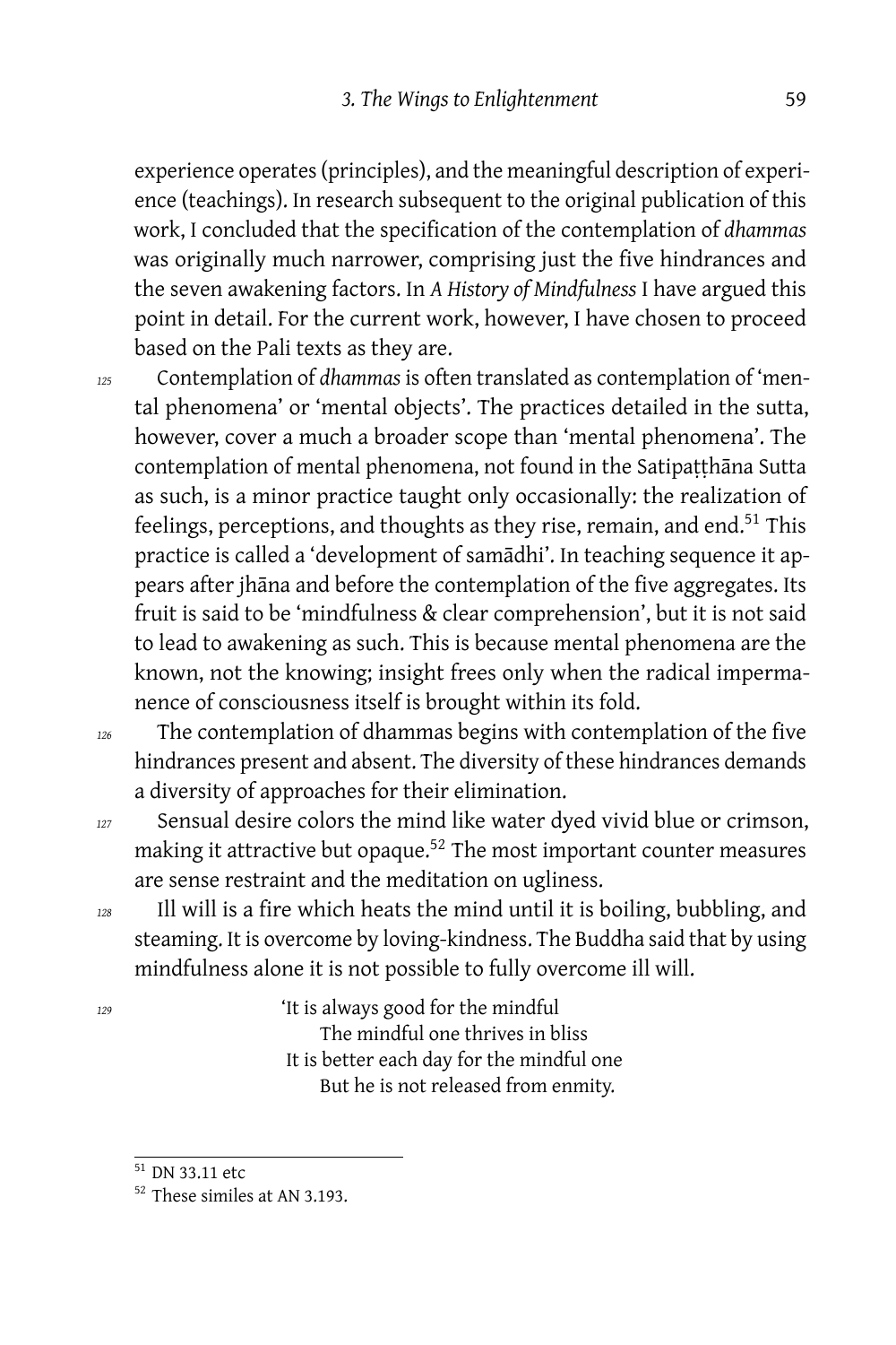experience operates (principles), and the meaningful description of experience (teachings). In research subsequent to the original publication of this work, I concluded that the specification of the contemplation of *dhammas* was originally much narrower, comprising just the five hindrances and the seven awakening factors. In *A History of Mindfulness* I have argued this point in detail. For the current work, however, I have chosen to proceed based on the Pali texts as they are.

125 Contemplation of *dhammas* is often translated as contemplation of 'mental phenomena' or 'mental objects'. The practices detailed in the sutta, however, cover a much a broader scope than 'mental phenomena'. The contemplation of mental phenomena, not found in the Satipaṭṭhāna Sutta as such, is a minor practice taught only occasionally: the realization of feelings, perceptions, and thoughts as they rise, remain, and end.[51] This practice is called a 'development of samādhi'. In teaching sequence it appears after jhāna and before the contemplation of the five aggregates. Its fruit is said to be 'mindfulness & clear comprehension', but it is not said to lead to awakening as such. This is because mental phenomena are the known, not the knowing; insight frees only when the radical impermanence of consciousness itself is brought within its fold.

126 The contemplation of dhammas begins with contemplation of the five hindrances present and absent. The diversity of these hindrances demands a diversity of approaches for their elimination.

127 Sensual desire colors the mind like water dyed vivid blue or crimson, making it attractive but opaque.[52] The most important counter measures are sense restraint and the meditation on ugliness.

128 Ill will is a fire which heats the mind until it is boiling, bubbling, and steaming. It is overcome by loving-kindness. The Buddha said that by using mindfulness alone it is not possible to fully overcome ill will.

129
> 'It is always good for the mindful
> The mindful one thrives in bliss
> It is better each day for the mindful one
> But he is not released from enmity.

[51] DN 33.11 etc

[52] These similes at AN 3.193.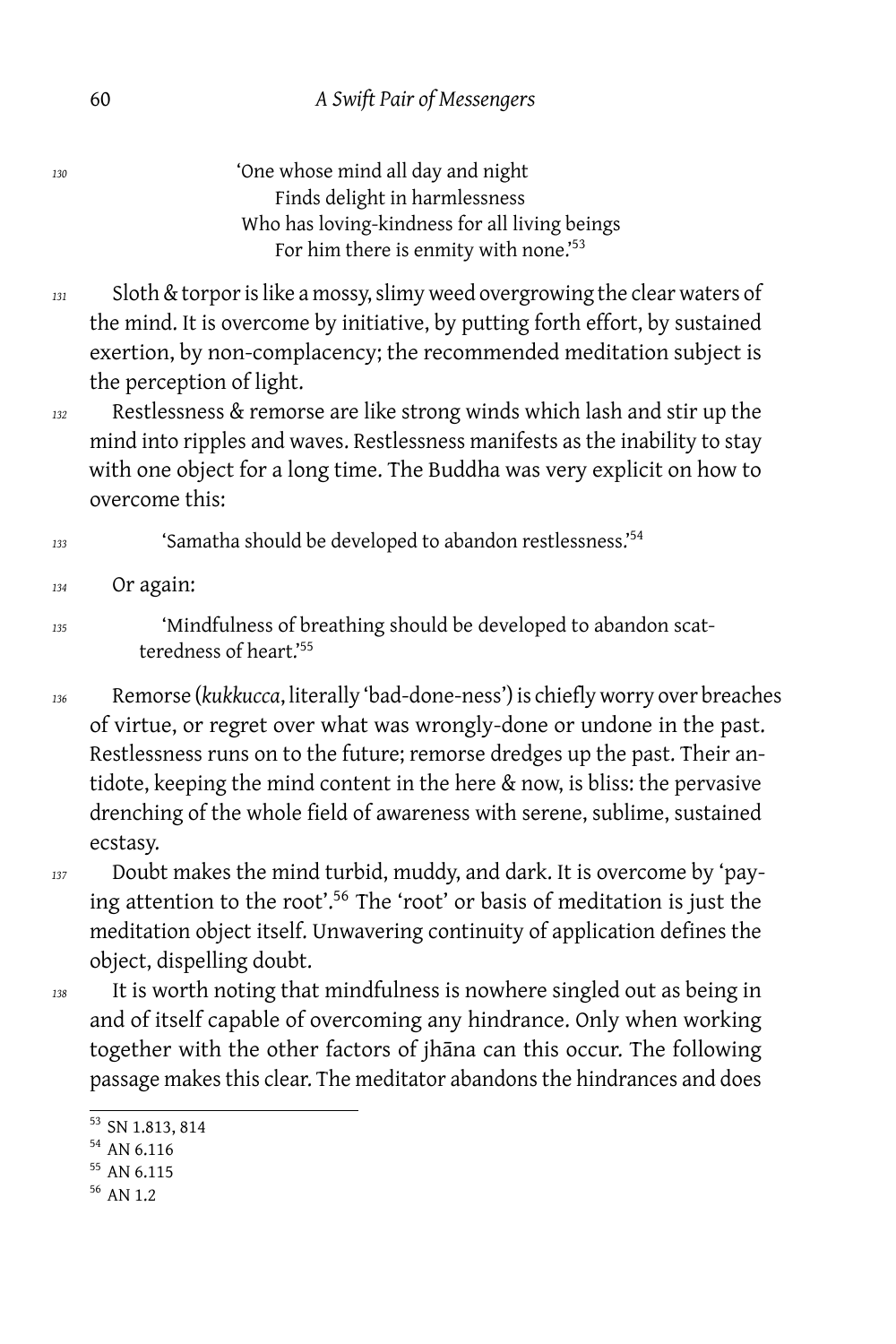> 'One whose mind all day and night
> Finds delight in harmlessness
> Who has loving-kindness for all living beings
> For him there is enmity with none.'[53]

Sloth & torpor is like a mossy, slimy weed overgrowing the clear waters of the mind. It is overcome by initiative, by putting forth effort, by sustained exertion, by non-complacency; the recommended meditation subject is the perception of light.

Restlessness & remorse are like strong winds which lash and stir up the mind into ripples and waves. Restlessness manifests as the inability to stay with one object for a long time. The Buddha was very explicit on how to overcome this:

> 'Samatha should be developed to abandon restlessness.'[54]

Or again:

> 'Mindfulness of breathing should be developed to abandon scatteredness of heart.'[55]

Remorse (*kukkucca*, literally 'bad-done-ness') is chiefly worry over breaches of virtue, or regret over what was wrongly-done or undone in the past. Restlessness runs on to the future; remorse dredges up the past. Their antidote, keeping the mind content in the here & now, is bliss: the pervasive drenching of the whole field of awareness with serene, sublime, sustained ecstasy.

Doubt makes the mind turbid, muddy, and dark. It is overcome by 'paying attention to the root'.[56] The 'root' or basis of meditation is just the meditation object itself. Unwavering continuity of application defines the object, dispelling doubt.

It is worth noting that mindfulness is nowhere singled out as being in and of itself capable of overcoming any hindrance. Only when working together with the other factors of jhāna can this occur. The following passage makes this clear. The meditator abandons the hindrances and does

---

[53] SN 1.813, 814

[54] AN 6.116

[55] AN 6.115

[56] AN 1.2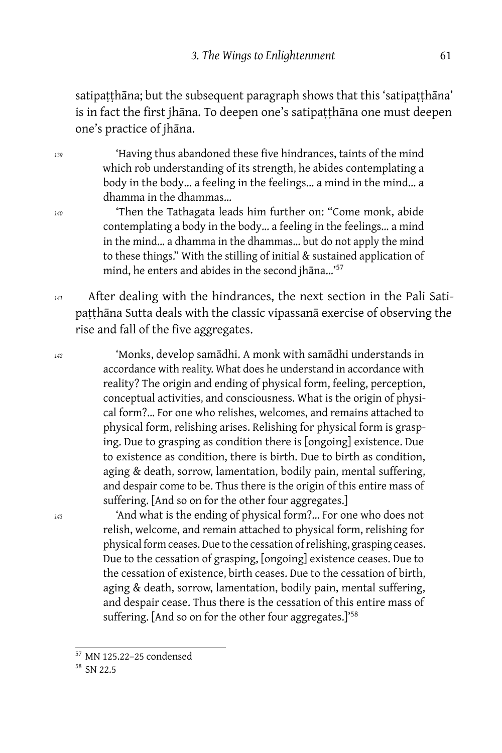satipaṭṭhāna; but the subsequent paragraph shows that this 'satipaṭṭhāna' is in fact the first jhāna. To deepen one's satipaṭṭhāna one must deepen one's practice of jhāna.

139

> 'Having thus abandoned these five hindrances, taints of the mind which rob understanding of its strength, he abides contemplating a body in the body… a feeling in the feelings… a mind in the mind… a dhamma in the dhammas…

140

> 'Then the Tathagata leads him further on: "Come monk, abide contemplating a body in the body… a feeling in the feelings… a mind in the mind… a dhamma in the dhammas… but do not apply the mind to these things." With the stilling of initial & sustained application of mind, he enters and abides in the second jhāna…'[57]

141

After dealing with the hindrances, the next section in the Pali Satipaṭṭhāna Sutta deals with the classic vipassanā exercise of observing the rise and fall of the five aggregates.

142

> 'Monks, develop samādhi. A monk with samādhi understands in accordance with reality. What does he understand in accordance with reality? The origin and ending of physical form, feeling, perception, conceptual activities, and consciousness. What is the origin of physical form?… For one who relishes, welcomes, and remains attached to physical form, relishing arises. Relishing for physical form is grasping. Due to grasping as condition there is [ongoing] existence. Due to existence as condition, there is birth. Due to birth as condition, aging & death, sorrow, lamentation, bodily pain, mental suffering, and despair come to be. Thus there is the origin of this entire mass of suffering. [And so on for the other four aggregates.]

143

> 'And what is the ending of physical form?… For one who does not relish, welcome, and remain attached to physical form, relishing for physical form ceases. Due to the cessation of relishing, grasping ceases. Due to the cessation of grasping, [ongoing] existence ceases. Due to the cessation of existence, birth ceases. Due to the cessation of birth, aging & death, sorrow, lamentation, bodily pain, mental suffering, and despair cease. Thus there is the cessation of this entire mass of suffering. [And so on for the other four aggregates.]'[58]

---

[57] MN 125.22–25 condensed

[58] SN 22.5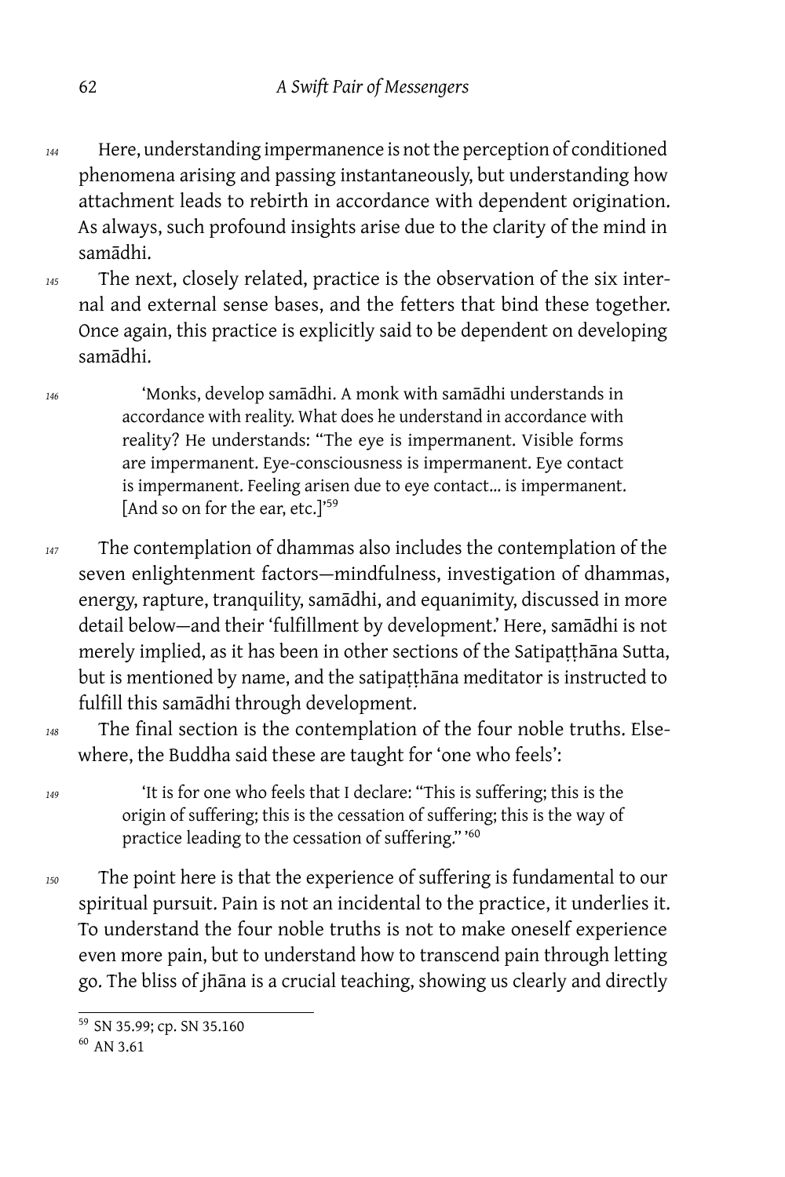144 Here, understanding impermanence is not the perception of conditioned phenomena arising and passing instantaneously, but understanding how attachment leads to rebirth in accordance with dependent origination. As always, such profound insights arise due to the clarity of the mind in samādhi.

145 The next, closely related, practice is the observation of the six internal and external sense bases, and the fetters that bind these together. Once again, this practice is explicitly said to be dependent on developing samādhi.

> 146 'Monks, develop samādhi. A monk with samādhi understands in accordance with reality. What does he understand in accordance with reality? He understands: "The eye is impermanent. Visible forms are impermanent. Eye-consciousness is impermanent. Eye contact is impermanent. Feeling arisen due to eye contact… is impermanent. [And so on for the ear, etc.]'[59]

147 The contemplation of dhammas also includes the contemplation of the seven enlightenment factors—mindfulness, investigation of dhammas, energy, rapture, tranquility, samādhi, and equanimity, discussed in more detail below—and their 'fulfillment by development.' Here, samādhi is not merely implied, as it has been in other sections of the Satipaṭṭhāna Sutta, but is mentioned by name, and the satipaṭṭhāna meditator is instructed to fulfill this samādhi through development.

148 The final section is the contemplation of the four noble truths. Elsewhere, the Buddha said these are taught for 'one who feels':

> 149 'It is for one who feels that I declare: "This is suffering; this is the origin of suffering; this is the cessation of suffering; this is the way of practice leading to the cessation of suffering." '[60]

150 The point here is that the experience of suffering is fundamental to our spiritual pursuit. Pain is not an incidental to the practice, it underlies it. To understand the four noble truths is not to make oneself experience even more pain, but to understand how to transcend pain through letting go. The bliss of jhāna is a crucial teaching, showing us clearly and directly

---

[59] SN 35.99; cp. SN 35.160

[60] AN 3.61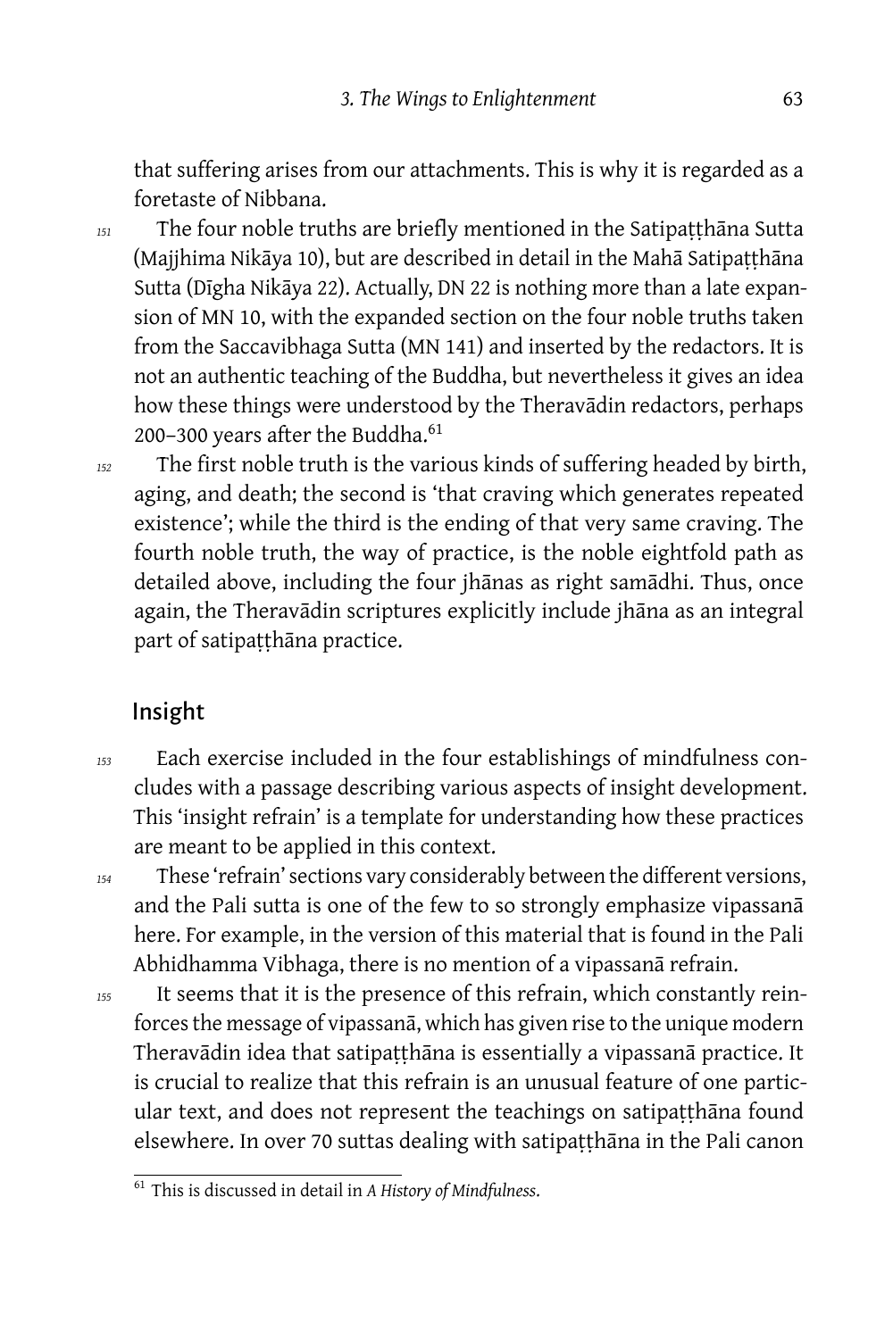that suffering arises from our attachments. This is why it is regarded as a foretaste of Nibbana.

151 The four noble truths are briefly mentioned in the Satipaṭṭhāna Sutta (Majjhima Nikāya 10), but are described in detail in the Mahā Satipaṭṭhāna Sutta (Dīgha Nikāya 22). Actually, DN 22 is nothing more than a late expansion of MN 10, with the expanded section on the four noble truths taken from the Saccavibhaga Sutta (MN 141) and inserted by the redactors. It is not an authentic teaching of the Buddha, but nevertheless it gives an idea how these things were understood by the Theravādin redactors, perhaps 200–300 years after the Buddha.[61]

152 The first noble truth is the various kinds of suffering headed by birth, aging, and death; the second is 'that craving which generates repeated existence'; while the third is the ending of that very same craving. The fourth noble truth, the way of practice, is the noble eightfold path as detailed above, including the four jhānas as right samādhi. Thus, once again, the Theravādin scriptures explicitly include jhāna as an integral part of satipaṭṭhāna practice.

## Insight

153 Each exercise included in the four establishings of mindfulness concludes with a passage describing various aspects of insight development. This 'insight refrain' is a template for understanding how these practices are meant to be applied in this context.

154 These 'refrain' sections vary considerably between the different versions, and the Pali sutta is one of the few to so strongly emphasize vipassanā here. For example, in the version of this material that is found in the Pali Abhidhamma Vibhaga, there is no mention of a vipassanā refrain.

155 It seems that it is the presence of this refrain, which constantly reinforces the message of vipassanā, which has given rise to the unique modern Theravādin idea that satipaṭṭhāna is essentially a vipassanā practice. It is crucial to realize that this refrain is an unusual feature of one particular text, and does not represent the teachings on satipaṭṭhāna found elsewhere. In over 70 suttas dealing with satipaṭṭhāna in the Pali canon

---

[61] This is discussed in detail in *A History of Mindfulness*.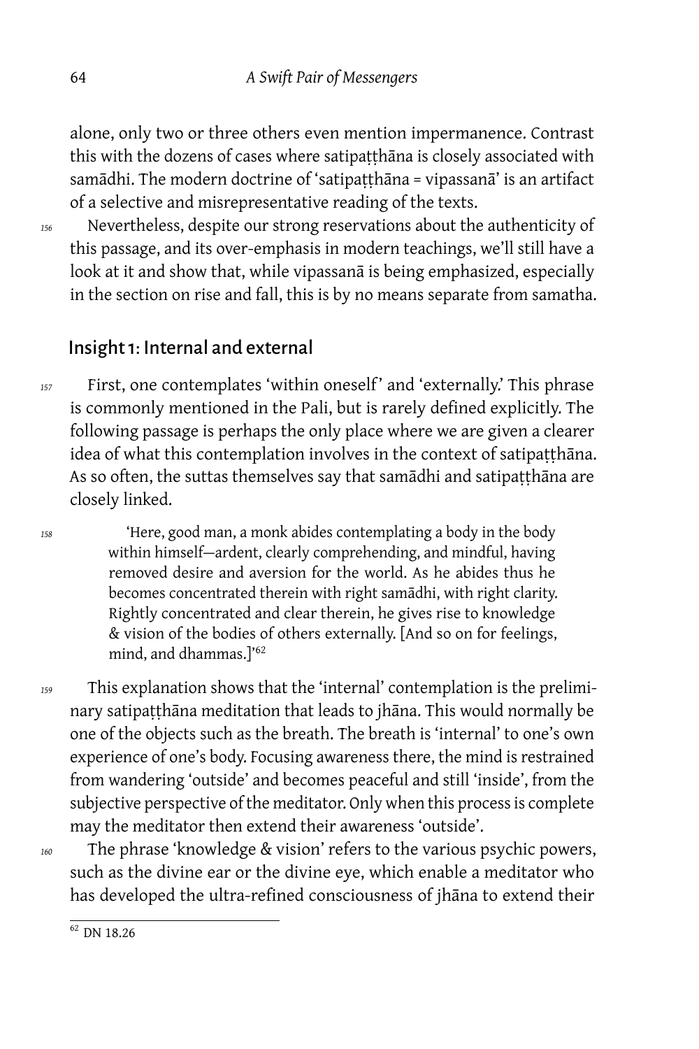alone, only two or three others even mention impermanence. Contrast this with the dozens of cases where satipaṭṭhāna is closely associated with samādhi. The modern doctrine of 'satipaṭṭhāna = vipassanā' is an artifact of a selective and misrepresentative reading of the texts.

156 Nevertheless, despite our strong reservations about the authenticity of this passage, and its over-emphasis in modern teachings, we'll still have a look at it and show that, while vipassanā is being emphasized, especially in the section on rise and fall, this is by no means separate from samatha.

## Insight 1: Internal and external

157 First, one contemplates 'within oneself' and 'externally.' This phrase is commonly mentioned in the Pali, but is rarely defined explicitly. The following passage is perhaps the only place where we are given a clearer idea of what this contemplation involves in the context of satipaṭṭhāna. As so often, the suttas themselves say that samādhi and satipaṭṭhāna are closely linked.

158
> 'Here, good man, a monk abides contemplating a body in the body within himself—ardent, clearly comprehending, and mindful, having removed desire and aversion for the world. As he abides thus he becomes concentrated therein with right samādhi, with right clarity. Rightly concentrated and clear therein, he gives rise to knowledge & vision of the bodies of others externally. [And so on for feelings, mind, and dhammas.]'[62]

159 This explanation shows that the 'internal' contemplation is the preliminary satipaṭṭhāna meditation that leads to jhāna. This would normally be one of the objects such as the breath. The breath is 'internal' to one's own experience of one's body. Focusing awareness there, the mind is restrained from wandering 'outside' and becomes peaceful and still 'inside', from the subjective perspective of the meditator. Only when this process is complete may the meditator then extend their awareness 'outside'.

160 The phrase 'knowledge & vision' refers to the various psychic powers, such as the divine ear or the divine eye, which enable a meditator who has developed the ultra-refined consciousness of jhāna to extend their

[62] DN 18.26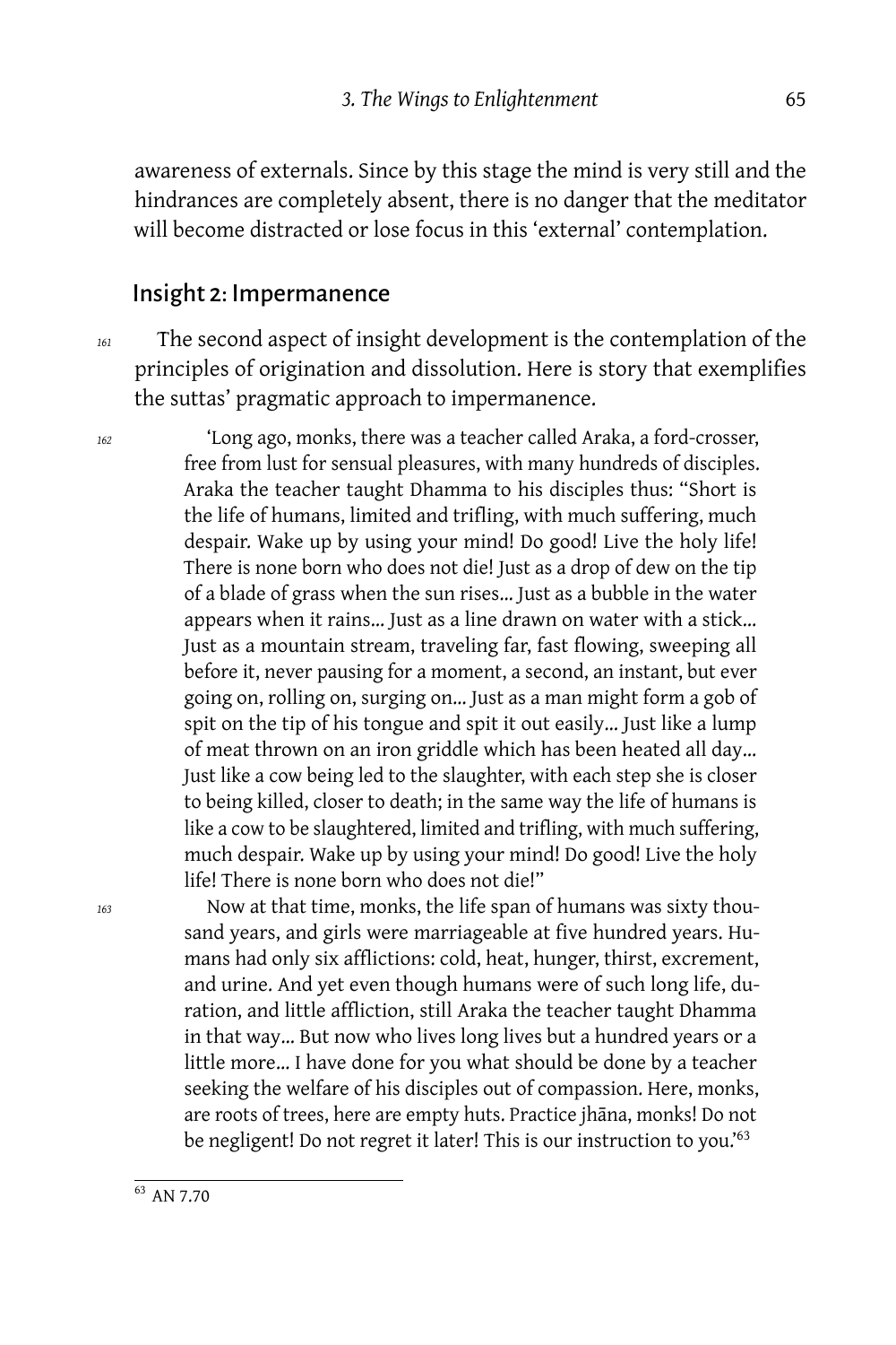awareness of externals. Since by this stage the mind is very still and the hindrances are completely absent, there is no danger that the meditator will become distracted or lose focus in this 'external' contemplation.

## Insight 2: Impermanence

161 The second aspect of insight development is the contemplation of the principles of origination and dissolution. Here is story that exemplifies the suttas' pragmatic approach to impermanence.

> 162 'Long ago, monks, there was a teacher called Araka, a ford-crosser, free from lust for sensual pleasures, with many hundreds of disciples. Araka the teacher taught Dhamma to his disciples thus: "Short is the life of humans, limited and trifling, with much suffering, much despair. Wake up by using your mind! Do good! Live the holy life! There is none born who does not die! Just as a drop of dew on the tip of a blade of grass when the sun rises… Just as a bubble in the water appears when it rains… Just as a line drawn on water with a stick… Just as a mountain stream, traveling far, fast flowing, sweeping all before it, never pausing for a moment, a second, an instant, but ever going on, rolling on, surging on… Just as a man might form a gob of spit on the tip of his tongue and spit it out easily… Just like a lump of meat thrown on an iron griddle which has been heated all day… Just like a cow being led to the slaughter, with each step she is closer to being killed, closer to death; in the same way the life of humans is like a cow to be slaughtered, limited and trifling, with much suffering, much despair. Wake up by using your mind! Do good! Live the holy life! There is none born who does not die!"
>
> 163 Now at that time, monks, the life span of humans was sixty thousand years, and girls were marriageable at five hundred years. Humans had only six afflictions: cold, heat, hunger, thirst, excrement, and urine. And yet even though humans were of such long life, duration, and little affliction, still Araka the teacher taught Dhamma in that way… But now who lives long lives but a hundred years or a little more… I have done for you what should be done by a teacher seeking the welfare of his disciples out of compassion. Here, monks, are roots of trees, here are empty huts. Practice jhāna, monks! Do not be negligent! Do not regret it later! This is our instruction to you.'[63]

[63] AN 7.70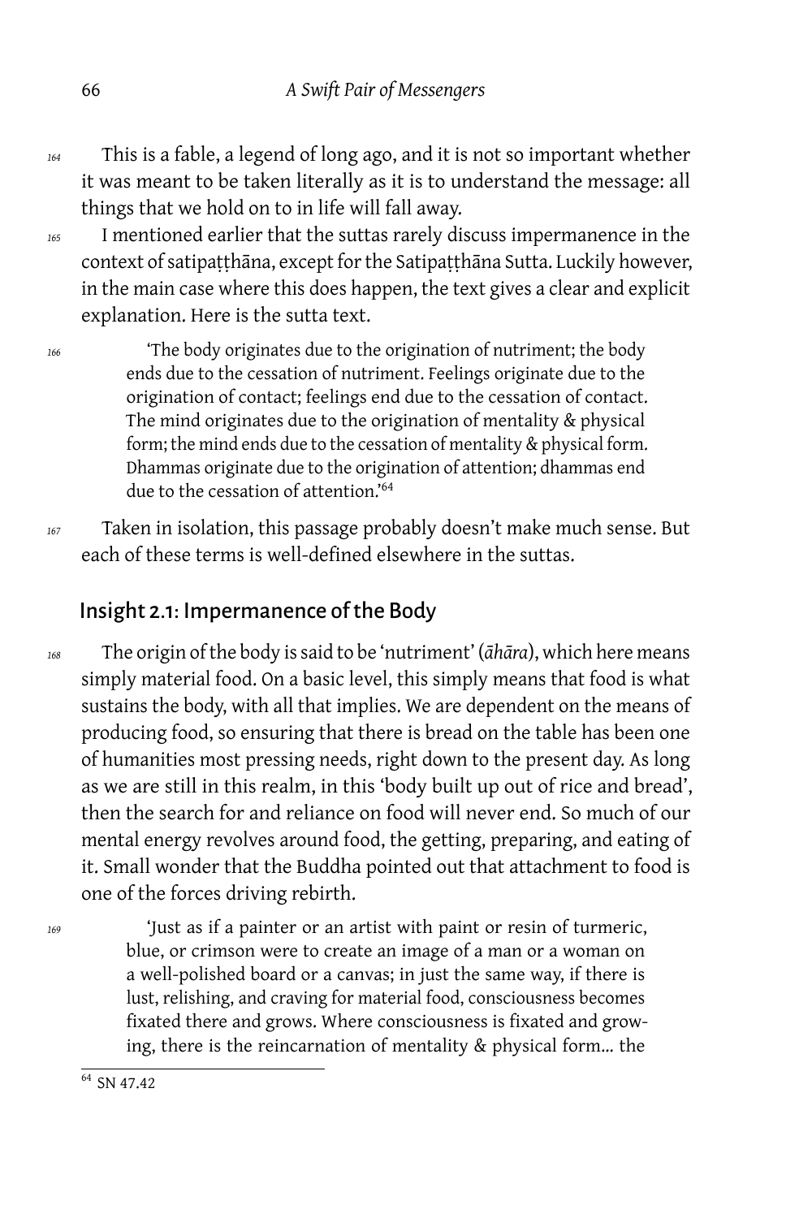164 This is a fable, a legend of long ago, and it is not so important whether it was meant to be taken literally as it is to understand the message: all things that we hold on to in life will fall away.

165 I mentioned earlier that the suttas rarely discuss impermanence in the context of satipaṭṭhāna, except for the Satipaṭṭhāna Sutta. Luckily however, in the main case where this does happen, the text gives a clear and explicit explanation. Here is the sutta text.

> 166 'The body originates due to the origination of nutriment; the body ends due to the cessation of nutriment. Feelings originate due to the origination of contact; feelings end due to the cessation of contact. The mind originates due to the origination of mentality & physical form; the mind ends due to the cessation of mentality & physical form. Dhammas originate due to the origination of attention; dhammas end due to the cessation of attention.'[64]

167 Taken in isolation, this passage probably doesn't make much sense. But each of these terms is well-defined elsewhere in the suttas.

## Insight 2.1: Impermanence of the Body

168 The origin of the body is said to be 'nutriment' (*āhāra*), which here means simply material food. On a basic level, this simply means that food is what sustains the body, with all that implies. We are dependent on the means of producing food, so ensuring that there is bread on the table has been one of humanities most pressing needs, right down to the present day. As long as we are still in this realm, in this 'body built up out of rice and bread', then the search for and reliance on food will never end. So much of our mental energy revolves around food, the getting, preparing, and eating of it. Small wonder that the Buddha pointed out that attachment to food is one of the forces driving rebirth.

> 169 'Just as if a painter or an artist with paint or resin of turmeric, blue, or crimson were to create an image of a man or a woman on a well-polished board or a canvas; in just the same way, if there is lust, relishing, and craving for material food, consciousness becomes fixated there and grows. Where consciousness is fixated and growing, there is the reincarnation of mentality & physical form… the

[64] SN 47.42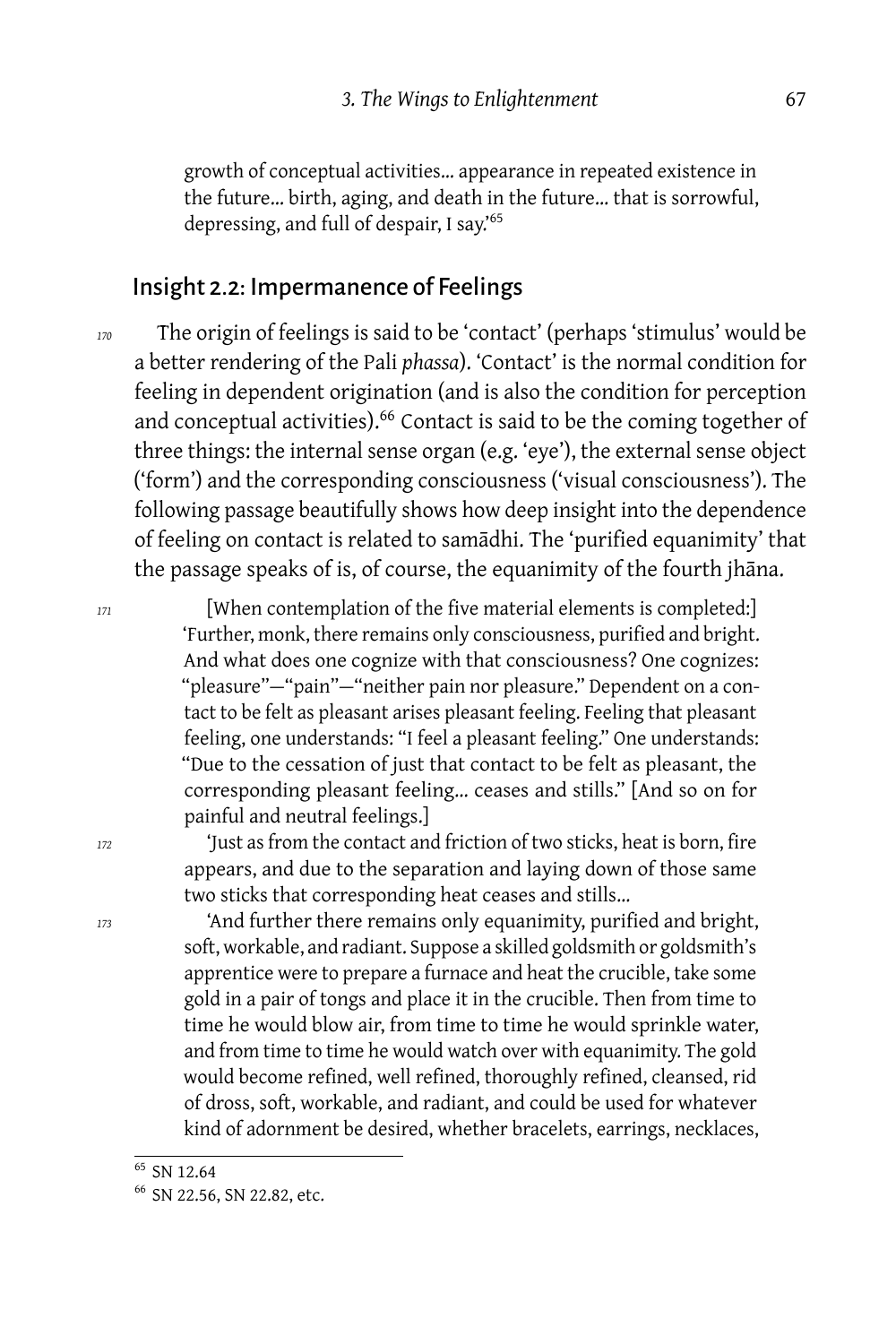growth of conceptual activities… appearance in repeated existence in the future… birth, aging, and death in the future… that is sorrowful, depressing, and full of despair, I say.'[65]

## Insight 2.2: Impermanence of Feelings

170 The origin of feelings is said to be 'contact' (perhaps 'stimulus' would be a better rendering of the Pali *phassa*). 'Contact' is the normal condition for feeling in dependent origination (and is also the condition for perception and conceptual activities).[66] Contact is said to be the coming together of three things: the internal sense organ (e.g. 'eye'), the external sense object ('form') and the corresponding consciousness ('visual consciousness'). The following passage beautifully shows how deep insight into the dependence of feeling on contact is related to samādhi. The 'purified equanimity' that the passage speaks of is, of course, the equanimity of the fourth jhāna.

> 171 [When contemplation of the five material elements is completed:] 'Further, monk, there remains only consciousness, purified and bright. And what does one cognize with that consciousness? One cognizes: "pleasure"—"pain"—"neither pain nor pleasure." Dependent on a contact to be felt as pleasant arises pleasant feeling. Feeling that pleasant feeling, one understands: "I feel a pleasant feeling." One understands: "Due to the cessation of just that contact to be felt as pleasant, the corresponding pleasant feeling… ceases and stills." [And so on for painful and neutral feelings.]
>
> 172 'Just as from the contact and friction of two sticks, heat is born, fire appears, and due to the separation and laying down of those same two sticks that corresponding heat ceases and stills…
>
> 173 'And further there remains only equanimity, purified and bright, soft, workable, and radiant. Suppose a skilled goldsmith or goldsmith's apprentice were to prepare a furnace and heat the crucible, take some gold in a pair of tongs and place it in the crucible. Then from time to time he would blow air, from time to time he would sprinkle water, and from time to time he would watch over with equanimity. The gold would become refined, well refined, thoroughly refined, cleansed, rid of dross, soft, workable, and radiant, and could be used for whatever kind of adornment be desired, whether bracelets, earrings, necklaces,

[65] SN 12.64

[66] SN 22.56, SN 22.82, etc.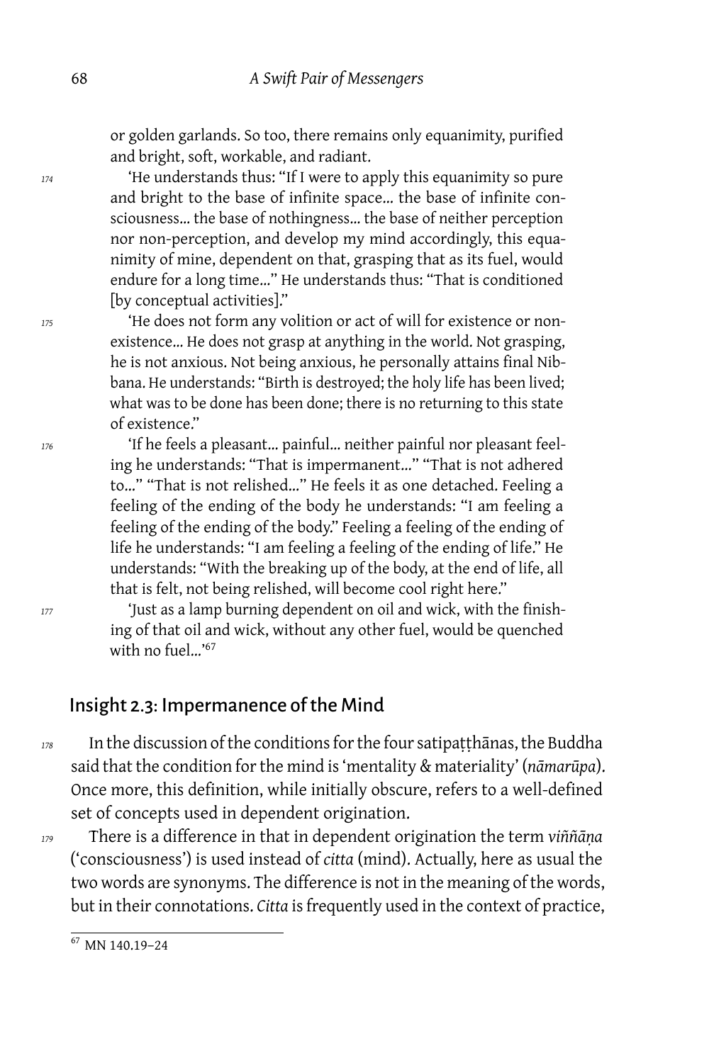or golden garlands. So too, there remains only equanimity, purified and bright, soft, workable, and radiant.

174 'He understands thus: "If I were to apply this equanimity so pure and bright to the base of infinite space… the base of infinite consciousness… the base of nothingness… the base of neither perception nor non-perception, and develop my mind accordingly, this equanimity of mine, dependent on that, grasping that as its fuel, would endure for a long time…" He understands thus: "That is conditioned [by conceptual activities]."

175 'He does not form any volition or act of will for existence or non-existence… He does not grasp at anything in the world. Not grasping, he is not anxious. Not being anxious, he personally attains final Nibbana. He understands: "Birth is destroyed; the holy life has been lived; what was to be done has been done; there is no returning to this state of existence."

176 'If he feels a pleasant… painful… neither painful nor pleasant feeling he understands: "That is impermanent…" "That is not adhered to…" "That is not relished…" He feels it as one detached. Feeling a feeling of the ending of the body he understands: "I am feeling a feeling of the ending of the body." Feeling a feeling of the ending of life he understands: "I am feeling a feeling of the ending of life." He understands: "With the breaking up of the body, at the end of life, all that is felt, not being relished, will become cool right here."

177 'Just as a lamp burning dependent on oil and wick, with the finishing of that oil and wick, without any other fuel, would be quenched with no fuel…'[67]

## Insight 2.3: Impermanence of the Mind

178 In the discussion of the conditions for the four satipaṭṭhānas, the Buddha said that the condition for the mind is 'mentality & materiality' (*nāmarūpa*). Once more, this definition, while initially obscure, refers to a well-defined set of concepts used in dependent origination.

179 There is a difference in that in dependent origination the term *viññāṇa* ('consciousness') is used instead of *citta* (mind). Actually, here as usual the two words are synonyms. The difference is not in the meaning of the words, but in their connotations. *Citta* is frequently used in the context of practice,

[67] MN 140.19–24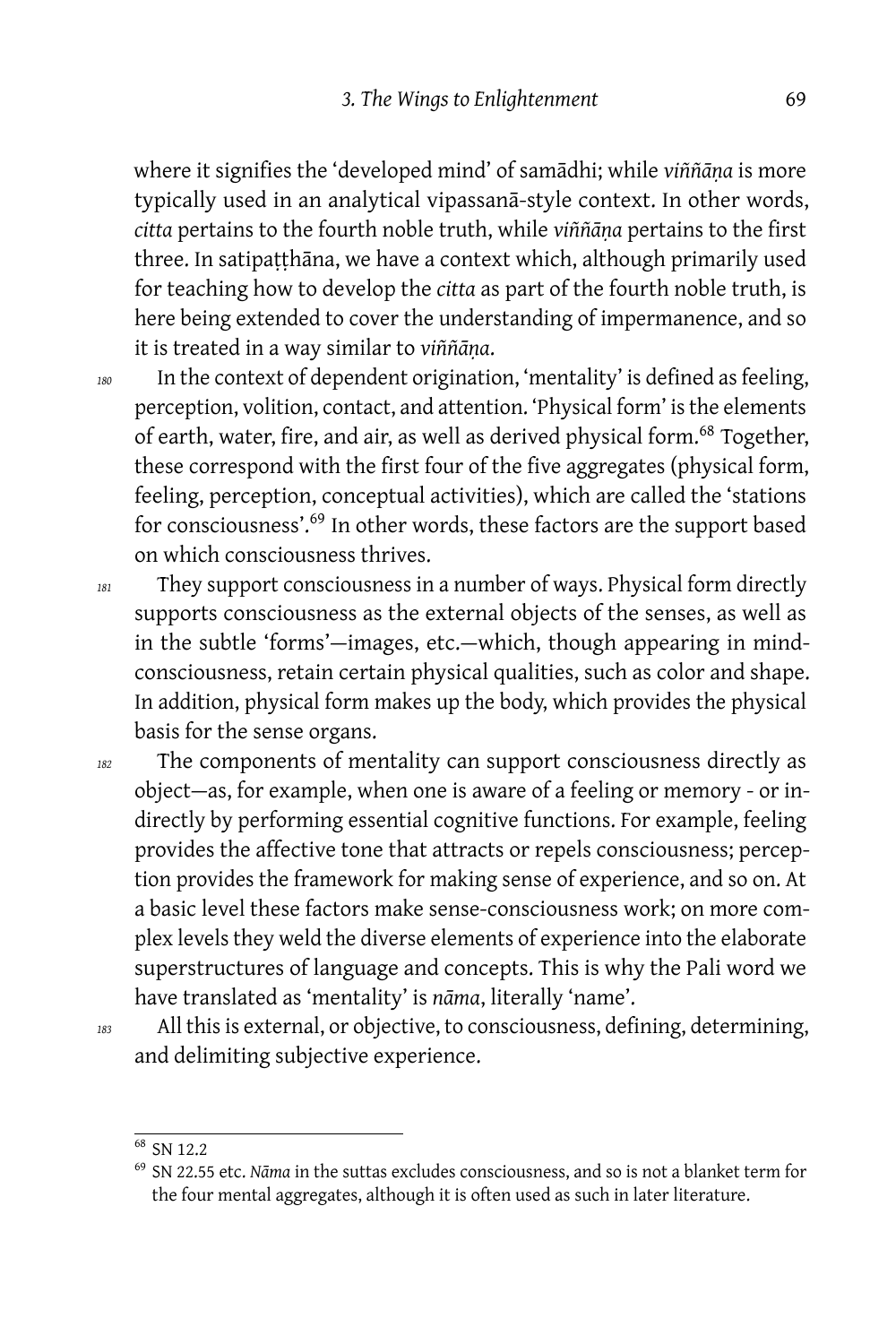where it signifies the 'developed mind' of samādhi; while *viññāṇa* is more typically used in an analytical vipassanā-style context. In other words, *citta* pertains to the fourth noble truth, while *viññāṇa* pertains to the first three. In satipaṭṭhāna, we have a context which, although primarily used for teaching how to develop the *citta* as part of the fourth noble truth, is here being extended to cover the understanding of impermanence, and so it is treated in a way similar to *viññāṇa*.

180 In the context of dependent origination, 'mentality' is defined as feeling, perception, volition, contact, and attention. 'Physical form' is the elements of earth, water, fire, and air, as well as derived physical form.[68] Together, these correspond with the first four of the five aggregates (physical form, feeling, perception, conceptual activities), which are called the 'stations for consciousness'.[69] In other words, these factors are the support based on which consciousness thrives.

181 They support consciousness in a number of ways. Physical form directly supports consciousness as the external objects of the senses, as well as in the subtle 'forms'—images, etc.—which, though appearing in mind-consciousness, retain certain physical qualities, such as color and shape. In addition, physical form makes up the body, which provides the physical basis for the sense organs.

182 The components of mentality can support consciousness directly as object—as, for example, when one is aware of a feeling or memory - or indirectly by performing essential cognitive functions. For example, feeling provides the affective tone that attracts or repels consciousness; perception provides the framework for making sense of experience, and so on. At a basic level these factors make sense-consciousness work; on more complex levels they weld the diverse elements of experience into the elaborate superstructures of language and concepts. This is why the Pali word we have translated as 'mentality' is *nāma*, literally 'name'.

183 All this is external, or objective, to consciousness, defining, determining, and delimiting subjective experience.

---

[68] SN 12.2

[69] SN 22.55 etc. *Nāma* in the suttas excludes consciousness, and so is not a blanket term for the four mental aggregates, although it is often used as such in later literature.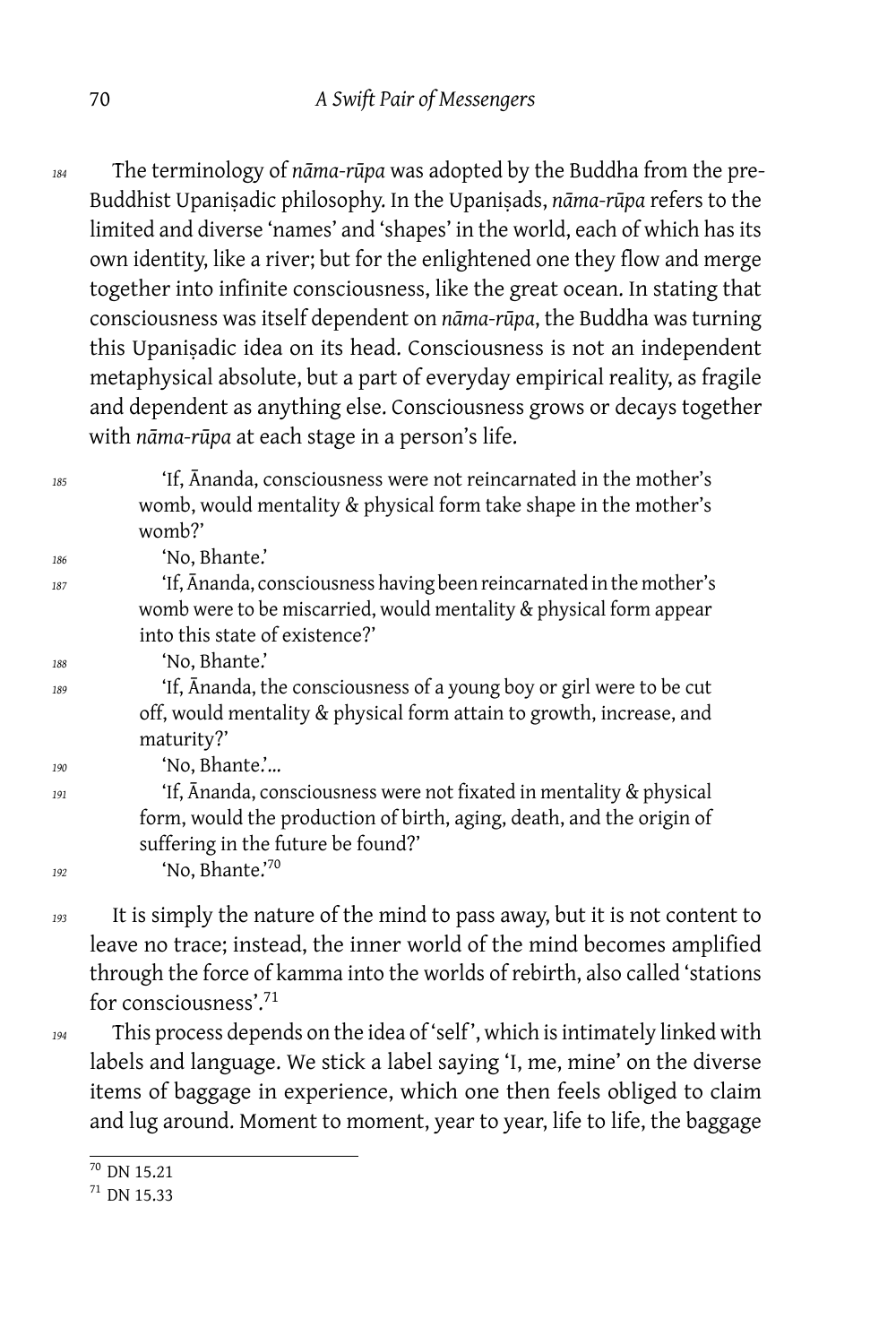The terminology of *nāma-rūpa* was adopted by the Buddha from the pre-Buddhist Upaniṣadic philosophy. In the Upaniṣads, *nāma-rūpa* refers to the limited and diverse 'names' and 'shapes' in the world, each of which has its own identity, like a river; but for the enlightened one they flow and merge together into infinite consciousness, like the great ocean. In stating that consciousness was itself dependent on *nāma-rūpa*, the Buddha was turning this Upaniṣadic idea on its head. Consciousness is not an independent metaphysical absolute, but a part of everyday empirical reality, as fragile and dependent as anything else. Consciousness grows or decays together with *nāma-rūpa* at each stage in a person's life.

> 'If, Ānanda, consciousness were not reincarnated in the mother's womb, would mentality & physical form take shape in the mother's womb?'
>
> 'No, Bhante.'
>
> 'If, Ānanda, consciousness having been reincarnated in the mother's womb were to be miscarried, would mentality & physical form appear into this state of existence?'
>
> 'No, Bhante.'
>
> 'If, Ānanda, the consciousness of a young boy or girl were to be cut off, would mentality & physical form attain to growth, increase, and maturity?'
>
> 'No, Bhante.'…
>
> 'If, Ānanda, consciousness were not fixated in mentality & physical form, would the production of birth, aging, death, and the origin of suffering in the future be found?'
>
> 'No, Bhante.'[70]

It is simply the nature of the mind to pass away, but it is not content to leave no trace; instead, the inner world of the mind becomes amplified through the force of kamma into the worlds of rebirth, also called 'stations for consciousness'.[71]

This process depends on the idea of 'self', which is intimately linked with labels and language. We stick a label saying 'I, me, mine' on the diverse items of baggage in experience, which one then feels obliged to claim and lug around. Moment to moment, year to year, life to life, the baggage

[70] DN 15.21

[71] DN 15.33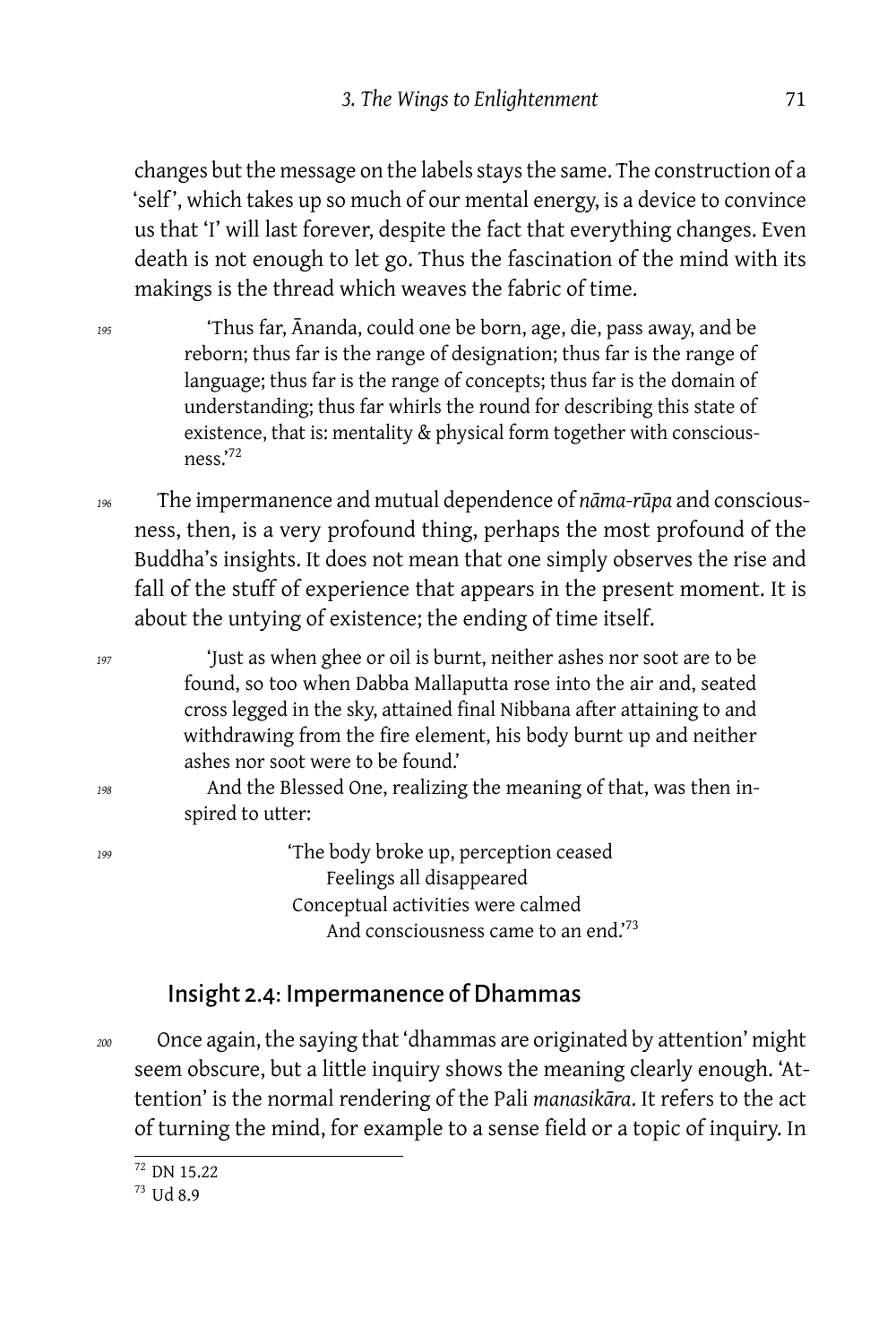changes but the message on the labels stays the same. The construction of a 'self', which takes up so much of our mental energy, is a device to convince us that 'I' will last forever, despite the fact that everything changes. Even death is not enough to let go. Thus the fascination of the mind with its makings is the thread which weaves the fabric of time.

195 'Thus far, Ānanda, could one be born, age, die, pass away, and be reborn; thus far is the range of designation; thus far is the range of language; thus far is the range of concepts; thus far is the domain of understanding; thus far whirls the round for describing this state of existence, that is: mentality & physical form together with consciousness.'[72]

196 The impermanence and mutual dependence of *nāma-rūpa* and consciousness, then, is a very profound thing, perhaps the most profound of the Buddha's insights. It does not mean that one simply observes the rise and fall of the stuff of experience that appears in the present moment. It is about the untying of existence; the ending of time itself.

197 'Just as when ghee or oil is burnt, neither ashes nor soot are to be found, so too when Dabba Mallaputta rose into the air and, seated cross legged in the sky, attained final Nibbana after attaining to and withdrawing from the fire element, his body burnt up and neither ashes nor soot were to be found.'

198 And the Blessed One, realizing the meaning of that, was then inspired to utter:

199 'The body broke up, perception ceased
Feelings all disappeared
Conceptual activities were calmed
And consciousness came to an end.'[73]

## Insight 2.4: Impermanence of Dhammas

200 Once again, the saying that 'dhammas are originated by attention' might seem obscure, but a little inquiry shows the meaning clearly enough. 'Attention' is the normal rendering of the Pali *manasikāra*. It refers to the act of turning the mind, for example to a sense field or a topic of inquiry. In

---

[72] DN 15.22

[73] Ud 8.9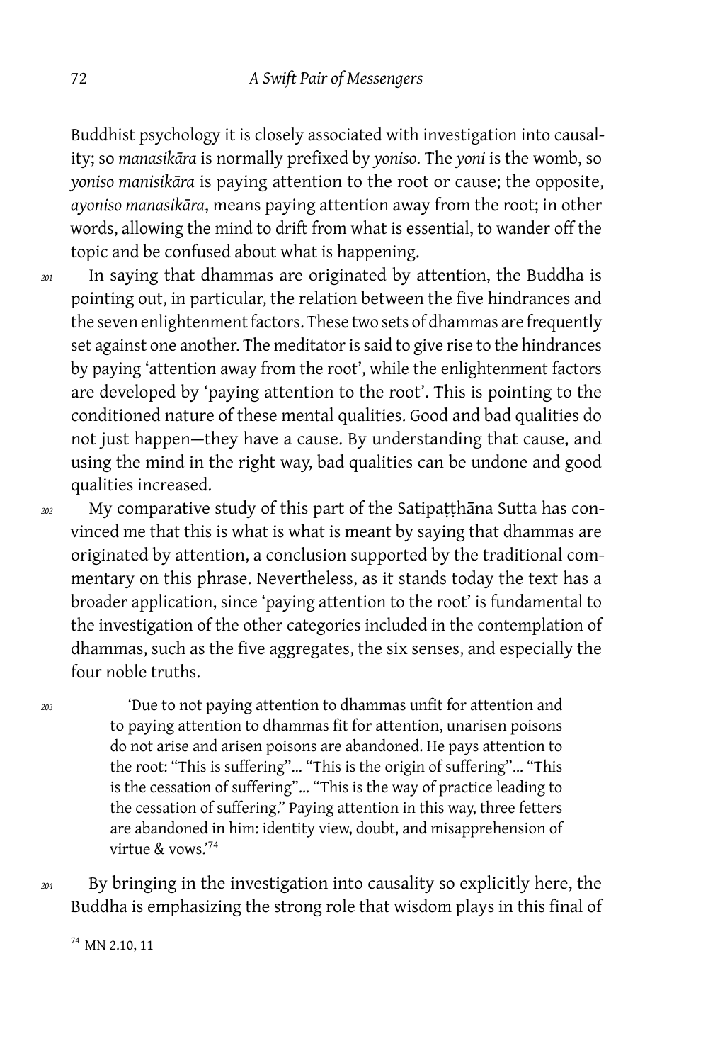Buddhist psychology it is closely associated with investigation into causality; so *manasikāra* is normally prefixed by *yoniso*. The *yoni* is the womb, so *yoniso manisikāra* is paying attention to the root or cause; the opposite, *ayoniso manasikāra*, means paying attention away from the root; in other words, allowing the mind to drift from what is essential, to wander off the topic and be confused about what is happening.

201 In saying that dhammas are originated by attention, the Buddha is pointing out, in particular, the relation between the five hindrances and the seven enlightenment factors. These two sets of dhammas are frequently set against one another. The meditator is said to give rise to the hindrances by paying 'attention away from the root', while the enlightenment factors are developed by 'paying attention to the root'. This is pointing to the conditioned nature of these mental qualities. Good and bad qualities do not just happen—they have a cause. By understanding that cause, and using the mind in the right way, bad qualities can be undone and good qualities increased.

202 My comparative study of this part of the Satipaṭṭhāna Sutta has convinced me that this is what is what is meant by saying that dhammas are originated by attention, a conclusion supported by the traditional commentary on this phrase. Nevertheless, as it stands today the text has a broader application, since 'paying attention to the root' is fundamental to the investigation of the other categories included in the contemplation of dhammas, such as the five aggregates, the six senses, and especially the four noble truths.

203

> 'Due to not paying attention to dhammas unfit for attention and to paying attention to dhammas fit for attention, unarisen poisons do not arise and arisen poisons are abandoned. He pays attention to the root: "This is suffering"… "This is the origin of suffering"… "This is the cessation of suffering"… "This is the way of practice leading to the cessation of suffering." Paying attention in this way, three fetters are abandoned in him: identity view, doubt, and misapprehension of virtue & vows.'[74]

204 By bringing in the investigation into causality so explicitly here, the Buddha is emphasizing the strong role that wisdom plays in this final of

[74] MN 2.10, 11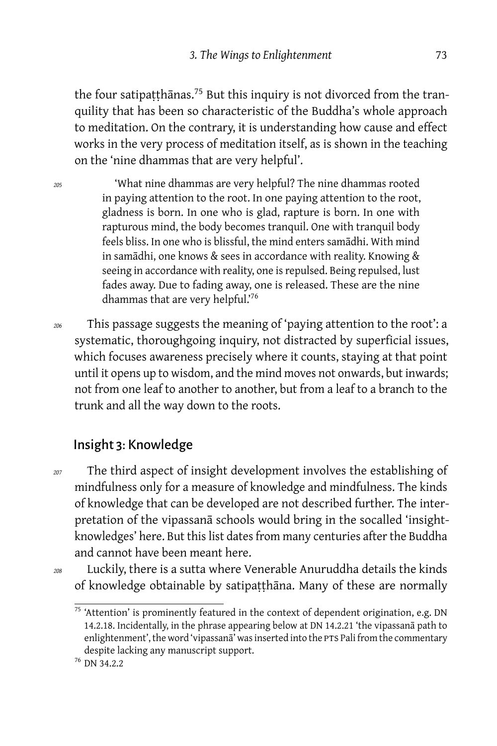the four satipaṭṭhānas.[75] But this inquiry is not divorced from the tranquility that has been so characteristic of the Buddha's whole approach to meditation. On the contrary, it is understanding how cause and effect works in the very process of meditation itself, as is shown in the teaching on the 'nine dhammas that are very helpful'.

> 'What nine dhammas are very helpful? The nine dhammas rooted in paying attention to the root. In one paying attention to the root, gladness is born. In one who is glad, rapture is born. In one with rapturous mind, the body becomes tranquil. One with tranquil body feels bliss. In one who is blissful, the mind enters samādhi. With mind in samādhi, one knows & sees in accordance with reality. Knowing & seeing in accordance with reality, one is repulsed. Being repulsed, lust fades away. Due to fading away, one is released. These are the nine dhammas that are very helpful.'[76]

This passage suggests the meaning of 'paying attention to the root': a systematic, thoroughgoing inquiry, not distracted by superficial issues, which focuses awareness precisely where it counts, staying at that point until it opens up to wisdom, and the mind moves not onwards, but inwards; not from one leaf to another to another, but from a leaf to a branch to the trunk and all the way down to the roots.

## Insight 3: Knowledge

The third aspect of insight development involves the establishing of mindfulness only for a measure of knowledge and mindfulness. The kinds of knowledge that can be developed are not described further. The interpretation of the vipassanā schools would bring in the socalled 'insight-knowledges' here. But this list dates from many centuries after the Buddha and cannot have been meant here.

Luckily, there is a sutta where Venerable Anuruddha details the kinds of knowledge obtainable by satipaṭṭhāna. Many of these are normally

---

[75] 'Attention' is prominently featured in the context of dependent origination, e.g. DN 14.2.18. Incidentally, in the phrase appearing below at DN 14.2.21 'the vipassanā path to enlightenment', the word 'vipassanā' was inserted into the PTS Pali from the commentary despite lacking any manuscript support.

[76] DN 34.2.2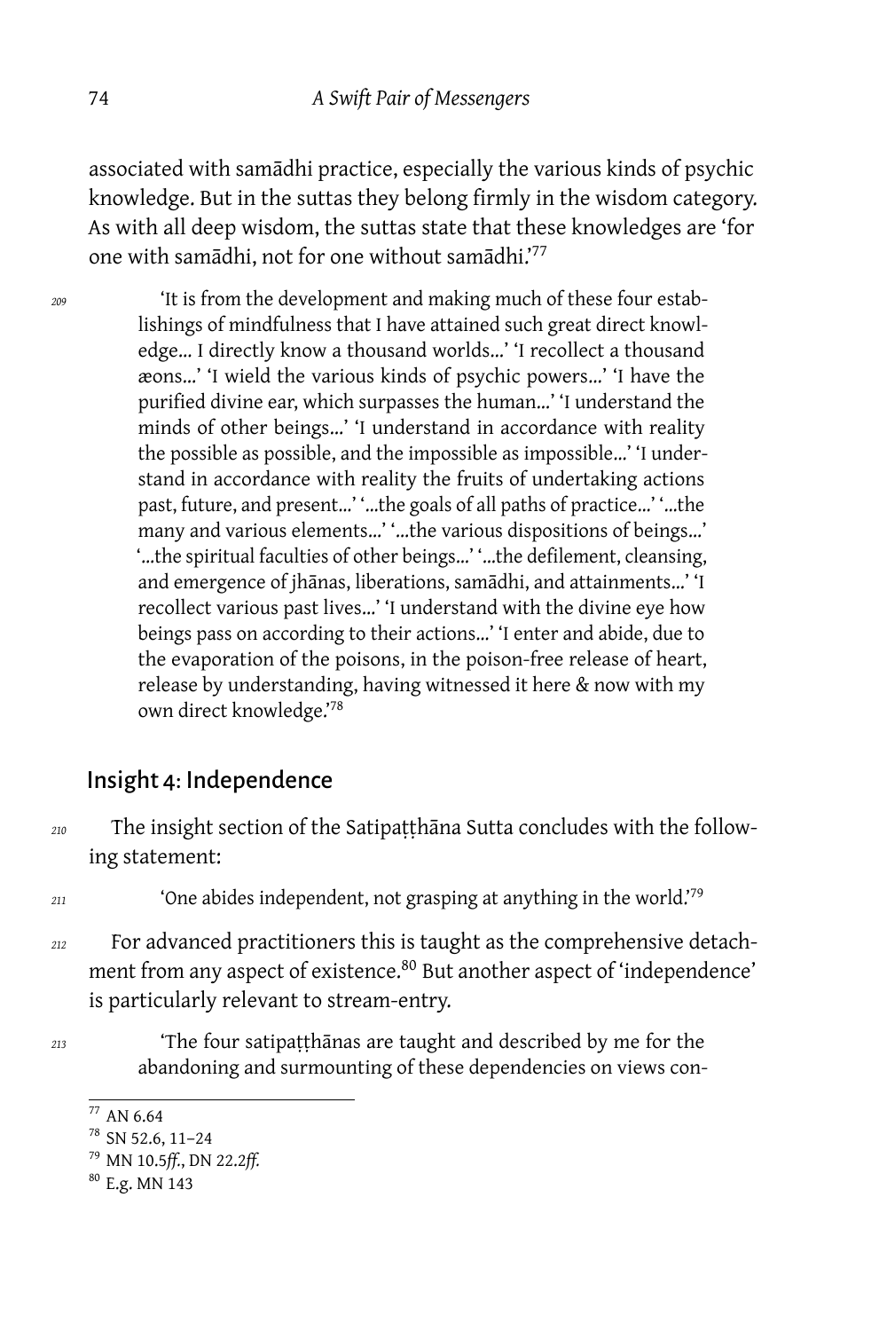associated with samādhi practice, especially the various kinds of psychic knowledge. But in the suttas they belong firmly in the wisdom category. As with all deep wisdom, the suttas state that these knowledges are 'for one with samādhi, not for one without samādhi.'[77]

*209*

> 'It is from the development and making much of these four establishings of mindfulness that I have attained such great direct knowledge… I directly know a thousand worlds…' 'I recollect a thousand æons…' 'I wield the various kinds of psychic powers…' 'I have the purified divine ear, which surpasses the human…' 'I understand the minds of other beings…' 'I understand in accordance with reality the possible as possible, and the impossible as impossible…' 'I understand in accordance with reality the fruits of undertaking actions past, future, and present…' '…the goals of all paths of practice…' '…the many and various elements…' '…the various dispositions of beings…' '…the spiritual faculties of other beings…' '…the defilement, cleansing, and emergence of jhānas, liberations, samādhi, and attainments…' 'I recollect various past lives…' 'I understand with the divine eye how beings pass on according to their actions…' 'I enter and abide, due to the evaporation of the poisons, in the poison-free release of heart, release by understanding, having witnessed it here & now with my own direct knowledge.'[78]

## Insight 4: Independence

*210* The insight section of the Satipaṭṭhāna Sutta concludes with the following statement:

*211*

> 'One abides independent, not grasping at anything in the world.'[79]

*212* For advanced practitioners this is taught as the comprehensive detachment from any aspect of existence.[80] But another aspect of 'independence' is particularly relevant to stream-entry.

*213*

> 'The four satipaṭṭhānas are taught and described by me for the abandoning and surmounting of these dependencies on views con-

---

[77] AN 6.64

[78] SN 52.6, 11–24

[79] MN 10.5*ff.*, DN 22.2*ff.*

[80] E.g. MN 143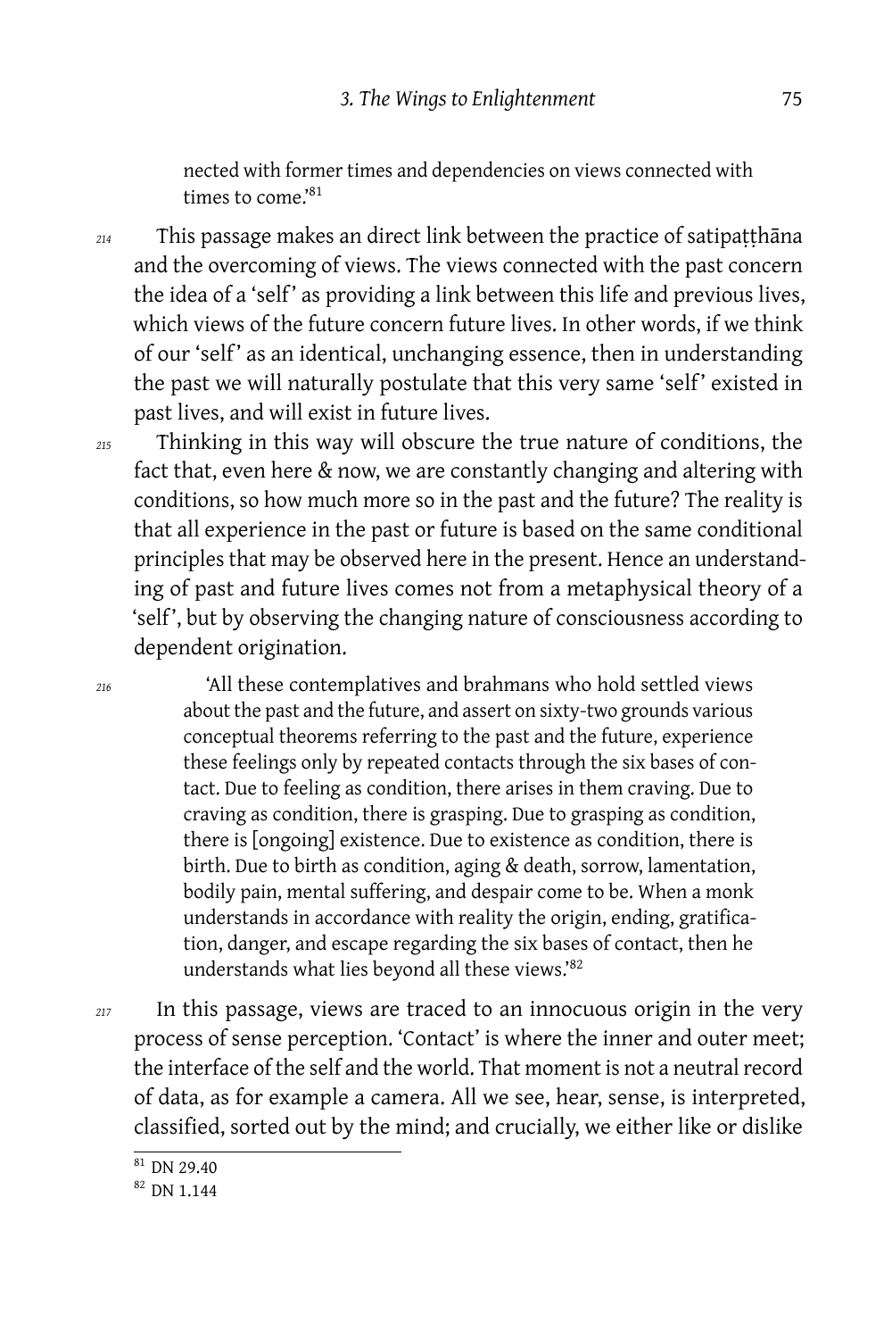nected with former times and dependencies on views connected with times to come.'[81]

214 This passage makes an direct link between the practice of satipaṭṭhāna and the overcoming of views. The views connected with the past concern the idea of a 'self' as providing a link between this life and previous lives, which views of the future concern future lives. In other words, if we think of our 'self' as an identical, unchanging essence, then in understanding the past we will naturally postulate that this very same 'self' existed in past lives, and will exist in future lives.

215 Thinking in this way will obscure the true nature of conditions, the fact that, even here & now, we are constantly changing and altering with conditions, so how much more so in the past and the future? The reality is that all experience in the past or future is based on the same conditional principles that may be observed here in the present. Hence an understanding of past and future lives comes not from a metaphysical theory of a 'self', but by observing the changing nature of consciousness according to dependent origination.

216
> 'All these contemplatives and brahmans who hold settled views about the past and the future, and assert on sixty-two grounds various conceptual theorems referring to the past and the future, experience these feelings only by repeated contacts through the six bases of contact. Due to feeling as condition, there arises in them craving. Due to craving as condition, there is grasping. Due to grasping as condition, there is [ongoing] existence. Due to existence as condition, there is birth. Due to birth as condition, aging & death, sorrow, lamentation, bodily pain, mental suffering, and despair come to be. When a monk understands in accordance with reality the origin, ending, gratification, danger, and escape regarding the six bases of contact, then he understands what lies beyond all these views.'[82]

217 In this passage, views are traced to an innocuous origin in the very process of sense perception. 'Contact' is where the inner and outer meet; the interface of the self and the world. That moment is not a neutral record of data, as for example a camera. All we see, hear, sense, is interpreted, classified, sorted out by the mind; and crucially, we either like or dislike

---

[81] DN 29.40

[82] DN 1.144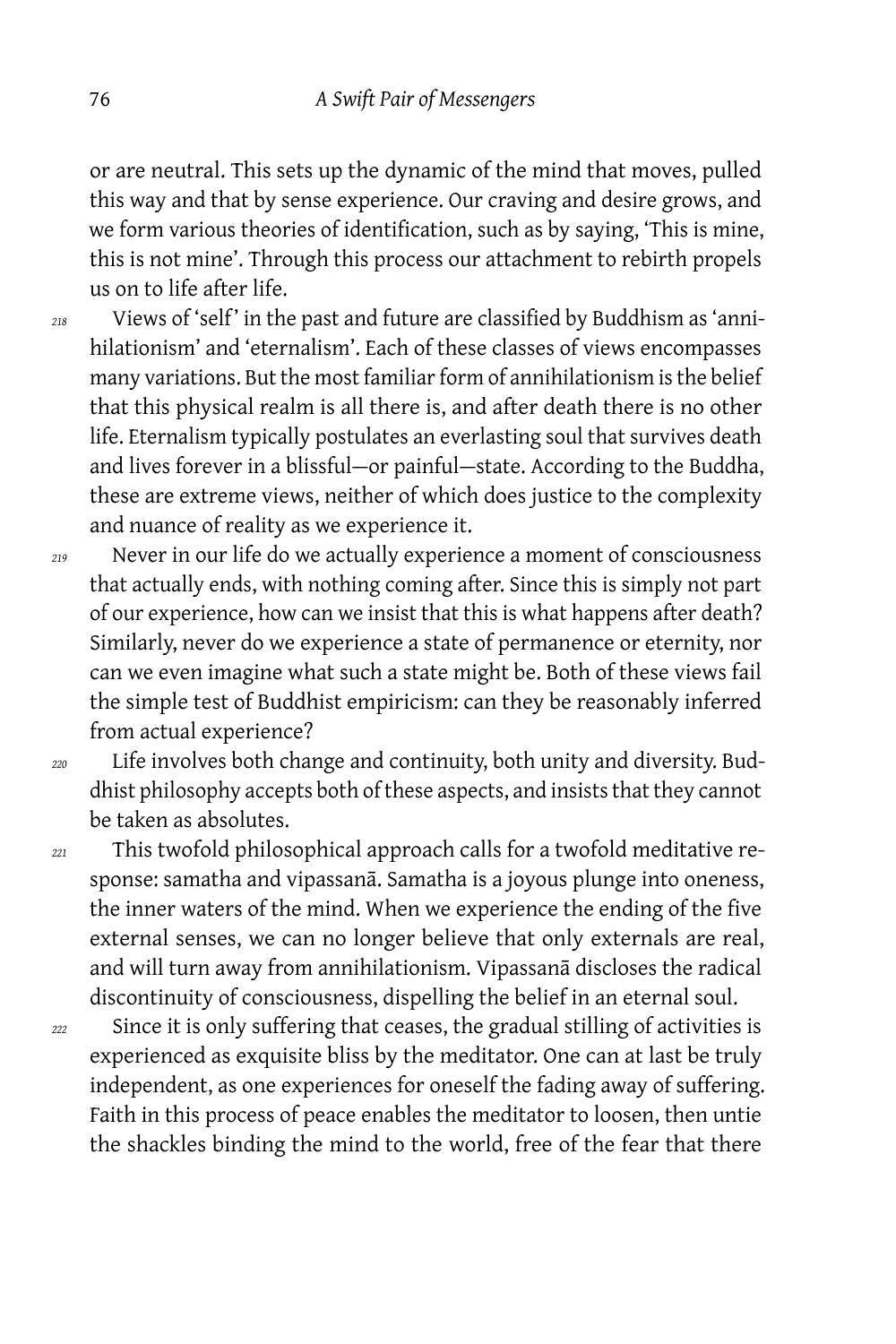or are neutral. This sets up the dynamic of the mind that moves, pulled this way and that by sense experience. Our craving and desire grows, and we form various theories of identification, such as by saying, 'This is mine, this is not mine'. Through this process our attachment to rebirth propels us on to life after life.

218 Views of 'self' in the past and future are classified by Buddhism as 'annihilationism' and 'eternalism'. Each of these classes of views encompasses many variations. But the most familiar form of annihilationism is the belief that this physical realm is all there is, and after death there is no other life. Eternalism typically postulates an everlasting soul that survives death and lives forever in a blissful—or painful—state. According to the Buddha, these are extreme views, neither of which does justice to the complexity and nuance of reality as we experience it.

219 Never in our life do we actually experience a moment of consciousness that actually ends, with nothing coming after. Since this is simply not part of our experience, how can we insist that this is what happens after death? Similarly, never do we experience a state of permanence or eternity, nor can we even imagine what such a state might be. Both of these views fail the simple test of Buddhist empiricism: can they be reasonably inferred from actual experience?

220 Life involves both change and continuity, both unity and diversity. Buddhist philosophy accepts both of these aspects, and insists that they cannot be taken as absolutes.

221 This twofold philosophical approach calls for a twofold meditative response: samatha and vipassanā. Samatha is a joyous plunge into oneness, the inner waters of the mind. When we experience the ending of the five external senses, we can no longer believe that only externals are real, and will turn away from annihilationism. Vipassanā discloses the radical discontinuity of consciousness, dispelling the belief in an eternal soul.

222 Since it is only suffering that ceases, the gradual stilling of activities is experienced as exquisite bliss by the meditator. One can at last be truly independent, as one experiences for oneself the fading away of suffering. Faith in this process of peace enables the meditator to loosen, then untie the shackles binding the mind to the world, free of the fear that there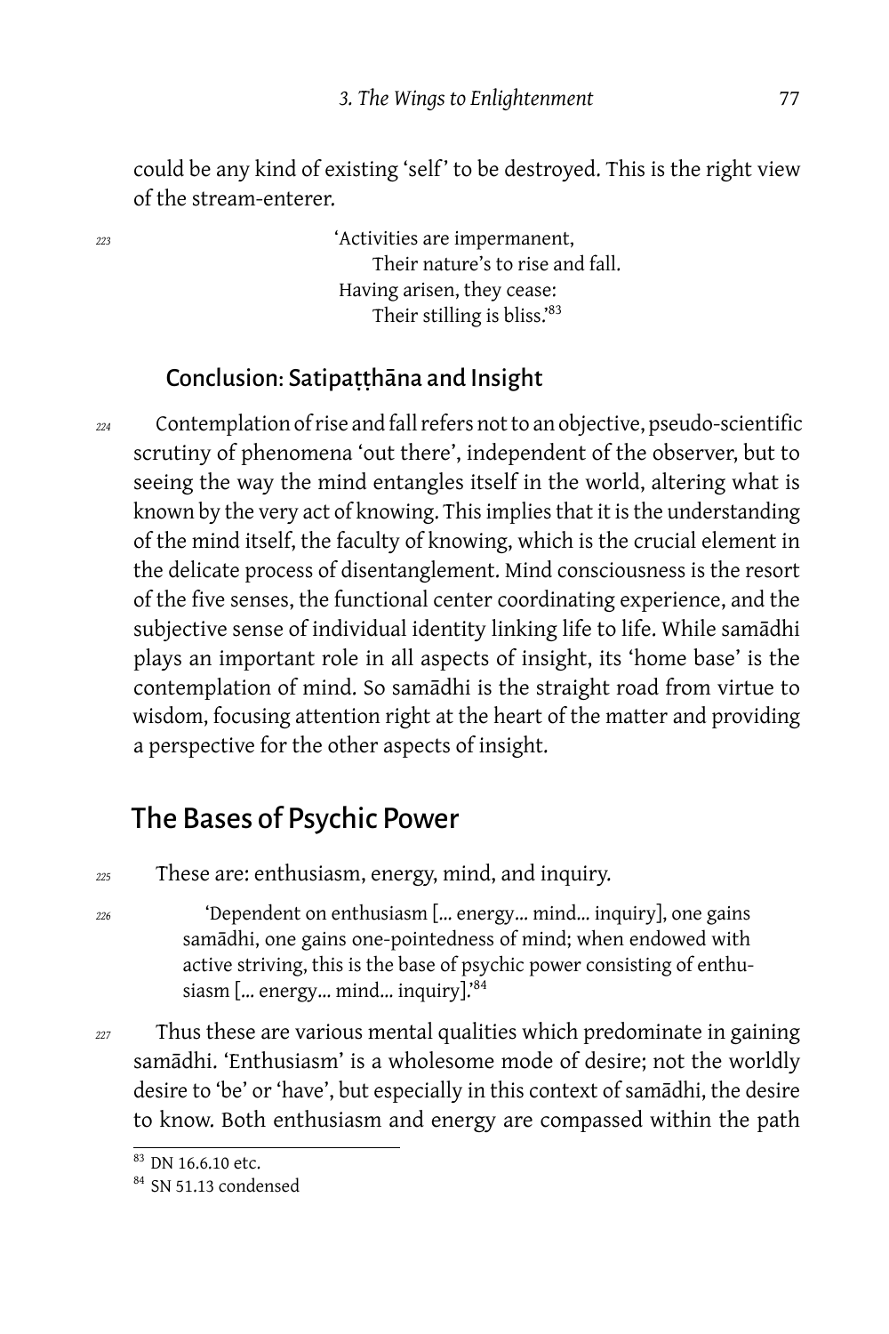could be any kind of existing 'self' to be destroyed. This is the right view of the stream-enterer.

223 'Activities are impermanent,
Their nature's to rise and fall.
Having arisen, they cease:
Their stilling is bliss.'[83]

### Conclusion: Satipaṭṭhāna and Insight

224 Contemplation of rise and fall refers not to an objective, pseudo-scientific scrutiny of phenomena 'out there', independent of the observer, but to seeing the way the mind entangles itself in the world, altering what is known by the very act of knowing. This implies that it is the understanding of the mind itself, the faculty of knowing, which is the crucial element in the delicate process of disentanglement. Mind consciousness is the resort of the five senses, the functional center coordinating experience, and the subjective sense of individual identity linking life to life. While samādhi plays an important role in all aspects of insight, its 'home base' is the contemplation of mind. So samādhi is the straight road from virtue to wisdom, focusing attention right at the heart of the matter and providing a perspective for the other aspects of insight.

## The Bases of Psychic Power

225 These are: enthusiasm, energy, mind, and inquiry.

226 'Dependent on enthusiasm [... energy... mind... inquiry], one gains samādhi, one gains one-pointedness of mind; when endowed with active striving, this is the base of psychic power consisting of enthusiasm [... energy... mind... inquiry].'[84]

227 Thus these are various mental qualities which predominate in gaining samādhi. 'Enthusiasm' is a wholesome mode of desire; not the worldly desire to 'be' or 'have', but especially in this context of samādhi, the desire to know. Both enthusiasm and energy are compassed within the path

---

[83] DN 16.6.10 etc.

[84] SN 51.13 condensed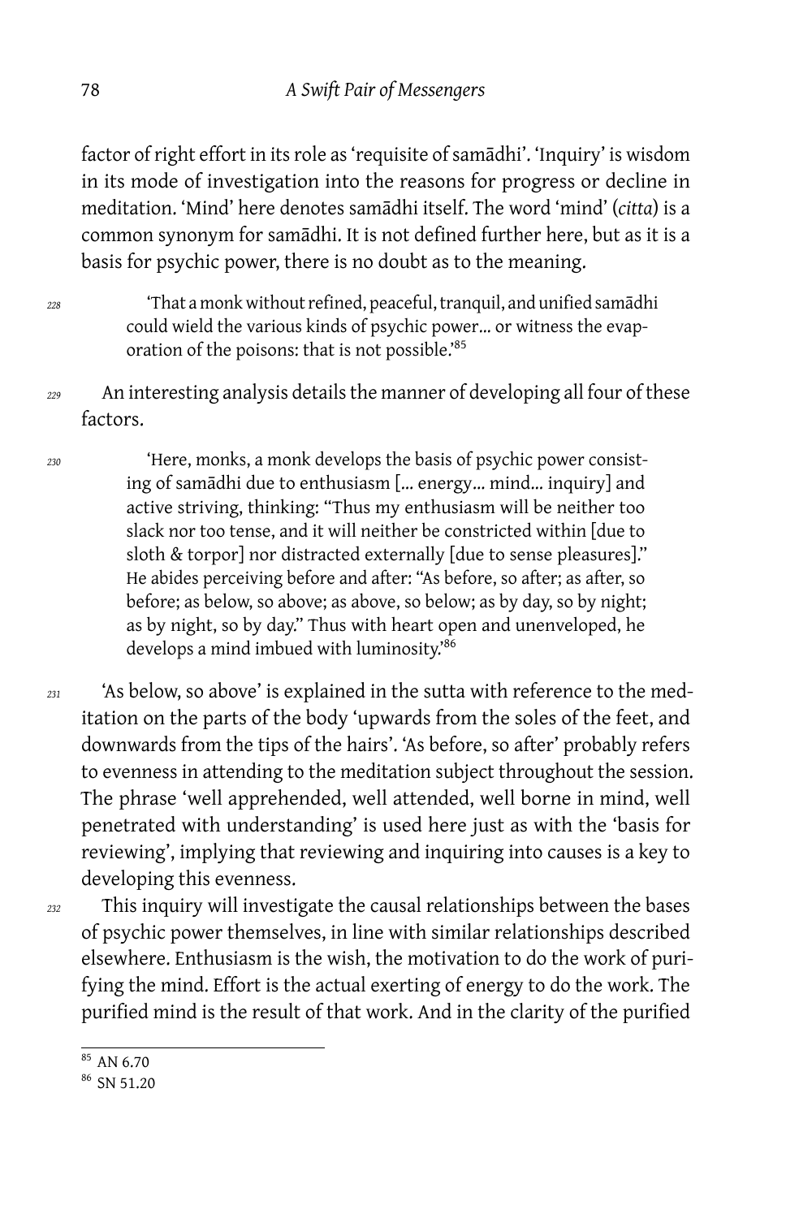factor of right effort in its role as 'requisite of samādhi'. 'Inquiry' is wisdom in its mode of investigation into the reasons for progress or decline in meditation. 'Mind' here denotes samādhi itself. The word 'mind' (*citta*) is a common synonym for samādhi. It is not defined further here, but as it is a basis for psychic power, there is no doubt as to the meaning.

*228* 

> 'That a monk without refined, peaceful, tranquil, and unified samādhi could wield the various kinds of psychic power… or witness the evaporation of the poisons: that is not possible.'[85]

*229* An interesting analysis details the manner of developing all four of these factors.

*230* 

> 'Here, monks, a monk develops the basis of psychic power consisting of samādhi due to enthusiasm [… energy… mind… inquiry] and active striving, thinking: "Thus my enthusiasm will be neither too slack nor too tense, and it will neither be constricted within [due to sloth & torpor] nor distracted externally [due to sense pleasures]." He abides perceiving before and after: "As before, so after; as after, so before; as below, so above; as above, so below; as by day, so by night; as by night, so by day." Thus with heart open and unenveloped, he develops a mind imbued with luminosity.'[86]

*231* 'As below, so above' is explained in the sutta with reference to the meditation on the parts of the body 'upwards from the soles of the feet, and downwards from the tips of the hairs'. 'As before, so after' probably refers to evenness in attending to the meditation subject throughout the session. The phrase 'well apprehended, well attended, well borne in mind, well penetrated with understanding' is used here just as with the 'basis for reviewing', implying that reviewing and inquiring into causes is a key to developing this evenness.

*232* This inquiry will investigate the causal relationships between the bases of psychic power themselves, in line with similar relationships described elsewhere. Enthusiasm is the wish, the motivation to do the work of purifying the mind. Effort is the actual exerting of energy to do the work. The purified mind is the result of that work. And in the clarity of the purified

---

[85] AN 6.70

[86] SN 51.20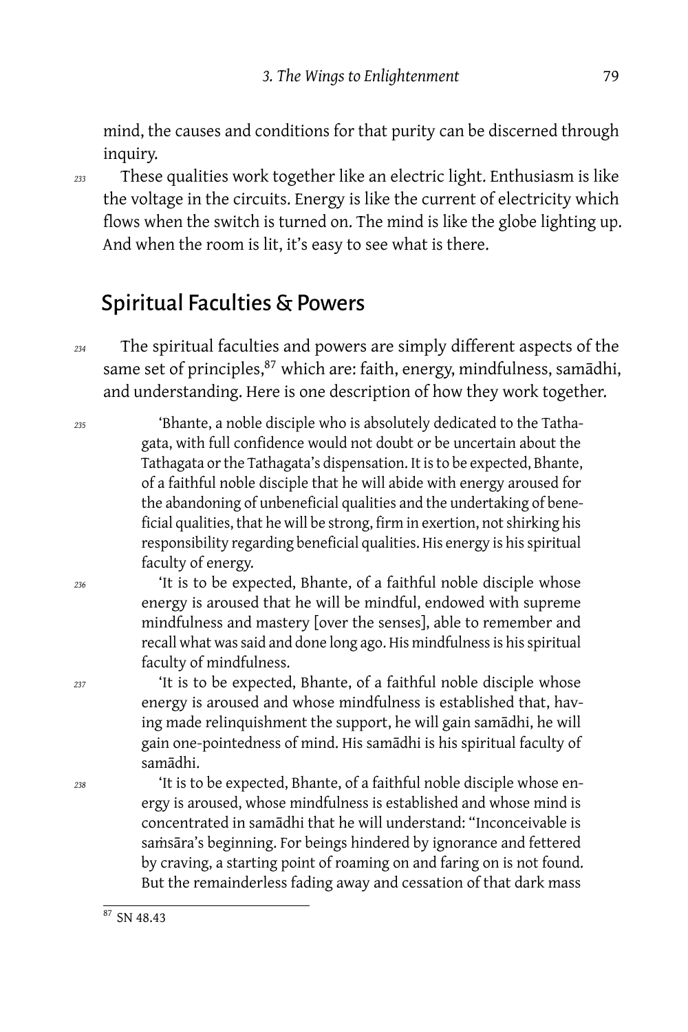mind, the causes and conditions for that purity can be discerned through inquiry.

233 These qualities work together like an electric light. Enthusiasm is like the voltage in the circuits. Energy is like the current of electricity which flows when the switch is turned on. The mind is like the globe lighting up. And when the room is lit, it's easy to see what is there.

## Spiritual Faculties & Powers

234 The spiritual faculties and powers are simply different aspects of the same set of principles,[87] which are: faith, energy, mindfulness, samādhi, and understanding. Here is one description of how they work together.

> 235 'Bhante, a noble disciple who is absolutely dedicated to the Tathagata, with full confidence would not doubt or be uncertain about the Tathagata or the Tathagata's dispensation. It is to be expected, Bhante, of a faithful noble disciple that he will abide with energy aroused for the abandoning of unbeneficial qualities and the undertaking of beneficial qualities, that he will be strong, firm in exertion, not shirking his responsibility regarding beneficial qualities. His energy is his spiritual faculty of energy.
>
> 236 'It is to be expected, Bhante, of a faithful noble disciple whose energy is aroused that he will be mindful, endowed with supreme mindfulness and mastery [over the senses], able to remember and recall what was said and done long ago. His mindfulness is his spiritual faculty of mindfulness.
>
> 237 'It is to be expected, Bhante, of a faithful noble disciple whose energy is aroused and whose mindfulness is established that, having made relinquishment the support, he will gain samādhi, he will gain one-pointedness of mind. His samādhi is his spiritual faculty of samādhi.
>
> 238 'It is to be expected, Bhante, of a faithful noble disciple whose energy is aroused, whose mindfulness is established and whose mind is concentrated in samādhi that he will understand: "Inconceivable is saṁsāra's beginning. For beings hindered by ignorance and fettered by craving, a starting point of roaming on and faring on is not found. But the remainderless fading away and cessation of that dark mass

---

[87] SN 48.43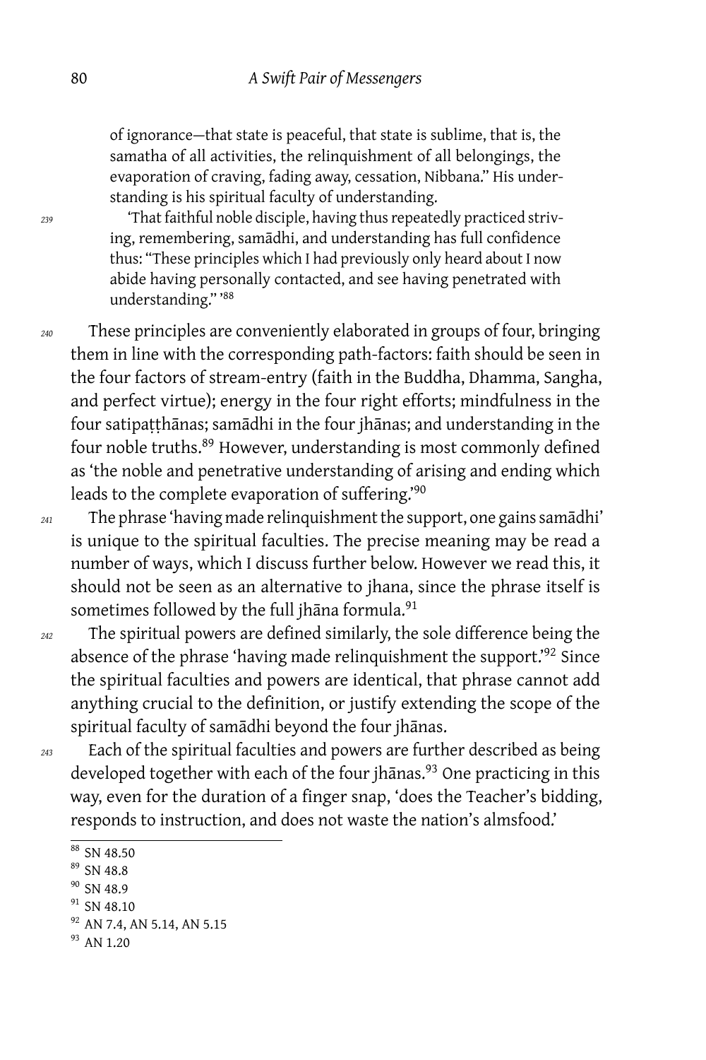of ignorance—that state is peaceful, that state is sublime, that is, the samatha of all activities, the relinquishment of all belongings, the evaporation of craving, fading away, cessation, Nibbana." His understanding is his spiritual faculty of understanding.

> 239 'That faithful noble disciple, having thus repeatedly practiced striving, remembering, samādhi, and understanding has full confidence thus: "These principles which I had previously only heard about I now abide having personally contacted, and see having penetrated with understanding." '[88]

240 These principles are conveniently elaborated in groups of four, bringing them in line with the corresponding path-factors: faith should be seen in the four factors of stream-entry (faith in the Buddha, Dhamma, Sangha, and perfect virtue); energy in the four right efforts; mindfulness in the four satipaṭṭhānas; samādhi in the four jhānas; and understanding in the four noble truths.[89] However, understanding is most commonly defined as 'the noble and penetrative understanding of arising and ending which leads to the complete evaporation of suffering.'[90]

241 The phrase 'having made relinquishment the support, one gains samādhi' is unique to the spiritual faculties. The precise meaning may be read a number of ways, which I discuss further below. However we read this, it should not be seen as an alternative to jhana, since the phrase itself is sometimes followed by the full jhāna formula.[91]

242 The spiritual powers are defined similarly, the sole difference being the absence of the phrase 'having made relinquishment the support.'[92] Since the spiritual faculties and powers are identical, that phrase cannot add anything crucial to the definition, or justify extending the scope of the spiritual faculty of samādhi beyond the four jhānas.

243 Each of the spiritual faculties and powers are further described as being developed together with each of the four jhānas.[93] One practicing in this way, even for the duration of a finger snap, 'does the Teacher's bidding, responds to instruction, and does not waste the nation's almsfood.'

---

88 SN 48.50

89 SN 48.8

90 SN 48.9

91 SN 48.10

92 AN 7.4, AN 5.14, AN 5.15

93 AN 1.20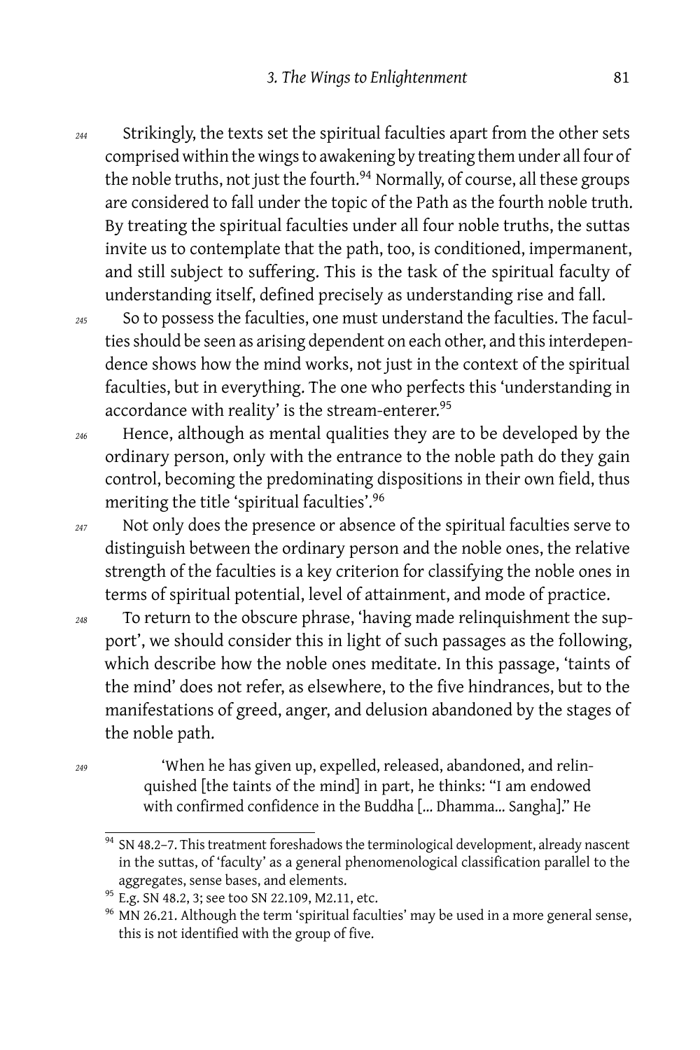244 Strikingly, the texts set the spiritual faculties apart from the other sets comprised within the wings to awakening by treating them under all four of the noble truths, not just the fourth.[94] Normally, of course, all these groups are considered to fall under the topic of the Path as the fourth noble truth. By treating the spiritual faculties under all four noble truths, the suttas invite us to contemplate that the path, too, is conditioned, impermanent, and still subject to suffering. This is the task of the spiritual faculty of understanding itself, defined precisely as understanding rise and fall.

245 So to possess the faculties, one must understand the faculties. The faculties should be seen as arising dependent on each other, and this interdependence shows how the mind works, not just in the context of the spiritual faculties, but in everything. The one who perfects this 'understanding in accordance with reality' is the stream-enterer.[95]

246 Hence, although as mental qualities they are to be developed by the ordinary person, only with the entrance to the noble path do they gain control, becoming the predominating dispositions in their own field, thus meriting the title 'spiritual faculties'.[96]

247 Not only does the presence or absence of the spiritual faculties serve to distinguish between the ordinary person and the noble ones, the relative strength of the faculties is a key criterion for classifying the noble ones in terms of spiritual potential, level of attainment, and mode of practice.

248 To return to the obscure phrase, 'having made relinquishment the support', we should consider this in light of such passages as the following, which describe how the noble ones meditate. In this passage, 'taints of the mind' does not refer, as elsewhere, to the five hindrances, but to the manifestations of greed, anger, and delusion abandoned by the stages of the noble path.

249 > 'When he has given up, expelled, released, abandoned, and relinquished [the taints of the mind] in part, he thinks: "I am endowed with confirmed confidence in the Buddha [... Dhamma... Sangha]." He

[94] SN 48.2–7. This treatment foreshadows the terminological development, already nascent in the suttas, of 'faculty' as a general phenomenological classification parallel to the aggregates, sense bases, and elements.

[95] E.g. SN 48.2, 3; see too SN 22.109, M2.11, etc.

[96] MN 26.21. Although the term 'spiritual faculties' may be used in a more general sense, this is not identified with the group of five.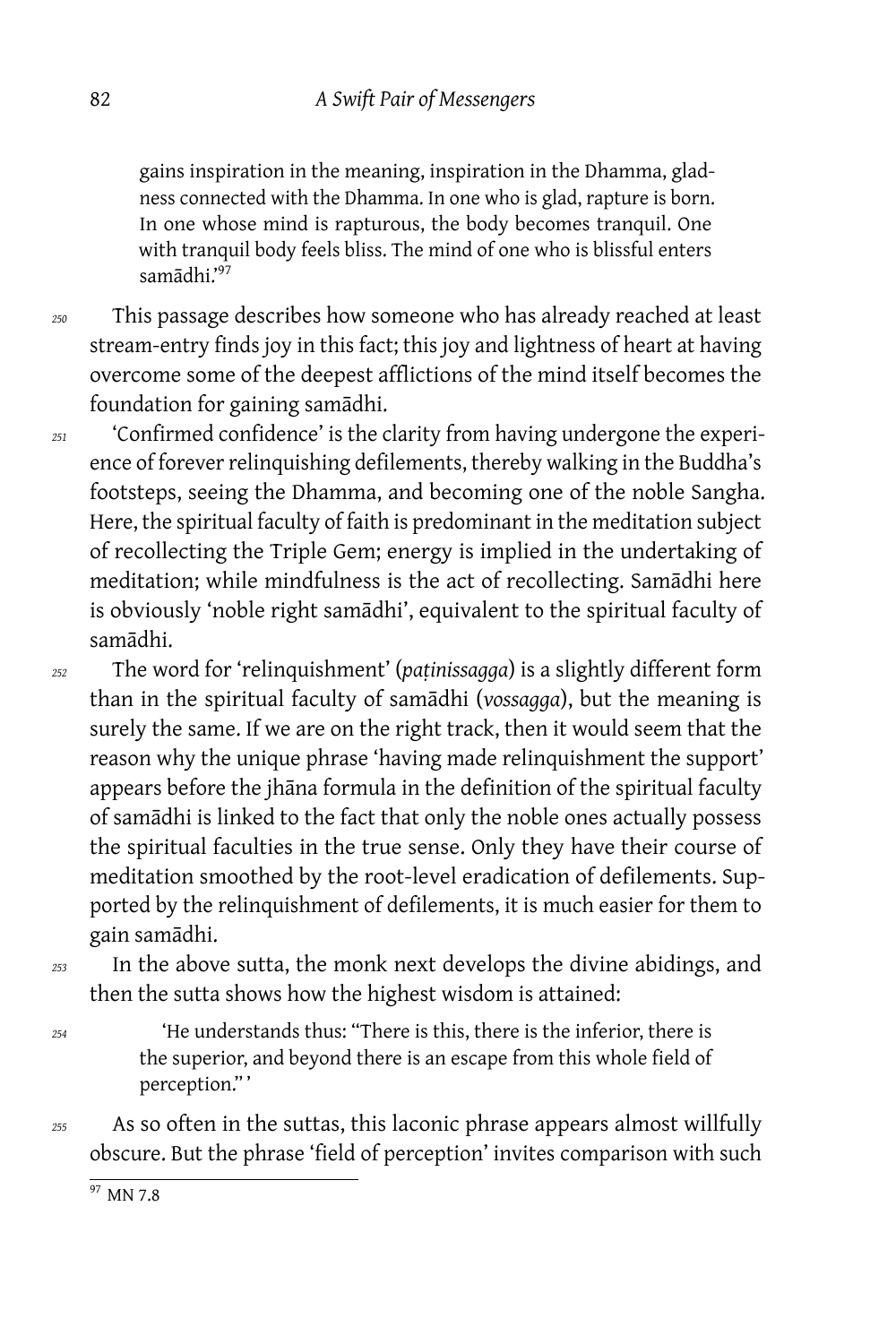> gains inspiration in the meaning, inspiration in the Dhamma, gladness connected with the Dhamma. In one who is glad, rapture is born. In one whose mind is rapturous, the body becomes tranquil. One with tranquil body feels bliss. The mind of one who is blissful enters samādhi.'[97]

This passage describes how someone who has already reached at least stream-entry finds joy in this fact; this joy and lightness of heart at having overcome some of the deepest afflictions of the mind itself becomes the foundation for gaining samādhi.

'Confirmed confidence' is the clarity from having undergone the experience of forever relinquishing defilements, thereby walking in the Buddha's footsteps, seeing the Dhamma, and becoming one of the noble Sangha. Here, the spiritual faculty of faith is predominant in the meditation subject of recollecting the Triple Gem; energy is implied in the undertaking of meditation; while mindfulness is the act of recollecting. Samādhi here is obviously 'noble right samādhi', equivalent to the spiritual faculty of samādhi.

The word for 'relinquishment' (*paṭinissagga*) is a slightly different form than in the spiritual faculty of samādhi (*vossagga*), but the meaning is surely the same. If we are on the right track, then it would seem that the reason why the unique phrase 'having made relinquishment the support' appears before the jhāna formula in the definition of the spiritual faculty of samādhi is linked to the fact that only the noble ones actually possess the spiritual faculties in the true sense. Only they have their course of meditation smoothed by the root-level eradication of defilements. Supported by the relinquishment of defilements, it is much easier for them to gain samādhi.

In the above sutta, the monk next develops the divine abidings, and then the sutta shows how the highest wisdom is attained:

> 'He understands thus: "There is this, there is the inferior, there is the superior, and beyond there is an escape from this whole field of perception." '

As so often in the suttas, this laconic phrase appears almost willfully obscure. But the phrase 'field of perception' invites comparison with such

[97] MN 7.8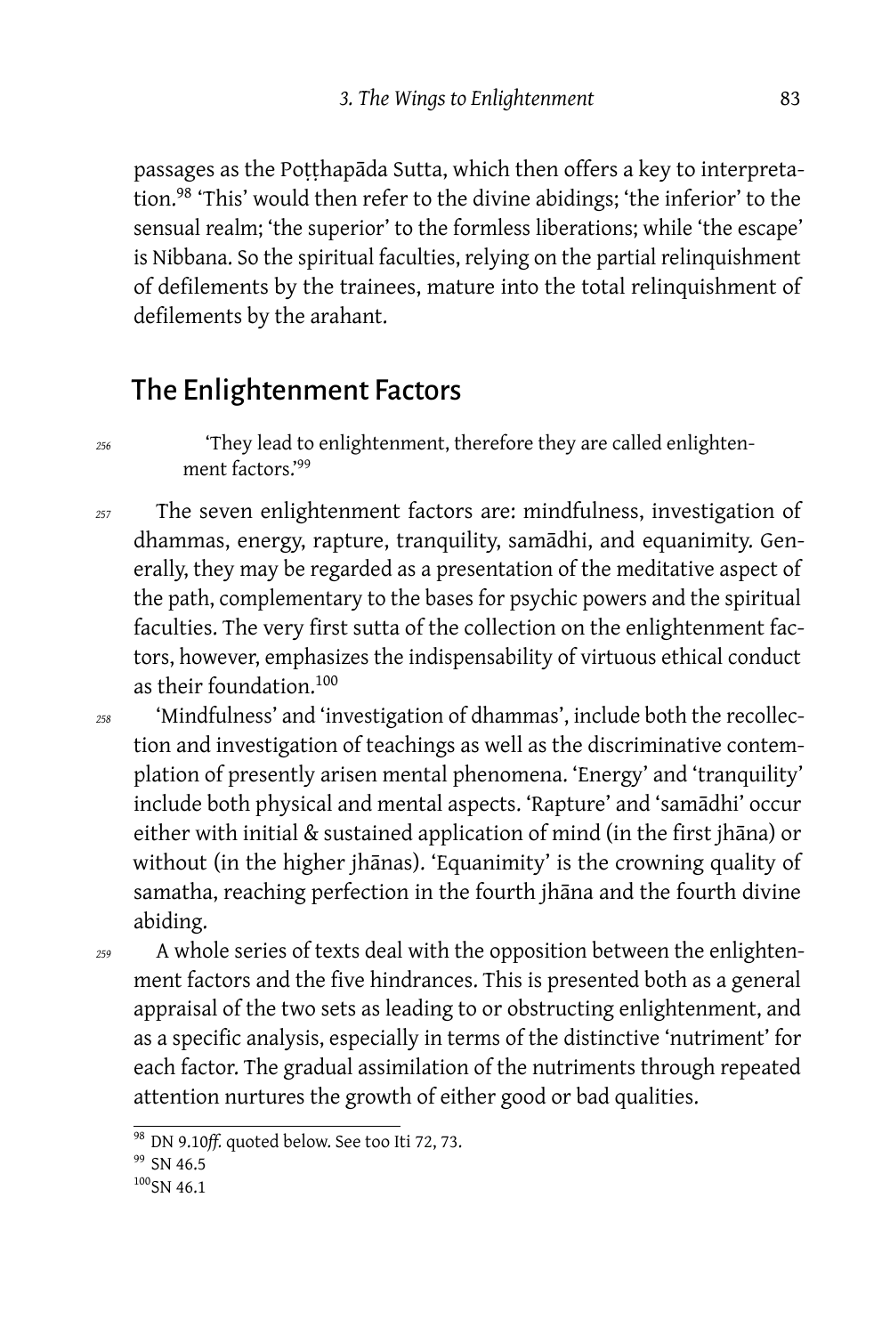passages as the Poṭṭhapāda Sutta, which then offers a key to interpretation.[98] 'This' would then refer to the divine abidings; 'the inferior' to the sensual realm; 'the superior' to the formless liberations; while 'the escape' is Nibbana. So the spiritual faculties, relying on the partial relinquishment of defilements by the trainees, mature into the total relinquishment of defilements by the arahant.

## The Enlightenment Factors

256 'They lead to enlightenment, therefore they are called enlightenment factors.'[99]

257 The seven enlightenment factors are: mindfulness, investigation of dhammas, energy, rapture, tranquility, samādhi, and equanimity. Generally, they may be regarded as a presentation of the meditative aspect of the path, complementary to the bases for psychic powers and the spiritual faculties. The very first sutta of the collection on the enlightenment factors, however, emphasizes the indispensability of virtuous ethical conduct as their foundation.[100]

258 'Mindfulness' and 'investigation of dhammas', include both the recollection and investigation of teachings as well as the discriminative contemplation of presently arisen mental phenomena. 'Energy' and 'tranquility' include both physical and mental aspects. 'Rapture' and 'samādhi' occur either with initial & sustained application of mind (in the first jhāna) or without (in the higher jhānas). 'Equanimity' is the crowning quality of samatha, reaching perfection in the fourth jhāna and the fourth divine abiding.

259 A whole series of texts deal with the opposition between the enlightenment factors and the five hindrances. This is presented both as a general appraisal of the two sets as leading to or obstructing enlightenment, and as a specific analysis, especially in terms of the distinctive 'nutriment' for each factor. The gradual assimilation of the nutriments through repeated attention nurtures the growth of either good or bad qualities.

---

[98] DN 9.10*ff.* quoted below. See too Iti 72, 73.

[99] SN 46.5

[100] SN 46.1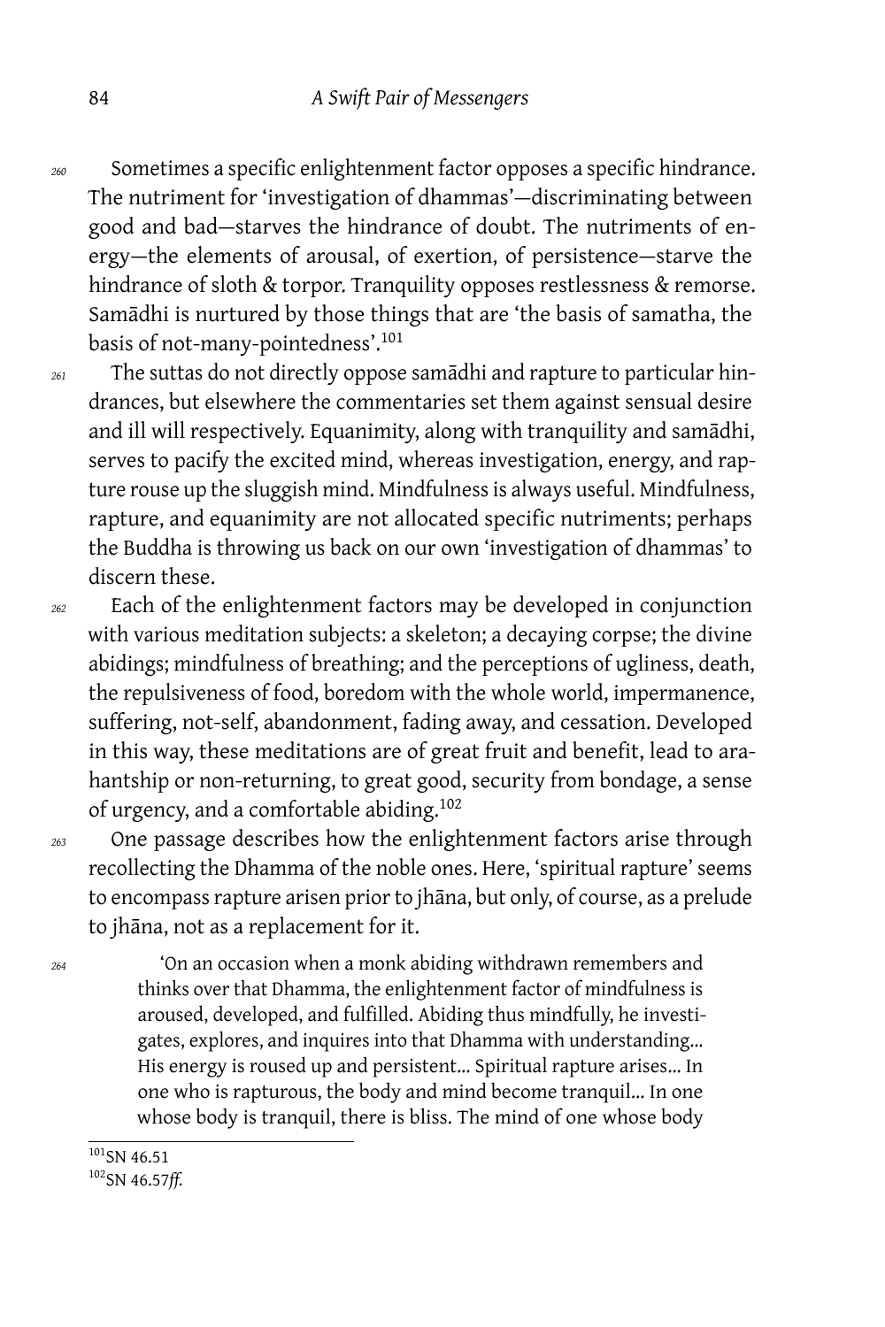260 Sometimes a specific enlightenment factor opposes a specific hindrance. The nutriment for 'investigation of dhammas'—discriminating between good and bad—starves the hindrance of doubt. The nutriments of energy—the elements of arousal, of exertion, of persistence—starve the hindrance of sloth & torpor. Tranquility opposes restlessness & remorse. Samādhi is nurtured by those things that are 'the basis of samatha, the basis of not-many-pointedness'.[101]

261 The suttas do not directly oppose samādhi and rapture to particular hindrances, but elsewhere the commentaries set them against sensual desire and ill will respectively. Equanimity, along with tranquility and samādhi, serves to pacify the excited mind, whereas investigation, energy, and rapture rouse up the sluggish mind. Mindfulness is always useful. Mindfulness, rapture, and equanimity are not allocated specific nutriments; perhaps the Buddha is throwing us back on our own 'investigation of dhammas' to discern these.

262 Each of the enlightenment factors may be developed in conjunction with various meditation subjects: a skeleton; a decaying corpse; the divine abidings; mindfulness of breathing; and the perceptions of ugliness, death, the repulsiveness of food, boredom with the whole world, impermanence, suffering, not-self, abandonment, fading away, and cessation. Developed in this way, these meditations are of great fruit and benefit, lead to arahantship or non-returning, to great good, security from bondage, a sense of urgency, and a comfortable abiding.[102]

263 One passage describes how the enlightenment factors arise through recollecting the Dhamma of the noble ones. Here, 'spiritual rapture' seems to encompass rapture arisen prior to jhāna, but only, of course, as a prelude to jhāna, not as a replacement for it.

264
> 'On an occasion when a monk abiding withdrawn remembers and thinks over that Dhamma, the enlightenment factor of mindfulness is aroused, developed, and fulfilled. Abiding thus mindfully, he investigates, explores, and inquires into that Dhamma with understanding… His energy is roused up and persistent… Spiritual rapture arises… In one who is rapturous, the body and mind become tranquil… In one whose body is tranquil, there is bliss. The mind of one whose body

[101] SN 46.51

[102] SN 46.57*ff.*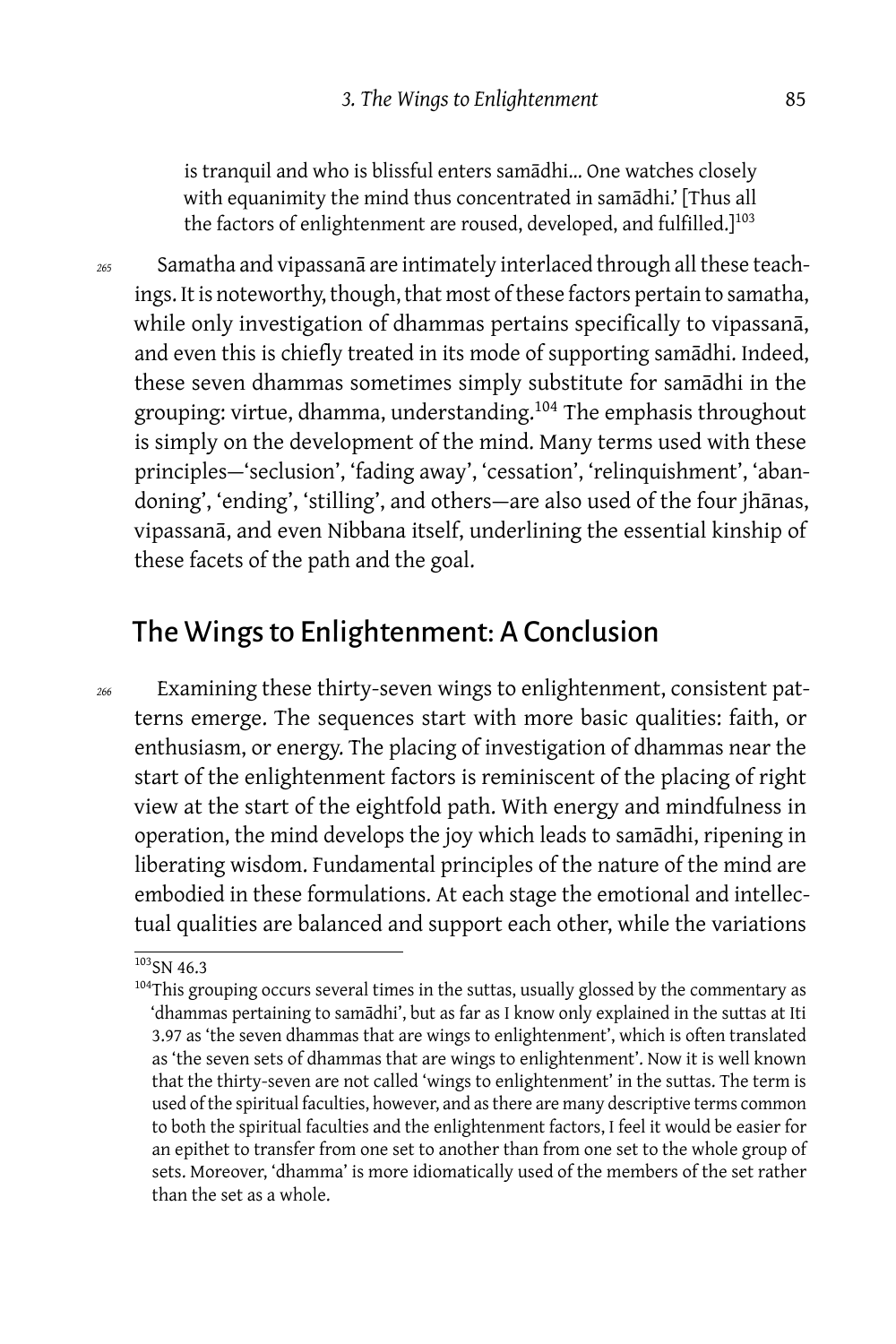> is tranquil and who is blissful enters samādhi… One watches closely with equanimity the mind thus concentrated in samādhi.' [Thus all the factors of enlightenment are roused, developed, and fulfilled.][103]

265 Samatha and vipassanā are intimately interlaced through all these teachings. It is noteworthy, though, that most of these factors pertain to samatha, while only investigation of dhammas pertains specifically to vipassanā, and even this is chiefly treated in its mode of supporting samādhi. Indeed, these seven dhammas sometimes simply substitute for samādhi in the grouping: virtue, dhamma, understanding.[104] The emphasis throughout is simply on the development of the mind. Many terms used with these principles—'seclusion', 'fading away', 'cessation', 'relinquishment', 'abandoning', 'ending', 'stilling', and others—are also used of the four jhānas, vipassanā, and even Nibbana itself, underlining the essential kinship of these facets of the path and the goal.

## The Wings to Enlightenment: A Conclusion

266 Examining these thirty-seven wings to enlightenment, consistent patterns emerge. The sequences start with more basic qualities: faith, or enthusiasm, or energy. The placing of investigation of dhammas near the start of the enlightenment factors is reminiscent of the placing of right view at the start of the eightfold path. With energy and mindfulness in operation, the mind develops the joy which leads to samādhi, ripening in liberating wisdom. Fundamental principles of the nature of the mind are embodied in these formulations. At each stage the emotional and intellectual qualities are balanced and support each other, while the variations

---

[103] SN 46.3

[104] This grouping occurs several times in the suttas, usually glossed by the commentary as 'dhammas pertaining to samādhi', but as far as I know only explained in the suttas at Iti 3.97 as 'the seven dhammas that are wings to enlightenment', which is often translated as 'the seven sets of dhammas that are wings to enlightenment'. Now it is well known that the thirty-seven are not called 'wings to enlightenment' in the suttas. The term is used of the spiritual faculties, however, and as there are many descriptive terms common to both the spiritual faculties and the enlightenment factors, I feel it would be easier for an epithet to transfer from one set to another than from one set to the whole group of sets. Moreover, 'dhamma' is more idiomatically used of the members of the set rather than the set as a whole.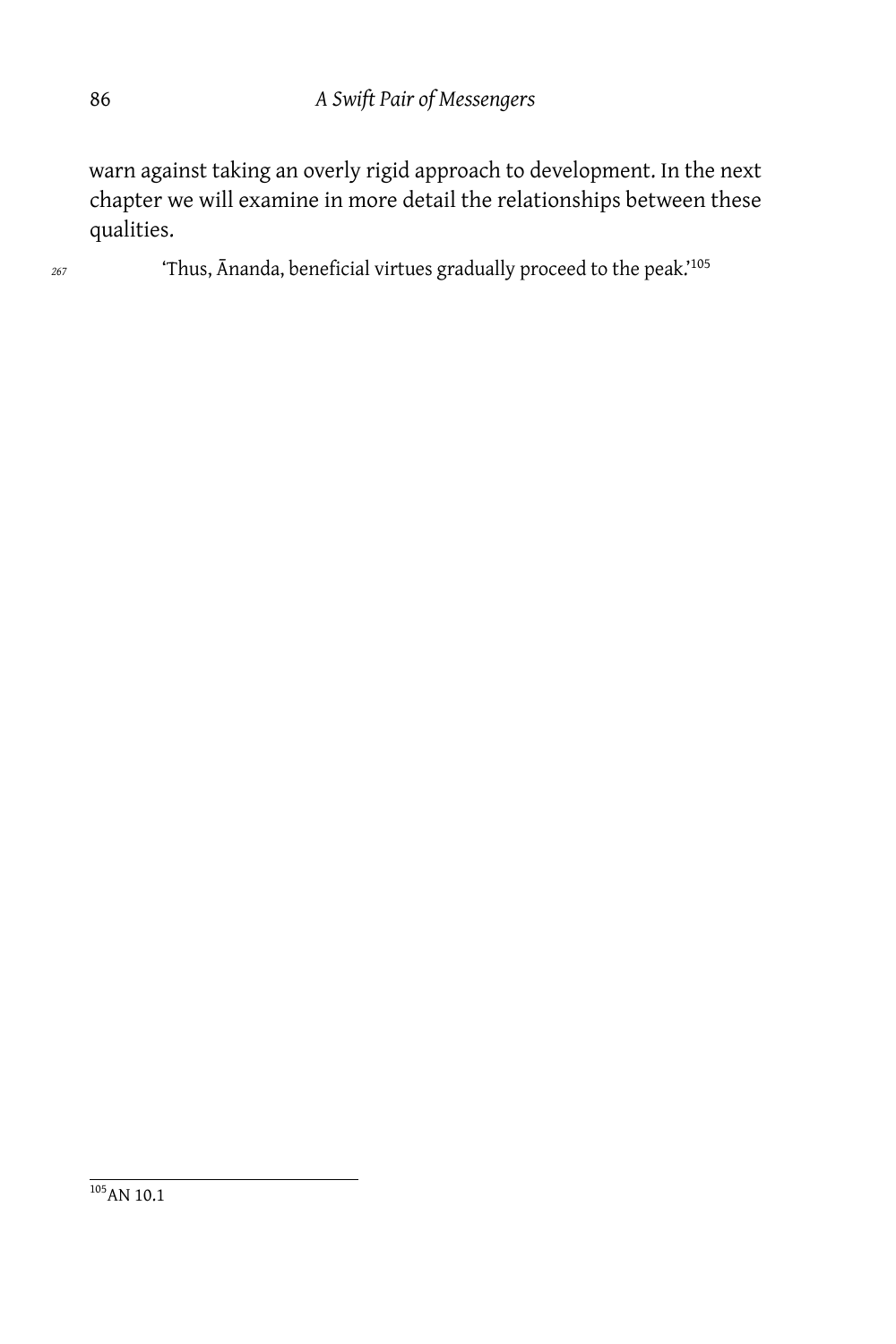warn against taking an overly rigid approach to development. In the next chapter we will examine in more detail the relationships between these qualities.

267 'Thus, Ānanda, beneficial virtues gradually proceed to the peak.'[105]

[105] AN 10.1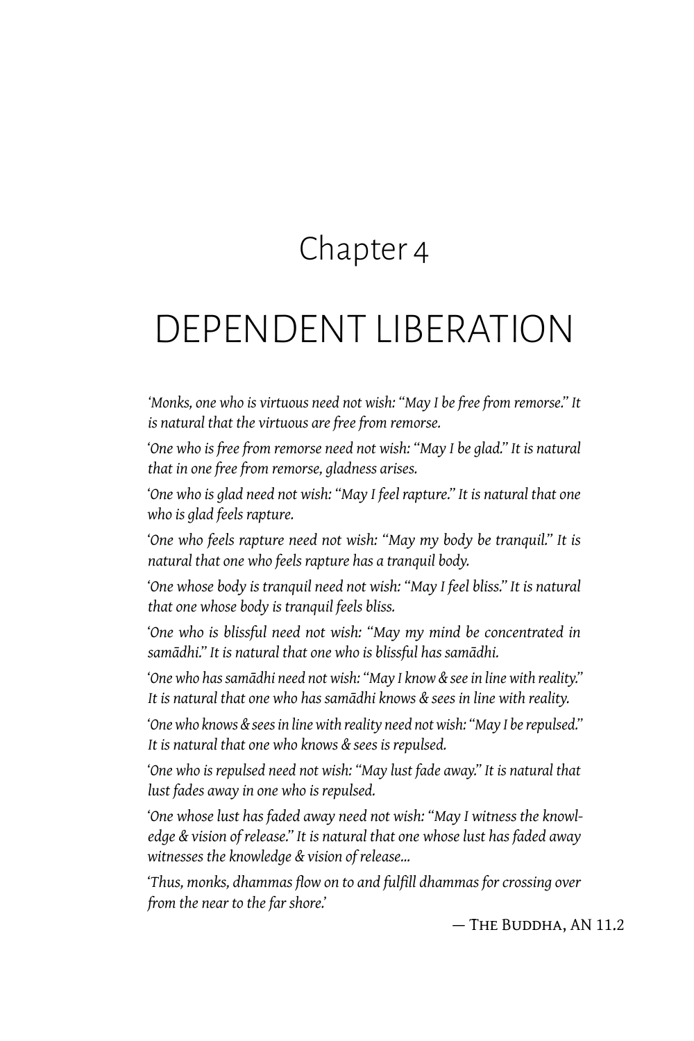# Chapter 4

# DEPENDENT LIBERATION

*'Monks, one who is virtuous need not wish: "May I be free from remorse." It is natural that the virtuous are free from remorse.*

*'One who is free from remorse need not wish: "May I be glad." It is natural that in one free from remorse, gladness arises.*

*'One who is glad need not wish: "May I feel rapture." It is natural that one who is glad feels rapture.*

*'One who feels rapture need not wish: "May my body be tranquil." It is natural that one who feels rapture has a tranquil body.*

*'One whose body is tranquil need not wish: "May I feel bliss." It is natural that one whose body is tranquil feels bliss.*

*'One who is blissful need not wish: "May my mind be concentrated in samādhi." It is natural that one who is blissful has samādhi.*

*'One who has samādhi need not wish: "May I know & see in line with reality." It is natural that one who has samādhi knows & sees in line with reality.*

*'One who knows & sees in line with reality need not wish: "May I be repulsed." It is natural that one who knows & sees is repulsed.*

*'One who is repulsed need not wish: "May lust fade away." It is natural that lust fades away in one who is repulsed.*

*'One whose lust has faded away need not wish: "May I witness the knowledge & vision of release." It is natural that one whose lust has faded away witnesses the knowledge & vision of release...*

*'Thus, monks, dhammas flow on to and fulfill dhammas for crossing over from the near to the far shore.'*

— The Buddha, AN 11.2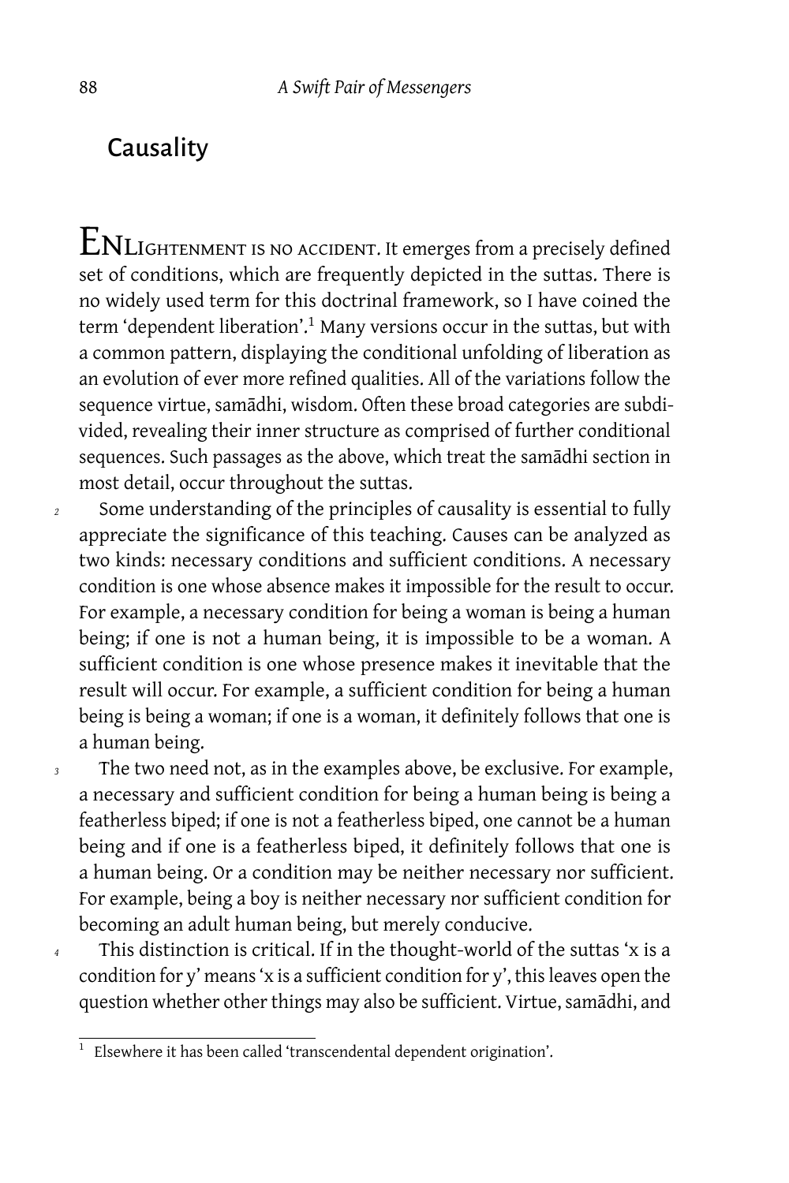## Causality

ENLIGHTENMENT IS NO ACCIDENT. It emerges from a precisely defined set of conditions, which are frequently depicted in the suttas. There is no widely used term for this doctrinal framework, so I have coined the term 'dependent liberation'.[1] Many versions occur in the suttas, but with a common pattern, displaying the conditional unfolding of liberation as an evolution of ever more refined qualities. All of the variations follow the sequence virtue, samādhi, wisdom. Often these broad categories are subdivided, revealing their inner structure as comprised of further conditional sequences. Such passages as the above, which treat the samādhi section in most detail, occur throughout the suttas.

Some understanding of the principles of causality is essential to fully appreciate the significance of this teaching. Causes can be analyzed as two kinds: necessary conditions and sufficient conditions. A necessary condition is one whose absence makes it impossible for the result to occur. For example, a necessary condition for being a woman is being a human being; if one is not a human being, it is impossible to be a woman. A sufficient condition is one whose presence makes it inevitable that the result will occur. For example, a sufficient condition for being a human being is being a woman; if one is a woman, it definitely follows that one is a human being.

The two need not, as in the examples above, be exclusive. For example, a necessary and sufficient condition for being a human being is being a featherless biped; if one is not a featherless biped, one cannot be a human being and if one is a featherless biped, it definitely follows that one is a human being. Or a condition may be neither necessary nor sufficient. For example, being a boy is neither necessary nor sufficient condition for becoming an adult human being, but merely conducive.

This distinction is critical. If in the thought-world of the suttas 'x is a condition for y' means 'x is a sufficient condition for y', this leaves open the question whether other things may also be sufficient. Virtue, samādhi, and

---

[1] Elsewhere it has been called 'transcendental dependent origination'.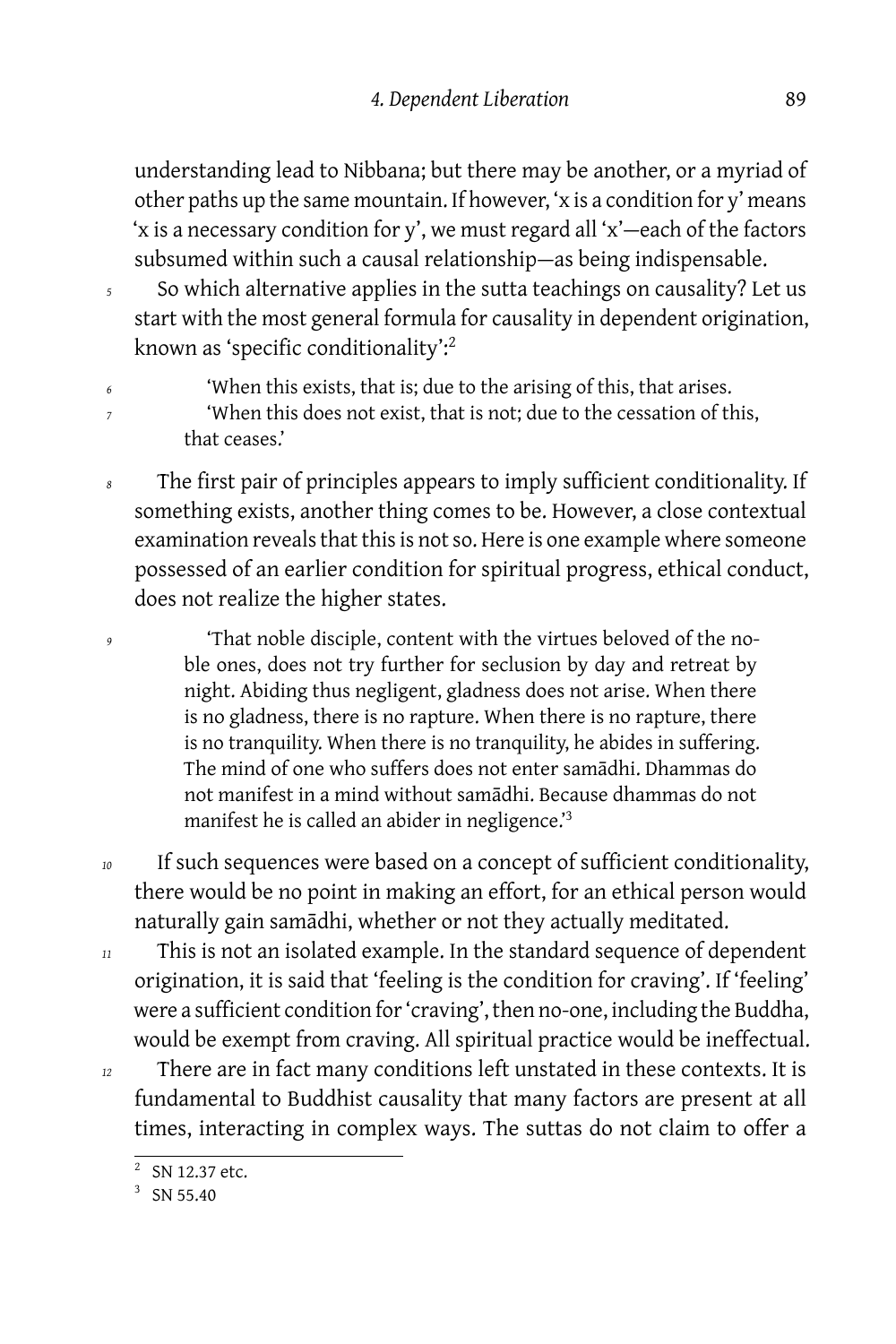understanding lead to Nibbana; but there may be another, or a myriad of other paths up the same mountain. If however, 'x is a condition for y' means 'x is a necessary condition for y', we must regard all 'x'—each of the factors subsumed within such a causal relationship—as being indispensable.

So which alternative applies in the sutta teachings on causality? Let us start with the most general formula for causality in dependent origination, known as 'specific conditionality':[2]

> 'When this exists, that is; due to the arising of this, that arises.
>
> 'When this does not exist, that is not; due to the cessation of this, that ceases.'

The first pair of principles appears to imply sufficient conditionality. If something exists, another thing comes to be. However, a close contextual examination reveals that this is not so. Here is one example where someone possessed of an earlier condition for spiritual progress, ethical conduct, does not realize the higher states.

> 'That noble disciple, content with the virtues beloved of the noble ones, does not try further for seclusion by day and retreat by night. Abiding thus negligent, gladness does not arise. When there is no gladness, there is no rapture. When there is no rapture, there is no tranquility. When there is no tranquility, he abides in suffering. The mind of one who suffers does not enter samādhi. Dhammas do not manifest in a mind without samādhi. Because dhammas do not manifest he is called an abider in negligence.'[3]

If such sequences were based on a concept of sufficient conditionality, there would be no point in making an effort, for an ethical person would naturally gain samādhi, whether or not they actually meditated.

This is not an isolated example. In the standard sequence of dependent origination, it is said that 'feeling is the condition for craving'. If 'feeling' were a sufficient condition for 'craving', then no-one, including the Buddha, would be exempt from craving. All spiritual practice would be ineffectual.

There are in fact many conditions left unstated in these contexts. It is fundamental to Buddhist causality that many factors are present at all times, interacting in complex ways. The suttas do not claim to offer a

---

[2] SN 12.37 etc.

[3] SN 55.40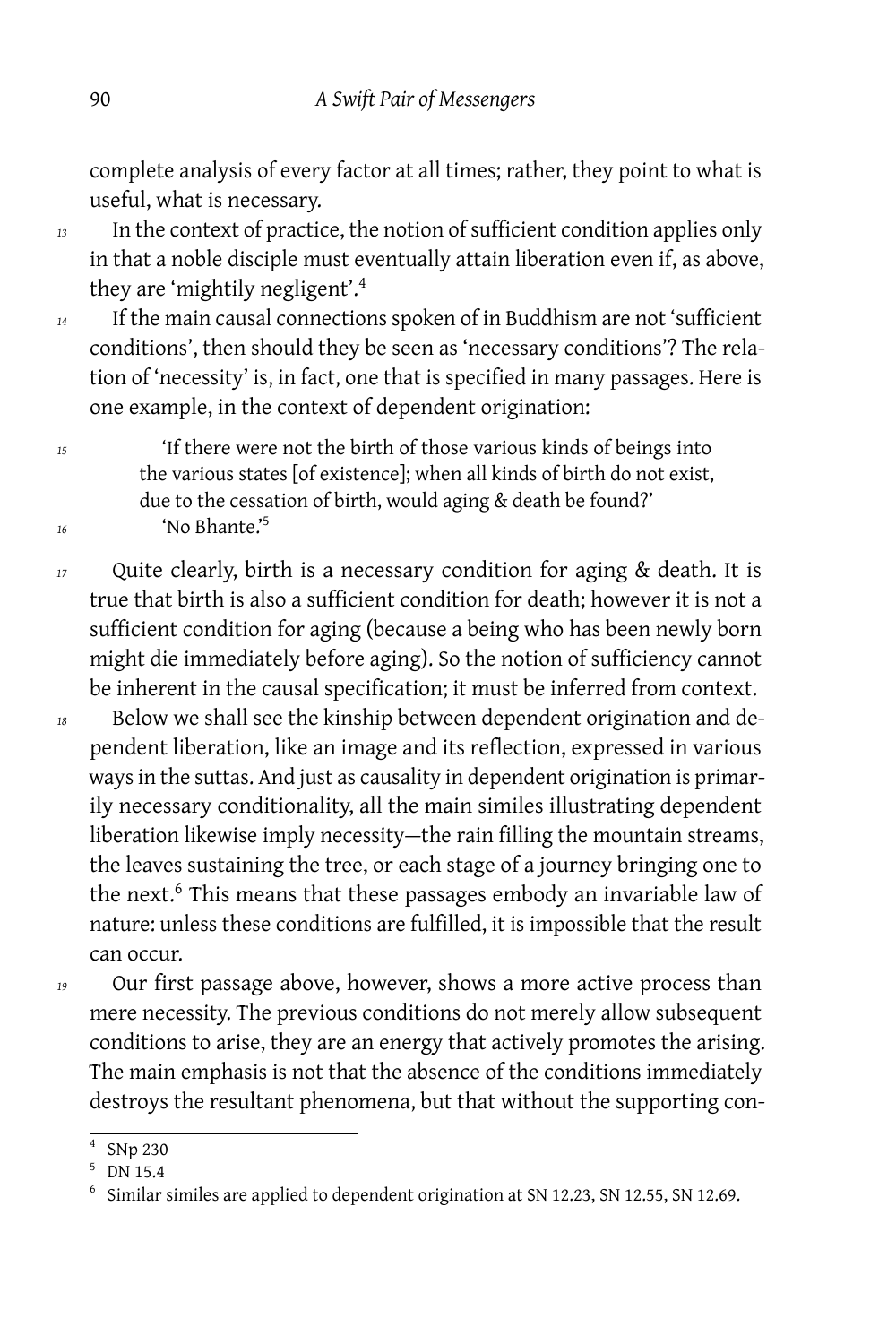complete analysis of every factor at all times; rather, they point to what is useful, what is necessary.

In the context of practice, the notion of sufficient condition applies only in that a noble disciple must eventually attain liberation even if, as above, they are 'mightily negligent'.[4]

If the main causal connections spoken of in Buddhism are not 'sufficient conditions', then should they be seen as 'necessary conditions'? The relation of 'necessity' is, in fact, one that is specified in many passages. Here is one example, in the context of dependent origination:

> 'If there were not the birth of those various kinds of beings into the various states [of existence]; when all kinds of birth do not exist, due to the cessation of birth, would aging & death be found?'
>
> 'No Bhante.'[5]

Quite clearly, birth is a necessary condition for aging & death. It is true that birth is also a sufficient condition for death; however it is not a sufficient condition for aging (because a being who has been newly born might die immediately before aging). So the notion of sufficiency cannot be inherent in the causal specification; it must be inferred from context.

Below we shall see the kinship between dependent origination and dependent liberation, like an image and its reflection, expressed in various ways in the suttas. And just as causality in dependent origination is primarily necessary conditionality, all the main similes illustrating dependent liberation likewise imply necessity—the rain filling the mountain streams, the leaves sustaining the tree, or each stage of a journey bringing one to the next.[6] This means that these passages embody an invariable law of nature: unless these conditions are fulfilled, it is impossible that the result can occur.

Our first passage above, however, shows a more active process than mere necessity. The previous conditions do not merely allow subsequent conditions to arise, they are an energy that actively promotes the arising. The main emphasis is not that the absence of the conditions immediately destroys the resultant phenomena, but that without the supporting con-

---

[4] SNp 230

[5] DN 15.4

[6] Similar similes are applied to dependent origination at SN 12.23, SN 12.55, SN 12.69.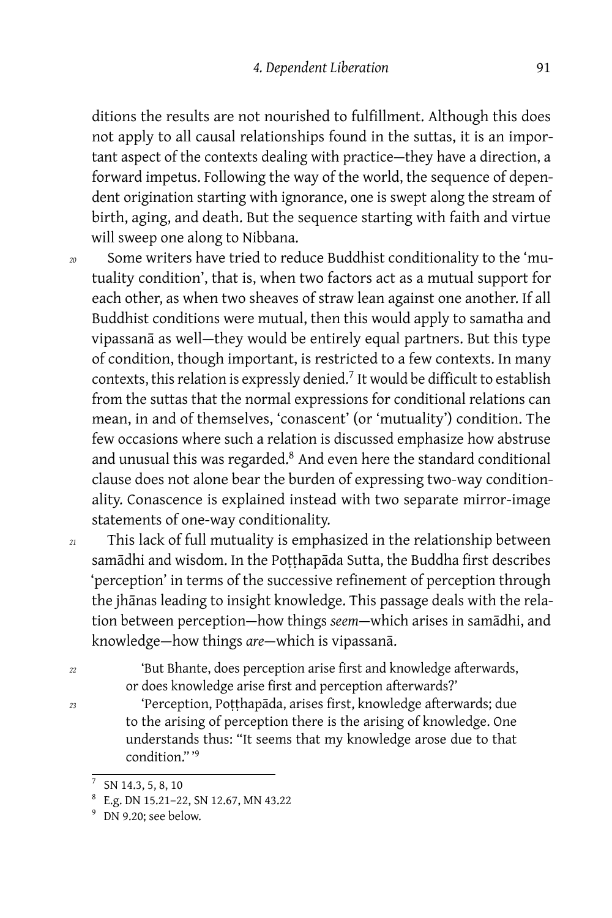ditions the results are not nourished to fulfillment. Although this does not apply to all causal relationships found in the suttas, it is an important aspect of the contexts dealing with practice—they have a direction, a forward impetus. Following the way of the world, the sequence of dependent origination starting with ignorance, one is swept along the stream of birth, aging, and death. But the sequence starting with faith and virtue will sweep one along to Nibbana.

*20* Some writers have tried to reduce Buddhist conditionality to the 'mutuality condition', that is, when two factors act as a mutual support for each other, as when two sheaves of straw lean against one another. If all Buddhist conditions were mutual, then this would apply to samatha and vipassanā as well—they would be entirely equal partners. But this type of condition, though important, is restricted to a few contexts. In many contexts, this relation is expressly denied.[7] It would be difficult to establish from the suttas that the normal expressions for conditional relations can mean, in and of themselves, 'conascent' (or 'mutuality') condition. The few occasions where such a relation is discussed emphasize how abstruse and unusual this was regarded.[8] And even here the standard conditional clause does not alone bear the burden of expressing two-way conditionality. Conascence is explained instead with two separate mirror-image statements of one-way conditionality.

*21* This lack of full mutuality is emphasized in the relationship between samādhi and wisdom. In the Poṭṭhapāda Sutta, the Buddha first describes 'perception' in terms of the successive refinement of perception through the jhānas leading to insight knowledge. This passage deals with the relation between perception—how things *seem*—which arises in samādhi, and knowledge—how things *are*—which is vipassanā.

> *22* 'But Bhante, does perception arise first and knowledge afterwards, or does knowledge arise first and perception afterwards?'
>
> *23* 'Perception, Poṭṭhapāda, arises first, knowledge afterwards; due to the arising of perception there is the arising of knowledge. One understands thus: "It seems that my knowledge arose due to that condition."'[9]

---

[7] SN 14.3, 5, 8, 10

[8] E.g. DN 15.21–22, SN 12.67, MN 43.22

[9] DN 9.20; see below.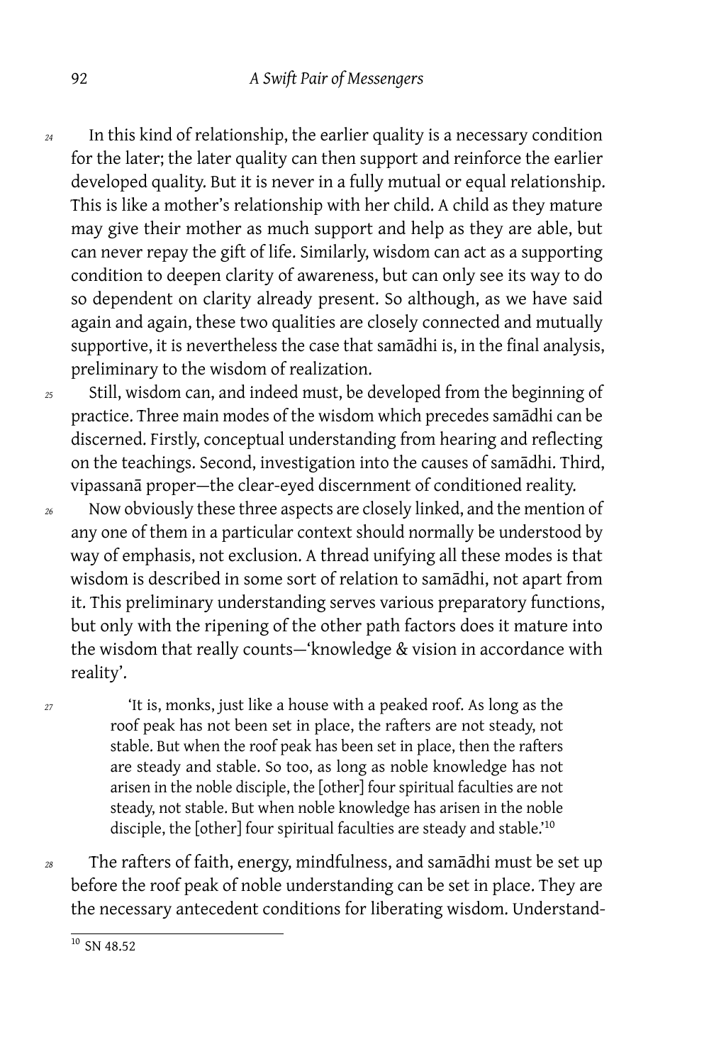24 In this kind of relationship, the earlier quality is a necessary condition for the later; the later quality can then support and reinforce the earlier developed quality. But it is never in a fully mutual or equal relationship. This is like a mother's relationship with her child. A child as they mature may give their mother as much support and help as they are able, but can never repay the gift of life. Similarly, wisdom can act as a supporting condition to deepen clarity of awareness, but can only see its way to do so dependent on clarity already present. So although, as we have said again and again, these two qualities are closely connected and mutually supportive, it is nevertheless the case that samādhi is, in the final analysis, preliminary to the wisdom of realization.

25 Still, wisdom can, and indeed must, be developed from the beginning of practice. Three main modes of the wisdom which precedes samādhi can be discerned. Firstly, conceptual understanding from hearing and reflecting on the teachings. Second, investigation into the causes of samādhi. Third, vipassanā proper—the clear-eyed discernment of conditioned reality.

26 Now obviously these three aspects are closely linked, and the mention of any one of them in a particular context should normally be understood by way of emphasis, not exclusion. A thread unifying all these modes is that wisdom is described in some sort of relation to samādhi, not apart from it. This preliminary understanding serves various preparatory functions, but only with the ripening of the other path factors does it mature into the wisdom that really counts—'knowledge & vision in accordance with reality'.

27
> 'It is, monks, just like a house with a peaked roof. As long as the roof peak has not been set in place, the rafters are not steady, not stable. But when the roof peak has been set in place, then the rafters are steady and stable. So too, as long as noble knowledge has not arisen in the noble disciple, the [other] four spiritual faculties are not steady, not stable. But when noble knowledge has arisen in the noble disciple, the [other] four spiritual faculties are steady and stable.'[10]

28 The rafters of faith, energy, mindfulness, and samādhi must be set up before the roof peak of noble understanding can be set in place. They are the necessary antecedent conditions for liberating wisdom. Understand-

[10] SN 48.52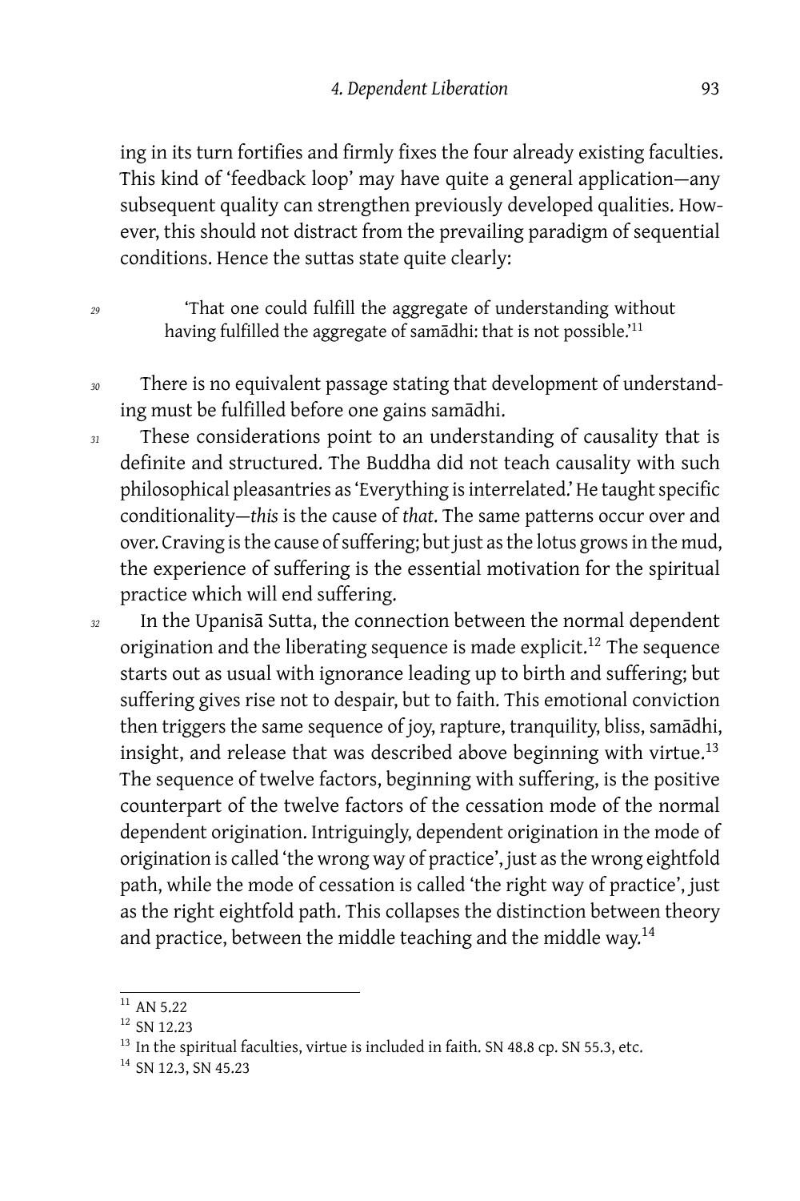ing in its turn fortifies and firmly fixes the four already existing faculties. This kind of 'feedback loop' may have quite a general application—any subsequent quality can strengthen previously developed qualities. However, this should not distract from the prevailing paradigm of sequential conditions. Hence the suttas state quite clearly:

> 'That one could fulfill the aggregate of understanding without having fulfilled the aggregate of samādhi: that is not possible.'[11]

There is no equivalent passage stating that development of understanding must be fulfilled before one gains samādhi.

These considerations point to an understanding of causality that is definite and structured. The Buddha did not teach causality with such philosophical pleasantries as 'Everything is interrelated.' He taught specific conditionality—*this* is the cause of *that*. The same patterns occur over and over. Craving is the cause of suffering; but just as the lotus grows in the mud, the experience of suffering is the essential motivation for the spiritual practice which will end suffering.

In the Upanisā Sutta, the connection between the normal dependent origination and the liberating sequence is made explicit.[12] The sequence starts out as usual with ignorance leading up to birth and suffering; but suffering gives rise not to despair, but to faith. This emotional conviction then triggers the same sequence of joy, rapture, tranquility, bliss, samādhi, insight, and release that was described above beginning with virtue.[13] The sequence of twelve factors, beginning with suffering, is the positive counterpart of the twelve factors of the cessation mode of the normal dependent origination. Intriguingly, dependent origination in the mode of origination is called 'the wrong way of practice', just as the wrong eightfold path, while the mode of cessation is called 'the right way of practice', just as the right eightfold path. This collapses the distinction between theory and practice, between the middle teaching and the middle way.[14]

---

[11] AN 5.22

[12] SN 12.23

[13] In the spiritual faculties, virtue is included in faith. SN 48.8 cp. SN 55.3, etc.

[14] SN 12.3, SN 45.23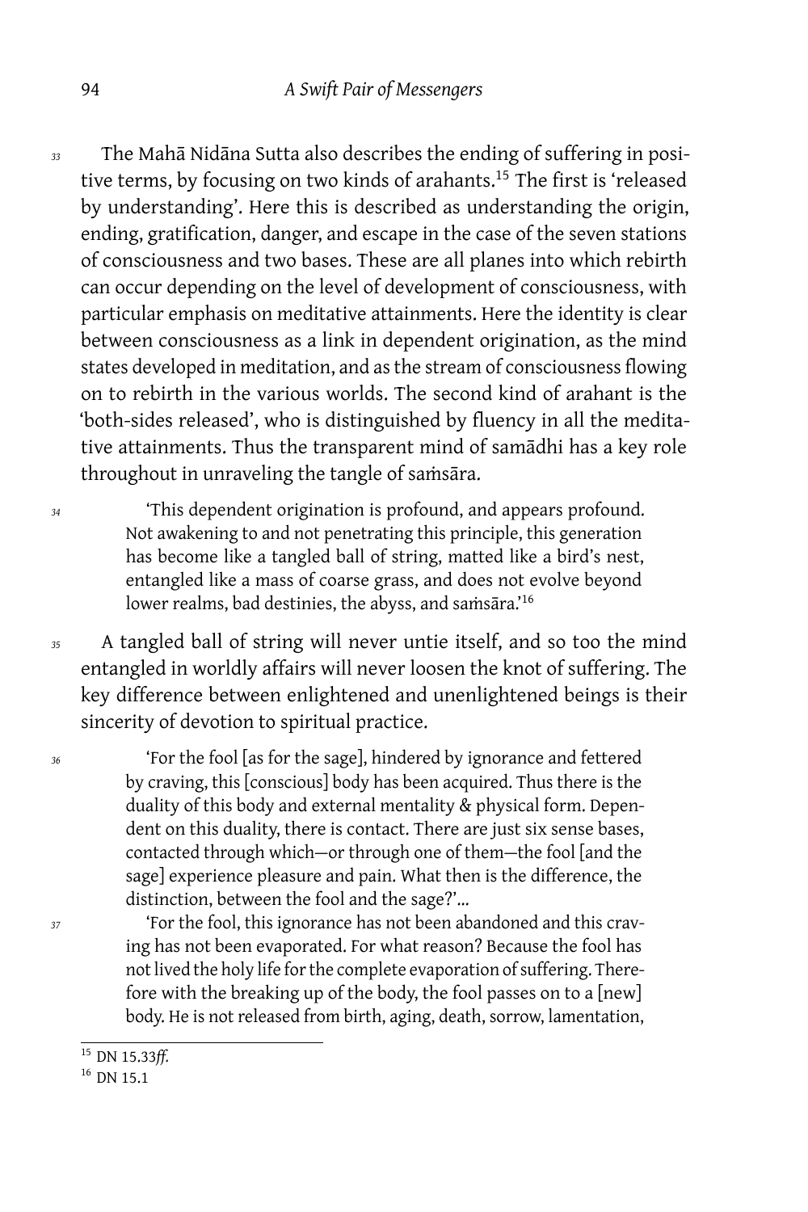33 The Mahā Nidāna Sutta also describes the ending of suffering in positive terms, by focusing on two kinds of arahants.[15] The first is 'released by understanding'. Here this is described as understanding the origin, ending, gratification, danger, and escape in the case of the seven stations of consciousness and two bases. These are all planes into which rebirth can occur depending on the level of development of consciousness, with particular emphasis on meditative attainments. Here the identity is clear between consciousness as a link in dependent origination, as the mind states developed in meditation, and as the stream of consciousness flowing on to rebirth in the various worlds. The second kind of arahant is the 'both-sides released', who is distinguished by fluency in all the meditative attainments. Thus the transparent mind of samādhi has a key role throughout in unraveling the tangle of saṁsāra.

34
> 'This dependent origination is profound, and appears profound. Not awakening to and not penetrating this principle, this generation has become like a tangled ball of string, matted like a bird's nest, entangled like a mass of coarse grass, and does not evolve beyond lower realms, bad destinies, the abyss, and saṁsāra.'[16]

35 A tangled ball of string will never untie itself, and so too the mind entangled in worldly affairs will never loosen the knot of suffering. The key difference between enlightened and unenlightened beings is their sincerity of devotion to spiritual practice.

36
> 'For the fool [as for the sage], hindered by ignorance and fettered by craving, this [conscious] body has been acquired. Thus there is the duality of this body and external mentality & physical form. Dependent on this duality, there is contact. There are just six sense bases, contacted through which—or through one of them—the fool [and the sage] experience pleasure and pain. What then is the difference, the distinction, between the fool and the sage?'...

37
> 'For the fool, this ignorance has not been abandoned and this craving has not been evaporated. For what reason? Because the fool has not lived the holy life for the complete evaporation of suffering. Therefore with the breaking up of the body, the fool passes on to a [new] body. He is not released from birth, aging, death, sorrow, lamentation,

---

[15] DN 15.33*ff.*

[16] DN 15.1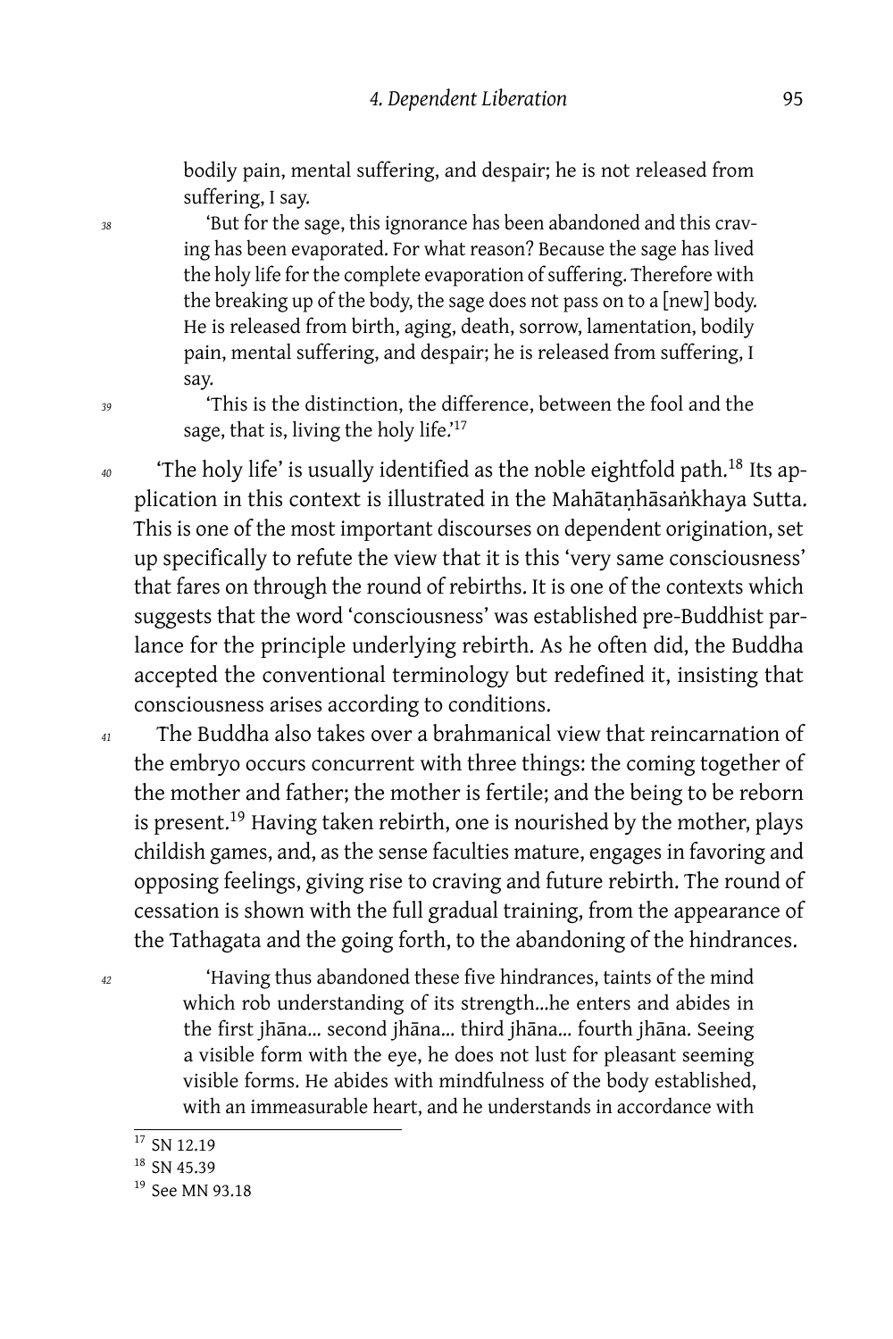bodily pain, mental suffering, and despair; he is not released from suffering, I say.

38 'But for the sage, this ignorance has been abandoned and this craving has been evaporated. For what reason? Because the sage has lived the holy life for the complete evaporation of suffering. Therefore with the breaking up of the body, the sage does not pass on to a [new] body. He is released from birth, aging, death, sorrow, lamentation, bodily pain, mental suffering, and despair; he is released from suffering, I say.

39 'This is the distinction, the difference, between the fool and the sage, that is, living the holy life.'[17]

40 'The holy life' is usually identified as the noble eightfold path.[18] Its application in this context is illustrated in the Mahātaṇhāsaṅkhaya Sutta. This is one of the most important discourses on dependent origination, set up specifically to refute the view that it is this 'very same consciousness' that fares on through the round of rebirths. It is one of the contexts which suggests that the word 'consciousness' was established pre-Buddhist parlance for the principle underlying rebirth. As he often did, the Buddha accepted the conventional terminology but redefined it, insisting that consciousness arises according to conditions.

41 The Buddha also takes over a brahmanical view that reincarnation of the embryo occurs concurrent with three things: the coming together of the mother and father; the mother is fertile; and the being to be reborn is present.[19] Having taken rebirth, one is nourished by the mother, plays childish games, and, as the sense faculties mature, engages in favoring and opposing feelings, giving rise to craving and future rebirth. The round of cessation is shown with the full gradual training, from the appearance of the Tathagata and the going forth, to the abandoning of the hindrances.

42 'Having thus abandoned these five hindrances, taints of the mind which rob understanding of its strength…he enters and abides in the first jhāna… second jhāna… third jhāna… fourth jhāna. Seeing a visible form with the eye, he does not lust for pleasant seeming visible forms. He abides with mindfulness of the body established, with an immeasurable heart, and he understands in accordance with

[17] SN 12.19
[18] SN 45.39
[19] See MN 93.18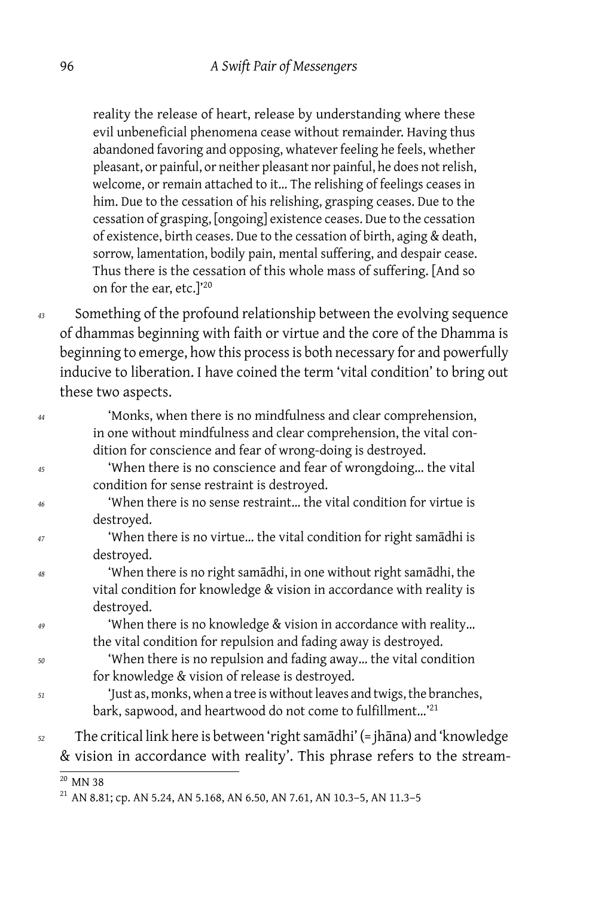reality the release of heart, release by understanding where these evil unbeneficial phenomena cease without remainder. Having thus abandoned favoring and opposing, whatever feeling he feels, whether pleasant, or painful, or neither pleasant nor painful, he does not relish, welcome, or remain attached to it… The relishing of feelings ceases in him. Due to the cessation of his relishing, grasping ceases. Due to the cessation of grasping, [ongoing] existence ceases. Due to the cessation of existence, birth ceases. Due to the cessation of birth, aging & death, sorrow, lamentation, bodily pain, mental suffering, and despair cease. Thus there is the cessation of this whole mass of suffering. [And so on for the ear, etc.]'[20]

*43* Something of the profound relationship between the evolving sequence of dhammas beginning with faith or virtue and the core of the Dhamma is beginning to emerge, how this process is both necessary for and powerfully inducive to liberation. I have coined the term 'vital condition' to bring out these two aspects.

*44* 'Monks, when there is no mindfulness and clear comprehension, in one without mindfulness and clear comprehension, the vital condition for conscience and fear of wrong-doing is destroyed.

*45* 'When there is no conscience and fear of wrongdoing… the vital condition for sense restraint is destroyed.

*46* 'When there is no sense restraint… the vital condition for virtue is destroyed.

*47* 'When there is no virtue… the vital condition for right samādhi is destroyed.

*48* 'When there is no right samādhi, in one without right samādhi, the vital condition for knowledge & vision in accordance with reality is destroyed.

*49* 'When there is no knowledge & vision in accordance with reality… the vital condition for repulsion and fading away is destroyed.

*50* 'When there is no repulsion and fading away… the vital condition for knowledge & vision of release is destroyed.

*51* 'Just as, monks, when a tree is without leaves and twigs, the branches, bark, sapwood, and heartwood do not come to fulfillment…'[21]

*52* The critical link here is between 'right samādhi' (= jhāna) and 'knowledge & vision in accordance with reality'. This phrase refers to the stream-

---

[20] MN 38

[21] AN 8.81; cp. AN 5.24, AN 5.168, AN 6.50, AN 7.61, AN 10.3–5, AN 11.3–5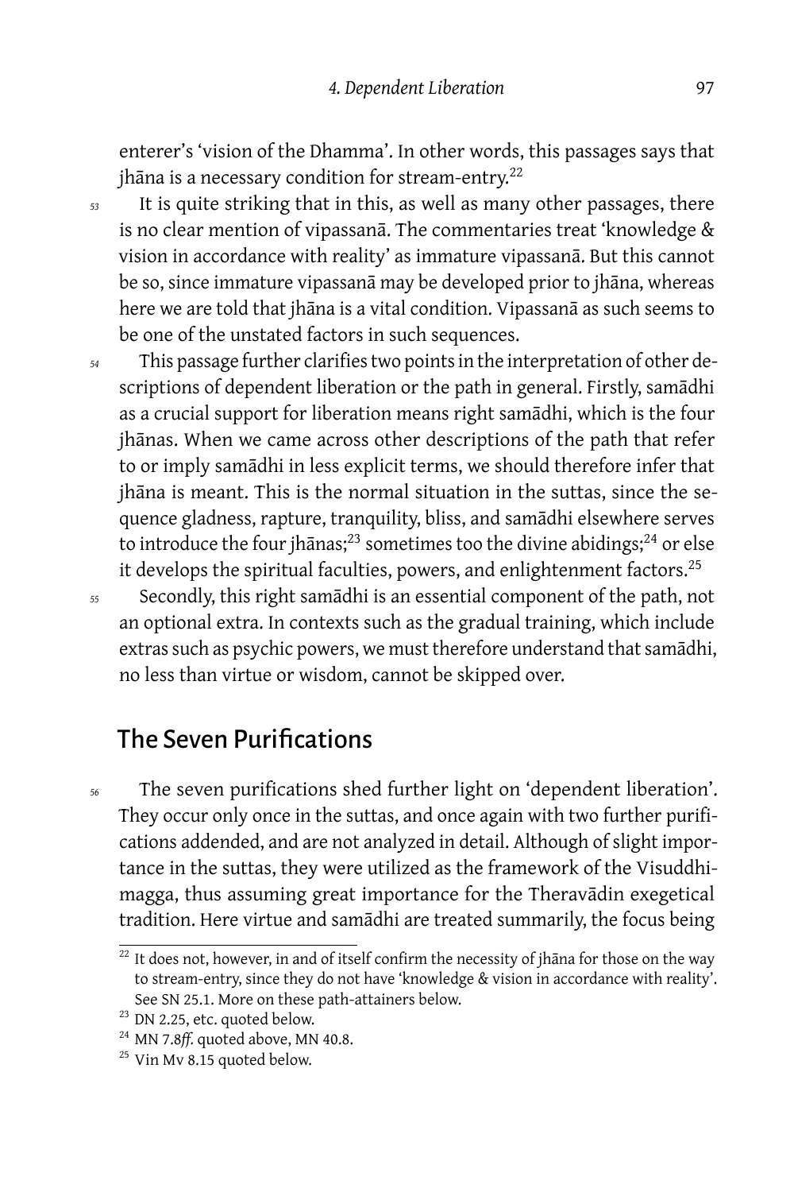enterer's 'vision of the Dhamma'. In other words, this passages says that jhāna is a necessary condition for stream-entry.[22]

*53* It is quite striking that in this, as well as many other passages, there is no clear mention of vipassanā. The commentaries treat 'knowledge & vision in accordance with reality' as immature vipassanā. But this cannot be so, since immature vipassanā may be developed prior to jhāna, whereas here we are told that jhāna is a vital condition. Vipassanā as such seems to be one of the unstated factors in such sequences.

*54* This passage further clarifies two points in the interpretation of other descriptions of dependent liberation or the path in general. Firstly, samādhi as a crucial support for liberation means right samādhi, which is the four jhānas. When we came across other descriptions of the path that refer to or imply samādhi in less explicit terms, we should therefore infer that jhāna is meant. This is the normal situation in the suttas, since the sequence gladness, rapture, tranquility, bliss, and samādhi elsewhere serves to introduce the four jhānas;[23] sometimes too the divine abidings;[24] or else it develops the spiritual faculties, powers, and enlightenment factors.[25]

*55* Secondly, this right samādhi is an essential component of the path, not an optional extra. In contexts such as the gradual training, which include extras such as psychic powers, we must therefore understand that samādhi, no less than virtue or wisdom, cannot be skipped over.

## The Seven Purifications

*56* The seven purifications shed further light on 'dependent liberation'. They occur only once in the suttas, and once again with two further purifications addended, and are not analyzed in detail. Although of slight importance in the suttas, they were utilized as the framework of the Visuddhimagga, thus assuming great importance for the Theravādin exegetical tradition. Here virtue and samādhi are treated summarily, the focus being

---

[22] It does not, however, in and of itself confirm the necessity of jhāna for those on the way to stream-entry, since they do not have 'knowledge & vision in accordance with reality'. See SN 25.1. More on these path-attainers below.

[23] DN 2.25, etc. quoted below.

[24] MN 7.8*ff.* quoted above, MN 40.8.

[25] Vin Mv 8.15 quoted below.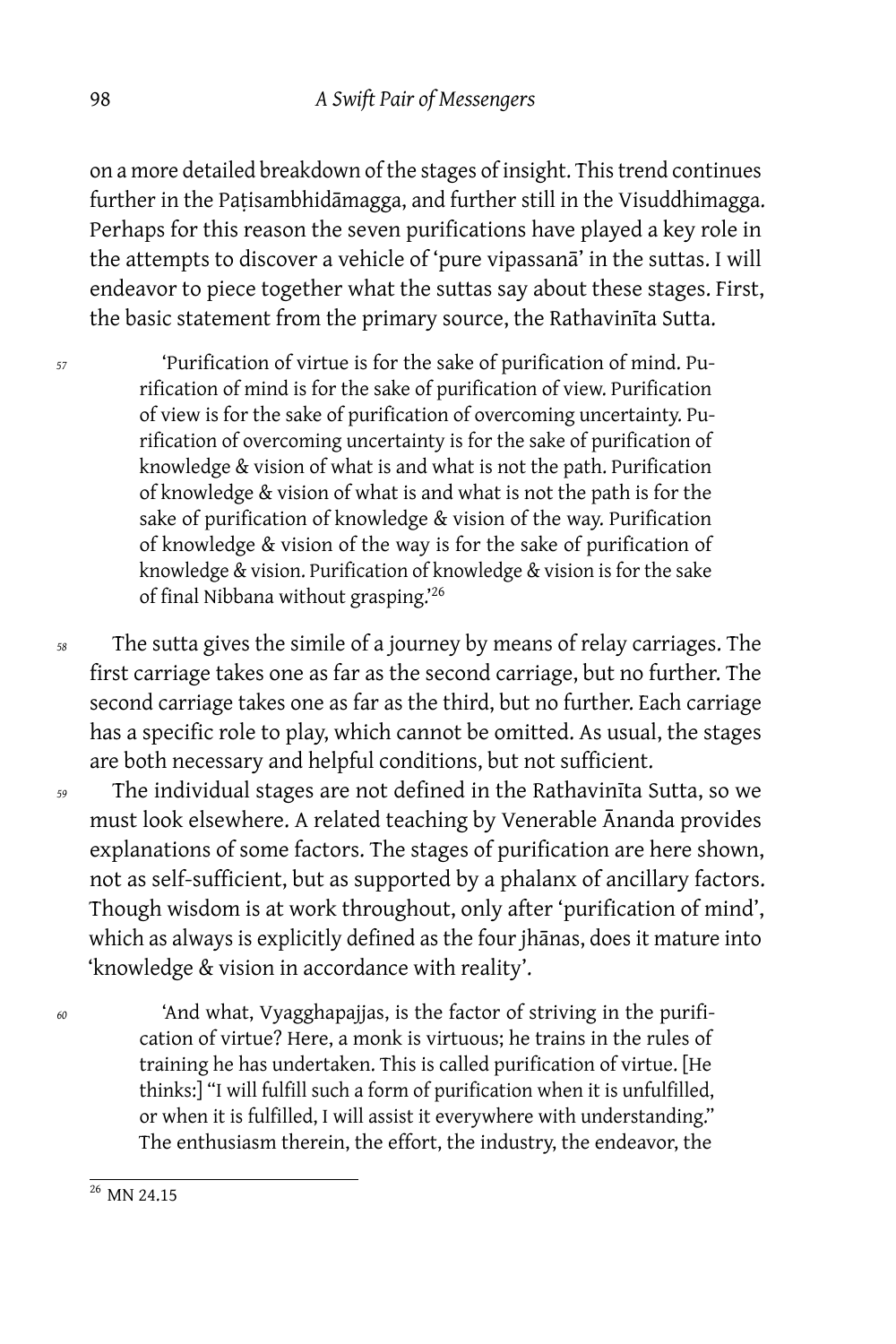on a more detailed breakdown of the stages of insight. This trend continues further in the Paṭisambhidāmagga, and further still in the Visuddhimagga. Perhaps for this reason the seven purifications have played a key role in the attempts to discover a vehicle of 'pure vipassanā' in the suttas. I will endeavor to piece together what the suttas say about these stages. First, the basic statement from the primary source, the Rathavinīta Sutta.

*57*

> 'Purification of virtue is for the sake of purification of mind. Purification of mind is for the sake of purification of view. Purification of view is for the sake of purification of overcoming uncertainty. Purification of overcoming uncertainty is for the sake of purification of knowledge & vision of what is and what is not the path. Purification of knowledge & vision of what is and what is not the path is for the sake of purification of knowledge & vision of the way. Purification of knowledge & vision of the way is for the sake of purification of knowledge & vision. Purification of knowledge & vision is for the sake of final Nibbana without grasping.'[26]

*58* The sutta gives the simile of a journey by means of relay carriages. The first carriage takes one as far as the second carriage, but no further. The second carriage takes one as far as the third, but no further. Each carriage has a specific role to play, which cannot be omitted. As usual, the stages are both necessary and helpful conditions, but not sufficient.

*59* The individual stages are not defined in the Rathavinīta Sutta, so we must look elsewhere. A related teaching by Venerable Ānanda provides explanations of some factors. The stages of purification are here shown, not as self-sufficient, but as supported by a phalanx of ancillary factors. Though wisdom is at work throughout, only after 'purification of mind', which as always is explicitly defined as the four jhānas, does it mature into 'knowledge & vision in accordance with reality'.

*60*

> 'And what, Vyagghapajjas, is the factor of striving in the purification of virtue? Here, a monk is virtuous; he trains in the rules of training he has undertaken. This is called purification of virtue. [He thinks:] "I will fulfill such a form of purification when it is unfulfilled, or when it is fulfilled, I will assist it everywhere with understanding." The enthusiasm therein, the effort, the industry, the endeavor, the

[26] MN 24.15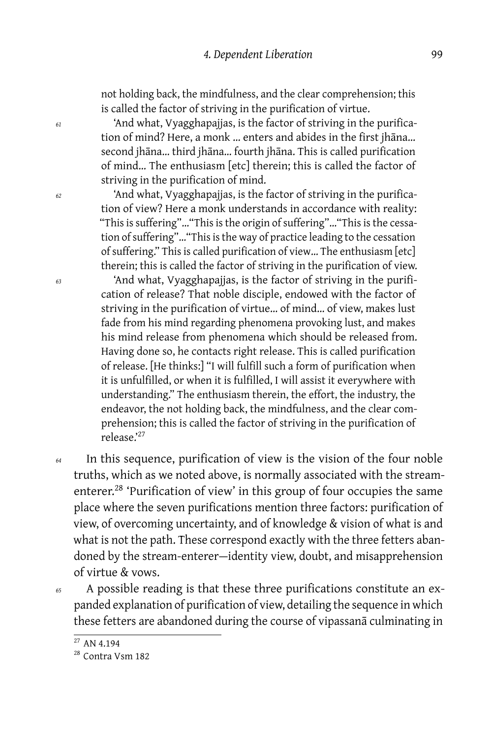not holding back, the mindfulness, and the clear comprehension; this is called the factor of striving in the purification of virtue.

61 'And what, Vyagghapajjas, is the factor of striving in the purification of mind? Here, a monk ... enters and abides in the first jhāna... second jhāna... third jhāna... fourth jhāna. This is called purification of mind... The enthusiasm [etc] therein; this is called the factor of striving in the purification of mind.

62 'And what, Vyagghapajjas, is the factor of striving in the purification of view? Here a monk understands in accordance with reality: "This is suffering"..."This is the origin of suffering"..."This is the cessation of suffering"..."This is the way of practice leading to the cessation of suffering." This is called purification of view... The enthusiasm [etc] therein; this is called the factor of striving in the purification of view.

63 'And what, Vyagghapajjas, is the factor of striving in the purification of release? That noble disciple, endowed with the factor of striving in the purification of virtue... of mind... of view, makes lust fade from his mind regarding phenomena provoking lust, and makes his mind release from phenomena which should be released from. Having done so, he contacts right release. This is called purification of release. [He thinks:] "I will fulfill such a form of purification when it is unfulfilled, or when it is fulfilled, I will assist it everywhere with understanding." The enthusiasm therein, the effort, the industry, the endeavor, the not holding back, the mindfulness, and the clear comprehension; this is called the factor of striving in the purification of release.'[27]

64 In this sequence, purification of view is the vision of the four noble truths, which as we noted above, is normally associated with the stream-enterer.[28] 'Purification of view' in this group of four occupies the same place where the seven purifications mention three factors: purification of view, of overcoming uncertainty, and of knowledge & vision of what is and what is not the path. These correspond exactly with the three fetters abandoned by the stream-enterer—identity view, doubt, and misapprehension of virtue & vows.

65 A possible reading is that these three purifications constitute an expanded explanation of purification of view, detailing the sequence in which these fetters are abandoned during the course of vipassanā culminating in

[27] AN 4.194

[28] Contra Vsm 182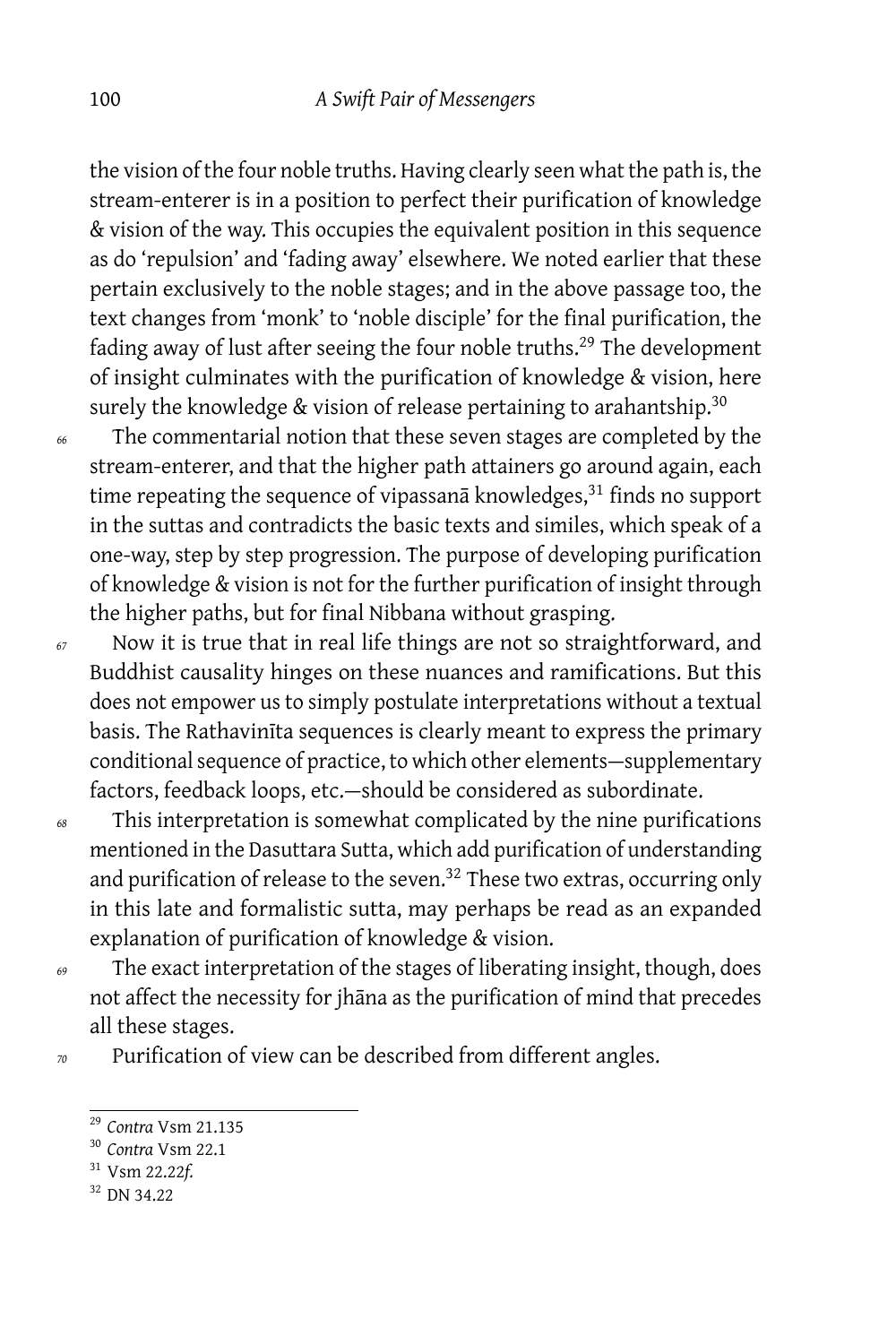the vision of the four noble truths. Having clearly seen what the path is, the stream-enterer is in a position to perfect their purification of knowledge & vision of the way. This occupies the equivalent position in this sequence as do 'repulsion' and 'fading away' elsewhere. We noted earlier that these pertain exclusively to the noble stages; and in the above passage too, the text changes from 'monk' to 'noble disciple' for the final purification, the fading away of lust after seeing the four noble truths.[29] The development of insight culminates with the purification of knowledge & vision, here surely the knowledge & vision of release pertaining to arahantship.[30]

66 The commentarial notion that these seven stages are completed by the stream-enterer, and that the higher path attainers go around again, each time repeating the sequence of vipassanā knowledges,[31] finds no support in the suttas and contradicts the basic texts and similes, which speak of a one-way, step by step progression. The purpose of developing purification of knowledge & vision is not for the further purification of insight through the higher paths, but for final Nibbana without grasping.

67 Now it is true that in real life things are not so straightforward, and Buddhist causality hinges on these nuances and ramifications. But this does not empower us to simply postulate interpretations without a textual basis. The Rathavinīta sequences is clearly meant to express the primary conditional sequence of practice, to which other elements—supplementary factors, feedback loops, etc.—should be considered as subordinate.

68 This interpretation is somewhat complicated by the nine purifications mentioned in the Dasuttara Sutta, which add purification of understanding and purification of release to the seven.[32] These two extras, occurring only in this late and formalistic sutta, may perhaps be read as an expanded explanation of purification of knowledge & vision.

69 The exact interpretation of the stages of liberating insight, though, does not affect the necessity for jhāna as the purification of mind that precedes all these stages.

70 Purification of view can be described from different angles.

---

[29] *Contra* Vsm 21.135

[30] *Contra* Vsm 22.1

[31] Vsm 22.22*f.*

[32] DN 34.22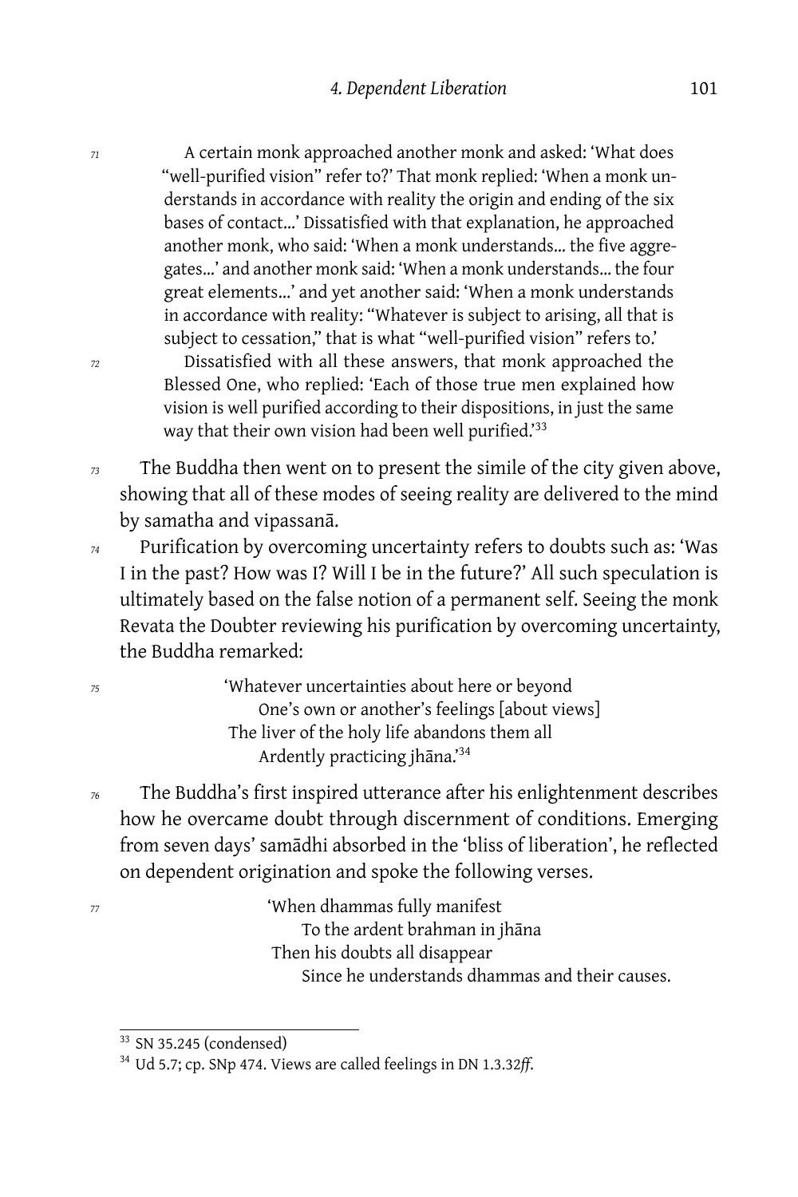71 A certain monk approached another monk and asked: 'What does "well-purified vision" refer to?' That monk replied: 'When a monk understands in accordance with reality the origin and ending of the six bases of contact...' Dissatisfied with that explanation, he approached another monk, who said: 'When a monk understands... the five aggregates...' and another monk said: 'When a monk understands... the four great elements...' and yet another said: 'When a monk understands in accordance with reality: "Whatever is subject to arising, all that is subject to cessation," that is what "well-purified vision" refers to.'

72 Dissatisfied with all these answers, that monk approached the Blessed One, who replied: 'Each of those true men explained how vision is well purified according to their dispositions, in just the same way that their own vision had been well purified.'[33]

73 The Buddha then went on to present the simile of the city given above, showing that all of these modes of seeing reality are delivered to the mind by samatha and vipassanā.

74 Purification by overcoming uncertainty refers to doubts such as: 'Was I in the past? How was I? Will I be in the future?' All such speculation is ultimately based on the false notion of a permanent self. Seeing the monk Revata the Doubter reviewing his purification by overcoming uncertainty, the Buddha remarked:

75
> 'Whatever uncertainties about here or beyond
> One's own or another's feelings [about views]
> The liver of the holy life abandons them all
> Ardently practicing jhāna.'[34]

76 The Buddha's first inspired utterance after his enlightenment describes how he overcame doubt through discernment of conditions. Emerging from seven days' samādhi absorbed in the 'bliss of liberation', he reflected on dependent origination and spoke the following verses.

77
> 'When dhammas fully manifest
> To the ardent brahman in jhāna
> Then his doubts all disappear
> Since he understands dhammas and their causes.

---

[33] SN 35.245 (condensed)

[34] Ud 5.7; cp. SNp 474. Views are called feelings in DN 1.3.32*ff*.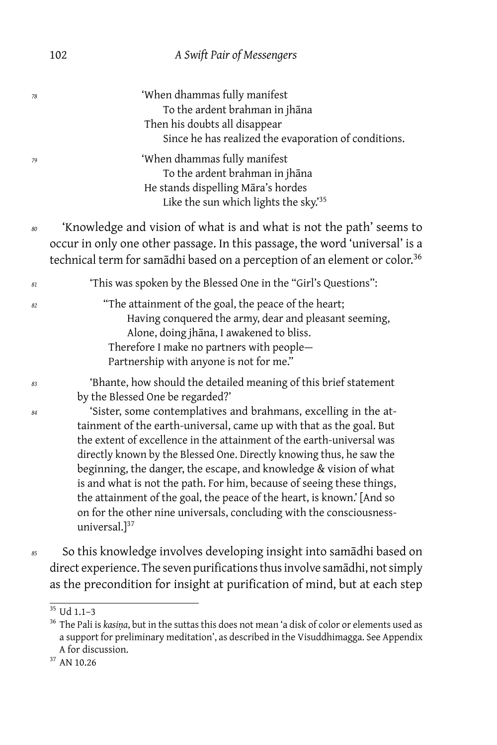'When dhammas fully manifest
To the ardent brahman in jhāna
Then his doubts all disappear
Since he has realized the evaporation of conditions.

'When dhammas fully manifest
To the ardent brahman in jhāna
He stands dispelling Māra's hordes
Like the sun which lights the sky.'[35]

'Knowledge and vision of what is and what is not the path' seems to occur in only one other passage. In this passage, the word 'universal' is a technical term for samādhi based on a perception of an element or color.[36]

> 'This was spoken by the Blessed One in the "Girl's Questions":
>
> "The attainment of the goal, the peace of the heart;
> Having conquered the army, dear and pleasant seeming,
> Alone, doing jhāna, I awakened to bliss.
> Therefore I make no partners with people—
> Partnership with anyone is not for me."
>
> 'Bhante, how should the detailed meaning of this brief statement by the Blessed One be regarded?'
>
> 'Sister, some contemplatives and brahmans, excelling in the attainment of the earth-universal, came up with that as the goal. But the extent of excellence in the attainment of the earth-universal was directly known by the Blessed One. Directly knowing thus, he saw the beginning, the danger, the escape, and knowledge & vision of what is and what is not the path. For him, because of seeing these things, the attainment of the goal, the peace of the heart, is known.' [And so on for the other nine universals, concluding with the consciousness-universal.][37]

So this knowledge involves developing insight into samādhi based on direct experience. The seven purifications thus involve samādhi, not simply as the precondition for insight at purification of mind, but at each step

---

[35] Ud 1.1–3

[36] The Pali is *kasiṇa*, but in the suttas this does not mean 'a disk of color or elements used as a support for preliminary meditation', as described in the Visuddhimagga. See Appendix A for discussion.

[37] AN 10.26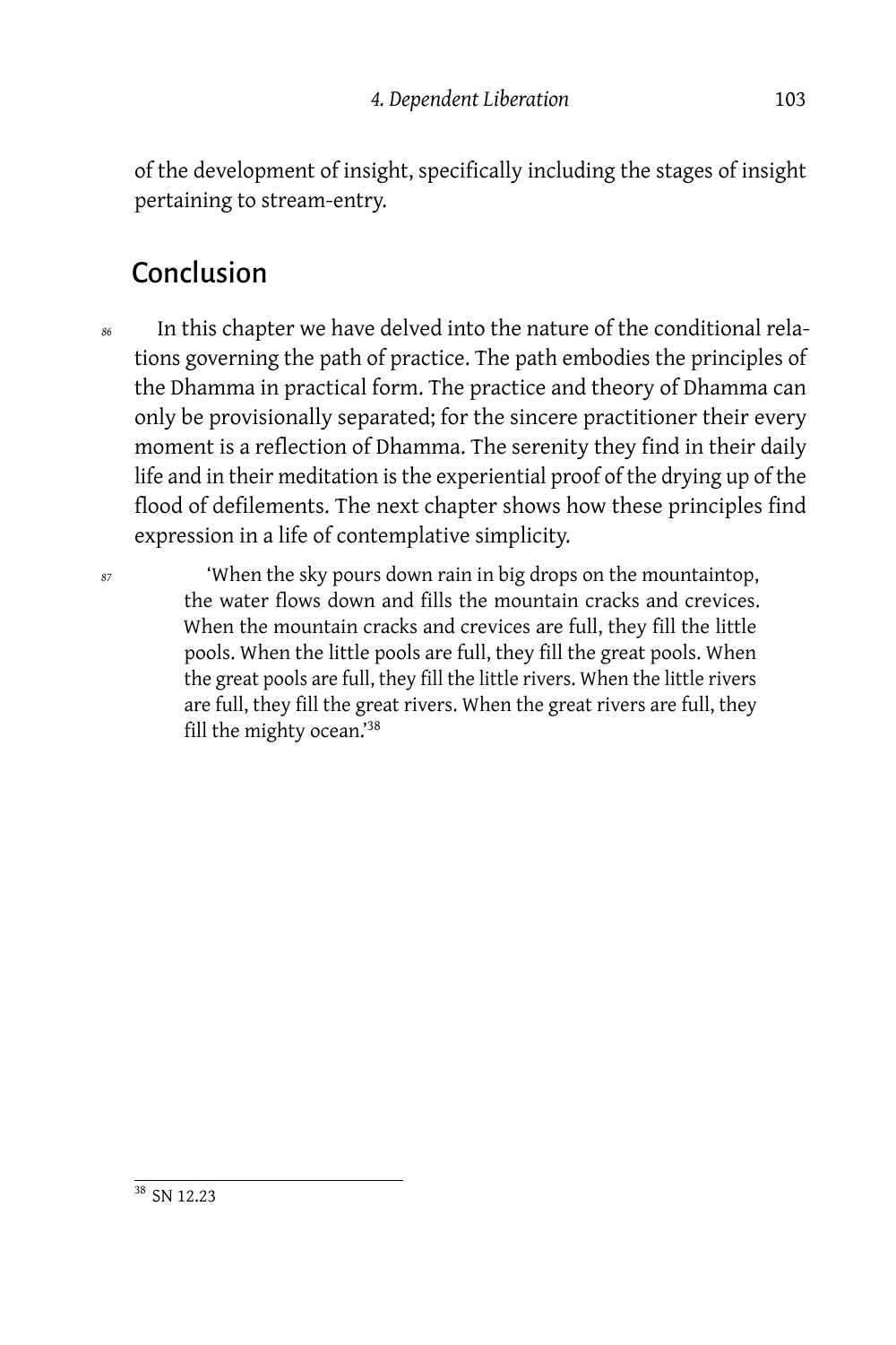of the development of insight, specifically including the stages of insight pertaining to stream-entry.

## Conclusion

86 In this chapter we have delved into the nature of the conditional relations governing the path of practice. The path embodies the principles of the Dhamma in practical form. The practice and theory of Dhamma can only be provisionally separated; for the sincere practitioner their every moment is a reflection of Dhamma. The serenity they find in their daily life and in their meditation is the experiential proof of the drying up of the flood of defilements. The next chapter shows how these principles find expression in a life of contemplative simplicity.

87

> 'When the sky pours down rain in big drops on the mountaintop, the water flows down and fills the mountain cracks and crevices. When the mountain cracks and crevices are full, they fill the little pools. When the little pools are full, they fill the great pools. When the great pools are full, they fill the little rivers. When the little rivers are full, they fill the great rivers. When the great rivers are full, they fill the mighty ocean.'[38]

[38] SN 12.23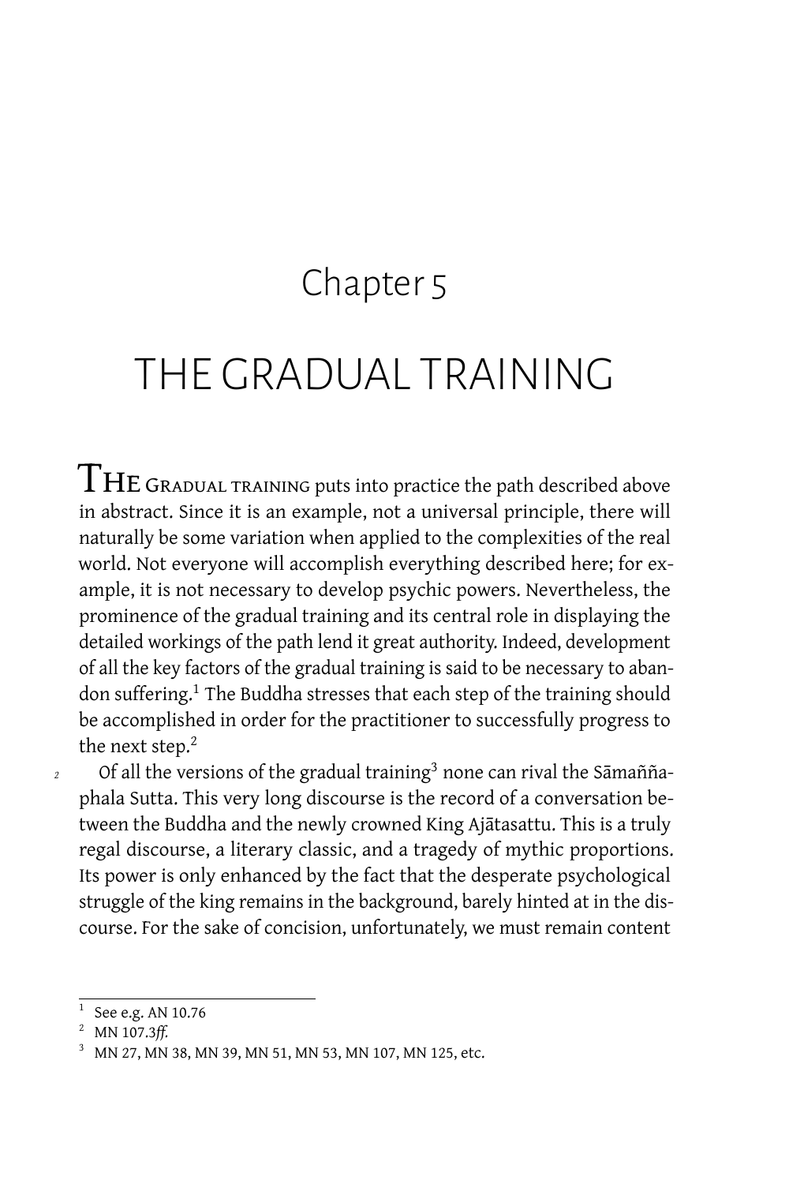# Chapter 5

# THE GRADUAL TRAINING

THE GRADUAL TRAINING puts into practice the path described above in abstract. Since it is an example, not a universal principle, there will naturally be some variation when applied to the complexities of the real world. Not everyone will accomplish everything described here; for example, it is not necessary to develop psychic powers. Nevertheless, the prominence of the gradual training and its central role in displaying the detailed workings of the path lend it great authority. Indeed, development of all the key factors of the gradual training is said to be necessary to abandon suffering.[1] The Buddha stresses that each step of the training should be accomplished in order for the practitioner to successfully progress to the next step.[2]

Of all the versions of the gradual training[3] none can rival the Sāmaññaphala Sutta. This very long discourse is the record of a conversation between the Buddha and the newly crowned King Ajātasattu. This is a truly regal discourse, a literary classic, and a tragedy of mythic proportions. Its power is only enhanced by the fact that the desperate psychological struggle of the king remains in the background, barely hinted at in the discourse. For the sake of concision, unfortunately, we must remain content

---

[1] See e.g. AN 10.76

[2] MN 107.3*ff.*

[3] MN 27, MN 38, MN 39, MN 51, MN 53, MN 107, MN 125, etc.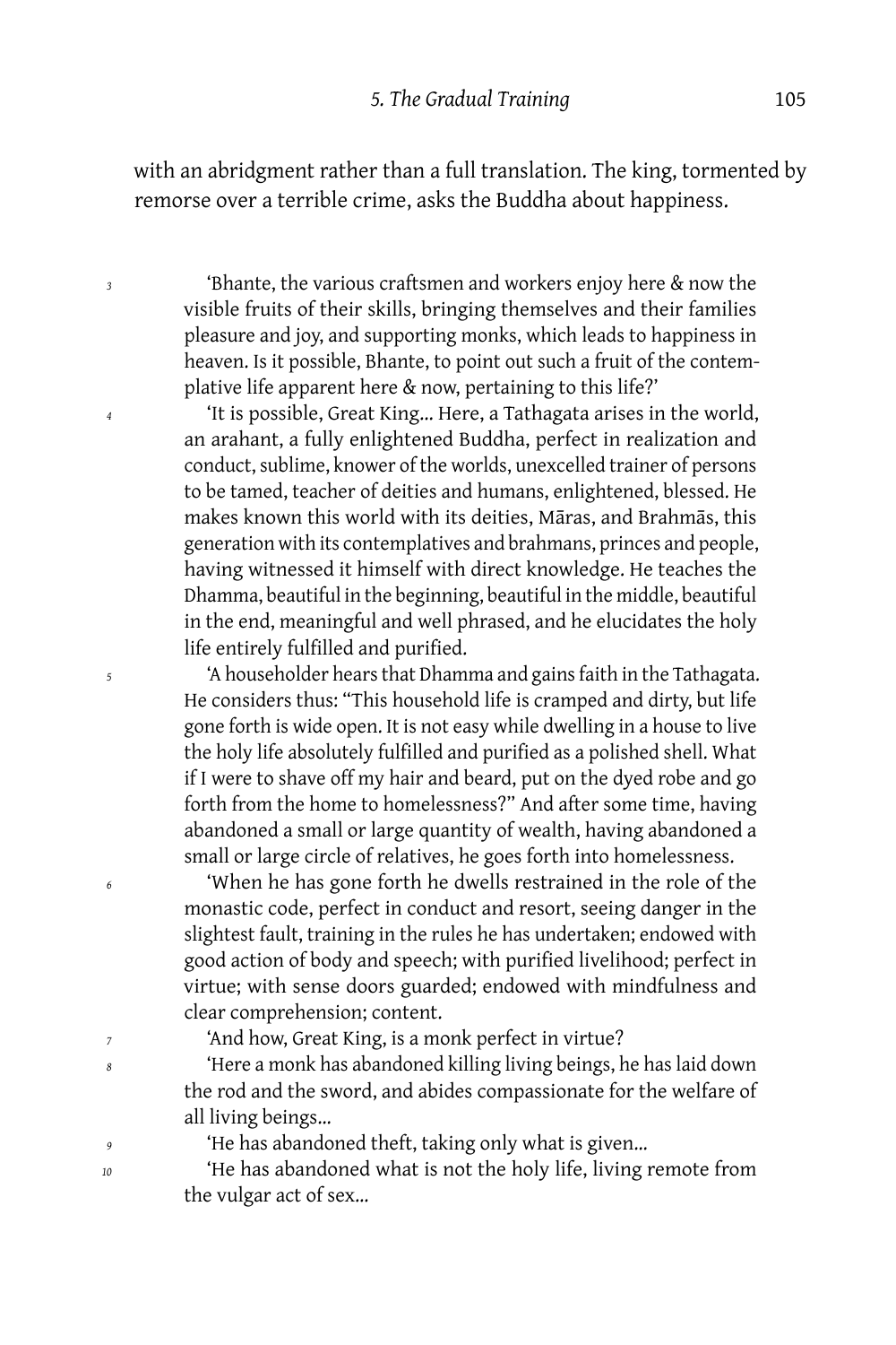with an abridgment rather than a full translation. The king, tormented by remorse over a terrible crime, asks the Buddha about happiness.

*3* 'Bhante, the various craftsmen and workers enjoy here & now the visible fruits of their skills, bringing themselves and their families pleasure and joy, and supporting monks, which leads to happiness in heaven. Is it possible, Bhante, to point out such a fruit of the contemplative life apparent here & now, pertaining to this life?'

*4* 'It is possible, Great King... Here, a Tathagata arises in the world, an arahant, a fully enlightened Buddha, perfect in realization and conduct, sublime, knower of the worlds, unexcelled trainer of persons to be tamed, teacher of deities and humans, enlightened, blessed. He makes known this world with its deities, Māras, and Brahmās, this generation with its contemplatives and brahmans, princes and people, having witnessed it himself with direct knowledge. He teaches the Dhamma, beautiful in the beginning, beautiful in the middle, beautiful in the end, meaningful and well phrased, and he elucidates the holy life entirely fulfilled and purified.

*5* 'A householder hears that Dhamma and gains faith in the Tathagata. He considers thus: "This household life is cramped and dirty, but life gone forth is wide open. It is not easy while dwelling in a house to live the holy life absolutely fulfilled and purified as a polished shell. What if I were to shave off my hair and beard, put on the dyed robe and go forth from the home to homelessness?" And after some time, having abandoned a small or large quantity of wealth, having abandoned a small or large circle of relatives, he goes forth into homelessness.

*6* 'When he has gone forth he dwells restrained in the role of the monastic code, perfect in conduct and resort, seeing danger in the slightest fault, training in the rules he has undertaken; endowed with good action of body and speech; with purified livelihood; perfect in virtue; with sense doors guarded; endowed with mindfulness and clear comprehension; content.

*7* 'And how, Great King, is a monk perfect in virtue?

*8* 'Here a monk has abandoned killing living beings, he has laid down the rod and the sword, and abides compassionate for the welfare of all living beings...

*9* 'He has abandoned theft, taking only what is given...

*10* 'He has abandoned what is not the holy life, living remote from the vulgar act of sex...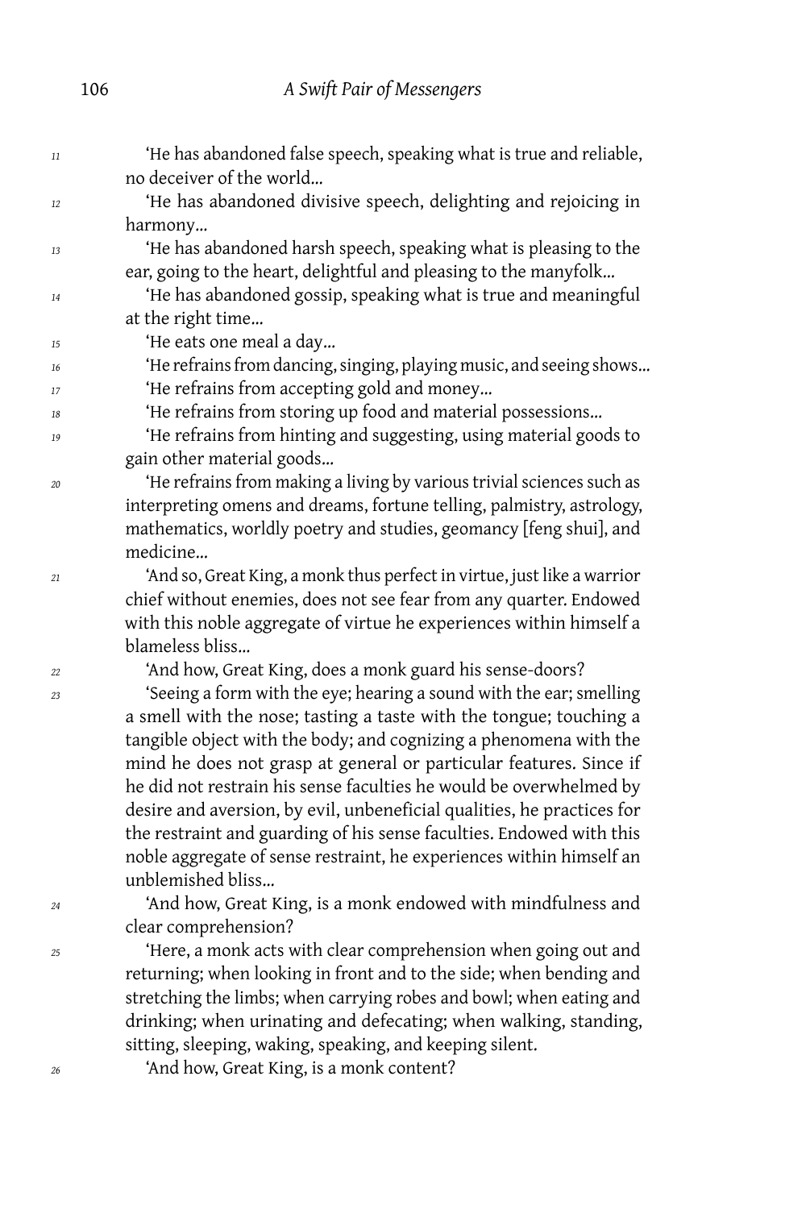11 'He has abandoned false speech, speaking what is true and reliable, no deceiver of the world…

12 'He has abandoned divisive speech, delighting and rejoicing in harmony…

13 'He has abandoned harsh speech, speaking what is pleasing to the ear, going to the heart, delightful and pleasing to the manyfolk…

14 'He has abandoned gossip, speaking what is true and meaningful at the right time…

15 'He eats one meal a day…

16 'He refrains from dancing, singing, playing music, and seeing shows…

17 'He refrains from accepting gold and money…

18 'He refrains from storing up food and material possessions…

19 'He refrains from hinting and suggesting, using material goods to gain other material goods…

20 'He refrains from making a living by various trivial sciences such as interpreting omens and dreams, fortune telling, palmistry, astrology, mathematics, worldly poetry and studies, geomancy [feng shui], and medicine…

21 'And so, Great King, a monk thus perfect in virtue, just like a warrior chief without enemies, does not see fear from any quarter. Endowed with this noble aggregate of virtue he experiences within himself a blameless bliss…

22 'And how, Great King, does a monk guard his sense-doors?

23 'Seeing a form with the eye; hearing a sound with the ear; smelling a smell with the nose; tasting a taste with the tongue; touching a tangible object with the body; and cognizing a phenomena with the mind he does not grasp at general or particular features. Since if he did not restrain his sense faculties he would be overwhelmed by desire and aversion, by evil, unbeneficial qualities, he practices for the restraint and guarding of his sense faculties. Endowed with this noble aggregate of sense restraint, he experiences within himself an unblemished bliss…

24 'And how, Great King, is a monk endowed with mindfulness and clear comprehension?

25 'Here, a monk acts with clear comprehension when going out and returning; when looking in front and to the side; when bending and stretching the limbs; when carrying robes and bowl; when eating and drinking; when urinating and defecating; when walking, standing, sitting, sleeping, waking, speaking, and keeping silent.

26 'And how, Great King, is a monk content?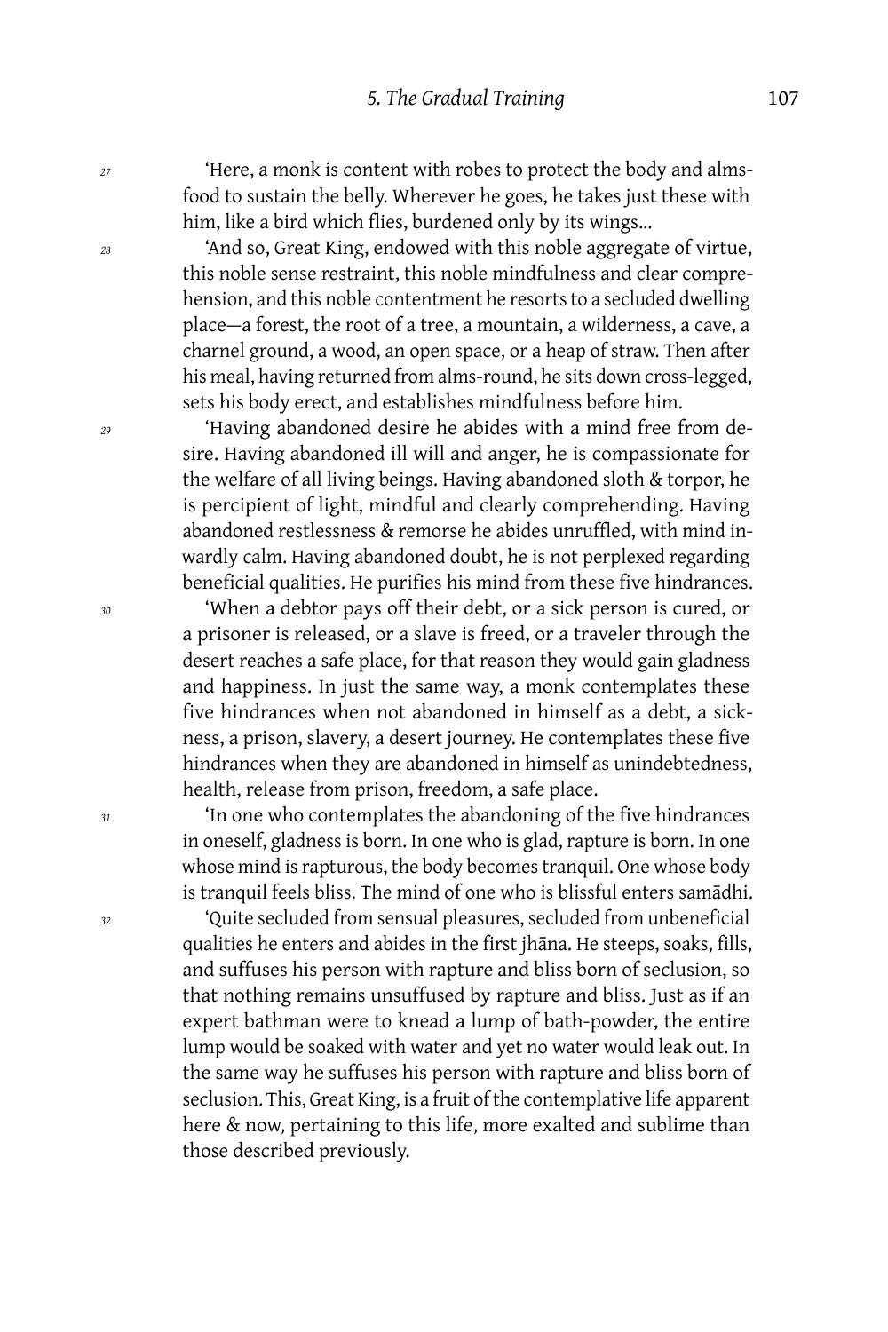27 ‘Here, a monk is content with robes to protect the body and alms-food to sustain the belly. Wherever he goes, he takes just these with him, like a bird which flies, burdened only by its wings...

28 ‘And so, Great King, endowed with this noble aggregate of virtue, this noble sense restraint, this noble mindfulness and clear comprehension, and this noble contentment he resorts to a secluded dwelling place—a forest, the root of a tree, a mountain, a wilderness, a cave, a charnel ground, a wood, an open space, or a heap of straw. Then after his meal, having returned from alms-round, he sits down cross-legged, sets his body erect, and establishes mindfulness before him.

29 ‘Having abandoned desire he abides with a mind free from desire. Having abandoned ill will and anger, he is compassionate for the welfare of all living beings. Having abandoned sloth & torpor, he is percipient of light, mindful and clearly comprehending. Having abandoned restlessness & remorse he abides unruffled, with mind inwardly calm. Having abandoned doubt, he is not perplexed regarding beneficial qualities. He purifies his mind from these five hindrances.

30 ‘When a debtor pays off their debt, or a sick person is cured, or a prisoner is released, or a slave is freed, or a traveler through the desert reaches a safe place, for that reason they would gain gladness and happiness. In just the same way, a monk contemplates these five hindrances when not abandoned in himself as a debt, a sickness, a prison, slavery, a desert journey. He contemplates these five hindrances when they are abandoned in himself as unindebtedness, health, release from prison, freedom, a safe place.

31 ‘In one who contemplates the abandoning of the five hindrances in oneself, gladness is born. In one who is glad, rapture is born. In one whose mind is rapturous, the body becomes tranquil. One whose body is tranquil feels bliss. The mind of one who is blissful enters samādhi.

32 ‘Quite secluded from sensual pleasures, secluded from unbeneficial qualities he enters and abides in the first jhāna. He steeps, soaks, fills, and suffuses his person with rapture and bliss born of seclusion, so that nothing remains unsuffused by rapture and bliss. Just as if an expert bathman were to knead a lump of bath-powder, the entire lump would be soaked with water and yet no water would leak out. In the same way he suffuses his person with rapture and bliss born of seclusion. This, Great King, is a fruit of the contemplative life apparent here & now, pertaining to this life, more exalted and sublime than those described previously.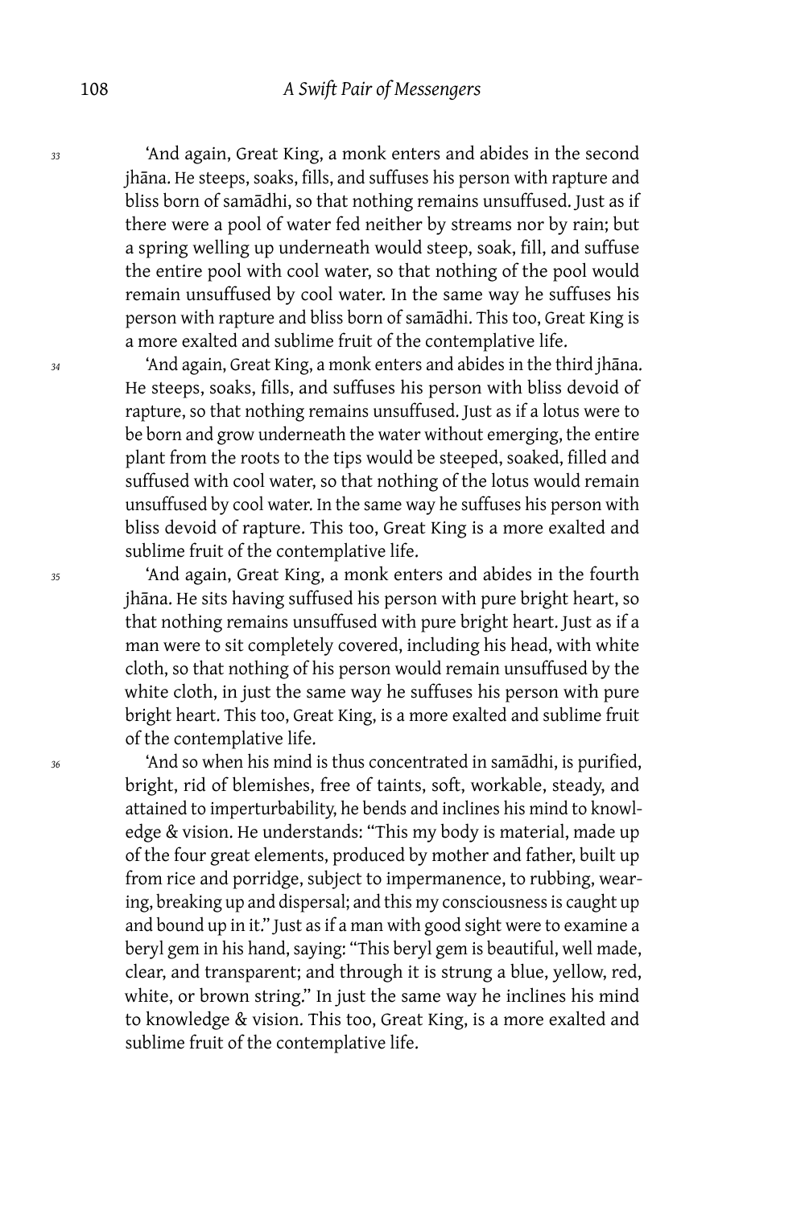33 'And again, Great King, a monk enters and abides in the second jhāna. He steeps, soaks, fills, and suffuses his person with rapture and bliss born of samādhi, so that nothing remains unsuffused. Just as if there were a pool of water fed neither by streams nor by rain; but a spring welling up underneath would steep, soak, fill, and suffuse the entire pool with cool water, so that nothing of the pool would remain unsuffused by cool water. In the same way he suffuses his person with rapture and bliss born of samādhi. This too, Great King is a more exalted and sublime fruit of the contemplative life.

34 'And again, Great King, a monk enters and abides in the third jhāna. He steeps, soaks, fills, and suffuses his person with bliss devoid of rapture, so that nothing remains unsuffused. Just as if a lotus were to be born and grow underneath the water without emerging, the entire plant from the roots to the tips would be steeped, soaked, filled and suffused with cool water, so that nothing of the lotus would remain unsuffused by cool water. In the same way he suffuses his person with bliss devoid of rapture. This too, Great King is a more exalted and sublime fruit of the contemplative life.

35 'And again, Great King, a monk enters and abides in the fourth jhāna. He sits having suffused his person with pure bright heart, so that nothing remains unsuffused with pure bright heart. Just as if a man were to sit completely covered, including his head, with white cloth, so that nothing of his person would remain unsuffused by the white cloth, in just the same way he suffuses his person with pure bright heart. This too, Great King, is a more exalted and sublime fruit of the contemplative life.

36 'And so when his mind is thus concentrated in samādhi, is purified, bright, rid of blemishes, free of taints, soft, workable, steady, and attained to imperturbability, he bends and inclines his mind to knowledge & vision. He understands: "This my body is material, made up of the four great elements, produced by mother and father, built up from rice and porridge, subject to impermanence, to rubbing, wearing, breaking up and dispersal; and this my consciousness is caught up and bound up in it." Just as if a man with good sight were to examine a beryl gem in his hand, saying: "This beryl gem is beautiful, well made, clear, and transparent; and through it is strung a blue, yellow, red, white, or brown string." In just the same way he inclines his mind to knowledge & vision. This too, Great King, is a more exalted and sublime fruit of the contemplative life.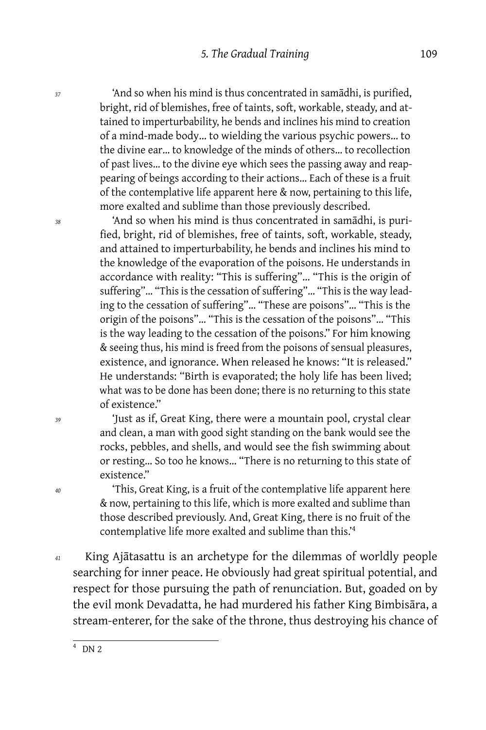37 'And so when his mind is thus concentrated in samādhi, is purified, bright, rid of blemishes, free of taints, soft, workable, steady, and attained to imperturbability, he bends and inclines his mind to creation of a mind-made body… to wielding the various psychic powers… to the divine ear… to knowledge of the minds of others… to recollection of past lives… to the divine eye which sees the passing away and reappearing of beings according to their actions… Each of these is a fruit of the contemplative life apparent here & now, pertaining to this life, more exalted and sublime than those previously described.

38 'And so when his mind is thus concentrated in samādhi, is purified, bright, rid of blemishes, free of taints, soft, workable, steady, and attained to imperturbability, he bends and inclines his mind to the knowledge of the evaporation of the poisons. He understands in accordance with reality: "This is suffering"… "This is the origin of suffering"… "This is the cessation of suffering"… "This is the way leading to the cessation of suffering"… "These are poisons"… "This is the origin of the poisons"… "This is the cessation of the poisons"… "This is the way leading to the cessation of the poisons." For him knowing & seeing thus, his mind is freed from the poisons of sensual pleasures, existence, and ignorance. When released he knows: "It is released." He understands: "Birth is evaporated; the holy life has been lived; what was to be done has been done; there is no returning to this state of existence."

39 'Just as if, Great King, there were a mountain pool, crystal clear and clean, a man with good sight standing on the bank would see the rocks, pebbles, and shells, and would see the fish swimming about or resting… So too he knows… "There is no returning to this state of existence."

40 'This, Great King, is a fruit of the contemplative life apparent here & now, pertaining to this life, which is more exalted and sublime than those described previously. And, Great King, there is no fruit of the contemplative life more exalted and sublime than this.'[4]

41 King Ajātasattu is an archetype for the dilemmas of worldly people searching for inner peace. He obviously had great spiritual potential, and respect for those pursuing the path of renunciation. But, goaded on by the evil monk Devadatta, he had murdered his father King Bimbisāra, a stream-enterer, for the sake of the throne, thus destroying his chance of

[4] DN 2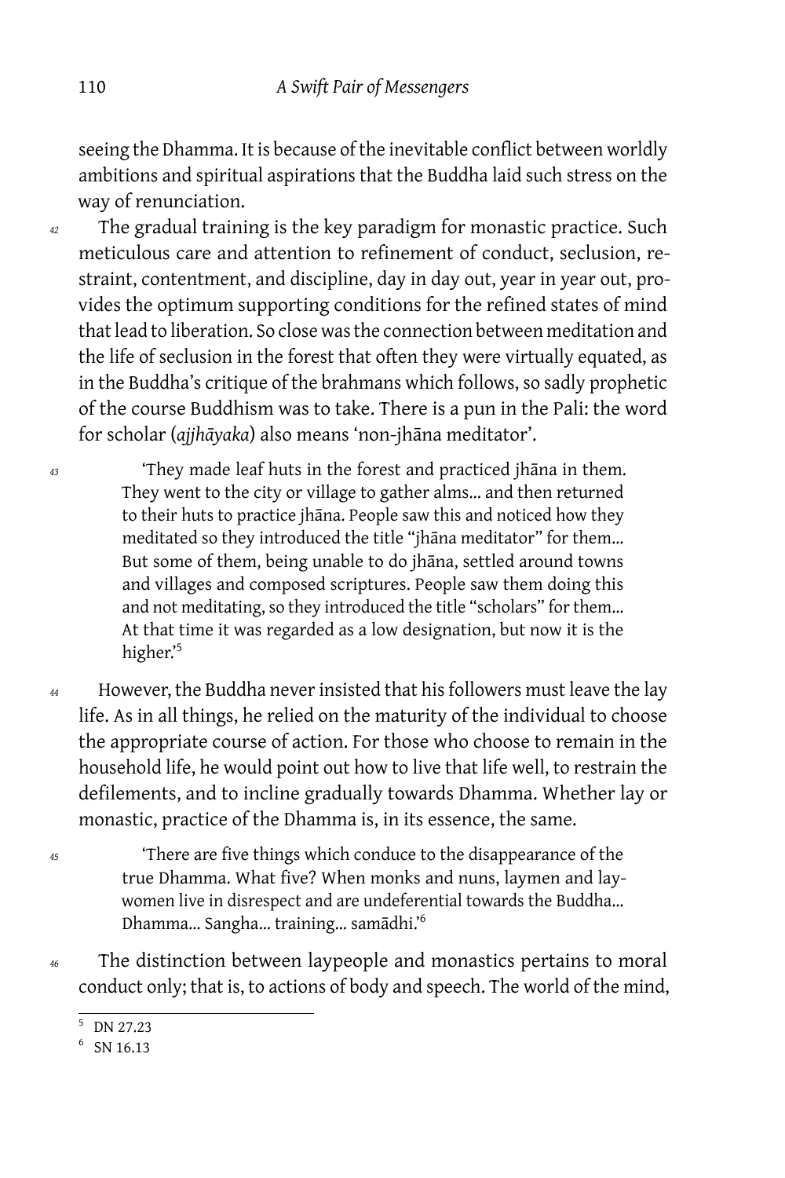seeing the Dhamma. It is because of the inevitable conflict between worldly ambitions and spiritual aspirations that the Buddha laid such stress on the way of renunciation.

*42* The gradual training is the key paradigm for monastic practice. Such meticulous care and attention to refinement of conduct, seclusion, restraint, contentment, and discipline, day in day out, year in year out, provides the optimum supporting conditions for the refined states of mind that lead to liberation. So close was the connection between meditation and the life of seclusion in the forest that often they were virtually equated, as in the Buddha's critique of the brahmans which follows, so sadly prophetic of the course Buddhism was to take. There is a pun in the Pali: the word for scholar (*ajjhāyaka*) also means 'non-jhāna meditator'.

*43*

> 'They made leaf huts in the forest and practiced jhāna in them. They went to the city or village to gather alms… and then returned to their huts to practice jhāna. People saw this and noticed how they meditated so they introduced the title "jhāna meditator" for them… But some of them, being unable to do jhāna, settled around towns and villages and composed scriptures. People saw them doing this and not meditating, so they introduced the title "scholars" for them… At that time it was regarded as a low designation, but now it is the higher.'[5]

*44* However, the Buddha never insisted that his followers must leave the lay life. As in all things, he relied on the maturity of the individual to choose the appropriate course of action. For those who choose to remain in the household life, he would point out how to live that life well, to restrain the defilements, and to incline gradually towards Dhamma. Whether lay or monastic, practice of the Dhamma is, in its essence, the same.

*45*

> 'There are five things which conduce to the disappearance of the true Dhamma. What five? When monks and nuns, laymen and laywomen live in disrespect and are undeferential towards the Buddha… Dhamma… Sangha… training… samādhi.'[6]

*46* The distinction between laypeople and monastics pertains to moral conduct only; that is, to actions of body and speech. The world of the mind,

---

[5] DN 27.23

[6] SN 16.13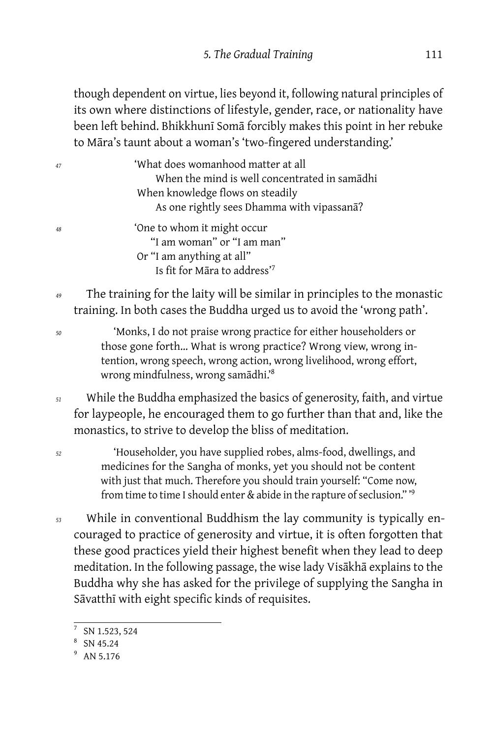though dependent on virtue, lies beyond it, following natural principles of its own where distinctions of lifestyle, gender, race, or nationality have been left behind. Bhikkhunī Somā forcibly makes this point in her rebuke to Māra's taunt about a woman's 'two-fingered understanding.'

> 'What does womanhood matter at all
> When the mind is well concentrated in samādhi
> When knowledge flows on steadily
> As one rightly sees Dhamma with vipassanā?
>
> 'One to whom it might occur
> "I am woman" or "I am man"
> Or "I am anything at all"
> Is fit for Māra to address'[7]

The training for the laity will be similar in principles to the monastic training. In both cases the Buddha urged us to avoid the 'wrong path'.

> 'Monks, I do not praise wrong practice for either householders or those gone forth… What is wrong practice? Wrong view, wrong intention, wrong speech, wrong action, wrong livelihood, wrong effort, wrong mindfulness, wrong samādhi.'[8]

While the Buddha emphasized the basics of generosity, faith, and virtue for laypeople, he encouraged them to go further than that and, like the monastics, to strive to develop the bliss of meditation.

> 'Householder, you have supplied robes, alms-food, dwellings, and medicines for the Sangha of monks, yet you should not be content with just that much. Therefore you should train yourself: "Come now, from time to time I should enter & abide in the rapture of seclusion."'[9]

While in conventional Buddhism the lay community is typically encouraged to practice of generosity and virtue, it is often forgotten that these good practices yield their highest benefit when they lead to deep meditation. In the following passage, the wise lady Visākhā explains to the Buddha why she has asked for the privilege of supplying the Sangha in Sāvatthī with eight specific kinds of requisites.

---

[7] SN 1.523, 524

[8] SN 45.24

[9] AN 5.176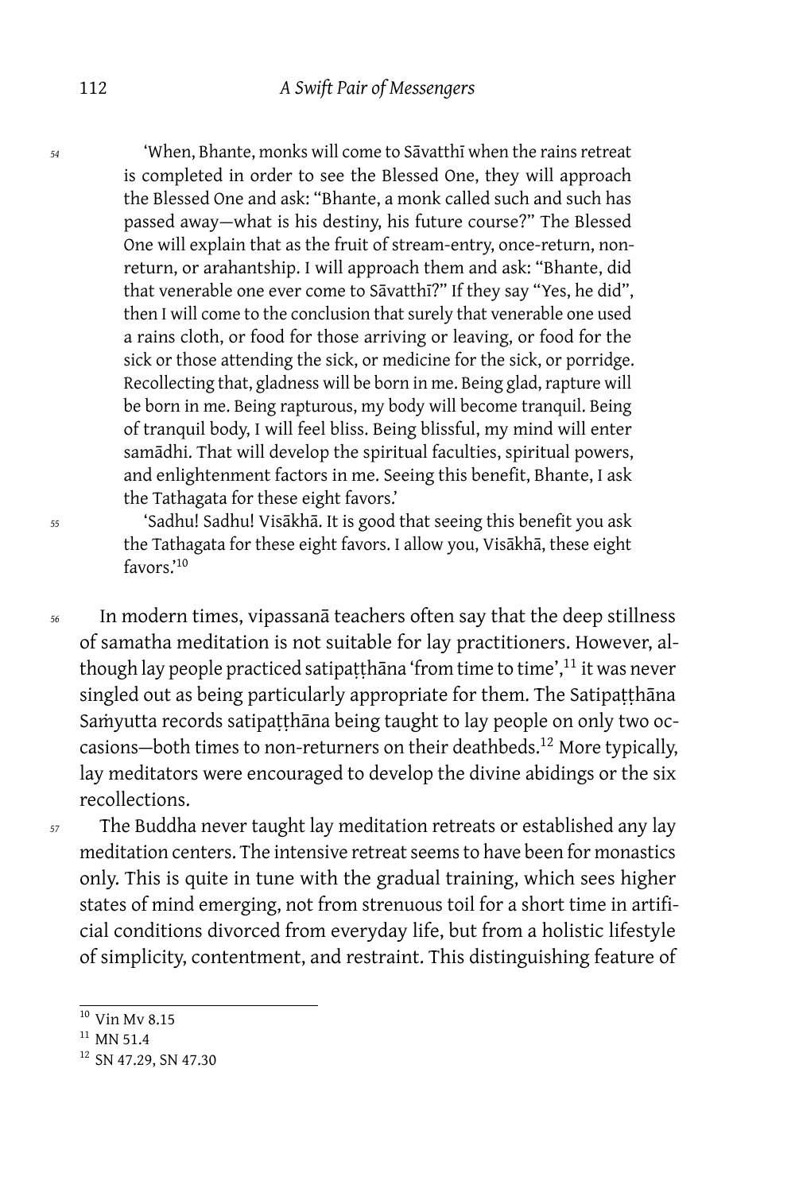*54* 'When, Bhante, monks will come to Sāvatthī when the rains retreat is completed in order to see the Blessed One, they will approach the Blessed One and ask: "Bhante, a monk called such and such has passed away—what is his destiny, his future course?" The Blessed One will explain that as the fruit of stream-entry, once-return, non-return, or arahantship. I will approach them and ask: "Bhante, did that venerable one ever come to Sāvatthī?" If they say "Yes, he did", then I will come to the conclusion that surely that venerable one used a rains cloth, or food for those arriving or leaving, or food for the sick or those attending the sick, or medicine for the sick, or porridge. Recollecting that, gladness will be born in me. Being glad, rapture will be born in me. Being rapturous, my body will become tranquil. Being of tranquil body, I will feel bliss. Being blissful, my mind will enter samādhi. That will develop the spiritual faculties, spiritual powers, and enlightenment factors in me. Seeing this benefit, Bhante, I ask the Tathagata for these eight favors.'

*55* 'Sadhu! Sadhu! Visākhā. It is good that seeing this benefit you ask the Tathagata for these eight favors. I allow you, Visākhā, these eight favors.'[10]

*56* In modern times, vipassanā teachers often say that the deep stillness of samatha meditation is not suitable for lay practitioners. However, although lay people practiced satipaṭṭhāna 'from time to time',[11] it was never singled out as being particularly appropriate for them. The Satipaṭṭhāna Saṁyutta records satipaṭṭhāna being taught to lay people on only two occasions—both times to non-returners on their deathbeds.[12] More typically, lay meditators were encouraged to develop the divine abidings or the six recollections.

*57* The Buddha never taught lay meditation retreats or established any lay meditation centers. The intensive retreat seems to have been for monastics only. This is quite in tune with the gradual training, which sees higher states of mind emerging, not from strenuous toil for a short time in artificial conditions divorced from everyday life, but from a holistic lifestyle of simplicity, contentment, and restraint. This distinguishing feature of

---

[10] Vin Mv 8.15

[11] MN 51.4

[12] SN 47.29, SN 47.30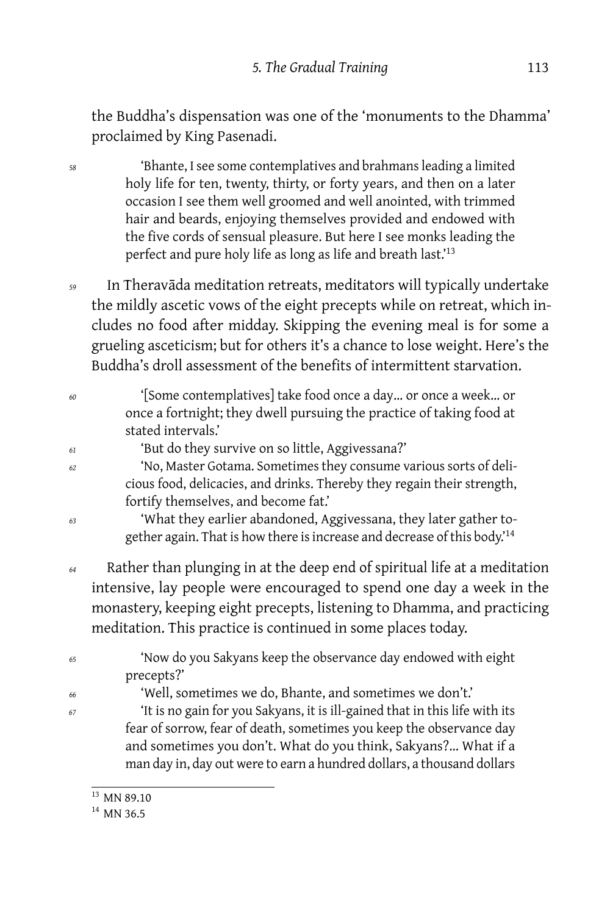the Buddha's dispensation was one of the 'monuments to the Dhamma' proclaimed by King Pasenadi.

> *58* 'Bhante, I see some contemplatives and brahmans leading a limited holy life for ten, twenty, thirty, or forty years, and then on a later occasion I see them well groomed and well anointed, with trimmed hair and beards, enjoying themselves provided and endowed with the five cords of sensual pleasure. But here I see monks leading the perfect and pure holy life as long as life and breath last.'[13]

*59* In Theravāda meditation retreats, meditators will typically undertake the mildly ascetic vows of the eight precepts while on retreat, which includes no food after midday. Skipping the evening meal is for some a grueling asceticism; but for others it's a chance to lose weight. Here's the Buddha's droll assessment of the benefits of intermittent starvation.

> *60* '[Some contemplatives] take food once a day… or once a week… or once a fortnight; they dwell pursuing the practice of taking food at stated intervals.'
>
> *61* 'But do they survive on so little, Aggivessana?'
>
> *62* 'No, Master Gotama. Sometimes they consume various sorts of delicious food, delicacies, and drinks. Thereby they regain their strength, fortify themselves, and become fat.'
>
> *63* 'What they earlier abandoned, Aggivessana, they later gather together again. That is how there is increase and decrease of this body.'[14]

*64* Rather than plunging in at the deep end of spiritual life at a meditation intensive, lay people were encouraged to spend one day a week in the monastery, keeping eight precepts, listening to Dhamma, and practicing meditation. This practice is continued in some places today.

> *65* 'Now do you Sakyans keep the observance day endowed with eight precepts?'
>
> *66* 'Well, sometimes we do, Bhante, and sometimes we don't.'
>
> *67* 'It is no gain for you Sakyans, it is ill-gained that in this life with its fear of sorrow, fear of death, sometimes you keep the observance day and sometimes you don't. What do you think, Sakyans?… What if a man day in, day out were to earn a hundred dollars, a thousand dollars

---

[13] MN 89.10

[14] MN 36.5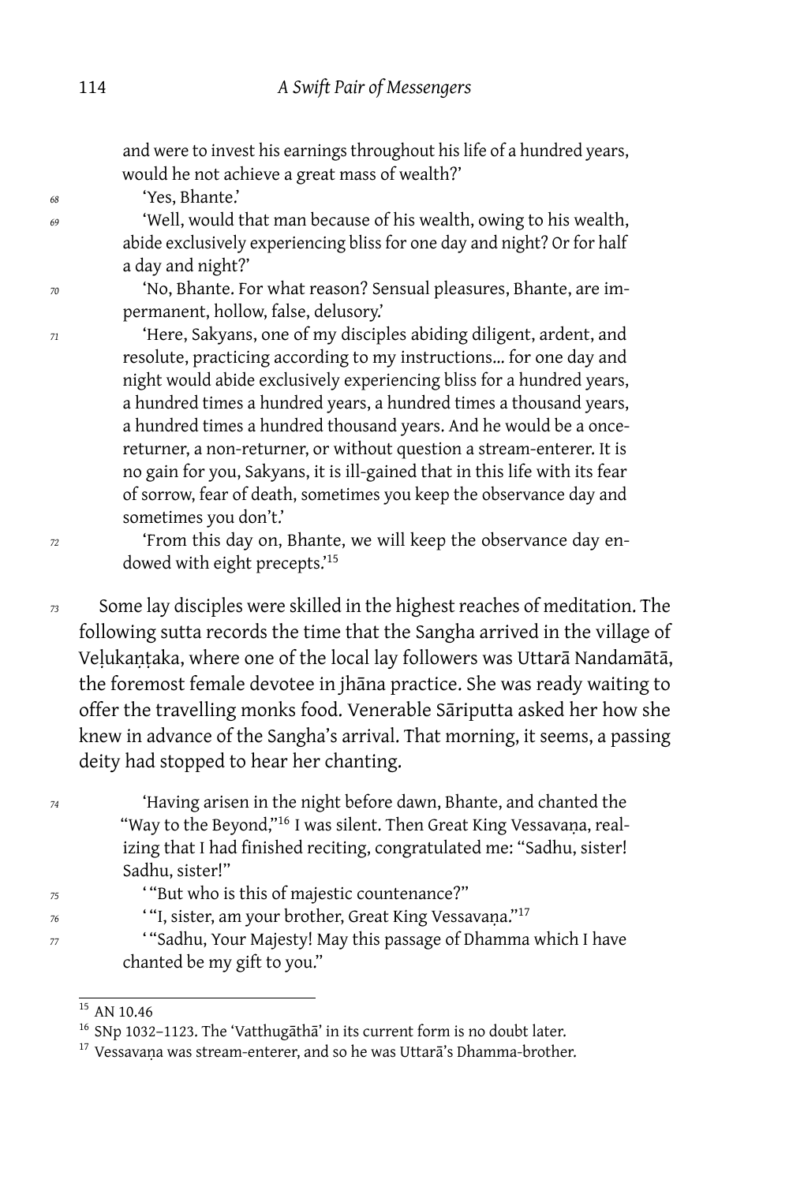and were to invest his earnings throughout his life of a hundred years, would he not achieve a great mass of wealth?'

'Yes, Bhante.'

'Well, would that man because of his wealth, owing to his wealth, abide exclusively experiencing bliss for one day and night? Or for half a day and night?'

'No, Bhante. For what reason? Sensual pleasures, Bhante, are impermanent, hollow, false, delusory.'

'Here, Sakyans, one of my disciples abiding diligent, ardent, and resolute, practicing according to my instructions… for one day and night would abide exclusively experiencing bliss for a hundred years, a hundred times a hundred years, a hundred times a thousand years, a hundred times a hundred thousand years. And he would be a once-returner, a non-returner, or without question a stream-enterer. It is no gain for you, Sakyans, it is ill-gained that in this life with its fear of sorrow, fear of death, sometimes you keep the observance day and sometimes you don't.'

'From this day on, Bhante, we will keep the observance day endowed with eight precepts.'[15]

Some lay disciples were skilled in the highest reaches of meditation. The following sutta records the time that the Sangha arrived in the village of Veḷukaṇṭaka, where one of the local lay followers was Uttarā Nandamātā, the foremost female devotee in jhāna practice. She was ready waiting to offer the travelling monks food. Venerable Sāriputta asked her how she knew in advance of the Sangha's arrival. That morning, it seems, a passing deity had stopped to hear her chanting.

'Having arisen in the night before dawn, Bhante, and chanted the "Way to the Beyond,"[16] I was silent. Then Great King Vessavaṇa, realizing that I had finished reciting, congratulated me: "Sadhu, sister! Sadhu, sister!"

'"But who is this of majestic countenance?"

'"I, sister, am your brother, Great King Vessavaṇa."[17]

'"Sadhu, Your Majesty! May this passage of Dhamma which I have chanted be my gift to you."

---

[15] AN 10.46

[16] SNp 1032–1123. The 'Vatthugāthā' in its current form is no doubt later.

[17] Vessavaṇa was stream-enterer, and so he was Uttarā's Dhamma-brother.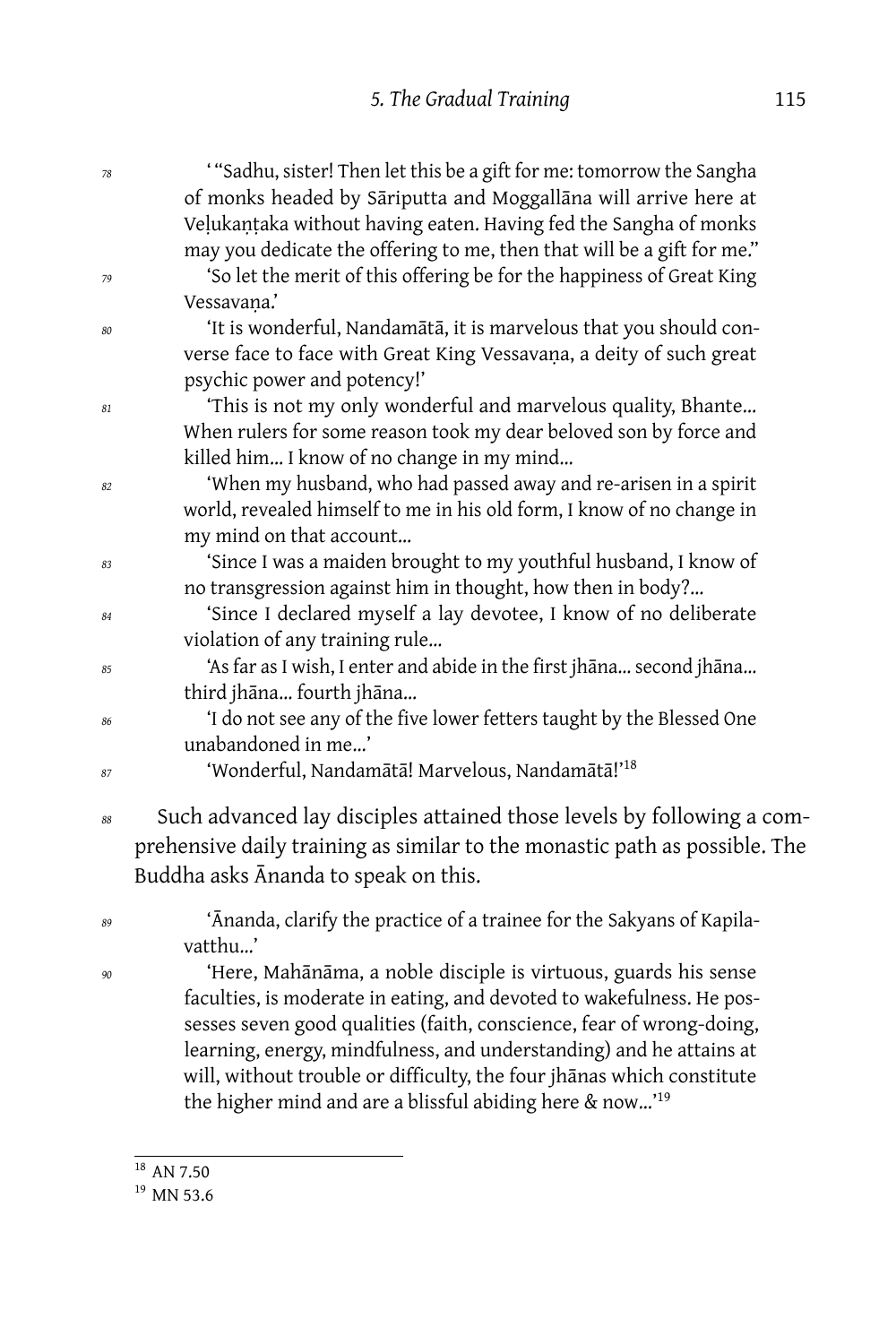'"Sadhu, sister! Then let this be a gift for me: tomorrow the Sangha of monks headed by Sāriputta and Moggallāna will arrive here at Veḷukaṇṭaka without having eaten. Having fed the Sangha of monks may you dedicate the offering to me, then that will be a gift for me."

'So let the merit of this offering be for the happiness of Great King Vessavaṇa.'

'It is wonderful, Nandamātā, it is marvelous that you should converse face to face with Great King Vessavaṇa, a deity of such great psychic power and potency!'

'This is not my only wonderful and marvelous quality, Bhante... When rulers for some reason took my dear beloved son by force and killed him... I know of no change in my mind...

'When my husband, who had passed away and re-arisen in a spirit world, revealed himself to me in his old form, I know of no change in my mind on that account...

'Since I was a maiden brought to my youthful husband, I know of no transgression against him in thought, how then in body?...

'Since I declared myself a lay devotee, I know of no deliberate violation of any training rule...

'As far as I wish, I enter and abide in the first jhāna... second jhāna... third jhāna... fourth jhāna...

'I do not see any of the five lower fetters taught by the Blessed One unabandoned in me...'

'Wonderful, Nandamātā! Marvelous, Nandamātā!'[18]

Such advanced lay disciples attained those levels by following a comprehensive daily training as similar to the monastic path as possible. The Buddha asks Ānanda to speak on this.

'Ānanda, clarify the practice of a trainee for the Sakyans of Kapilavatthu...'

'Here, Mahānāma, a noble disciple is virtuous, guards his sense faculties, is moderate in eating, and devoted to wakefulness. He possesses seven good qualities (faith, conscience, fear of wrong-doing, learning, energy, mindfulness, and understanding) and he attains at will, without trouble or difficulty, the four jhānas which constitute the higher mind and are a blissful abiding here & now...'[19]

---

[18] AN 7.50

[19] MN 53.6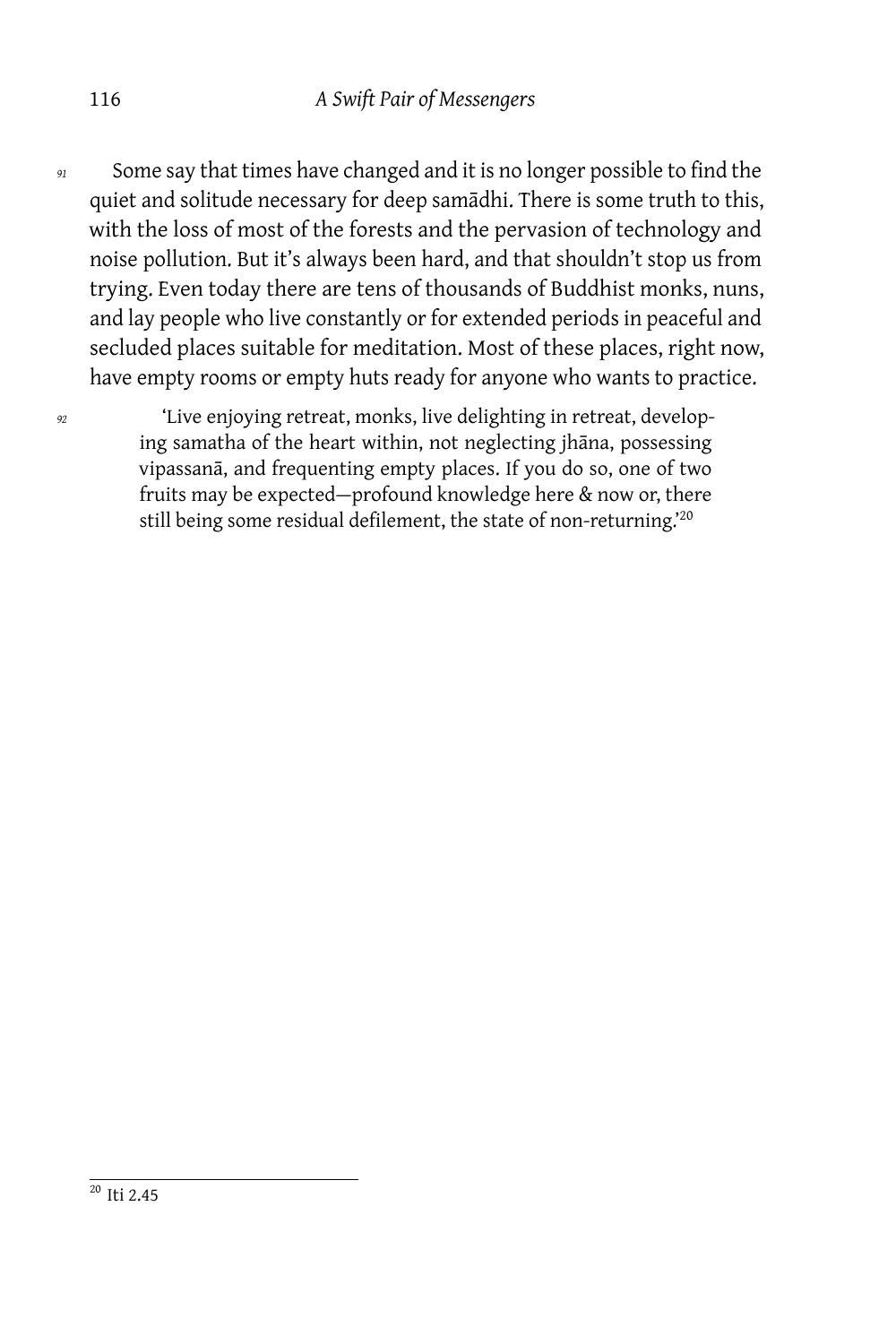Some say that times have changed and it is no longer possible to find the quiet and solitude necessary for deep samādhi. There is some truth to this, with the loss of most of the forests and the pervasion of technology and noise pollution. But it's always been hard, and that shouldn't stop us from trying. Even today there are tens of thousands of Buddhist monks, nuns, and lay people who live constantly or for extended periods in peaceful and secluded places suitable for meditation. Most of these places, right now, have empty rooms or empty huts ready for anyone who wants to practice.

> 'Live enjoying retreat, monks, live delighting in retreat, developing samatha of the heart within, not neglecting jhāna, possessing vipassanā, and frequenting empty places. If you do so, one of two fruits may be expected—profound knowledge here & now or, there still being some residual defilement, the state of non-returning.'[20]

[20] Iti 2.45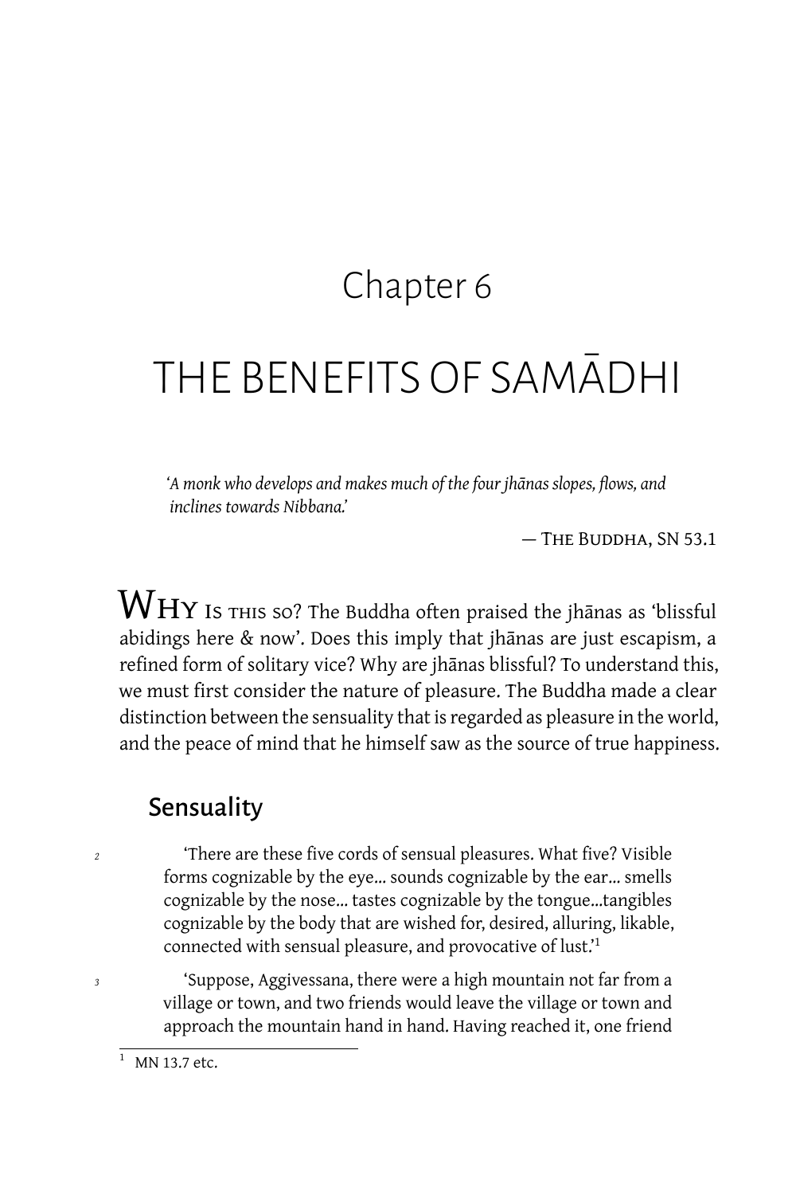# Chapter 6

# THE BENEFITS OF SAMĀDHI

*'A monk who develops and makes much of the four jhānas slopes, flows, and inclines towards Nibbana.'*

— The Buddha, SN 53.1

WHY IS THIS SO? The Buddha often praised the jhānas as 'blissful abidings here & now'. Does this imply that jhānas are just escapism, a refined form of solitary vice? Why are jhānas blissful? To understand this, we must first consider the nature of pleasure. The Buddha made a clear distinction between the sensuality that is regarded as pleasure in the world, and the peace of mind that he himself saw as the source of true happiness.

## Sensuality

2 'There are these five cords of sensual pleasures. What five? Visible forms cognizable by the eye... sounds cognizable by the ear... smells cognizable by the nose... tastes cognizable by the tongue...tangibles cognizable by the body that are wished for, desired, alluring, likable, connected with sensual pleasure, and provocative of lust.'[1]

3 'Suppose, Aggivessana, there were a high mountain not far from a village or town, and two friends would leave the village or town and approach the mountain hand in hand. Having reached it, one friend

[1] MN 13.7 etc.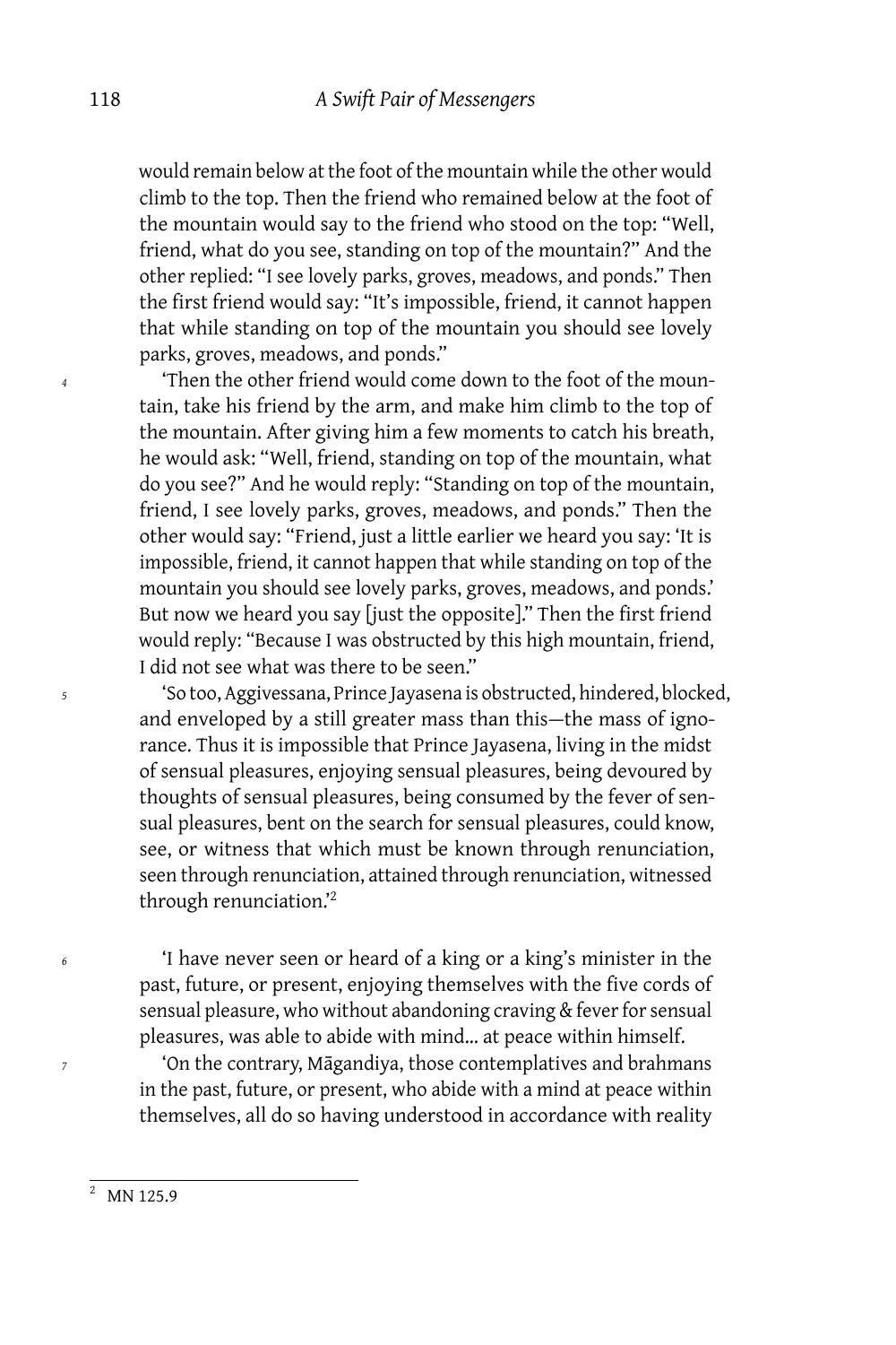would remain below at the foot of the mountain while the other would climb to the top. Then the friend who remained below at the foot of the mountain would say to the friend who stood on the top: "Well, friend, what do you see, standing on top of the mountain?" And the other replied: "I see lovely parks, groves, meadows, and ponds." Then the first friend would say: "It's impossible, friend, it cannot happen that while standing on top of the mountain you should see lovely parks, groves, meadows, and ponds."

*4* 'Then the other friend would come down to the foot of the mountain, take his friend by the arm, and make him climb to the top of the mountain. After giving him a few moments to catch his breath, he would ask: "Well, friend, standing on top of the mountain, what do you see?" And he would reply: "Standing on top of the mountain, friend, I see lovely parks, groves, meadows, and ponds." Then the other would say: "Friend, just a little earlier we heard you say: 'It is impossible, friend, it cannot happen that while standing on top of the mountain you should see lovely parks, groves, meadows, and ponds.' But now we heard you say [just the opposite]." Then the first friend would reply: "Because I was obstructed by this high mountain, friend, I did not see what was there to be seen."

*5* 'So too, Aggivessana, Prince Jayasena is obstructed, hindered, blocked, and enveloped by a still greater mass than this—the mass of ignorance. Thus it is impossible that Prince Jayasena, living in the midst of sensual pleasures, enjoying sensual pleasures, being devoured by thoughts of sensual pleasures, being consumed by the fever of sensual pleasures, bent on the search for sensual pleasures, could know, see, or witness that which must be known through renunciation, seen through renunciation, attained through renunciation, witnessed through renunciation.'[2]

*6* 'I have never seen or heard of a king or a king's minister in the past, future, or present, enjoying themselves with the five cords of sensual pleasure, who without abandoning craving & fever for sensual pleasures, was able to abide with mind... at peace within himself.

*7* 'On the contrary, Māgandiya, those contemplatives and brahmans in the past, future, or present, who abide with a mind at peace within themselves, all do so having understood in accordance with reality

---

[2] MN 125.9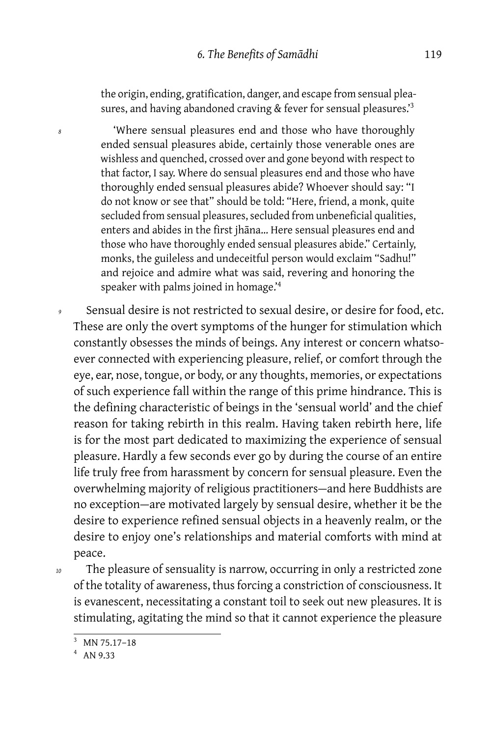the origin, ending, gratification, danger, and escape from sensual pleasures, and having abandoned craving & fever for sensual pleasures.'[3]

8 'Where sensual pleasures end and those who have thoroughly ended sensual pleasures abide, certainly those venerable ones are wishless and quenched, crossed over and gone beyond with respect to that factor, I say. Where do sensual pleasures end and those who have thoroughly ended sensual pleasures abide? Whoever should say: "I do not know or see that" should be told: "Here, friend, a monk, quite secluded from sensual pleasures, secluded from unbeneficial qualities, enters and abides in the first jhāna... Here sensual pleasures end and those who have thoroughly ended sensual pleasures abide." Certainly, monks, the guileless and undeceitful person would exclaim "Sadhu!" and rejoice and admire what was said, revering and honoring the speaker with palms joined in homage.'[4]

9 Sensual desire is not restricted to sexual desire, or desire for food, etc. These are only the overt symptoms of the hunger for stimulation which constantly obsesses the minds of beings. Any interest or concern whatsoever connected with experiencing pleasure, relief, or comfort through the eye, ear, nose, tongue, or body, or any thoughts, memories, or expectations of such experience fall within the range of this prime hindrance. This is the defining characteristic of beings in the 'sensual world' and the chief reason for taking rebirth in this realm. Having taken rebirth here, life is for the most part dedicated to maximizing the experience of sensual pleasure. Hardly a few seconds ever go by during the course of an entire life truly free from harassment by concern for sensual pleasure. Even the overwhelming majority of religious practitioners—and here Buddhists are no exception—are motivated largely by sensual desire, whether it be the desire to experience refined sensual objects in a heavenly realm, or the desire to enjoy one's relationships and material comforts with mind at peace.

10 The pleasure of sensuality is narrow, occurring in only a restricted zone of the totality of awareness, thus forcing a constriction of consciousness. It is evanescent, necessitating a constant toil to seek out new pleasures. It is stimulating, agitating the mind so that it cannot experience the pleasure

---

[3] MN 75.17–18

[4] AN 9.33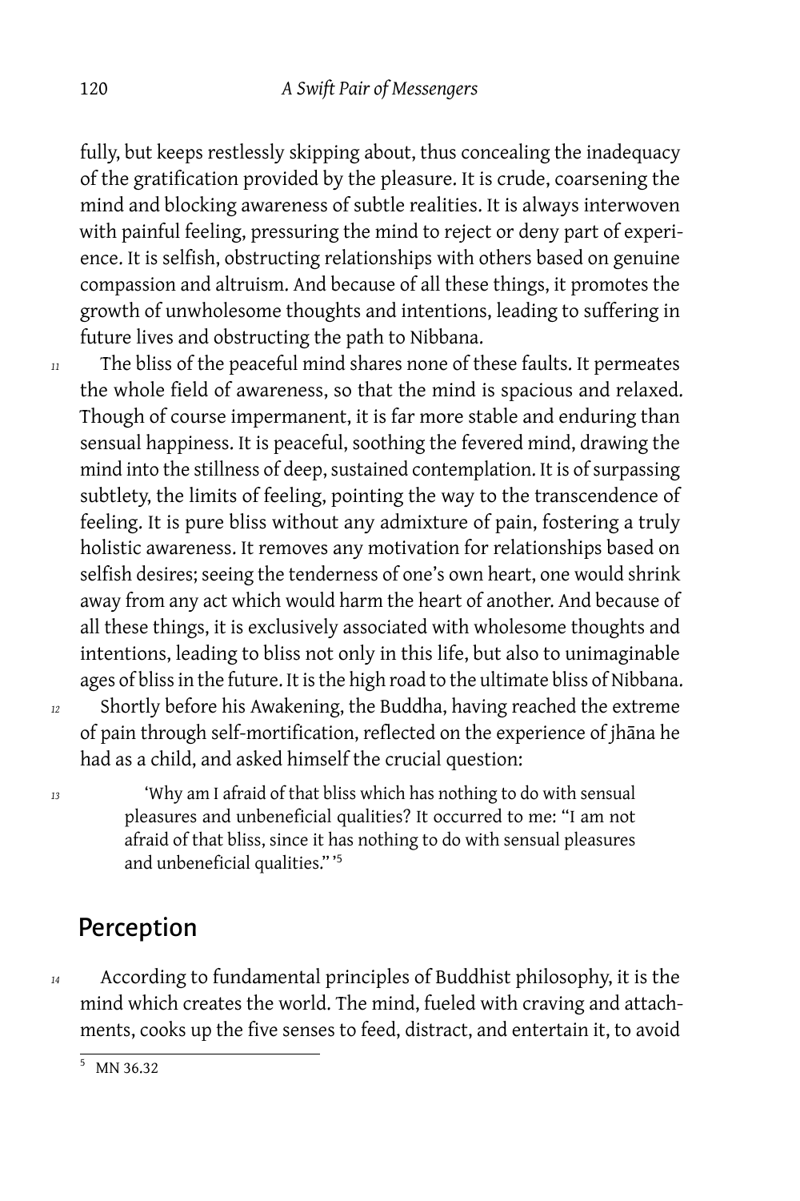fully, but keeps restlessly skipping about, thus concealing the inadequacy of the gratification provided by the pleasure. It is crude, coarsening the mind and blocking awareness of subtle realities. It is always interwoven with painful feeling, pressuring the mind to reject or deny part of experience. It is selfish, obstructing relationships with others based on genuine compassion and altruism. And because of all these things, it promotes the growth of unwholesome thoughts and intentions, leading to suffering in future lives and obstructing the path to Nibbana.

The bliss of the peaceful mind shares none of these faults. It permeates the whole field of awareness, so that the mind is spacious and relaxed. Though of course impermanent, it is far more stable and enduring than sensual happiness. It is peaceful, soothing the fevered mind, drawing the mind into the stillness of deep, sustained contemplation. It is of surpassing subtlety, the limits of feeling, pointing the way to the transcendence of feeling. It is pure bliss without any admixture of pain, fostering a truly holistic awareness. It removes any motivation for relationships based on selfish desires; seeing the tenderness of one's own heart, one would shrink away from any act which would harm the heart of another. And because of all these things, it is exclusively associated with wholesome thoughts and intentions, leading to bliss not only in this life, but also to unimaginable ages of bliss in the future. It is the high road to the ultimate bliss of Nibbana.

Shortly before his Awakening, the Buddha, having reached the extreme of pain through self-mortification, reflected on the experience of jhāna he had as a child, and asked himself the crucial question:

> 'Why am I afraid of that bliss which has nothing to do with sensual pleasures and unbeneficial qualities? It occurred to me: "I am not afraid of that bliss, since it has nothing to do with sensual pleasures and unbeneficial qualities."'[5]

## Perception

According to fundamental principles of Buddhist philosophy, it is the mind which creates the world. The mind, fueled with craving and attachments, cooks up the five senses to feed, distract, and entertain it, to avoid

---

[5] MN 36.32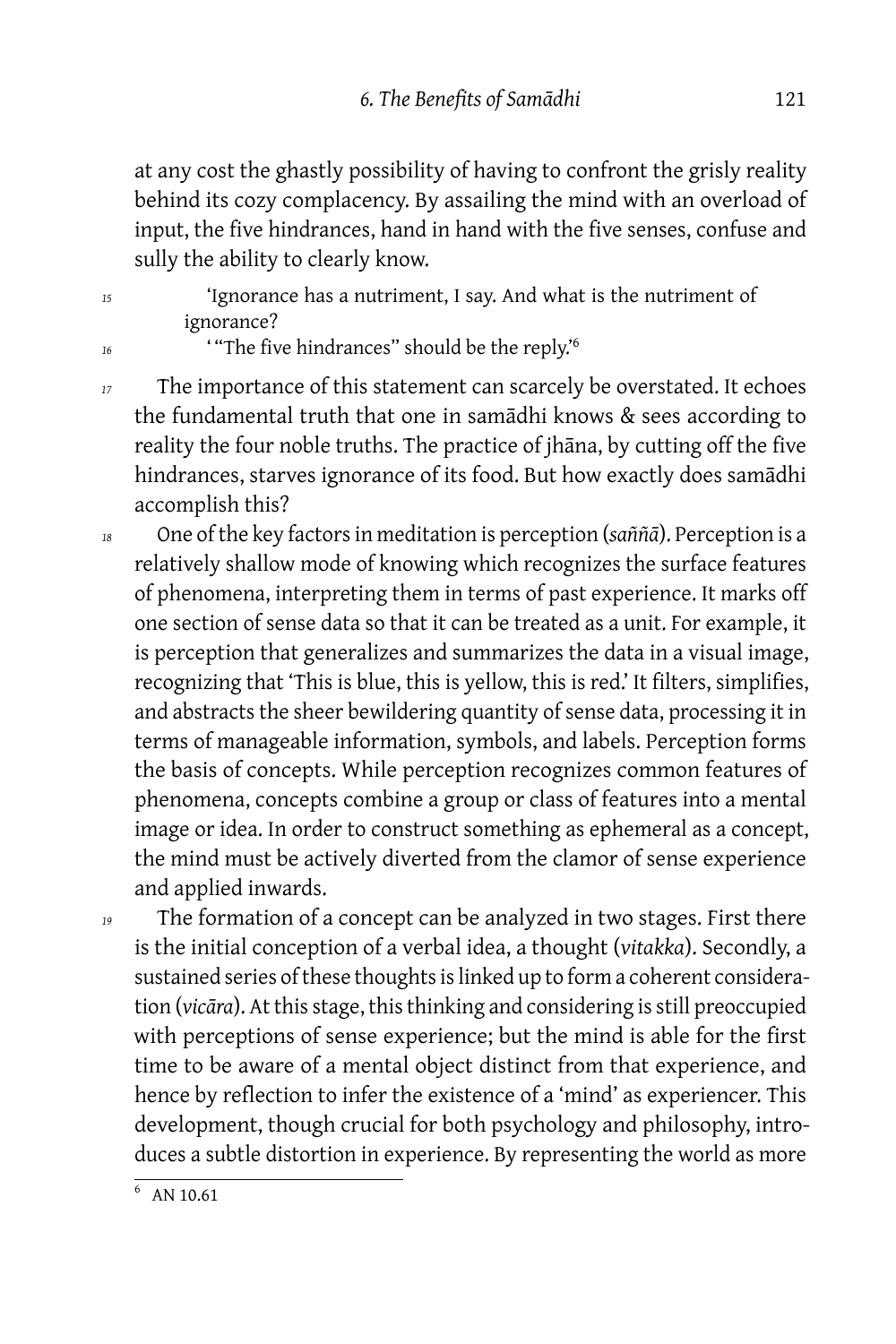at any cost the ghastly possibility of having to confront the grisly reality behind its cozy complacency. By assailing the mind with an overload of input, the five hindrances, hand in hand with the five senses, confuse and sully the ability to clearly know.

> 'Ignorance has a nutriment, I say. And what is the nutriment of ignorance?
>
> '"The five hindrances" should be the reply.'[6]

The importance of this statement can scarcely be overstated. It echoes the fundamental truth that one in samādhi knows & sees according to reality the four noble truths. The practice of jhāna, by cutting off the five hindrances, starves ignorance of its food. But how exactly does samādhi accomplish this?

One of the key factors in meditation is perception (*saññā*). Perception is a relatively shallow mode of knowing which recognizes the surface features of phenomena, interpreting them in terms of past experience. It marks off one section of sense data so that it can be treated as a unit. For example, it is perception that generalizes and summarizes the data in a visual image, recognizing that 'This is blue, this is yellow, this is red.' It filters, simplifies, and abstracts the sheer bewildering quantity of sense data, processing it in terms of manageable information, symbols, and labels. Perception forms the basis of concepts. While perception recognizes common features of phenomena, concepts combine a group or class of features into a mental image or idea. In order to construct something as ephemeral as a concept, the mind must be actively diverted from the clamor of sense experience and applied inwards.

The formation of a concept can be analyzed in two stages. First there is the initial conception of a verbal idea, a thought (*vitakka*). Secondly, a sustained series of these thoughts is linked up to form a coherent consideration (*vicāra*). At this stage, this thinking and considering is still preoccupied with perceptions of sense experience; but the mind is able for the first time to be aware of a mental object distinct from that experience, and hence by reflection to infer the existence of a 'mind' as experiencer. This development, though crucial for both psychology and philosophy, introduces a subtle distortion in experience. By representing the world as more

[6] AN 10.61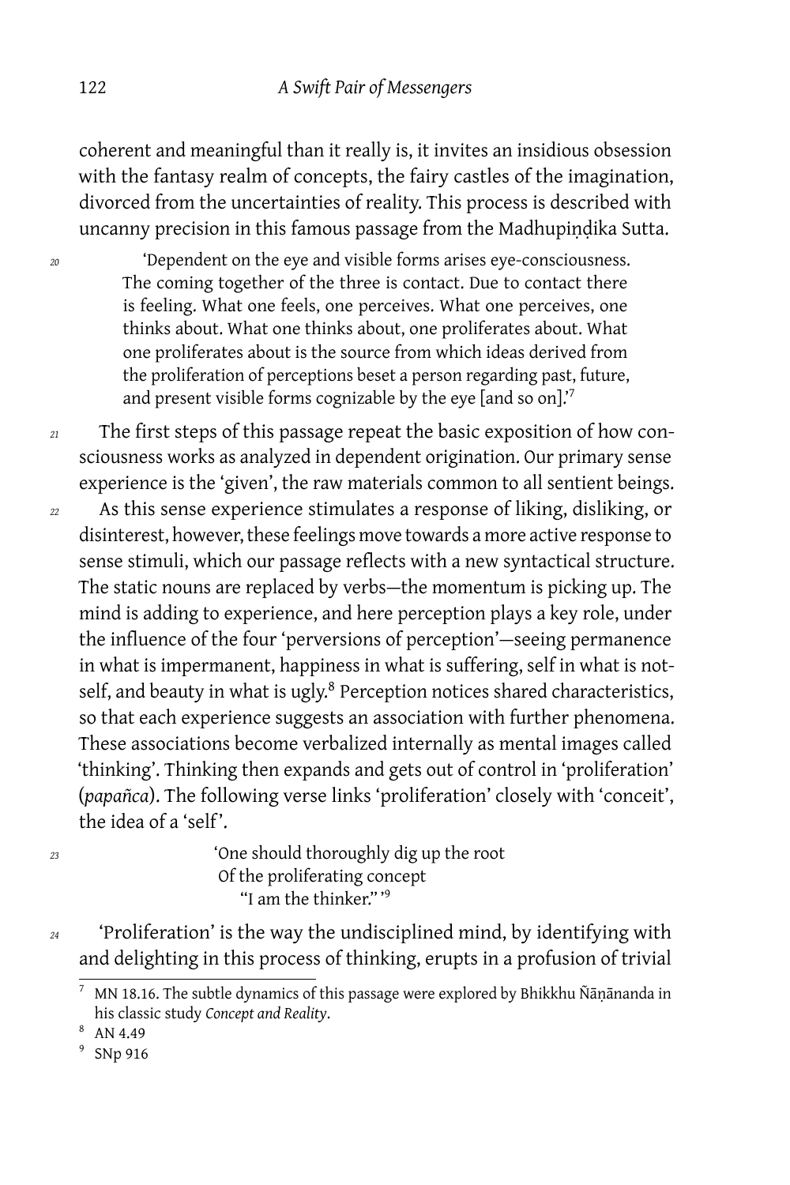coherent and meaningful than it really is, it invites an insidious obsession with the fantasy realm of concepts, the fairy castles of the imagination, divorced from the uncertainties of reality. This process is described with uncanny precision in this famous passage from the Madhupiṇḍika Sutta.

> 'Dependent on the eye and visible forms arises eye-consciousness. The coming together of the three is contact. Due to contact there is feeling. What one feels, one perceives. What one perceives, one thinks about. What one thinks about, one proliferates about. What one proliferates about is the source from which ideas derived from the proliferation of perceptions beset a person regarding past, future, and present visible forms cognizable by the eye [and so on].'[7]

The first steps of this passage repeat the basic exposition of how consciousness works as analyzed in dependent origination. Our primary sense experience is the 'given', the raw materials common to all sentient beings.

As this sense experience stimulates a response of liking, disliking, or disinterest, however, these feelings move towards a more active response to sense stimuli, which our passage reflects with a new syntactical structure. The static nouns are replaced by verbs—the momentum is picking up. The mind is adding to experience, and here perception plays a key role, under the influence of the four 'perversions of perception'—seeing permanence in what is impermanent, happiness in what is suffering, self in what is not-self, and beauty in what is ugly.[8] Perception notices shared characteristics, so that each experience suggests an association with further phenomena. These associations become verbalized internally as mental images called 'thinking'. Thinking then expands and gets out of control in 'proliferation' (*papañca*). The following verse links 'proliferation' closely with 'conceit', the idea of a 'self'.

> 'One should thoroughly dig up the root
> Of the proliferating concept
> "I am the thinker." '[9]

'Proliferation' is the way the undisciplined mind, by identifying with and delighting in this process of thinking, erupts in a profusion of trivial

---

[7] MN 18.16. The subtle dynamics of this passage were explored by Bhikkhu Ñāṇānanda in his classic study *Concept and Reality*.

[8] AN 4.49

[9] SNp 916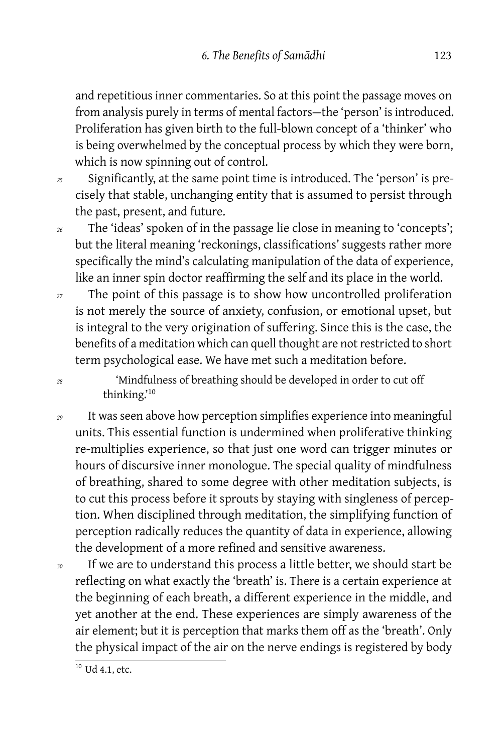and repetitious inner commentaries. So at this point the passage moves on from analysis purely in terms of mental factors—the 'person' is introduced. Proliferation has given birth to the full-blown concept of a 'thinker' who is being overwhelmed by the conceptual process by which they were born, which is now spinning out of control.

Significantly, at the same point time is introduced. The 'person' is precisely that stable, unchanging entity that is assumed to persist through the past, present, and future.

The 'ideas' spoken of in the passage lie close in meaning to 'concepts'; but the literal meaning 'reckonings, classifications' suggests rather more specifically the mind's calculating manipulation of the data of experience, like an inner spin doctor reaffirming the self and its place in the world.

The point of this passage is to show how uncontrolled proliferation is not merely the source of anxiety, confusion, or emotional upset, but is integral to the very origination of suffering. Since this is the case, the benefits of a meditation which can quell thought are not restricted to short term psychological ease. We have met such a meditation before.

> 'Mindfulness of breathing should be developed in order to cut off thinking.'[10]

It was seen above how perception simplifies experience into meaningful units. This essential function is undermined when proliferative thinking re-multiplies experience, so that just one word can trigger minutes or hours of discursive inner monologue. The special quality of mindfulness of breathing, shared to some degree with other meditation subjects, is to cut this process before it sprouts by staying with singleness of perception. When disciplined through meditation, the simplifying function of perception radically reduces the quantity of data in experience, allowing the development of a more refined and sensitive awareness.

If we are to understand this process a little better, we should start be reflecting on what exactly the 'breath' is. There is a certain experience at the beginning of each breath, a different experience in the middle, and yet another at the end. These experiences are simply awareness of the air element; but it is perception that marks them off as the 'breath'. Only the physical impact of the air on the nerve endings is registered by body

[10] Ud 4.1, etc.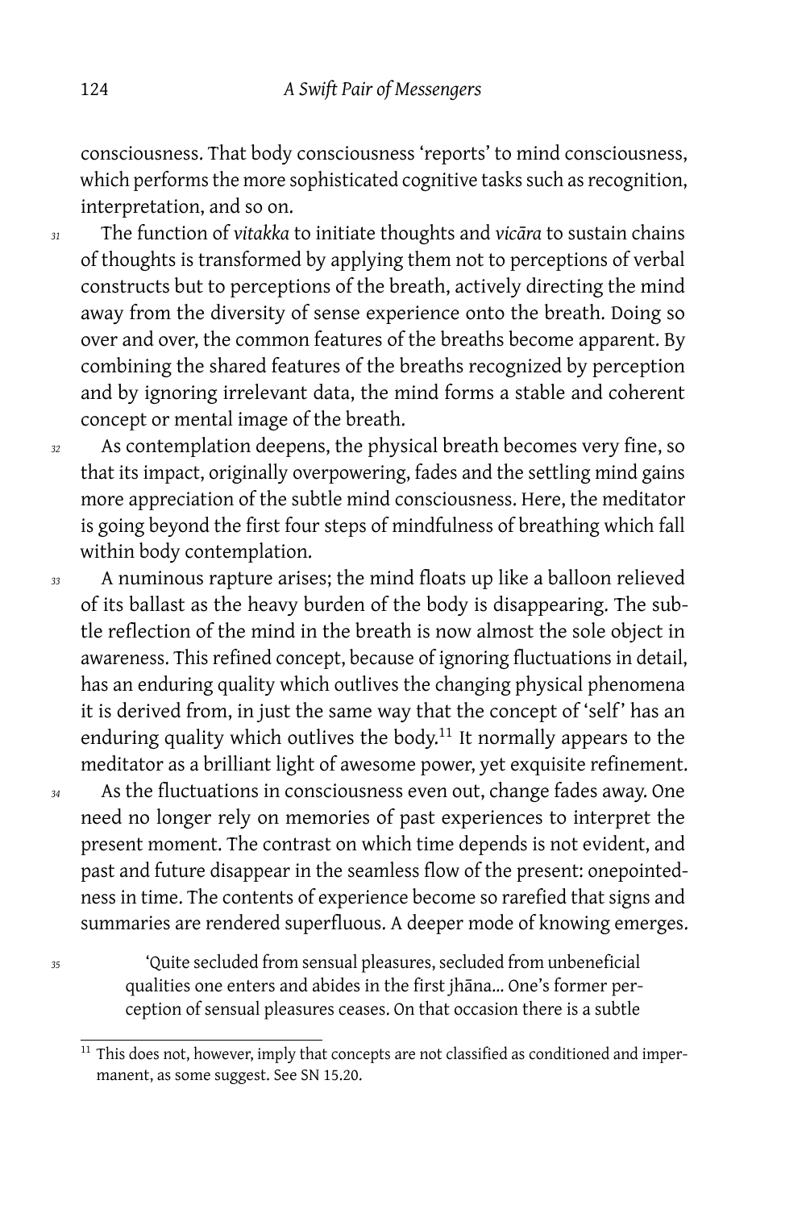consciousness. That body consciousness 'reports' to mind consciousness, which performs the more sophisticated cognitive tasks such as recognition, interpretation, and so on.

31 The function of *vitakka* to initiate thoughts and *vicāra* to sustain chains of thoughts is transformed by applying them not to perceptions of verbal constructs but to perceptions of the breath, actively directing the mind away from the diversity of sense experience onto the breath. Doing so over and over, the common features of the breaths become apparent. By combining the shared features of the breaths recognized by perception and by ignoring irrelevant data, the mind forms a stable and coherent concept or mental image of the breath.

32 As contemplation deepens, the physical breath becomes very fine, so that its impact, originally overpowering, fades and the settling mind gains more appreciation of the subtle mind consciousness. Here, the meditator is going beyond the first four steps of mindfulness of breathing which fall within body contemplation.

33 A numinous rapture arises; the mind floats up like a balloon relieved of its ballast as the heavy burden of the body is disappearing. The subtle reflection of the mind in the breath is now almost the sole object in awareness. This refined concept, because of ignoring fluctuations in detail, has an enduring quality which outlives the changing physical phenomena it is derived from, in just the same way that the concept of 'self' has an enduring quality which outlives the body.[11] It normally appears to the meditator as a brilliant light of awesome power, yet exquisite refinement.

34 As the fluctuations in consciousness even out, change fades away. One need no longer rely on memories of past experiences to interpret the present moment. The contrast on which time depends is not evident, and past and future disappear in the seamless flow of the present: onepointedness in time. The contents of experience become so rarefied that signs and summaries are rendered superfluous. A deeper mode of knowing emerges.

35
> 'Quite secluded from sensual pleasures, secluded from unbeneficial qualities one enters and abides in the first jhāna... One's former perception of sensual pleasures ceases. On that occasion there is a subtle

[11] This does not, however, imply that concepts are not classified as conditioned and impermanent, as some suggest. See SN 15.20.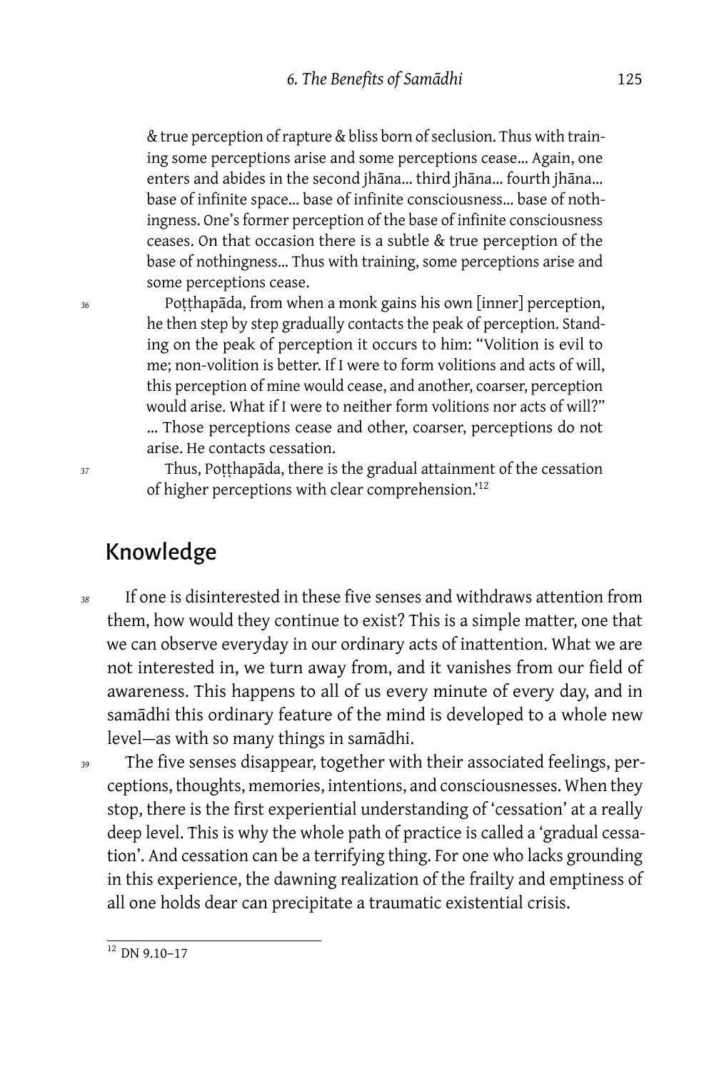& true perception of rapture & bliss born of seclusion. Thus with training some perceptions arise and some perceptions cease… Again, one enters and abides in the second jhāna… third jhāna… fourth jhāna… base of infinite space… base of infinite consciousness… base of nothingness. One's former perception of the base of infinite consciousness ceases. On that occasion there is a subtle & true perception of the base of nothingness… Thus with training, some perceptions arise and some perceptions cease.

*36* Poṭṭhapāda, from when a monk gains his own [inner] perception, he then step by step gradually contacts the peak of perception. Standing on the peak of perception it occurs to him: "Volition is evil to me; non-volition is better. If I were to form volitions and acts of will, this perception of mine would cease, and another, coarser, perception would arise. What if I were to neither form volitions nor acts of will?" … Those perceptions cease and other, coarser, perceptions do not arise. He contacts cessation.

*37* Thus, Poṭṭhapāda, there is the gradual attainment of the cessation of higher perceptions with clear comprehension.'[12]

## Knowledge

*38* If one is disinterested in these five senses and withdraws attention from them, how would they continue to exist? This is a simple matter, one that we can observe everyday in our ordinary acts of inattention. What we are not interested in, we turn away from, and it vanishes from our field of awareness. This happens to all of us every minute of every day, and in samādhi this ordinary feature of the mind is developed to a whole new level—as with so many things in samādhi.

*39* The five senses disappear, together with their associated feelings, perceptions, thoughts, memories, intentions, and consciousnesses. When they stop, there is the first experiential understanding of 'cessation' at a really deep level. This is why the whole path of practice is called a 'gradual cessation'. And cessation can be a terrifying thing. For one who lacks grounding in this experience, the dawning realization of the frailty and emptiness of all one holds dear can precipitate a traumatic existential crisis.

[12] DN 9.10–17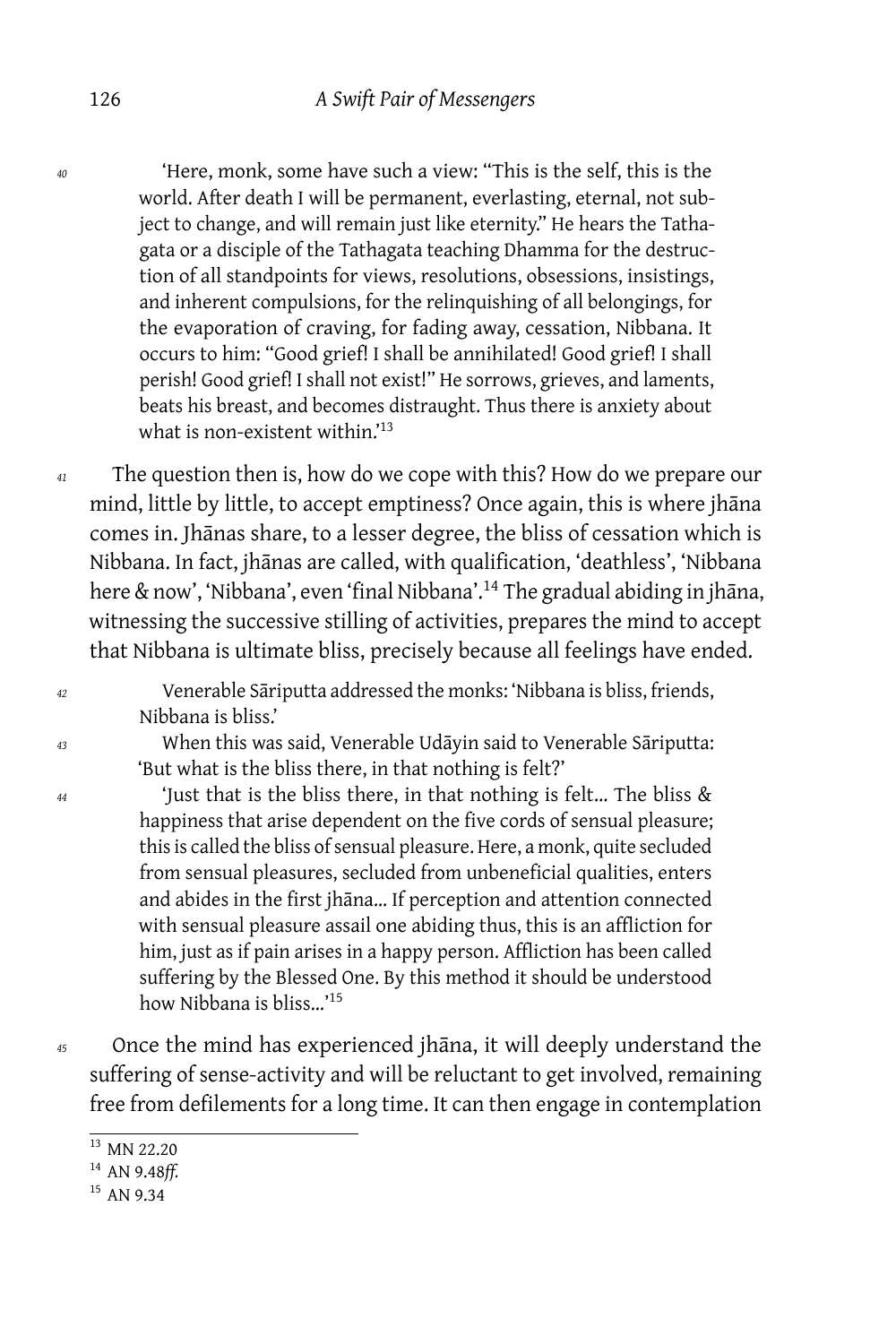40 'Here, monk, some have such a view: "This is the self, this is the world. After death I will be permanent, everlasting, eternal, not subject to change, and will remain just like eternity." He hears the Tathagata or a disciple of the Tathagata teaching Dhamma for the destruction of all standpoints for views, resolutions, obsessions, insistings, and inherent compulsions, for the relinquishing of all belongings, for the evaporation of craving, for fading away, cessation, Nibbana. It occurs to him: "Good grief! I shall be annihilated! Good grief! I shall perish! Good grief! I shall not exist!" He sorrows, grieves, and laments, beats his breast, and becomes distraught. Thus there is anxiety about what is non-existent within.'[13]

41 The question then is, how do we cope with this? How do we prepare our mind, little by little, to accept emptiness? Once again, this is where jhāna comes in. Jhānas share, to a lesser degree, the bliss of cessation which is Nibbana. In fact, jhānas are called, with qualification, 'deathless', 'Nibbana here & now', 'Nibbana', even 'final Nibbana'.[14] The gradual abiding in jhāna, witnessing the successive stilling of activities, prepares the mind to accept that Nibbana is ultimate bliss, precisely because all feelings have ended.

42 Venerable Sāriputta addressed the monks: 'Nibbana is bliss, friends, Nibbana is bliss.'

43 When this was said, Venerable Udāyin said to Venerable Sāriputta: 'But what is the bliss there, in that nothing is felt?'

44 'Just that is the bliss there, in that nothing is felt… The bliss & happiness that arise dependent on the five cords of sensual pleasure; this is called the bliss of sensual pleasure. Here, a monk, quite secluded from sensual pleasures, secluded from unbeneficial qualities, enters and abides in the first jhāna… If perception and attention connected with sensual pleasure assail one abiding thus, this is an affliction for him, just as if pain arises in a happy person. Affliction has been called suffering by the Blessed One. By this method it should be understood how Nibbana is bliss…'[15]

45 Once the mind has experienced jhāna, it will deeply understand the suffering of sense-activity and will be reluctant to get involved, remaining free from defilements for a long time. It can then engage in contemplation

[13] MN 22.20

[14] AN 9.48*ff.*

[15] AN 9.34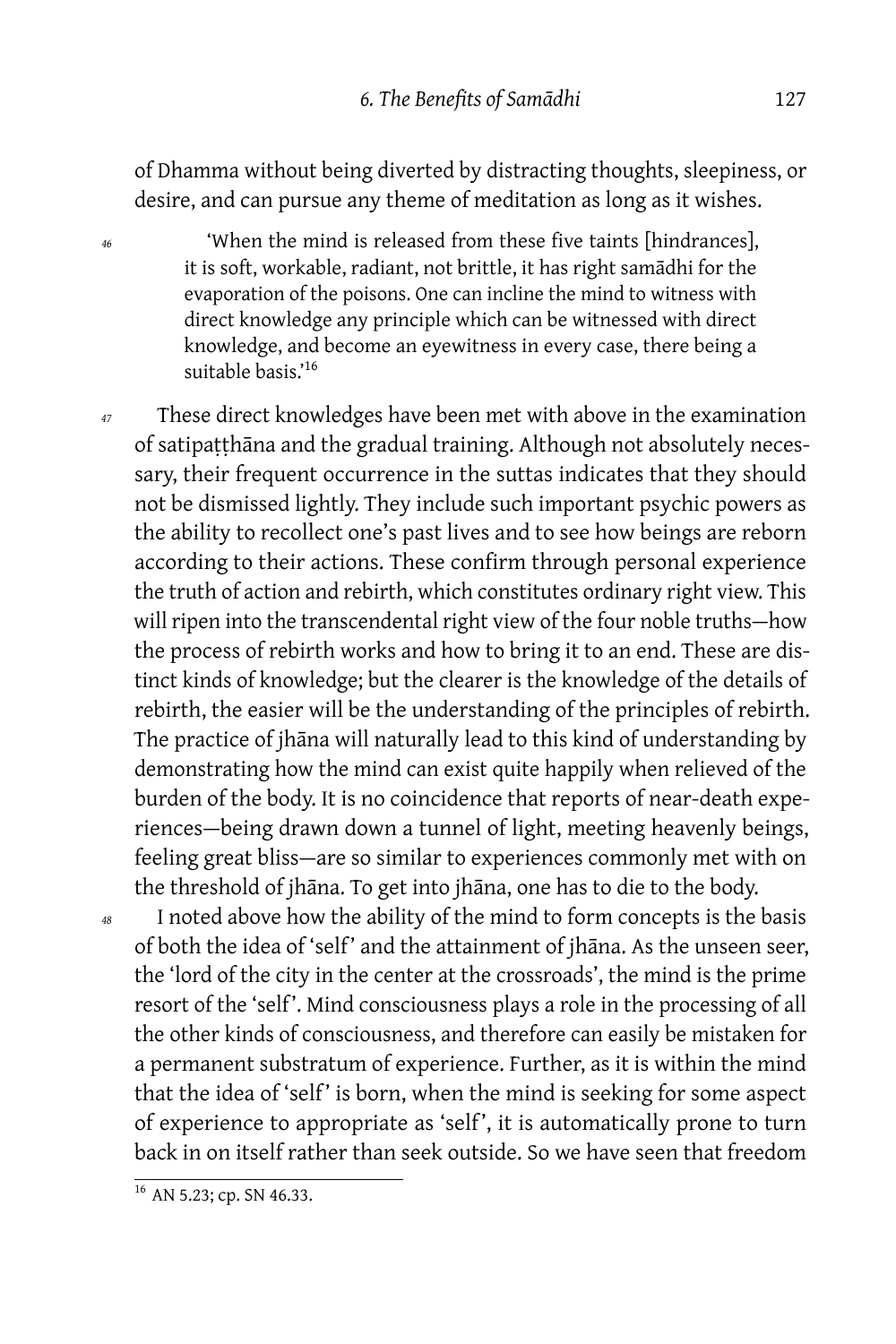of Dhamma without being diverted by distracting thoughts, sleepiness, or desire, and can pursue any theme of meditation as long as it wishes.

46 ‘When the mind is released from these five taints [hindrances], it is soft, workable, radiant, not brittle, it has right samādhi for the evaporation of the poisons. One can incline the mind to witness with direct knowledge any principle which can be witnessed with direct knowledge, and become an eyewitness in every case, there being a suitable basis.’[16]

47 These direct knowledges have been met with above in the examination of satipaṭṭhāna and the gradual training. Although not absolutely necessary, their frequent occurrence in the suttas indicates that they should not be dismissed lightly. They include such important psychic powers as the ability to recollect one’s past lives and to see how beings are reborn according to their actions. These confirm through personal experience the truth of action and rebirth, which constitutes ordinary right view. This will ripen into the transcendental right view of the four noble truths—how the process of rebirth works and how to bring it to an end. These are distinct kinds of knowledge; but the clearer is the knowledge of the details of rebirth, the easier will be the understanding of the principles of rebirth. The practice of jhāna will naturally lead to this kind of understanding by demonstrating how the mind can exist quite happily when relieved of the burden of the body. It is no coincidence that reports of near-death experiences—being drawn down a tunnel of light, meeting heavenly beings, feeling great bliss—are so similar to experiences commonly met with on the threshold of jhāna. To get into jhāna, one has to die to the body.

48 I noted above how the ability of the mind to form concepts is the basis of both the idea of ‘self’ and the attainment of jhāna. As the unseen seer, the ‘lord of the city in the center at the crossroads’, the mind is the prime resort of the ‘self’. Mind consciousness plays a role in the processing of all the other kinds of consciousness, and therefore can easily be mistaken for a permanent substratum of experience. Further, as it is within the mind that the idea of ‘self’ is born, when the mind is seeking for some aspect of experience to appropriate as ‘self’, it is automatically prone to turn back in on itself rather than seek outside. So we have seen that freedom

[16] AN 5.23; cp. SN 46.33.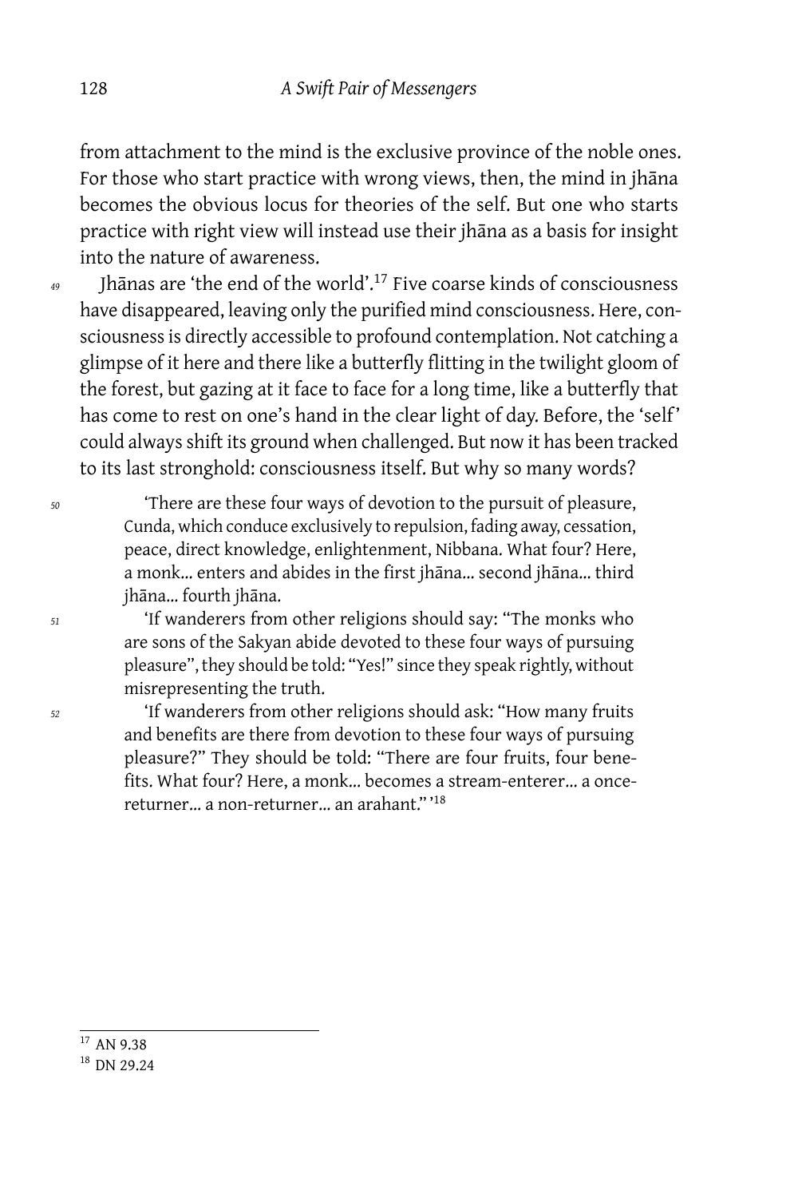from attachment to the mind is the exclusive province of the noble ones. For those who start practice with wrong views, then, the mind in jhāna becomes the obvious locus for theories of the self. But one who starts practice with right view will instead use their jhāna as a basis for insight into the nature of awareness.

Jhānas are 'the end of the world'.[17] Five coarse kinds of consciousness have disappeared, leaving only the purified mind consciousness. Here, consciousness is directly accessible to profound contemplation. Not catching a glimpse of it here and there like a butterfly flitting in the twilight gloom of the forest, but gazing at it face to face for a long time, like a butterfly that has come to rest on one's hand in the clear light of day. Before, the 'self' could always shift its ground when challenged. But now it has been tracked to its last stronghold: consciousness itself. But why so many words?

> 'There are these four ways of devotion to the pursuit of pleasure, Cunda, which conduce exclusively to repulsion, fading away, cessation, peace, direct knowledge, enlightenment, Nibbana. What four? Here, a monk… enters and abides in the first jhāna… second jhāna… third jhāna… fourth jhāna.
>
> 'If wanderers from other religions should say: "The monks who are sons of the Sakyan abide devoted to these four ways of pursuing pleasure", they should be told: "Yes!" since they speak rightly, without misrepresenting the truth.
>
> 'If wanderers from other religions should ask: "How many fruits and benefits are there from devotion to these four ways of pursuing pleasure?" They should be told: "There are four fruits, four benefits. What four? Here, a monk… becomes a stream-enterer… a once-returner… a non-returner… an arahant." '[18]

---

[17] AN 9.38

[18] DN 29.24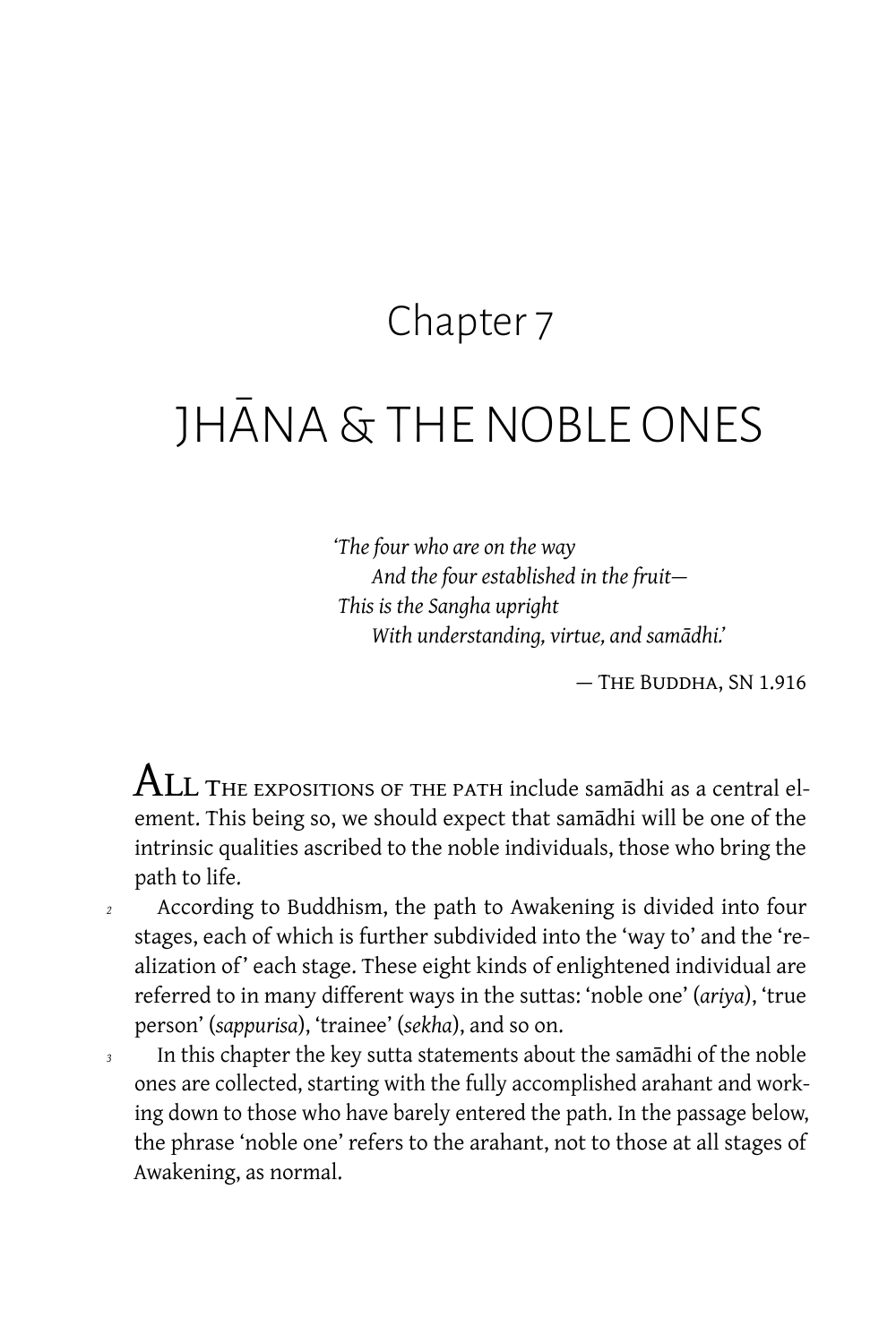# Chapter 7

# JHĀNA & THE NOBLE ONES

> *'The four who are on the way*
> *And the four established in the fruit—*
> *This is the Sangha upright*
> *With understanding, virtue, and samādhi.'*
>
> — The Buddha, SN 1.916

All the expositions of the path include samādhi as a central element. This being so, we should expect that samādhi will be one of the intrinsic qualities ascribed to the noble individuals, those who bring the path to life.

According to Buddhism, the path to Awakening is divided into four stages, each of which is further subdivided into the 'way to' and the 'realization of' each stage. These eight kinds of enlightened individual are referred to in many different ways in the suttas: 'noble one' (*ariya*), 'true person' (*sappurisa*), 'trainee' (*sekha*), and so on.

In this chapter the key sutta statements about the samādhi of the noble ones are collected, starting with the fully accomplished arahant and working down to those who have barely entered the path. In the passage below, the phrase 'noble one' refers to the arahant, not to those at all stages of Awakening, as normal.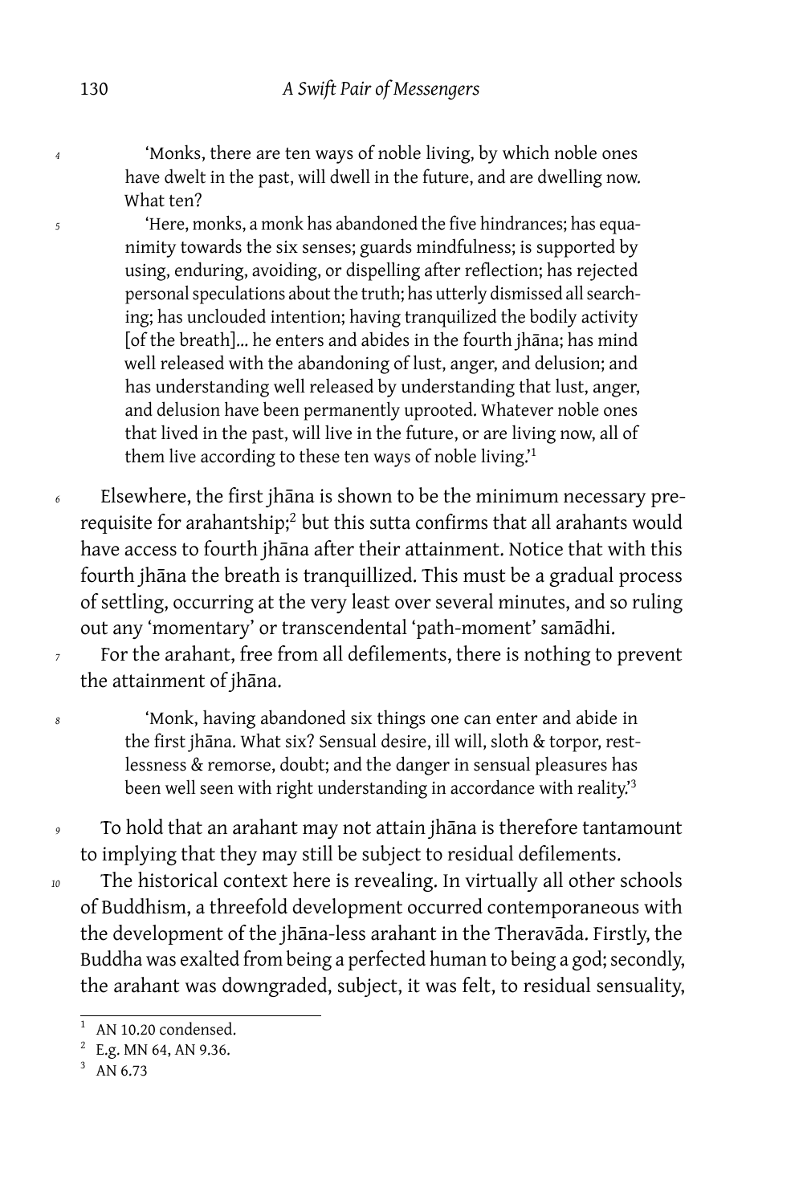> 'Monks, there are ten ways of noble living, by which noble ones have dwelt in the past, will dwell in the future, and are dwelling now. What ten?
>
> 'Here, monks, a monk has abandoned the five hindrances; has equanimity towards the six senses; guards mindfulness; is supported by using, enduring, avoiding, or dispelling after reflection; has rejected personal speculations about the truth; has utterly dismissed all searching; has unclouded intention; having tranquilized the bodily activity [of the breath]… he enters and abides in the fourth jhāna; has mind well released with the abandoning of lust, anger, and delusion; and has understanding well released by understanding that lust, anger, and delusion have been permanently uprooted. Whatever noble ones that lived in the past, will live in the future, or are living now, all of them live according to these ten ways of noble living.'[1]

Elsewhere, the first jhāna is shown to be the minimum necessary prerequisite for arahantship;[2] but this sutta confirms that all arahants would have access to fourth jhāna after their attainment. Notice that with this fourth jhāna the breath is tranquillized. This must be a gradual process of settling, occurring at the very least over several minutes, and so ruling out any 'momentary' or transcendental 'path-moment' samādhi.

For the arahant, free from all defilements, there is nothing to prevent the attainment of jhāna.

> 'Monk, having abandoned six things one can enter and abide in the first jhāna. What six? Sensual desire, ill will, sloth & torpor, restlessness & remorse, doubt; and the danger in sensual pleasures has been well seen with right understanding in accordance with reality.'[3]

To hold that an arahant may not attain jhāna is therefore tantamount to implying that they may still be subject to residual defilements.

The historical context here is revealing. In virtually all other schools of Buddhism, a threefold development occurred contemporaneous with the development of the jhāna-less arahant in the Theravāda. Firstly, the Buddha was exalted from being a perfected human to being a god; secondly, the arahant was downgraded, subject, it was felt, to residual sensuality,

---

[1] AN 10.20 condensed.

[2] E.g. MN 64, AN 9.36.

[3] AN 6.73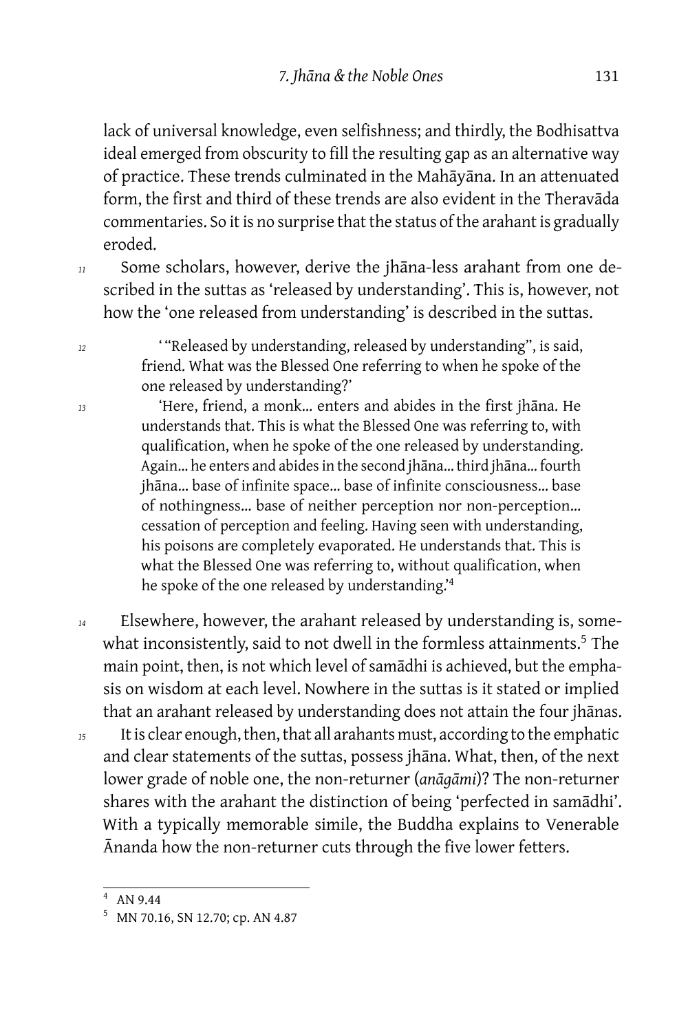lack of universal knowledge, even selfishness; and thirdly, the Bodhisattva ideal emerged from obscurity to fill the resulting gap as an alternative way of practice. These trends culminated in the Mahāyāna. In an attenuated form, the first and third of these trends are also evident in the Theravāda commentaries. So it is no surprise that the status of the arahant is gradually eroded.

11 Some scholars, however, derive the jhāna-less arahant from one described in the suttas as 'released by understanding'. This is, however, not how the 'one released from understanding' is described in the suttas.

> 12 '"Released by understanding, released by understanding", is said, friend. What was the Blessed One referring to when he spoke of the one released by understanding?'
>
> 13 'Here, friend, a monk... enters and abides in the first jhāna. He understands that. This is what the Blessed One was referring to, with qualification, when he spoke of the one released by understanding. Again... he enters and abides in the second jhāna... third jhāna... fourth jhāna... base of infinite space... base of infinite consciousness... base of nothingness... base of neither perception nor non-perception... cessation of perception and feeling. Having seen with understanding, his poisons are completely evaporated. He understands that. This is what the Blessed One was referring to, without qualification, when he spoke of the one released by understanding.'[4]

14 Elsewhere, however, the arahant released by understanding is, somewhat inconsistently, said to not dwell in the formless attainments.[5] The main point, then, is not which level of samādhi is achieved, but the emphasis on wisdom at each level. Nowhere in the suttas is it stated or implied that an arahant released by understanding does not attain the four jhānas.

15 It is clear enough, then, that all arahants must, according to the emphatic and clear statements of the suttas, possess jhāna. What, then, of the next lower grade of noble one, the non-returner (*anāgāmi*)? The non-returner shares with the arahant the distinction of being 'perfected in samādhi'. With a typically memorable simile, the Buddha explains to Venerable Ānanda how the non-returner cuts through the five lower fetters.

---

[4] AN 9.44

[5] MN 70.16, SN 12.70; cp. AN 4.87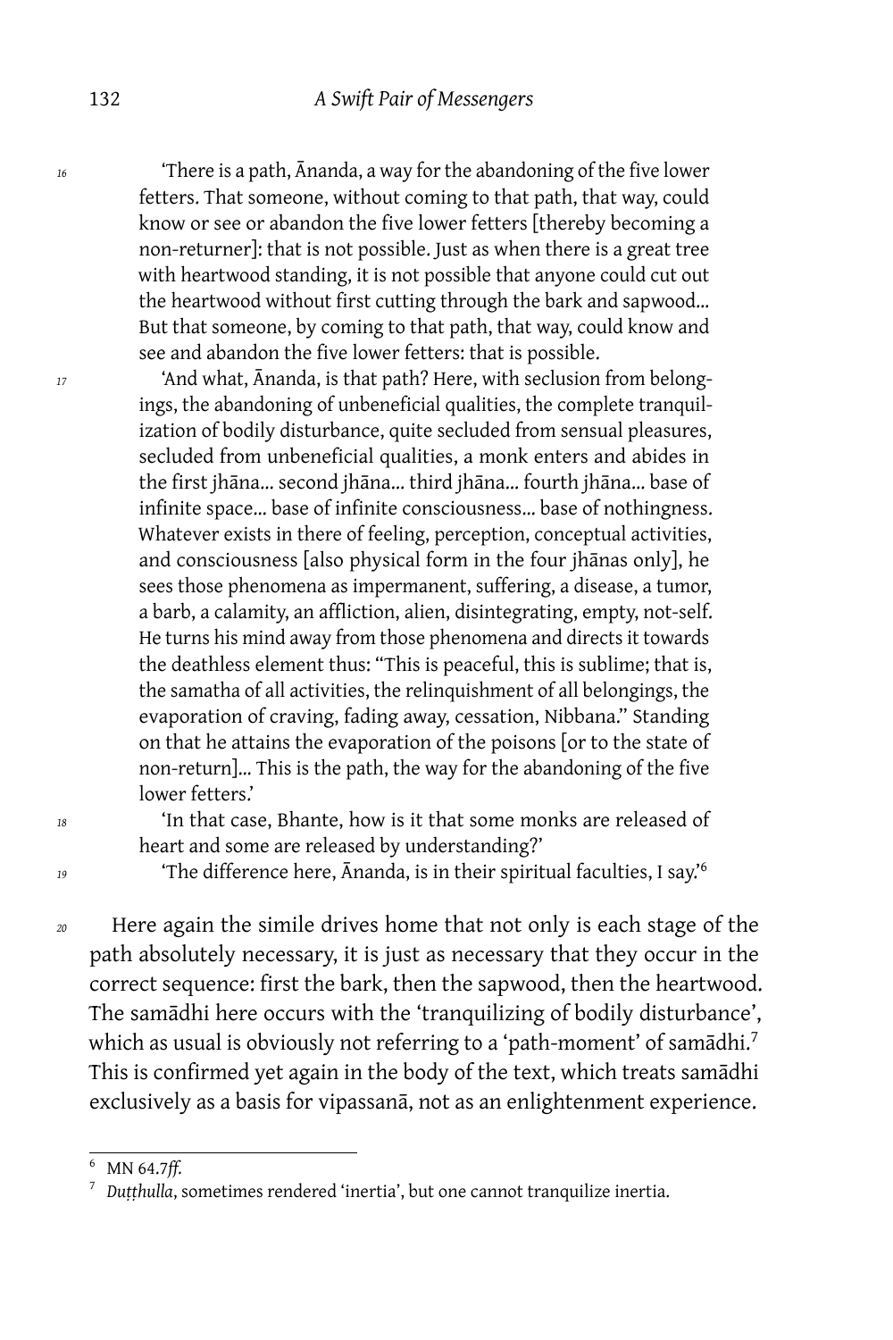'There is a path, Ānanda, a way for the abandoning of the five lower fetters. That someone, without coming to that path, that way, could know or see or abandon the five lower fetters [thereby becoming a non-returner]: that is not possible. Just as when there is a great tree with heartwood standing, it is not possible that anyone could cut out the heartwood without first cutting through the bark and sapwood… But that someone, by coming to that path, that way, could know and see and abandon the five lower fetters: that is possible.

'And what, Ānanda, is that path? Here, with seclusion from belongings, the abandoning of unbeneficial qualities, the complete tranquilization of bodily disturbance, quite secluded from sensual pleasures, secluded from unbeneficial qualities, a monk enters and abides in the first jhāna… second jhāna… third jhāna… fourth jhāna… base of infinite space… base of infinite consciousness… base of nothingness. Whatever exists in there of feeling, perception, conceptual activities, and consciousness [also physical form in the four jhānas only], he sees those phenomena as impermanent, suffering, a disease, a tumor, a barb, a calamity, an affliction, alien, disintegrating, empty, not-self. He turns his mind away from those phenomena and directs it towards the deathless element thus: "This is peaceful, this is sublime; that is, the samatha of all activities, the relinquishment of all belongings, the evaporation of craving, fading away, cessation, Nibbana." Standing on that he attains the evaporation of the poisons [or to the state of non-return]… This is the path, the way for the abandoning of the five lower fetters.'

'In that case, Bhante, how is it that some monks are released of heart and some are released by understanding?'

'The difference here, Ānanda, is in their spiritual faculties, I say.'[6]

Here again the simile drives home that not only is each stage of the path absolutely necessary, it is just as necessary that they occur in the correct sequence: first the bark, then the sapwood, then the heartwood. The samādhi here occurs with the 'tranquilizing of bodily disturbance', which as usual is obviously not referring to a 'path-moment' of samādhi.[7] This is confirmed yet again in the body of the text, which treats samādhi exclusively as a basis for vipassanā, not as an enlightenment experience.

---

[6] MN 64.7*ff.*

[7] *Duṭṭhulla*, sometimes rendered 'inertia', but one cannot tranquilize inertia.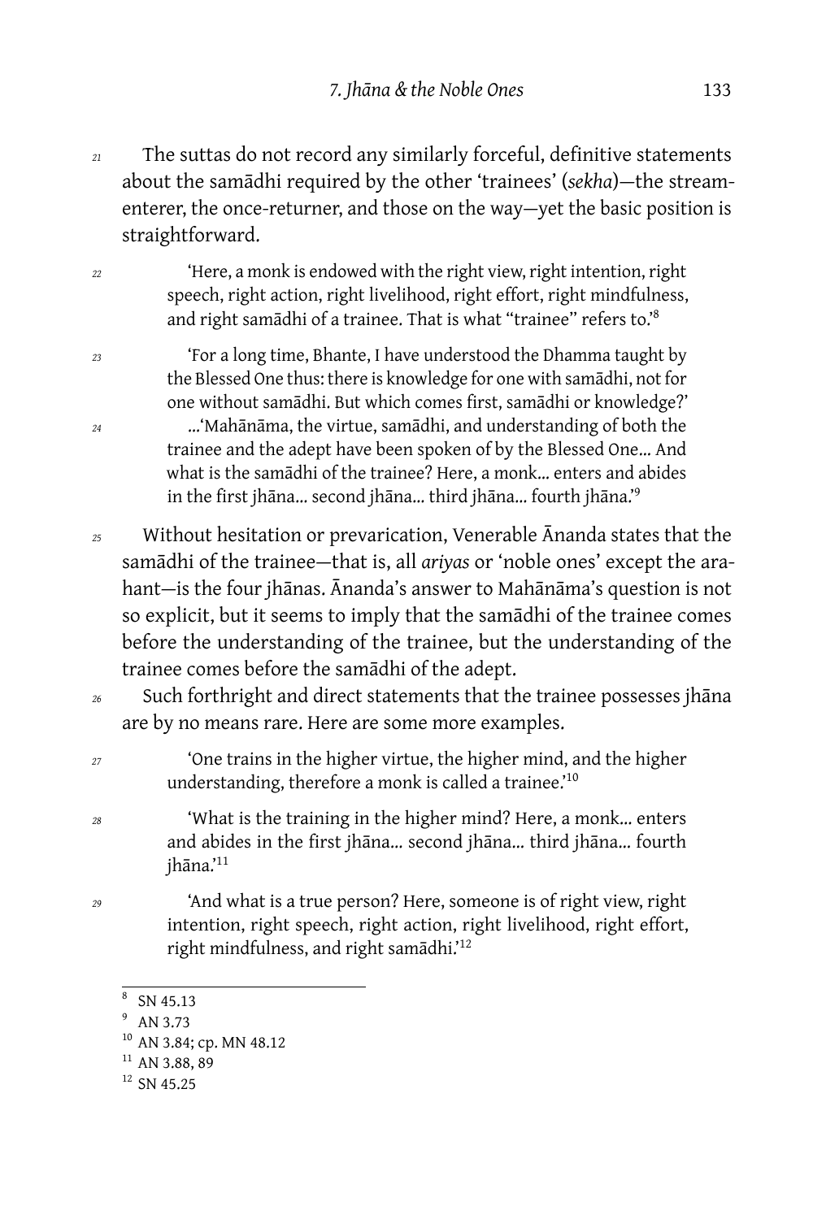The suttas do not record any similarly forceful, definitive statements about the samādhi required by the other 'trainees' (*sekha*)—the stream-enterer, the once-returner, and those on the way—yet the basic position is straightforward.

> 'Here, a monk is endowed with the right view, right intention, right speech, right action, right livelihood, right effort, right mindfulness, and right samādhi of a trainee. That is what "trainee" refers to.'[8]

> 'For a long time, Bhante, I have understood the Dhamma taught by the Blessed One thus: there is knowledge for one with samādhi, not for one without samādhi. But which comes first, samādhi or knowledge?'
>
> …'Mahānāma, the virtue, samādhi, and understanding of both the trainee and the adept have been spoken of by the Blessed One… And what is the samādhi of the trainee? Here, a monk… enters and abides in the first jhāna… second jhāna… third jhāna… fourth jhāna.'[9]

Without hesitation or prevarication, Venerable Ānanda states that the samādhi of the trainee—that is, all *ariyas* or 'noble ones' except the arahant—is the four jhānas. Ānanda's answer to Mahānāma's question is not so explicit, but it seems to imply that the samādhi of the trainee comes before the understanding of the trainee, but the understanding of the trainee comes before the samādhi of the adept.

Such forthright and direct statements that the trainee possesses jhāna are by no means rare. Here are some more examples.

> 'One trains in the higher virtue, the higher mind, and the higher understanding, therefore a monk is called a trainee.'[10]

> 'What is the training in the higher mind? Here, a monk… enters and abides in the first jhāna… second jhāna… third jhāna… fourth jhāna.'[11]

> 'And what is a true person? Here, someone is of right view, right intention, right speech, right action, right livelihood, right effort, right mindfulness, and right samādhi.'[12]

---

[8] SN 45.13

[9] AN 3.73

[10] AN 3.84; cp. MN 48.12

[11] AN 3.88, 89

[12] SN 45.25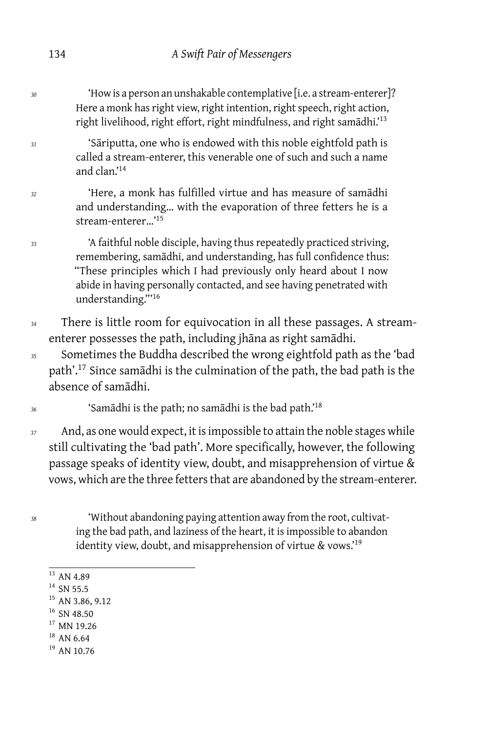> 'How is a person an unshakable contemplative [i.e. a stream-enterer]? Here a monk has right view, right intention, right speech, right action, right livelihood, right effort, right mindfulness, and right samādhi.'[13]

> 'Sāriputta, one who is endowed with this noble eightfold path is called a stream-enterer, this venerable one of such and such a name and clan.'[14]

> 'Here, a monk has fulfilled virtue and has measure of samādhi and understanding… with the evaporation of three fetters he is a stream-enterer…'[15]

> 'A faithful noble disciple, having thus repeatedly practiced striving, remembering, samādhi, and understanding, has full confidence thus: "These principles which I had previously only heard about I now abide in having personally contacted, and see having penetrated with understanding."'[16]

There is little room for equivocation in all these passages. A stream-enterer possesses the path, including jhāna as right samādhi.

Sometimes the Buddha described the wrong eightfold path as the 'bad path'.[17] Since samādhi is the culmination of the path, the bad path is the absence of samādhi.

> 'Samādhi is the path; no samādhi is the bad path.'[18]

And, as one would expect, it is impossible to attain the noble stages while still cultivating the 'bad path'. More specifically, however, the following passage speaks of identity view, doubt, and misapprehension of virtue & vows, which are the three fetters that are abandoned by the stream-enterer.

> 'Without abandoning paying attention away from the root, cultivating the bad path, and laziness of the heart, it is impossible to abandon identity view, doubt, and misapprehension of virtue & vows.'[19]

---

[13] AN 4.89

[14] SN 55.5

[15] AN 3.86, 9.12

[16] SN 48.50

[17] MN 19.26

[18] AN 6.64

[19] AN 10.76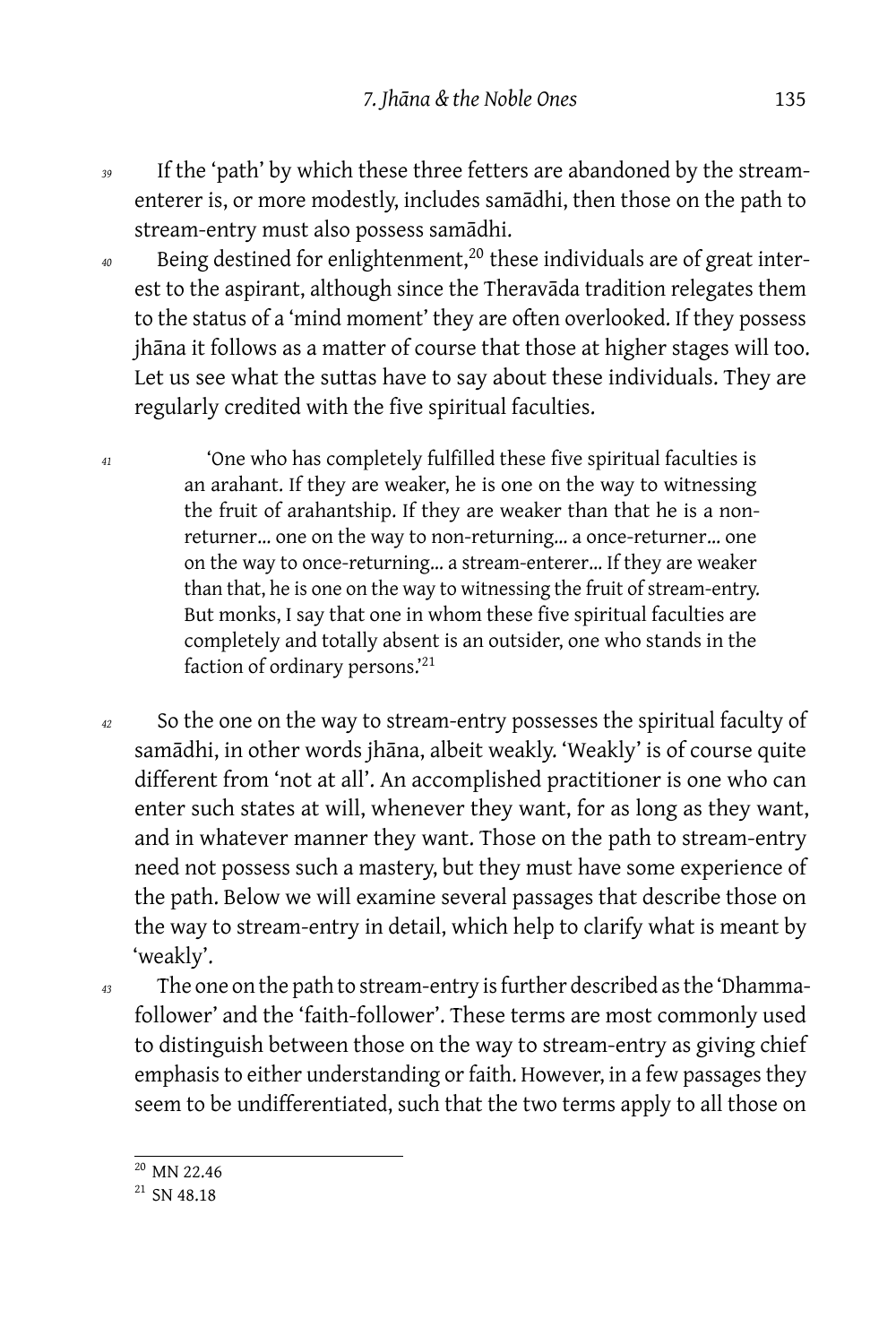39 If the 'path' by which these three fetters are abandoned by the stream-enterer is, or more modestly, includes samādhi, then those on the path to stream-entry must also possess samādhi.

40 Being destined for enlightenment,[20] these individuals are of great interest to the aspirant, although since the Theravāda tradition relegates them to the status of a 'mind moment' they are often overlooked. If they possess jhāna it follows as a matter of course that those at higher stages will too. Let us see what the suttas have to say about these individuals. They are regularly credited with the five spiritual faculties.

41
> 'One who has completely fulfilled these five spiritual faculties is an arahant. If they are weaker, he is one on the way to witnessing the fruit of arahantship. If they are weaker than that he is a non-returner… one on the way to non-returning… a once-returner… one on the way to once-returning… a stream-enterer… If they are weaker than that, he is one on the way to witnessing the fruit of stream-entry. But monks, I say that one in whom these five spiritual faculties are completely and totally absent is an outsider, one who stands in the faction of ordinary persons.'[21]

42 So the one on the way to stream-entry possesses the spiritual faculty of samādhi, in other words jhāna, albeit weakly. 'Weakly' is of course quite different from 'not at all'. An accomplished practitioner is one who can enter such states at will, whenever they want, for as long as they want, and in whatever manner they want. Those on the path to stream-entry need not possess such a mastery, but they must have some experience of the path. Below we will examine several passages that describe those on the way to stream-entry in detail, which help to clarify what is meant by 'weakly'.

43 The one on the path to stream-entry is further described as the 'Dhamma-follower' and the 'faith-follower'. These terms are most commonly used to distinguish between those on the way to stream-entry as giving chief emphasis to either understanding or faith. However, in a few passages they seem to be undifferentiated, such that the two terms apply to all those on

---

[20] MN 22.46

[21] SN 48.18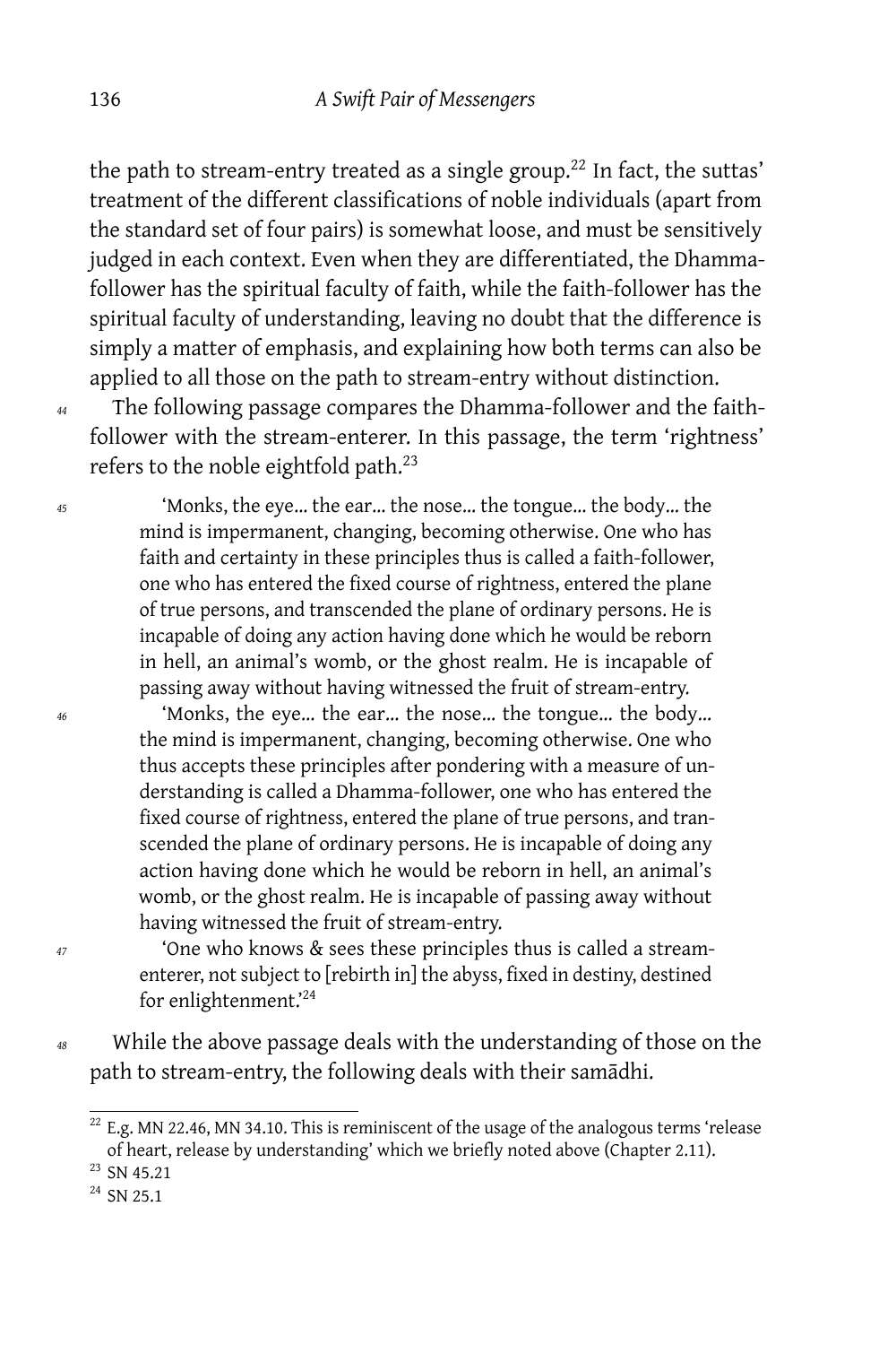the path to stream-entry treated as a single group.[22] In fact, the suttas' treatment of the different classifications of noble individuals (apart from the standard set of four pairs) is somewhat loose, and must be sensitively judged in each context. Even when they are differentiated, the Dhamma-follower has the spiritual faculty of faith, while the faith-follower has the spiritual faculty of understanding, leaving no doubt that the difference is simply a matter of emphasis, and explaining how both terms can also be applied to all those on the path to stream-entry without distinction.

*44* The following passage compares the Dhamma-follower and the faith-follower with the stream-enterer. In this passage, the term 'rightness' refers to the noble eightfold path.[23]

> *45* 'Monks, the eye... the ear... the nose... the tongue... the body... the mind is impermanent, changing, becoming otherwise. One who has faith and certainty in these principles thus is called a faith-follower, one who has entered the fixed course of rightness, entered the plane of true persons, and transcended the plane of ordinary persons. He is incapable of doing any action having done which he would be reborn in hell, an animal's womb, or the ghost realm. He is incapable of passing away without having witnessed the fruit of stream-entry.
>
> *46* 'Monks, the eye... the ear... the nose... the tongue... the body... the mind is impermanent, changing, becoming otherwise. One who thus accepts these principles after pondering with a measure of understanding is called a Dhamma-follower, one who has entered the fixed course of rightness, entered the plane of true persons, and transcended the plane of ordinary persons. He is incapable of doing any action having done which he would be reborn in hell, an animal's womb, or the ghost realm. He is incapable of passing away without having witnessed the fruit of stream-entry.
>
> *47* 'One who knows & sees these principles thus is called a stream-enterer, not subject to [rebirth in] the abyss, fixed in destiny, destined for enlightenment.'[24]

*48* While the above passage deals with the understanding of those on the path to stream-entry, the following deals with their samādhi.

---

[22] E.g. MN 22.46, MN 34.10. This is reminiscent of the usage of the analogous terms 'release of heart, release by understanding' which we briefly noted above (Chapter 2.11).

[23] SN 45.21

[24] SN 25.1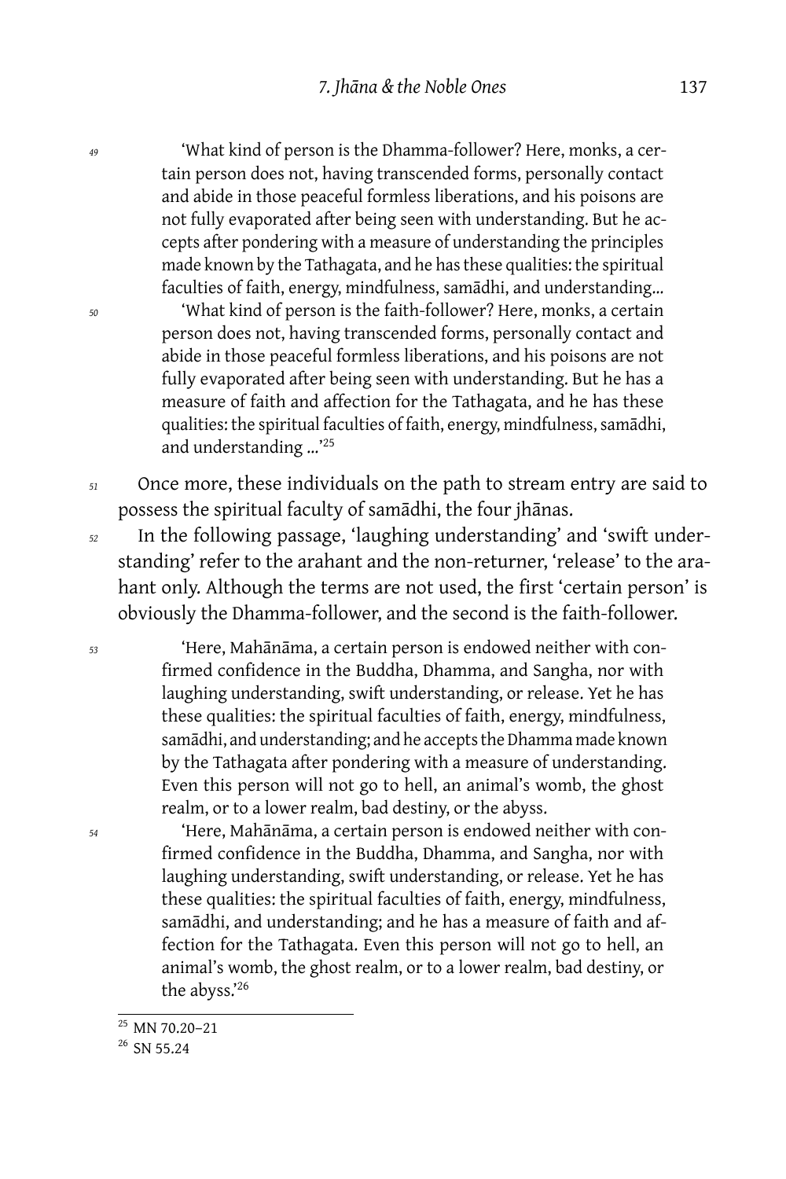49 'What kind of person is the Dhamma-follower? Here, monks, a certain person does not, having transcended forms, personally contact and abide in those peaceful formless liberations, and his poisons are not fully evaporated after being seen with understanding. But he accepts after pondering with a measure of understanding the principles made known by the Tathagata, and he has these qualities: the spiritual faculties of faith, energy, mindfulness, samādhi, and understanding…

50 'What kind of person is the faith-follower? Here, monks, a certain person does not, having transcended forms, personally contact and abide in those peaceful formless liberations, and his poisons are not fully evaporated after being seen with understanding. But he has a measure of faith and affection for the Tathagata, and he has these qualities: the spiritual faculties of faith, energy, mindfulness, samādhi, and understanding …'[25]

51 Once more, these individuals on the path to stream entry are said to possess the spiritual faculty of samādhi, the four jhānas.

52 In the following passage, 'laughing understanding' and 'swift understanding' refer to the arahant and the non-returner, 'release' to the arahant only. Although the terms are not used, the first 'certain person' is obviously the Dhamma-follower, and the second is the faith-follower.

53 'Here, Mahānāma, a certain person is endowed neither with confirmed confidence in the Buddha, Dhamma, and Sangha, nor with laughing understanding, swift understanding, or release. Yet he has these qualities: the spiritual faculties of faith, energy, mindfulness, samādhi, and understanding; and he accepts the Dhamma made known by the Tathagata after pondering with a measure of understanding. Even this person will not go to hell, an animal's womb, the ghost realm, or to a lower realm, bad destiny, or the abyss.

54 'Here, Mahānāma, a certain person is endowed neither with confirmed confidence in the Buddha, Dhamma, and Sangha, nor with laughing understanding, swift understanding, or release. Yet he has these qualities: the spiritual faculties of faith, energy, mindfulness, samādhi, and understanding; and he has a measure of faith and affection for the Tathagata. Even this person will not go to hell, an animal's womb, the ghost realm, or to a lower realm, bad destiny, or the abyss.'[26]

---

[25] MN 70.20–21

[26] SN 55.24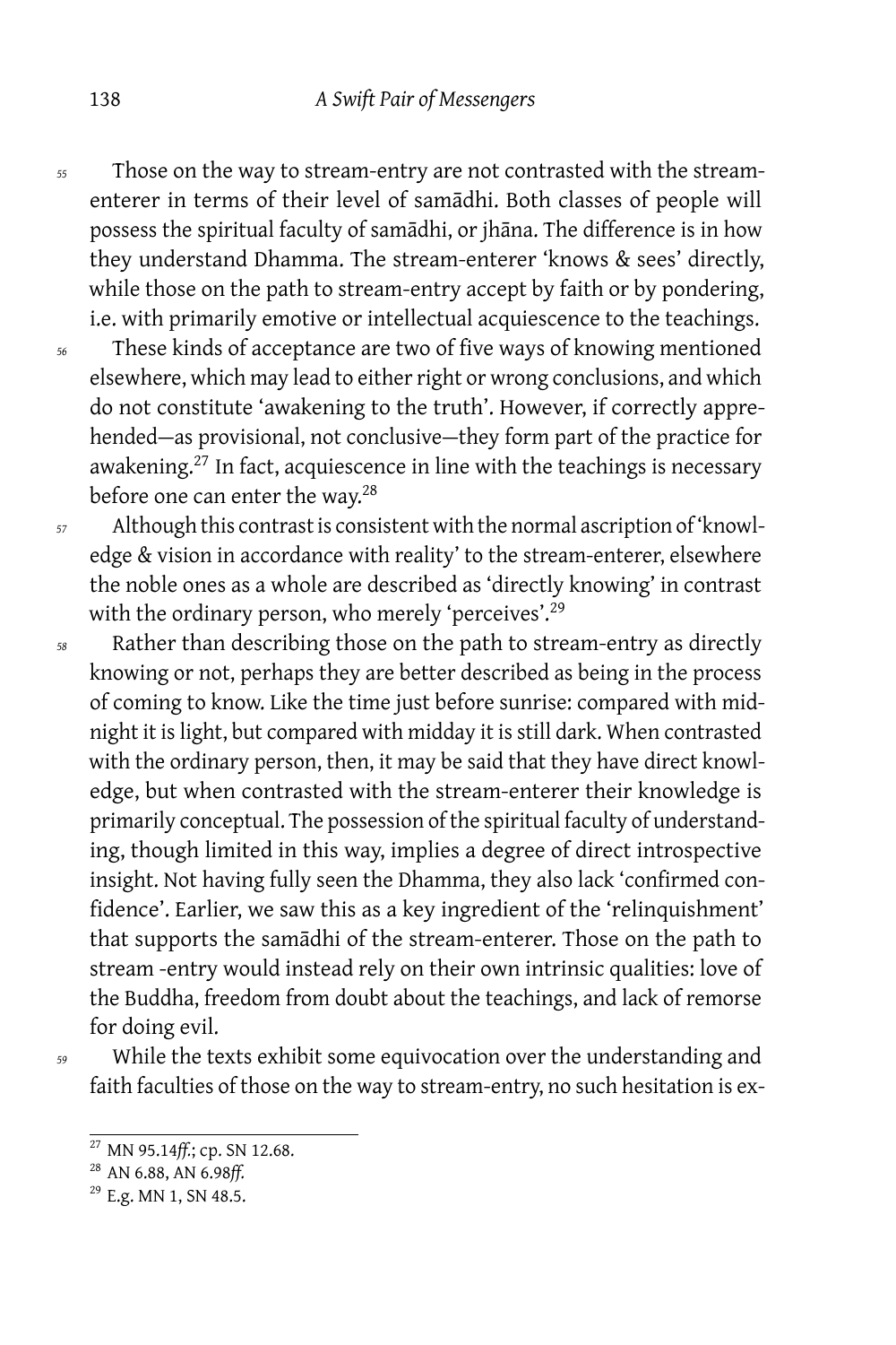55 Those on the way to stream-entry are not contrasted with the stream-enterer in terms of their level of samādhi. Both classes of people will possess the spiritual faculty of samādhi, or jhāna. The difference is in how they understand Dhamma. The stream-enterer 'knows & sees' directly, while those on the path to stream-entry accept by faith or by pondering, i.e. with primarily emotive or intellectual acquiescence to the teachings.

56 These kinds of acceptance are two of five ways of knowing mentioned elsewhere, which may lead to either right or wrong conclusions, and which do not constitute 'awakening to the truth'. However, if correctly apprehended—as provisional, not conclusive—they form part of the practice for awakening.[27] In fact, acquiescence in line with the teachings is necessary before one can enter the way.[28]

57 Although this contrast is consistent with the normal ascription of 'knowledge & vision in accordance with reality' to the stream-enterer, elsewhere the noble ones as a whole are described as 'directly knowing' in contrast with the ordinary person, who merely 'perceives'.[29]

58 Rather than describing those on the path to stream-entry as directly knowing or not, perhaps they are better described as being in the process of coming to know. Like the time just before sunrise: compared with midnight it is light, but compared with midday it is still dark. When contrasted with the ordinary person, then, it may be said that they have direct knowledge, but when contrasted with the stream-enterer their knowledge is primarily conceptual. The possession of the spiritual faculty of understanding, though limited in this way, implies a degree of direct introspective insight. Not having fully seen the Dhamma, they also lack 'confirmed confidence'. Earlier, we saw this as a key ingredient of the 'relinquishment' that supports the samādhi of the stream-enterer. Those on the path to stream -entry would instead rely on their own intrinsic qualities: love of the Buddha, freedom from doubt about the teachings, and lack of remorse for doing evil.

59 While the texts exhibit some equivocation over the understanding and faith faculties of those on the way to stream-entry, no such hesitation is ex-

---

[27] MN 95.14*ff.*; cp. SN 12.68.

[28] AN 6.88, AN 6.98*ff.*

[29] E.g. MN 1, SN 48.5.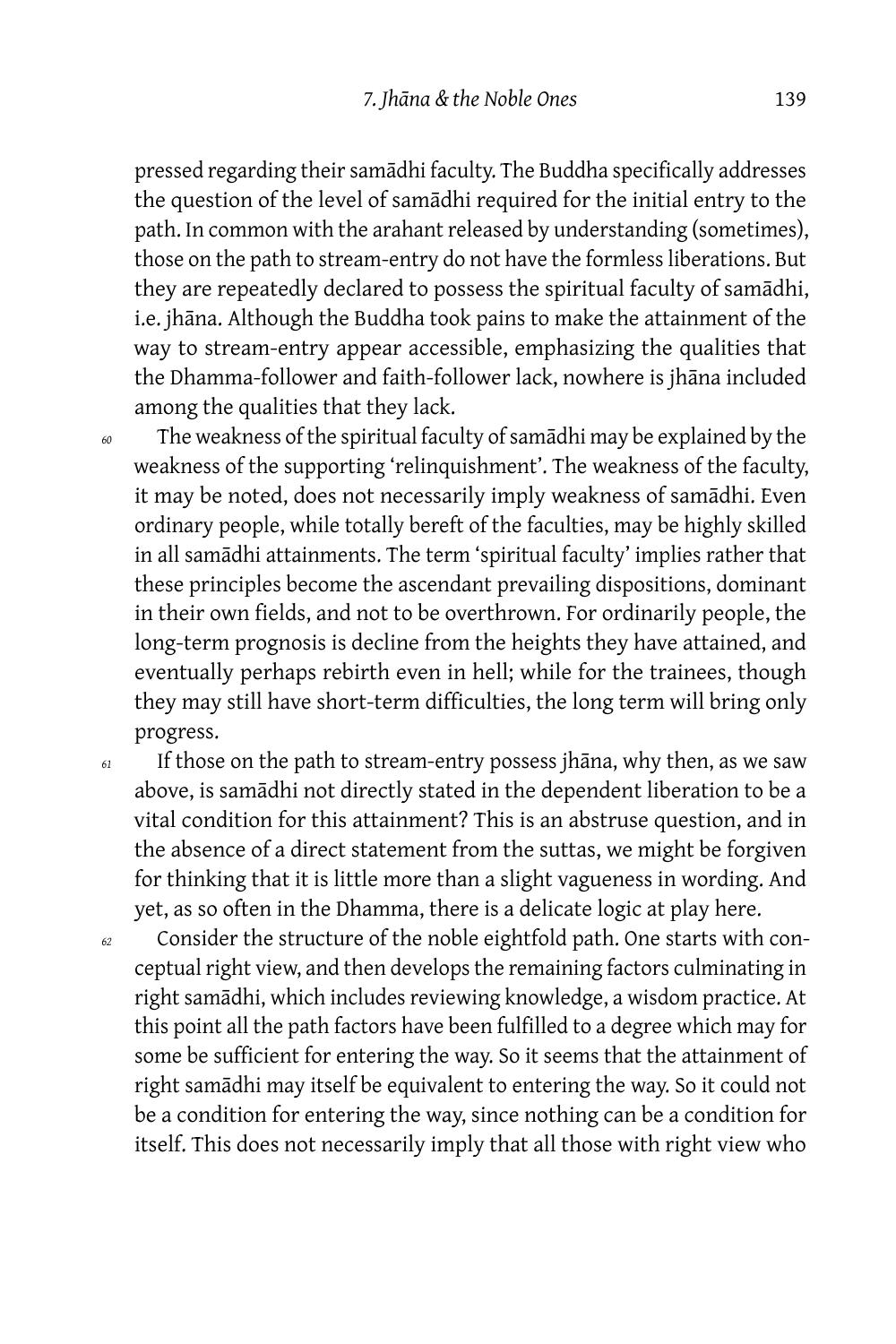pressed regarding their samādhi faculty. The Buddha specifically addresses the question of the level of samādhi required for the initial entry to the path. In common with the arahant released by understanding (sometimes), those on the path to stream-entry do not have the formless liberations. But they are repeatedly declared to possess the spiritual faculty of samādhi, i.e. jhāna. Although the Buddha took pains to make the attainment of the way to stream-entry appear accessible, emphasizing the qualities that the Dhamma-follower and faith-follower lack, nowhere is jhāna included among the qualities that they lack.

*60* The weakness of the spiritual faculty of samādhi may be explained by the weakness of the supporting 'relinquishment'. The weakness of the faculty, it may be noted, does not necessarily imply weakness of samādhi. Even ordinary people, while totally bereft of the faculties, may be highly skilled in all samādhi attainments. The term 'spiritual faculty' implies rather that these principles become the ascendant prevailing dispositions, dominant in their own fields, and not to be overthrown. For ordinarily people, the long-term prognosis is decline from the heights they have attained, and eventually perhaps rebirth even in hell; while for the trainees, though they may still have short-term difficulties, the long term will bring only progress.

*61* If those on the path to stream-entry possess jhāna, why then, as we saw above, is samādhi not directly stated in the dependent liberation to be a vital condition for this attainment? This is an abstruse question, and in the absence of a direct statement from the suttas, we might be forgiven for thinking that it is little more than a slight vagueness in wording. And yet, as so often in the Dhamma, there is a delicate logic at play here.

*62* Consider the structure of the noble eightfold path. One starts with conceptual right view, and then develops the remaining factors culminating in right samādhi, which includes reviewing knowledge, a wisdom practice. At this point all the path factors have been fulfilled to a degree which may for some be sufficient for entering the way. So it seems that the attainment of right samādhi may itself be equivalent to entering the way. So it could not be a condition for entering the way, since nothing can be a condition for itself. This does not necessarily imply that all those with right view who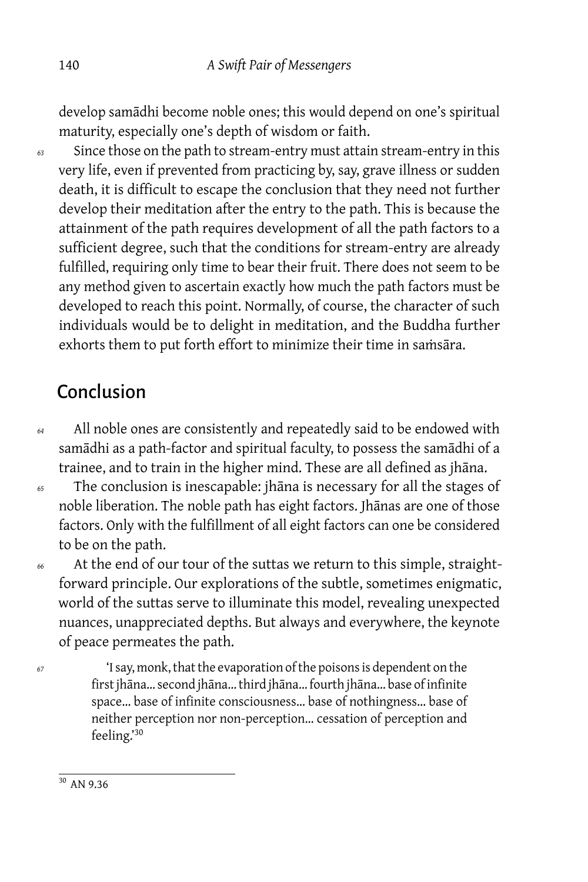develop samādhi become noble ones; this would depend on one's spiritual maturity, especially one's depth of wisdom or faith.

Since those on the path to stream-entry must attain stream-entry in this very life, even if prevented from practicing by, say, grave illness or sudden death, it is difficult to escape the conclusion that they need not further develop their meditation after the entry to the path. This is because the attainment of the path requires development of all the path factors to a sufficient degree, such that the conditions for stream-entry are already fulfilled, requiring only time to bear their fruit. There does not seem to be any method given to ascertain exactly how much the path factors must be developed to reach this point. Normally, of course, the character of such individuals would be to delight in meditation, and the Buddha further exhorts them to put forth effort to minimize their time in saṁsāra.

## Conclusion

All noble ones are consistently and repeatedly said to be endowed with samādhi as a path-factor and spiritual faculty, to possess the samādhi of a trainee, and to train in the higher mind. These are all defined as jhāna.

The conclusion is inescapable: jhāna is necessary for all the stages of noble liberation. The noble path has eight factors. Jhānas are one of those factors. Only with the fulfillment of all eight factors can one be considered to be on the path.

At the end of our tour of the suttas we return to this simple, straightforward principle. Our explorations of the subtle, sometimes enigmatic, world of the suttas serve to illuminate this model, revealing unexpected nuances, unappreciated depths. But always and everywhere, the keynote of peace permeates the path.

> 'I say, monk, that the evaporation of the poisons is dependent on the first jhāna… second jhāna… third jhāna… fourth jhāna… base of infinite space… base of infinite consciousness… base of nothingness… base of neither perception nor non-perception… cessation of perception and feeling.'[30]

[30] AN 9.36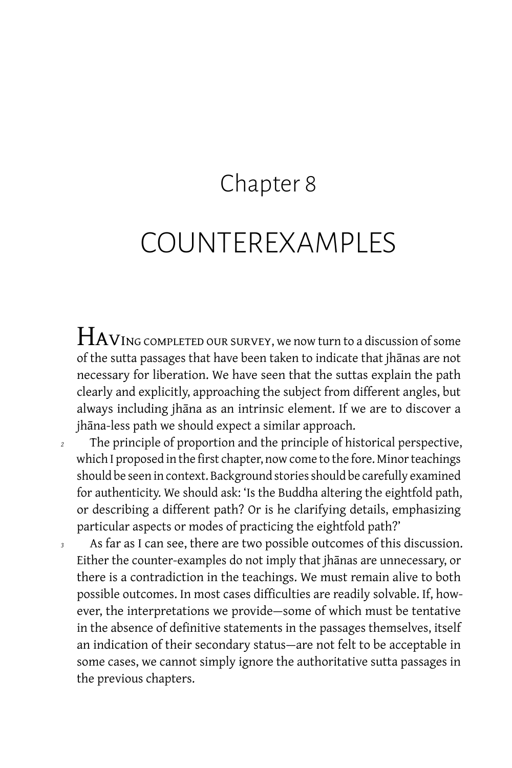# Chapter 8

# COUNTEREXAMPLES

Having completed our survey, we now turn to a discussion of some of the sutta passages that have been taken to indicate that jhānas are not necessary for liberation. We have seen that the suttas explain the path clearly and explicitly, approaching the subject from different angles, but always including jhāna as an intrinsic element. If we are to discover a jhāna-less path we should expect a similar approach.

2 The principle of proportion and the principle of historical perspective, which I proposed in the first chapter, now come to the fore. Minor teachings should be seen in context. Background stories should be carefully examined for authenticity. We should ask: 'Is the Buddha altering the eightfold path, or describing a different path? Or is he clarifying details, emphasizing particular aspects or modes of practicing the eightfold path?'

3 As far as I can see, there are two possible outcomes of this discussion. Either the counter-examples do not imply that jhānas are unnecessary, or there is a contradiction in the teachings. We must remain alive to both possible outcomes. In most cases difficulties are readily solvable. If, however, the interpretations we provide—some of which must be tentative in the absence of definitive statements in the passages themselves, itself an indication of their secondary status—are not felt to be acceptable in some cases, we cannot simply ignore the authoritative sutta passages in the previous chapters.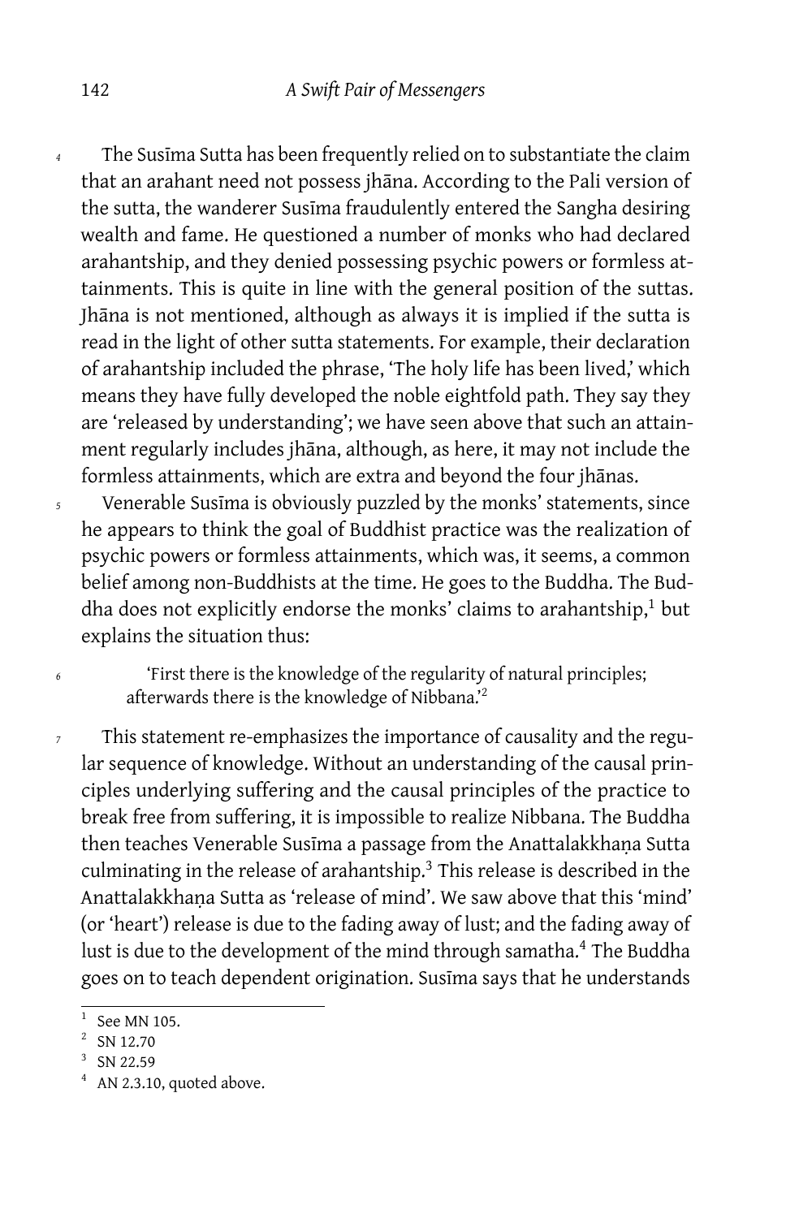The Susīma Sutta has been frequently relied on to substantiate the claim that an arahant need not possess jhāna. According to the Pali version of the sutta, the wanderer Susīma fraudulently entered the Sangha desiring wealth and fame. He questioned a number of monks who had declared arahantship, and they denied possessing psychic powers or formless attainments. This is quite in line with the general position of the suttas. Jhāna is not mentioned, although as always it is implied if the sutta is read in the light of other sutta statements. For example, their declaration of arahantship included the phrase, 'The holy life has been lived,' which means they have fully developed the noble eightfold path. They say they are 'released by understanding'; we have seen above that such an attainment regularly includes jhāna, although, as here, it may not include the formless attainments, which are extra and beyond the four jhānas.

Venerable Susīma is obviously puzzled by the monks' statements, since he appears to think the goal of Buddhist practice was the realization of psychic powers or formless attainments, which was, it seems, a common belief among non-Buddhists at the time. He goes to the Buddha. The Buddha does not explicitly endorse the monks' claims to arahantship,[1] but explains the situation thus:

> 'First there is the knowledge of the regularity of natural principles; afterwards there is the knowledge of Nibbana.'[2]

This statement re-emphasizes the importance of causality and the regular sequence of knowledge. Without an understanding of the causal principles underlying suffering and the causal principles of the practice to break free from suffering, it is impossible to realize Nibbana. The Buddha then teaches Venerable Susīma a passage from the Anattalakkhaṇa Sutta culminating in the release of arahantship.[3] This release is described in the Anattalakkhaṇa Sutta as 'release of mind'. We saw above that this 'mind' (or 'heart') release is due to the fading away of lust; and the fading away of lust is due to the development of the mind through samatha.[4] The Buddha goes on to teach dependent origination. Susīma says that he understands

---

[1] See MN 105.

[2] SN 12.70

[3] SN 22.59

[4] AN 2.3.10, quoted above.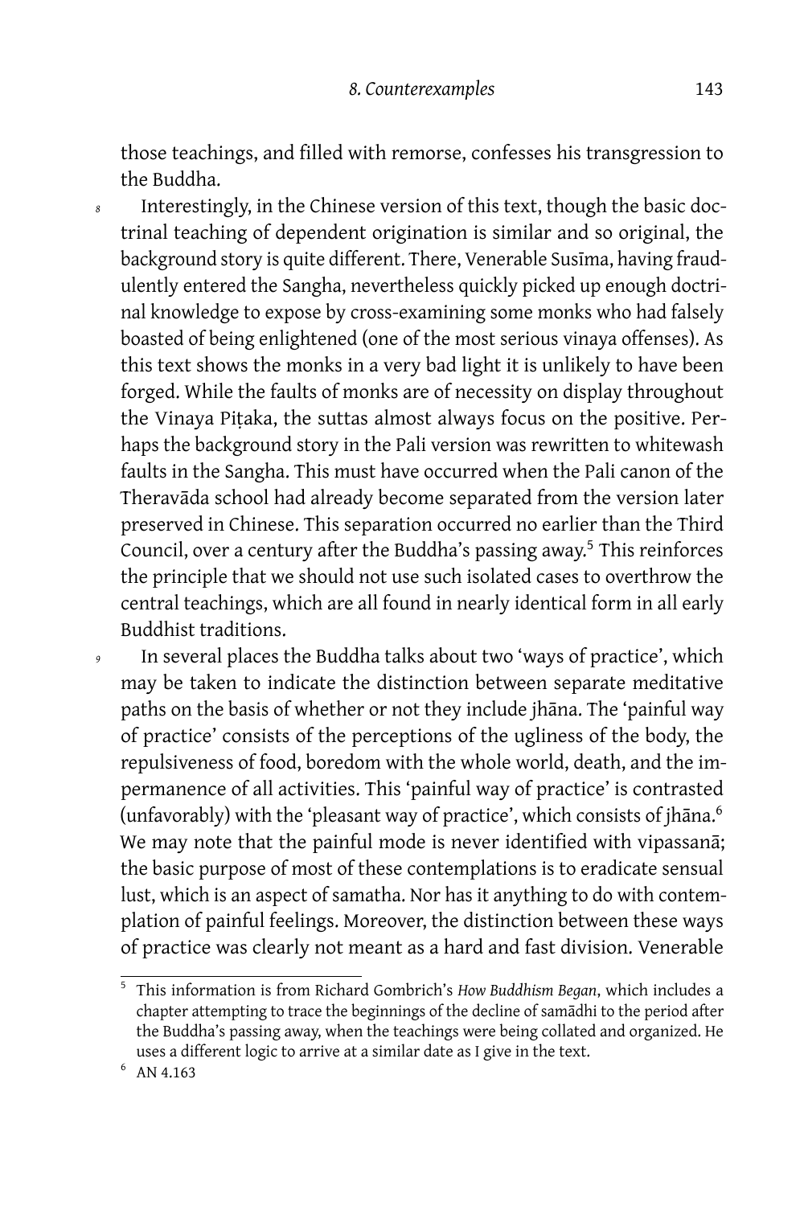those teachings, and filled with remorse, confesses his transgression to the Buddha.

Interestingly, in the Chinese version of this text, though the basic doctrinal teaching of dependent origination is similar and so original, the background story is quite different. There, Venerable Susīma, having fraudulently entered the Sangha, nevertheless quickly picked up enough doctrinal knowledge to expose by cross-examining some monks who had falsely boasted of being enlightened (one of the most serious vinaya offenses). As this text shows the monks in a very bad light it is unlikely to have been forged. While the faults of monks are of necessity on display throughout the Vinaya Piṭaka, the suttas almost always focus on the positive. Perhaps the background story in the Pali version was rewritten to whitewash faults in the Sangha. This must have occurred when the Pali canon of the Theravāda school had already become separated from the version later preserved in Chinese. This separation occurred no earlier than the Third Council, over a century after the Buddha's passing away.[5] This reinforces the principle that we should not use such isolated cases to overthrow the central teachings, which are all found in nearly identical form in all early Buddhist traditions.

In several places the Buddha talks about two 'ways of practice', which may be taken to indicate the distinction between separate meditative paths on the basis of whether or not they include jhāna. The 'painful way of practice' consists of the perceptions of the ugliness of the body, the repulsiveness of food, boredom with the whole world, death, and the impermanence of all activities. This 'painful way of practice' is contrasted (unfavorably) with the 'pleasant way of practice', which consists of jhāna.[6] We may note that the painful mode is never identified with vipassanā; the basic purpose of most of these contemplations is to eradicate sensual lust, which is an aspect of samatha. Nor has it anything to do with contemplation of painful feelings. Moreover, the distinction between these ways of practice was clearly not meant as a hard and fast division. Venerable

---

[5] This information is from Richard Gombrich's *How Buddhism Began*, which includes a chapter attempting to trace the beginnings of the decline of samādhi to the period after the Buddha's passing away, when the teachings were being collated and organized. He uses a different logic to arrive at a similar date as I give in the text.

[6] AN 4.163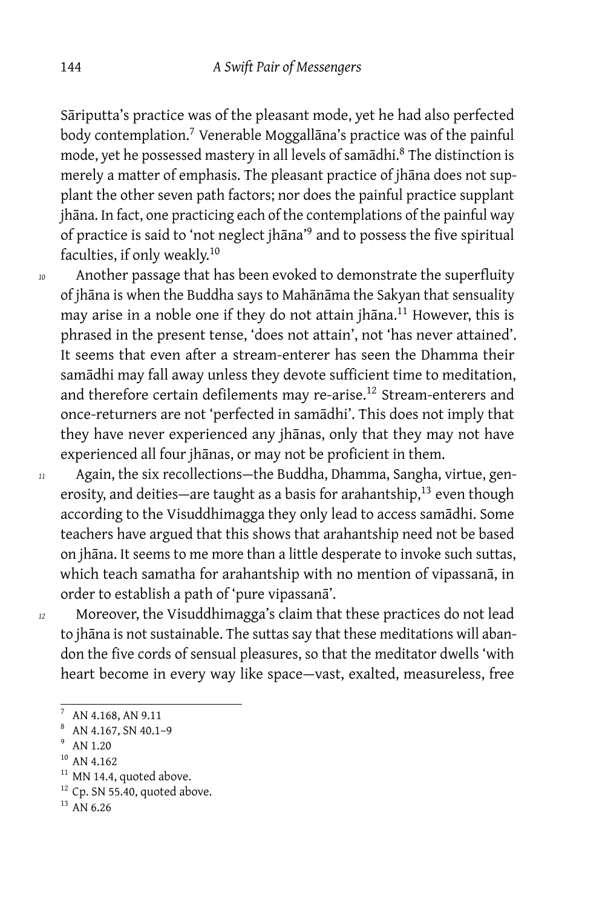Sāriputta's practice was of the pleasant mode, yet he had also perfected body contemplation.[7] Venerable Moggallāna's practice was of the painful mode, yet he possessed mastery in all levels of samādhi.[8] The distinction is merely a matter of emphasis. The pleasant practice of jhāna does not supplant the other seven path factors; nor does the painful practice supplant jhāna. In fact, one practicing each of the contemplations of the painful way of practice is said to 'not neglect jhāna'[9] and to possess the five spiritual faculties, if only weakly.[10]

*10* Another passage that has been evoked to demonstrate the superfluity of jhāna is when the Buddha says to Mahānāma the Sakyan that sensuality may arise in a noble one if they do not attain jhāna.[11] However, this is phrased in the present tense, 'does not attain', not 'has never attained'. It seems that even after a stream-enterer has seen the Dhamma their samādhi may fall away unless they devote sufficient time to meditation, and therefore certain defilements may re-arise.[12] Stream-enterers and once-returners are not 'perfected in samādhi'. This does not imply that they have never experienced any jhānas, only that they may not have experienced all four jhānas, or may not be proficient in them.

*11* Again, the six recollections—the Buddha, Dhamma, Sangha, virtue, generosity, and deities—are taught as a basis for arahantship,[13] even though according to the Visuddhimagga they only lead to access samādhi. Some teachers have argued that this shows that arahantship need not be based on jhāna. It seems to me more than a little desperate to invoke such suttas, which teach samatha for arahantship with no mention of vipassanā, in order to establish a path of 'pure vipassanā'.

*12* Moreover, the Visuddhimagga's claim that these practices do not lead to jhāna is not sustainable. The suttas say that these meditations will abandon the five cords of sensual pleasures, so that the meditator dwells 'with heart become in every way like space—vast, exalted, measureless, free

---

[7] AN 4.168, AN 9.11

[8] AN 4.167, SN 40.1–9

[9] AN 1.20

[10] AN 4.162

[11] MN 14.4, quoted above.

[12] Cp. SN 55.40, quoted above.

[13] AN 6.26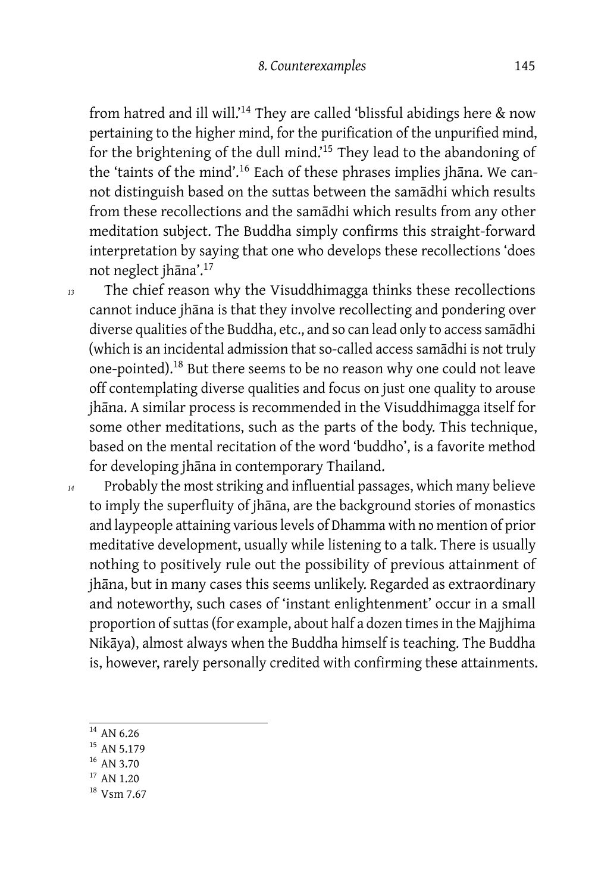from hatred and ill will.'[14] They are called 'blissful abidings here & now pertaining to the higher mind, for the purification of the unpurified mind, for the brightening of the dull mind.'[15] They lead to the abandoning of the 'taints of the mind'.[16] Each of these phrases implies jhāna. We cannot distinguish based on the suttas between the samādhi which results from these recollections and the samādhi which results from any other meditation subject. The Buddha simply confirms this straight-forward interpretation by saying that one who develops these recollections 'does not neglect jhāna'.[17]

*13* The chief reason why the Visuddhimagga thinks these recollections cannot induce jhāna is that they involve recollecting and pondering over diverse qualities of the Buddha, etc., and so can lead only to access samādhi (which is an incidental admission that so-called access samādhi is not truly one-pointed).[18] But there seems to be no reason why one could not leave off contemplating diverse qualities and focus on just one quality to arouse jhāna. A similar process is recommended in the Visuddhimagga itself for some other meditations, such as the parts of the body. This technique, based on the mental recitation of the word 'buddho', is a favorite method for developing jhāna in contemporary Thailand.

*14* Probably the most striking and influential passages, which many believe to imply the superfluity of jhāna, are the background stories of monastics and laypeople attaining various levels of Dhamma with no mention of prior meditative development, usually while listening to a talk. There is usually nothing to positively rule out the possibility of previous attainment of jhāna, but in many cases this seems unlikely. Regarded as extraordinary and noteworthy, such cases of 'instant enlightenment' occur in a small proportion of suttas (for example, about half a dozen times in the Majjhima Nikāya), almost always when the Buddha himself is teaching. The Buddha is, however, rarely personally credited with confirming these attainments.

---

[14] AN 6.26

[15] AN 5.179

[16] AN 3.70

[17] AN 1.20

[18] Vsm 7.67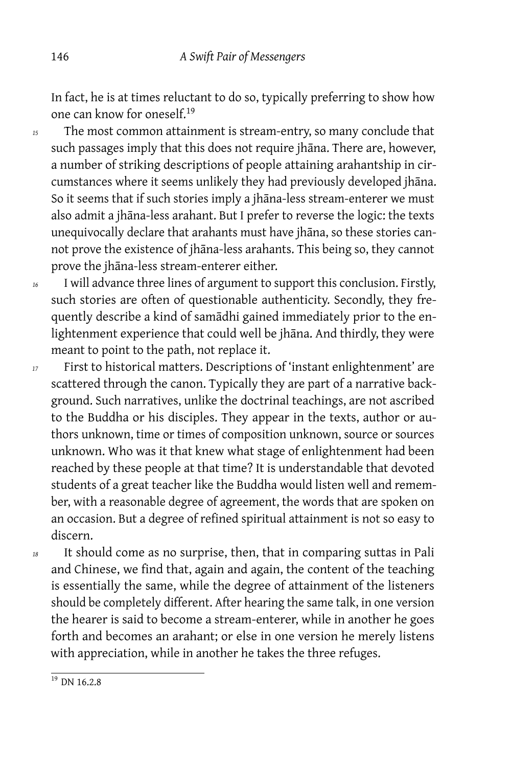In fact, he is at times reluctant to do so, typically preferring to show how one can know for oneself.[19]

*15* The most common attainment is stream-entry, so many conclude that such passages imply that this does not require jhāna. There are, however, a number of striking descriptions of people attaining arahantship in circumstances where it seems unlikely they had previously developed jhāna. So it seems that if such stories imply a jhāna-less stream-enterer we must also admit a jhāna-less arahant. But I prefer to reverse the logic: the texts unequivocally declare that arahants must have jhāna, so these stories cannot prove the existence of jhāna-less arahants. This being so, they cannot prove the jhāna-less stream-enterer either.

*16* I will advance three lines of argument to support this conclusion. Firstly, such stories are often of questionable authenticity. Secondly, they frequently describe a kind of samādhi gained immediately prior to the enlightenment experience that could well be jhāna. And thirdly, they were meant to point to the path, not replace it.

*17* First to historical matters. Descriptions of 'instant enlightenment' are scattered through the canon. Typically they are part of a narrative background. Such narratives, unlike the doctrinal teachings, are not ascribed to the Buddha or his disciples. They appear in the texts, author or authors unknown, time or times of composition unknown, source or sources unknown. Who was it that knew what stage of enlightenment had been reached by these people at that time? It is understandable that devoted students of a great teacher like the Buddha would listen well and remember, with a reasonable degree of agreement, the words that are spoken on an occasion. But a degree of refined spiritual attainment is not so easy to discern.

*18* It should come as no surprise, then, that in comparing suttas in Pali and Chinese, we find that, again and again, the content of the teaching is essentially the same, while the degree of attainment of the listeners should be completely different. After hearing the same talk, in one version the hearer is said to become a stream-enterer, while in another he goes forth and becomes an arahant; or else in one version he merely listens with appreciation, while in another he takes the three refuges.

[19] DN 16.2.8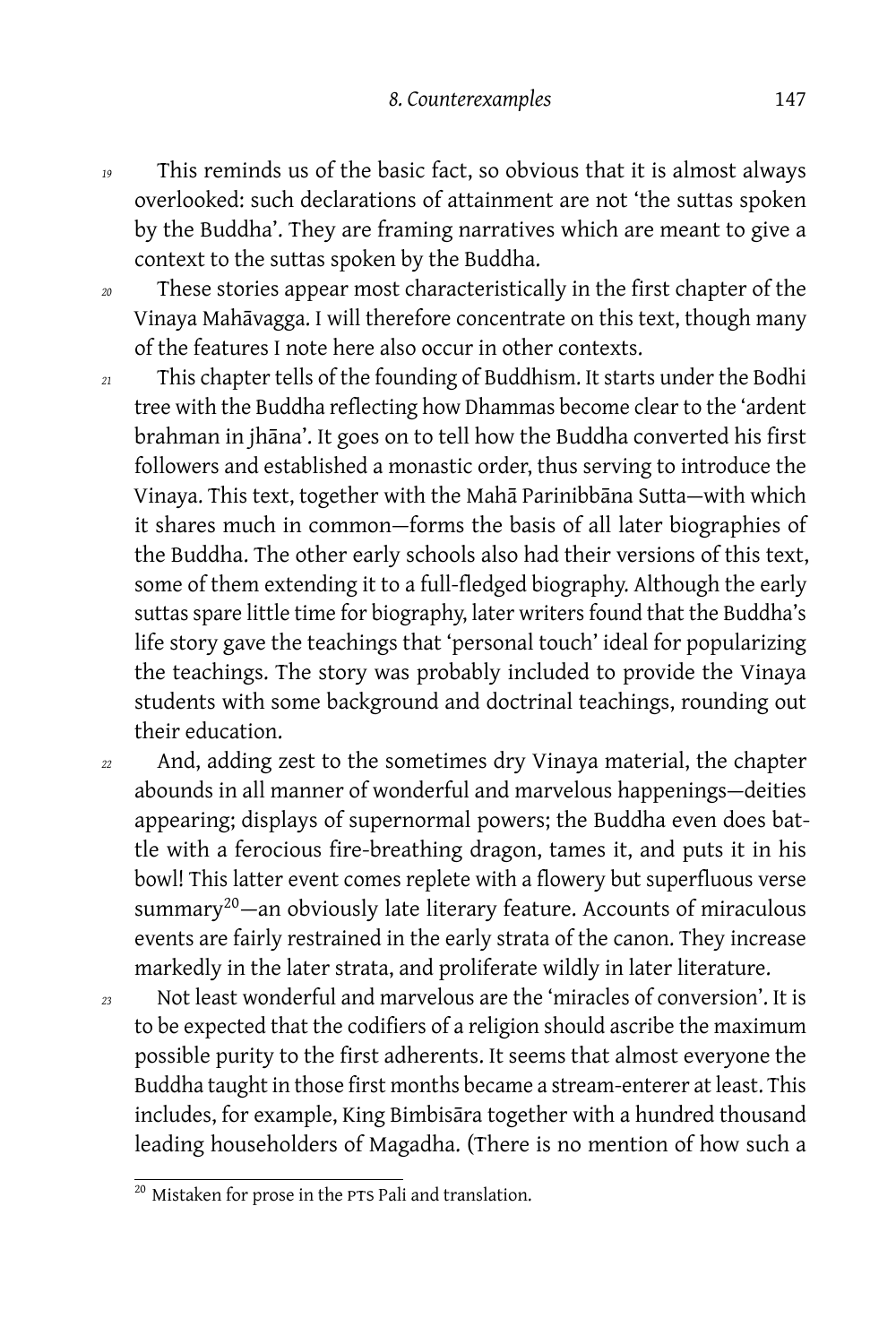*19* This reminds us of the basic fact, so obvious that it is almost always overlooked: such declarations of attainment are not 'the suttas spoken by the Buddha'. They are framing narratives which are meant to give a context to the suttas spoken by the Buddha.

*20* These stories appear most characteristically in the first chapter of the Vinaya Mahāvagga. I will therefore concentrate on this text, though many of the features I note here also occur in other contexts.

*21* This chapter tells of the founding of Buddhism. It starts under the Bodhi tree with the Buddha reflecting how Dhammas become clear to the 'ardent brahman in jhāna'. It goes on to tell how the Buddha converted his first followers and established a monastic order, thus serving to introduce the Vinaya. This text, together with the Mahā Parinibbāna Sutta—with which it shares much in common—forms the basis of all later biographies of the Buddha. The other early schools also had their versions of this text, some of them extending it to a full-fledged biography. Although the early suttas spare little time for biography, later writers found that the Buddha's life story gave the teachings that 'personal touch' ideal for popularizing the teachings. The story was probably included to provide the Vinaya students with some background and doctrinal teachings, rounding out their education.

*22* And, adding zest to the sometimes dry Vinaya material, the chapter abounds in all manner of wonderful and marvelous happenings—deities appearing; displays of supernormal powers; the Buddha even does battle with a ferocious fire-breathing dragon, tames it, and puts it in his bowl! This latter event comes replete with a flowery but superfluous verse summary[20]—an obviously late literary feature. Accounts of miraculous events are fairly restrained in the early strata of the canon. They increase markedly in the later strata, and proliferate wildly in later literature.

*23* Not least wonderful and marvelous are the 'miracles of conversion'. It is to be expected that the codifiers of a religion should ascribe the maximum possible purity to the first adherents. It seems that almost everyone the Buddha taught in those first months became a stream-enterer at least. This includes, for example, King Bimbisāra together with a hundred thousand leading householders of Magadha. (There is no mention of how such a

---

[20] Mistaken for prose in the PTS Pali and translation.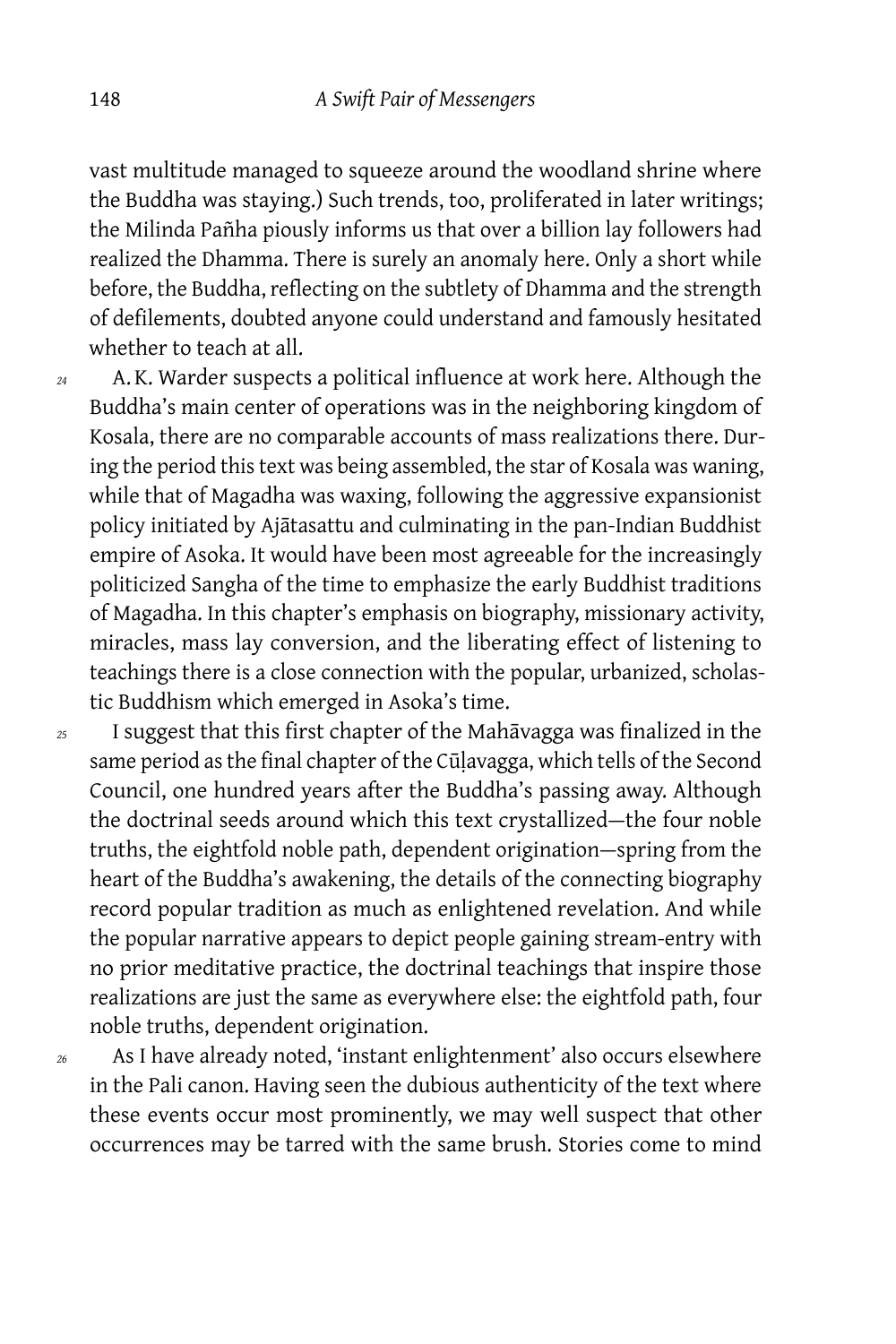vast multitude managed to squeeze around the woodland shrine where the Buddha was staying.) Such trends, too, proliferated in later writings; the Milinda Pañha piously informs us that over a billion lay followers had realized the Dhamma. There is surely an anomaly here. Only a short while before, the Buddha, reflecting on the subtlety of Dhamma and the strength of defilements, doubted anyone could understand and famously hesitated whether to teach at all.

*24* A. K. Warder suspects a political influence at work here. Although the Buddha's main center of operations was in the neighboring kingdom of Kosala, there are no comparable accounts of mass realizations there. During the period this text was being assembled, the star of Kosala was waning, while that of Magadha was waxing, following the aggressive expansionist policy initiated by Ajātasattu and culminating in the pan-Indian Buddhist empire of Asoka. It would have been most agreeable for the increasingly politicized Sangha of the time to emphasize the early Buddhist traditions of Magadha. In this chapter's emphasis on biography, missionary activity, miracles, mass lay conversion, and the liberating effect of listening to teachings there is a close connection with the popular, urbanized, scholastic Buddhism which emerged in Asoka's time.

*25* I suggest that this first chapter of the Mahāvagga was finalized in the same period as the final chapter of the Cūḷavagga, which tells of the Second Council, one hundred years after the Buddha's passing away. Although the doctrinal seeds around which this text crystallized—the four noble truths, the eightfold noble path, dependent origination—spring from the heart of the Buddha's awakening, the details of the connecting biography record popular tradition as much as enlightened revelation. And while the popular narrative appears to depict people gaining stream-entry with no prior meditative practice, the doctrinal teachings that inspire those realizations are just the same as everywhere else: the eightfold path, four noble truths, dependent origination.

*26* As I have already noted, 'instant enlightenment' also occurs elsewhere in the Pali canon. Having seen the dubious authenticity of the text where these events occur most prominently, we may well suspect that other occurrences may be tarred with the same brush. Stories come to mind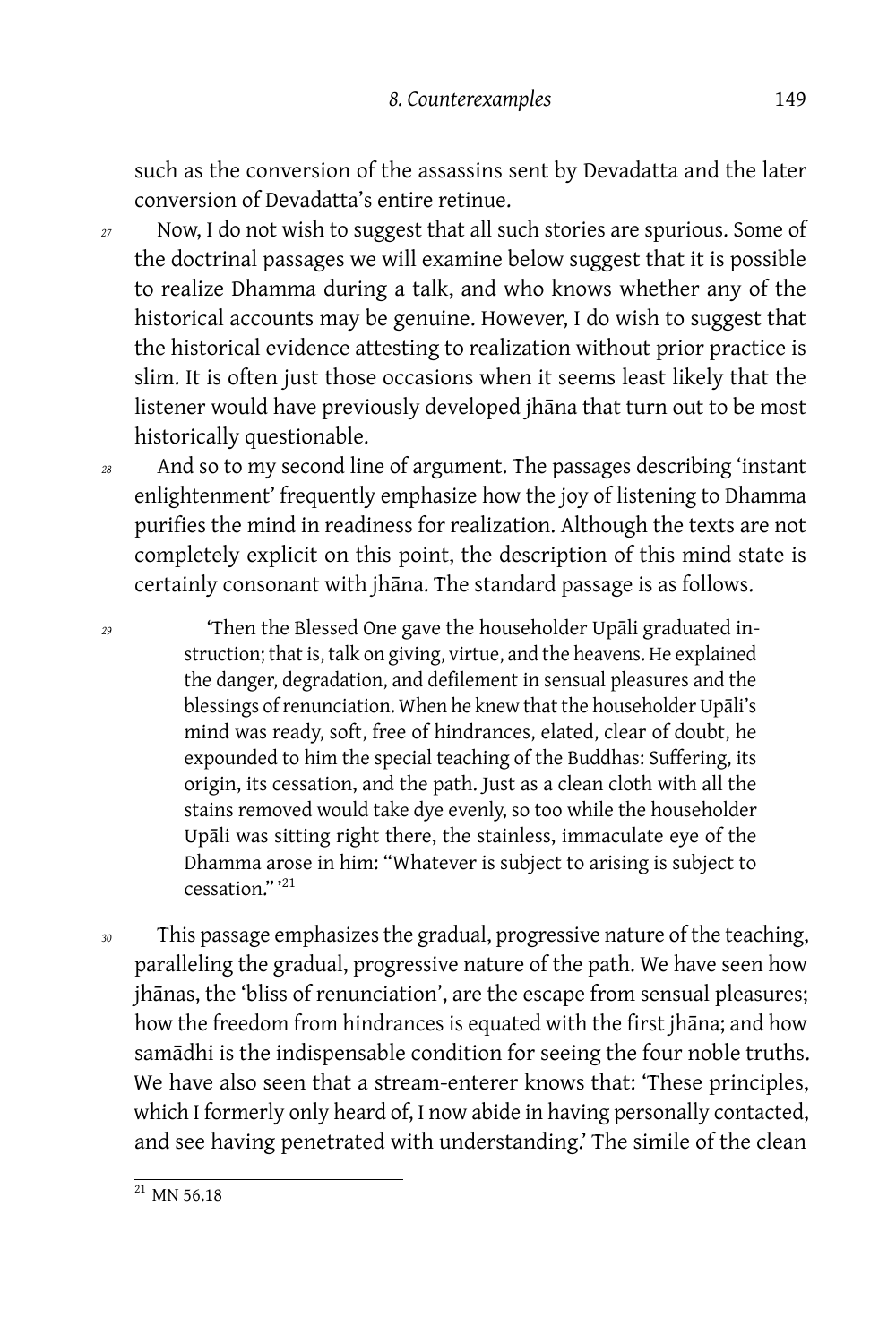such as the conversion of the assassins sent by Devadatta and the later conversion of Devadatta's entire retinue.

27 Now, I do not wish to suggest that all such stories are spurious. Some of the doctrinal passages we will examine below suggest that it is possible to realize Dhamma during a talk, and who knows whether any of the historical accounts may be genuine. However, I do wish to suggest that the historical evidence attesting to realization without prior practice is slim. It is often just those occasions when it seems least likely that the listener would have previously developed jhāna that turn out to be most historically questionable.

28 And so to my second line of argument. The passages describing 'instant enlightenment' frequently emphasize how the joy of listening to Dhamma purifies the mind in readiness for realization. Although the texts are not completely explicit on this point, the description of this mind state is certainly consonant with jhāna. The standard passage is as follows.

29
> 'Then the Blessed One gave the householder Upāli graduated instruction; that is, talk on giving, virtue, and the heavens. He explained the danger, degradation, and defilement in sensual pleasures and the blessings of renunciation. When he knew that the householder Upāli's mind was ready, soft, free of hindrances, elated, clear of doubt, he expounded to him the special teaching of the Buddhas: Suffering, its origin, its cessation, and the path. Just as a clean cloth with all the stains removed would take dye evenly, so too while the householder Upāli was sitting right there, the stainless, immaculate eye of the Dhamma arose in him: "Whatever is subject to arising is subject to cessation." '[21]

30 This passage emphasizes the gradual, progressive nature of the teaching, paralleling the gradual, progressive nature of the path. We have seen how jhānas, the 'bliss of renunciation', are the escape from sensual pleasures; how the freedom from hindrances is equated with the first jhāna; and how samādhi is the indispensable condition for seeing the four noble truths. We have also seen that a stream-enterer knows that: 'These principles, which I formerly only heard of, I now abide in having personally contacted, and see having penetrated with understanding.' The simile of the clean

[21] MN 56.18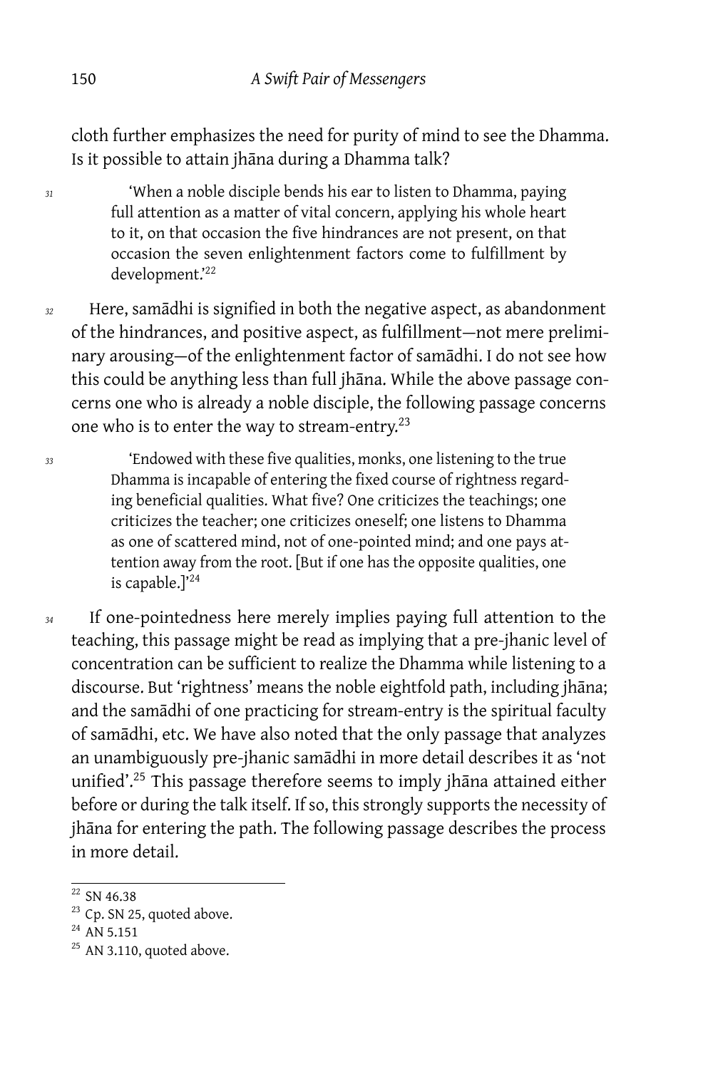cloth further emphasizes the need for purity of mind to see the Dhamma. Is it possible to attain jhāna during a Dhamma talk?

> 31 'When a noble disciple bends his ear to listen to Dhamma, paying full attention as a matter of vital concern, applying his whole heart to it, on that occasion the five hindrances are not present, on that occasion the seven enlightenment factors come to fulfillment by development.'[22]

32 Here, samādhi is signified in both the negative aspect, as abandonment of the hindrances, and positive aspect, as fulfillment—not mere preliminary arousing—of the enlightenment factor of samādhi. I do not see how this could be anything less than full jhāna. While the above passage concerns one who is already a noble disciple, the following passage concerns one who is to enter the way to stream-entry.[23]

> 33 'Endowed with these five qualities, monks, one listening to the true Dhamma is incapable of entering the fixed course of rightness regarding beneficial qualities. What five? One criticizes the teachings; one criticizes the teacher; one criticizes oneself; one listens to Dhamma as one of scattered mind, not of one-pointed mind; and one pays attention away from the root. [But if one has the opposite qualities, one is capable.]'[24]

34 If one-pointedness here merely implies paying full attention to the teaching, this passage might be read as implying that a pre-jhanic level of concentration can be sufficient to realize the Dhamma while listening to a discourse. But 'rightness' means the noble eightfold path, including jhāna; and the samādhi of one practicing for stream-entry is the spiritual faculty of samādhi, etc. We have also noted that the only passage that analyzes an unambiguously pre-jhanic samādhi in more detail describes it as 'not unified'.[25] This passage therefore seems to imply jhāna attained either before or during the talk itself. If so, this strongly supports the necessity of jhāna for entering the path. The following passage describes the process in more detail.

---

[22] SN 46.38

[23] Cp. SN 25, quoted above.

[24] AN 5.151

[25] AN 3.110, quoted above.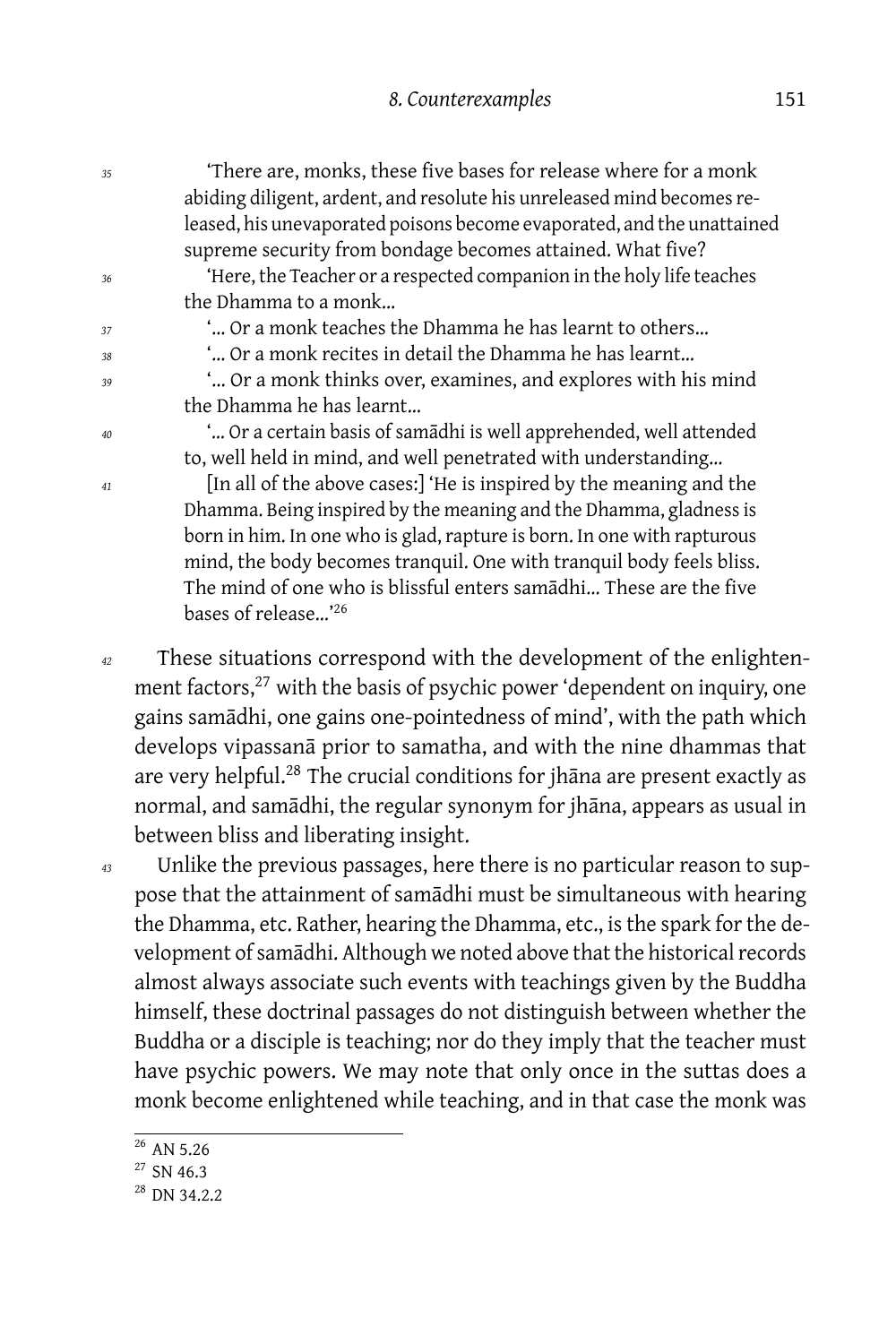'There are, monks, these five bases for release where for a monk abiding diligent, ardent, and resolute his unreleased mind becomes released, his unevaporated poisons become evaporated, and the unattained supreme security from bondage becomes attained. What five?

'Here, the Teacher or a respected companion in the holy life teaches the Dhamma to a monk…

'… Or a monk teaches the Dhamma he has learnt to others…

'… Or a monk recites in detail the Dhamma he has learnt…

'… Or a monk thinks over, examines, and explores with his mind the Dhamma he has learnt…

'… Or a certain basis of samādhi is well apprehended, well attended to, well held in mind, and well penetrated with understanding…

[In all of the above cases:] 'He is inspired by the meaning and the Dhamma. Being inspired by the meaning and the Dhamma, gladness is born in him. In one who is glad, rapture is born. In one with rapturous mind, the body becomes tranquil. One with tranquil body feels bliss. The mind of one who is blissful enters samādhi… These are the five bases of release…'[26]

These situations correspond with the development of the enlightenment factors,[27] with the basis of psychic power 'dependent on inquiry, one gains samādhi, one gains one-pointedness of mind', with the path which develops vipassanā prior to samatha, and with the nine dhammas that are very helpful.[28] The crucial conditions for jhāna are present exactly as normal, and samādhi, the regular synonym for jhāna, appears as usual in between bliss and liberating insight.

Unlike the previous passages, here there is no particular reason to suppose that the attainment of samādhi must be simultaneous with hearing the Dhamma, etc. Rather, hearing the Dhamma, etc., is the spark for the development of samādhi. Although we noted above that the historical records almost always associate such events with teachings given by the Buddha himself, these doctrinal passages do not distinguish between whether the Buddha or a disciple is teaching; nor do they imply that the teacher must have psychic powers. We may note that only once in the suttas does a monk become enlightened while teaching, and in that case the monk was

---

[26] AN 5.26

[27] SN 46.3

[28] DN 34.2.2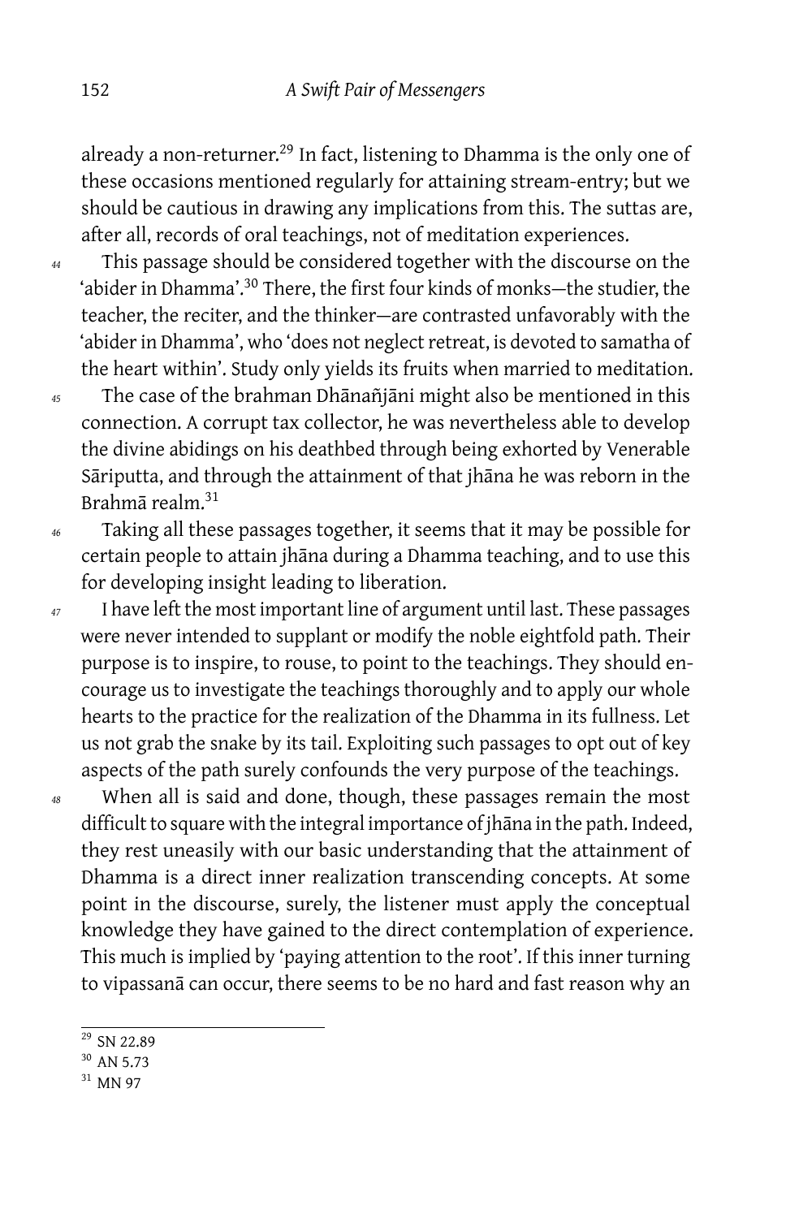already a non-returner.[29] In fact, listening to Dhamma is the only one of these occasions mentioned regularly for attaining stream-entry; but we should be cautious in drawing any implications from this. The suttas are, after all, records of oral teachings, not of meditation experiences.

*44* This passage should be considered together with the discourse on the 'abider in Dhamma'.[30] There, the first four kinds of monks—the studier, the teacher, the reciter, and the thinker—are contrasted unfavorably with the 'abider in Dhamma', who 'does not neglect retreat, is devoted to samatha of the heart within'. Study only yields its fruits when married to meditation.

*45* The case of the brahman Dhānañjāni might also be mentioned in this connection. A corrupt tax collector, he was nevertheless able to develop the divine abidings on his deathbed through being exhorted by Venerable Sāriputta, and through the attainment of that jhāna he was reborn in the Brahmā realm.[31]

*46* Taking all these passages together, it seems that it may be possible for certain people to attain jhāna during a Dhamma teaching, and to use this for developing insight leading to liberation.

*47* I have left the most important line of argument until last. These passages were never intended to supplant or modify the noble eightfold path. Their purpose is to inspire, to rouse, to point to the teachings. They should encourage us to investigate the teachings thoroughly and to apply our whole hearts to the practice for the realization of the Dhamma in its fullness. Let us not grab the snake by its tail. Exploiting such passages to opt out of key aspects of the path surely confounds the very purpose of the teachings.

*48* When all is said and done, though, these passages remain the most difficult to square with the integral importance of jhāna in the path. Indeed, they rest uneasily with our basic understanding that the attainment of Dhamma is a direct inner realization transcending concepts. At some point in the discourse, surely, the listener must apply the conceptual knowledge they have gained to the direct contemplation of experience. This much is implied by 'paying attention to the root'. If this inner turning to vipassanā can occur, there seems to be no hard and fast reason why an

---

[29] SN 22.89

[30] AN 5.73

[31] MN 97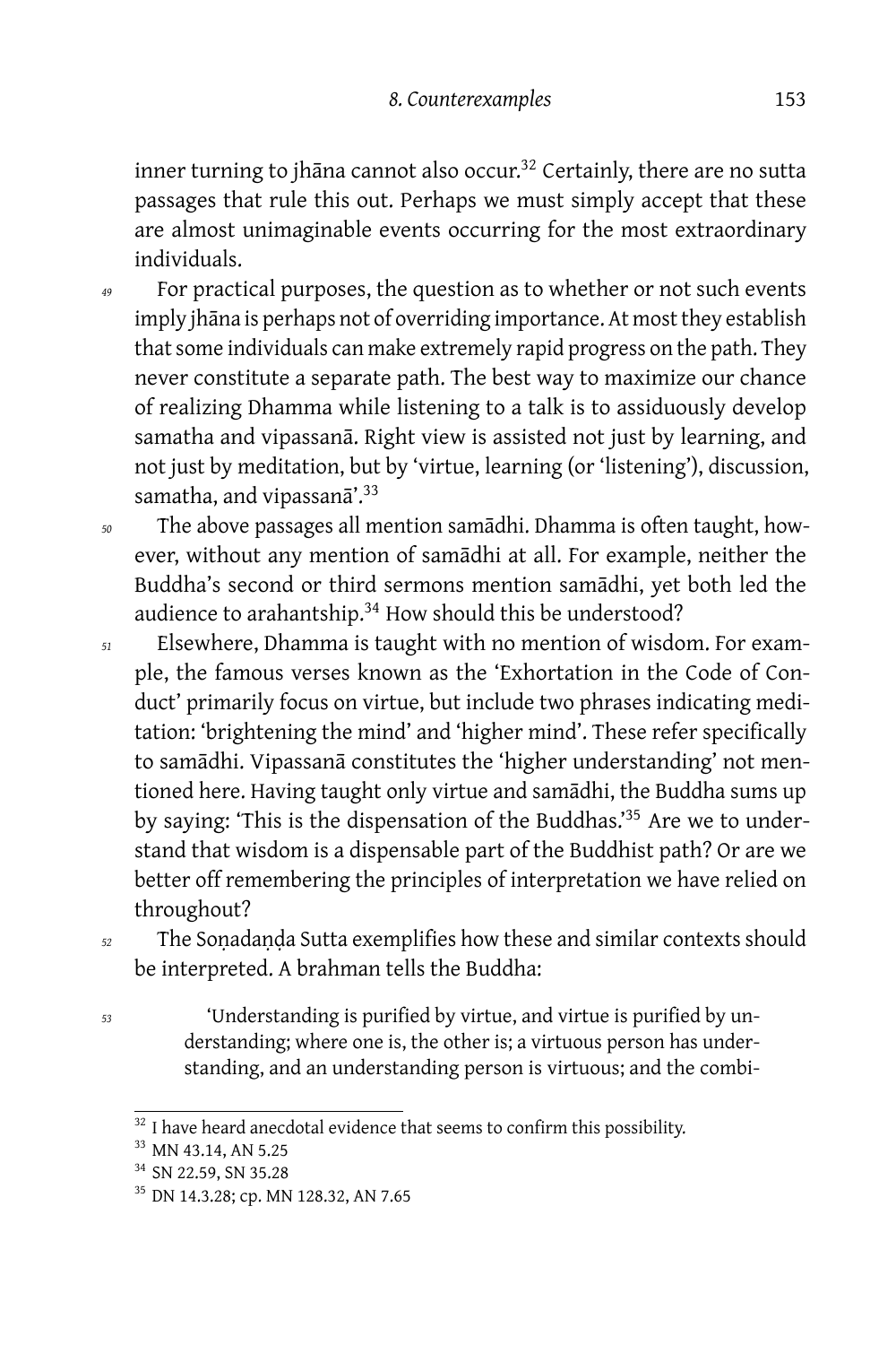inner turning to jhāna cannot also occur.[32] Certainly, there are no sutta passages that rule this out. Perhaps we must simply accept that these are almost unimaginable events occurring for the most extraordinary individuals.

*49* For practical purposes, the question as to whether or not such events imply jhāna is perhaps not of overriding importance. At most they establish that some individuals can make extremely rapid progress on the path. They never constitute a separate path. The best way to maximize our chance of realizing Dhamma while listening to a talk is to assiduously develop samatha and vipassanā. Right view is assisted not just by learning, and not just by meditation, but by 'virtue, learning (or 'listening'), discussion, samatha, and vipassanā'.[33]

*50* The above passages all mention samādhi. Dhamma is often taught, however, without any mention of samādhi at all. For example, neither the Buddha's second or third sermons mention samādhi, yet both led the audience to arahantship.[34] How should this be understood?

*51* Elsewhere, Dhamma is taught with no mention of wisdom. For example, the famous verses known as the 'Exhortation in the Code of Conduct' primarily focus on virtue, but include two phrases indicating meditation: 'brightening the mind' and 'higher mind'. These refer specifically to samādhi. Vipassanā constitutes the 'higher understanding' not mentioned here. Having taught only virtue and samādhi, the Buddha sums up by saying: 'This is the dispensation of the Buddhas.'[35] Are we to understand that wisdom is a dispensable part of the Buddhist path? Or are we better off remembering the principles of interpretation we have relied on throughout?

*52* The Soṇadaṇḍa Sutta exemplifies how these and similar contexts should be interpreted. A brahman tells the Buddha:

*53*
> 'Understanding is purified by virtue, and virtue is purified by understanding; where one is, the other is; a virtuous person has understanding, and an understanding person is virtuous; and the combi-

---

[32] I have heard anecdotal evidence that seems to confirm this possibility.

[33] MN 43.14, AN 5.25

[34] SN 22.59, SN 35.28

[35] DN 14.3.28; cp. MN 128.32, AN 7.65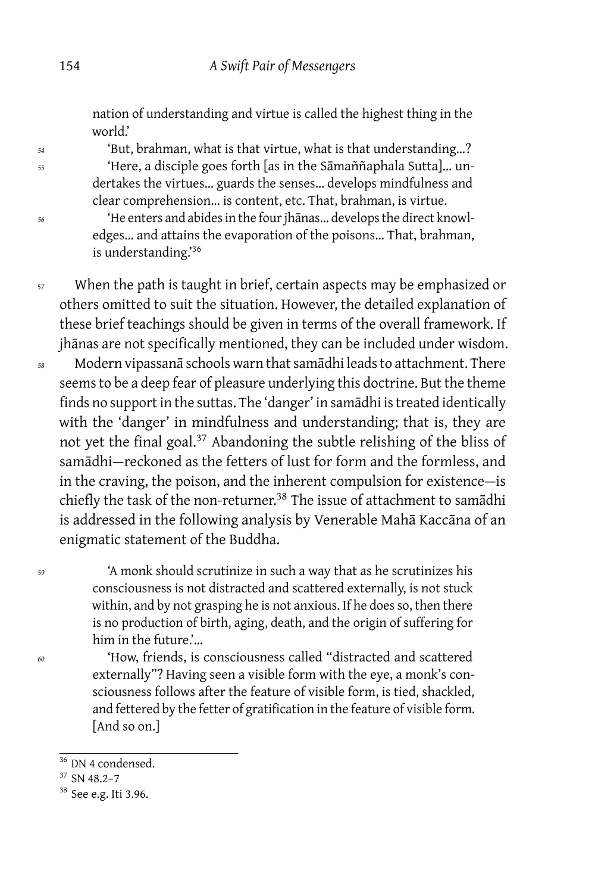nation of understanding and virtue is called the highest thing in the world.'

> 'But, brahman, what is that virtue, what is that understanding…?
>
> 'Here, a disciple goes forth [as in the Sāmaññaphala Sutta]… undertakes the virtues… guards the senses… develops mindfulness and clear comprehension… is content, etc. That, brahman, is virtue.
>
> 'He enters and abides in the four jhānas… develops the direct knowledges… and attains the evaporation of the poisons… That, brahman, is understanding.'[36]

When the path is taught in brief, certain aspects may be emphasized or others omitted to suit the situation. However, the detailed explanation of these brief teachings should be given in terms of the overall framework. If jhānas are not specifically mentioned, they can be included under wisdom.

Modern vipassanā schools warn that samādhi leads to attachment. There seems to be a deep fear of pleasure underlying this doctrine. But the theme finds no support in the suttas. The 'danger' in samādhi is treated identically with the 'danger' in mindfulness and understanding; that is, they are not yet the final goal.[37] Abandoning the subtle relishing of the bliss of samādhi—reckoned as the fetters of lust for form and the formless, and in the craving, the poison, and the inherent compulsion for existence—is chiefly the task of the non-returner.[38] The issue of attachment to samādhi is addressed in the following analysis by Venerable Mahā Kaccāna of an enigmatic statement of the Buddha.

> 'A monk should scrutinize in such a way that as he scrutinizes his consciousness is not distracted and scattered externally, is not stuck within, and by not grasping he is not anxious. If he does so, then there is no production of birth, aging, death, and the origin of suffering for him in the future.'…
>
> 'How, friends, is consciousness called "distracted and scattered externally"? Having seen a visible form with the eye, a monk's consciousness follows after the feature of visible form, is tied, shackled, and fettered by the fetter of gratification in the feature of visible form. [And so on.]

---

[36] DN 4 condensed.

[37] SN 48.2–7

[38] See e.g. Iti 3.96.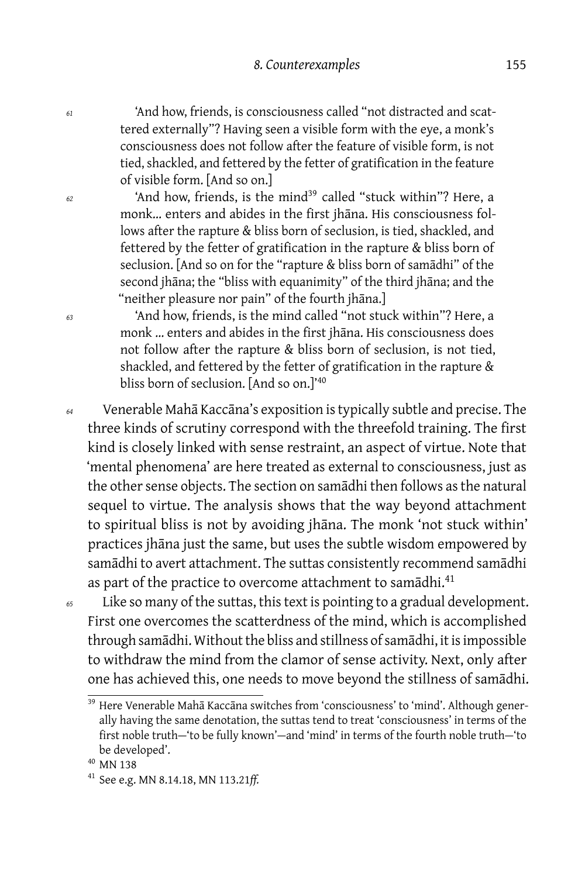61 'And how, friends, is consciousness called "not distracted and scattered externally"? Having seen a visible form with the eye, a monk's consciousness does not follow after the feature of visible form, is not tied, shackled, and fettered by the fetter of gratification in the feature of visible form. [And so on.]

62 'And how, friends, is the mind[39] called "stuck within"? Here, a monk... enters and abides in the first jhāna. His consciousness follows after the rapture & bliss born of seclusion, is tied, shackled, and fettered by the fetter of gratification in the rapture & bliss born of seclusion. [And so on for the "rapture & bliss born of samādhi" of the second jhāna; the "bliss with equanimity" of the third jhāna; and the "neither pleasure nor pain" of the fourth jhāna.]

63 'And how, friends, is the mind called "not stuck within"? Here, a monk ... enters and abides in the first jhāna. His consciousness does not follow after the rapture & bliss born of seclusion, is not tied, shackled, and fettered by the fetter of gratification in the rapture & bliss born of seclusion. [And so on.]'[40]

64 Venerable Mahā Kaccāna's exposition is typically subtle and precise. The three kinds of scrutiny correspond with the threefold training. The first kind is closely linked with sense restraint, an aspect of virtue. Note that 'mental phenomena' are here treated as external to consciousness, just as the other sense objects. The section on samādhi then follows as the natural sequel to virtue. The analysis shows that the way beyond attachment to spiritual bliss is not by avoiding jhāna. The monk 'not stuck within' practices jhāna just the same, but uses the subtle wisdom empowered by samādhi to avert attachment. The suttas consistently recommend samādhi as part of the practice to overcome attachment to samādhi.[41]

65 Like so many of the suttas, this text is pointing to a gradual development. First one overcomes the scatterdness of the mind, which is accomplished through samādhi. Without the bliss and stillness of samādhi, it is impossible to withdraw the mind from the clamor of sense activity. Next, only after one has achieved this, one needs to move beyond the stillness of samādhi.

---

[39] Here Venerable Mahā Kaccāna switches from 'consciousness' to 'mind'. Although generally having the same denotation, the suttas tend to treat 'consciousness' in terms of the first noble truth—'to be fully known'—and 'mind' in terms of the fourth noble truth—'to be developed'.

[40] MN 138

[41] See e.g. MN 8.14.18, MN 113.21*ff.*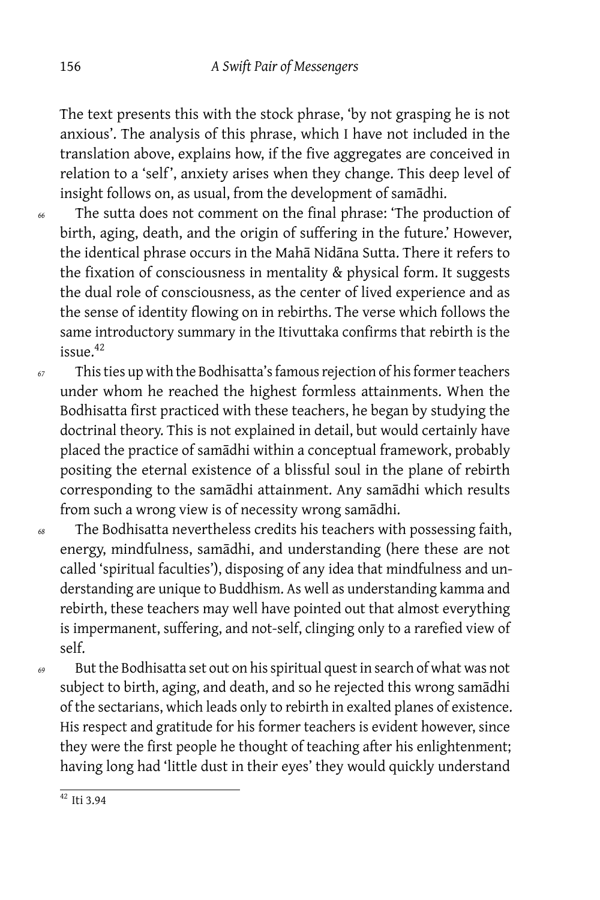The text presents this with the stock phrase, 'by not grasping he is not anxious'. The analysis of this phrase, which I have not included in the translation above, explains how, if the five aggregates are conceived in relation to a 'self', anxiety arises when they change. This deep level of insight follows on, as usual, from the development of samādhi.

66 The sutta does not comment on the final phrase: 'The production of birth, aging, death, and the origin of suffering in the future.' However, the identical phrase occurs in the Mahā Nidāna Sutta. There it refers to the fixation of consciousness in mentality & physical form. It suggests the dual role of consciousness, as the center of lived experience and as the sense of identity flowing on in rebirths. The verse which follows the same introductory summary in the Itivuttaka confirms that rebirth is the issue.[42]

67 This ties up with the Bodhisatta's famous rejection of his former teachers under whom he reached the highest formless attainments. When the Bodhisatta first practiced with these teachers, he began by studying the doctrinal theory. This is not explained in detail, but would certainly have placed the practice of samādhi within a conceptual framework, probably positing the eternal existence of a blissful soul in the plane of rebirth corresponding to the samādhi attainment. Any samādhi which results from such a wrong view is of necessity wrong samādhi.

68 The Bodhisatta nevertheless credits his teachers with possessing faith, energy, mindfulness, samādhi, and understanding (here these are not called 'spiritual faculties'), disposing of any idea that mindfulness and understanding are unique to Buddhism. As well as understanding kamma and rebirth, these teachers may well have pointed out that almost everything is impermanent, suffering, and not-self, clinging only to a rarefied view of self.

69 But the Bodhisatta set out on his spiritual quest in search of what was not subject to birth, aging, and death, and so he rejected this wrong samādhi of the sectarians, which leads only to rebirth in exalted planes of existence. His respect and gratitude for his former teachers is evident however, since they were the first people he thought of teaching after his enlightenment; having long had 'little dust in their eyes' they would quickly understand

---

[42] Iti 3.94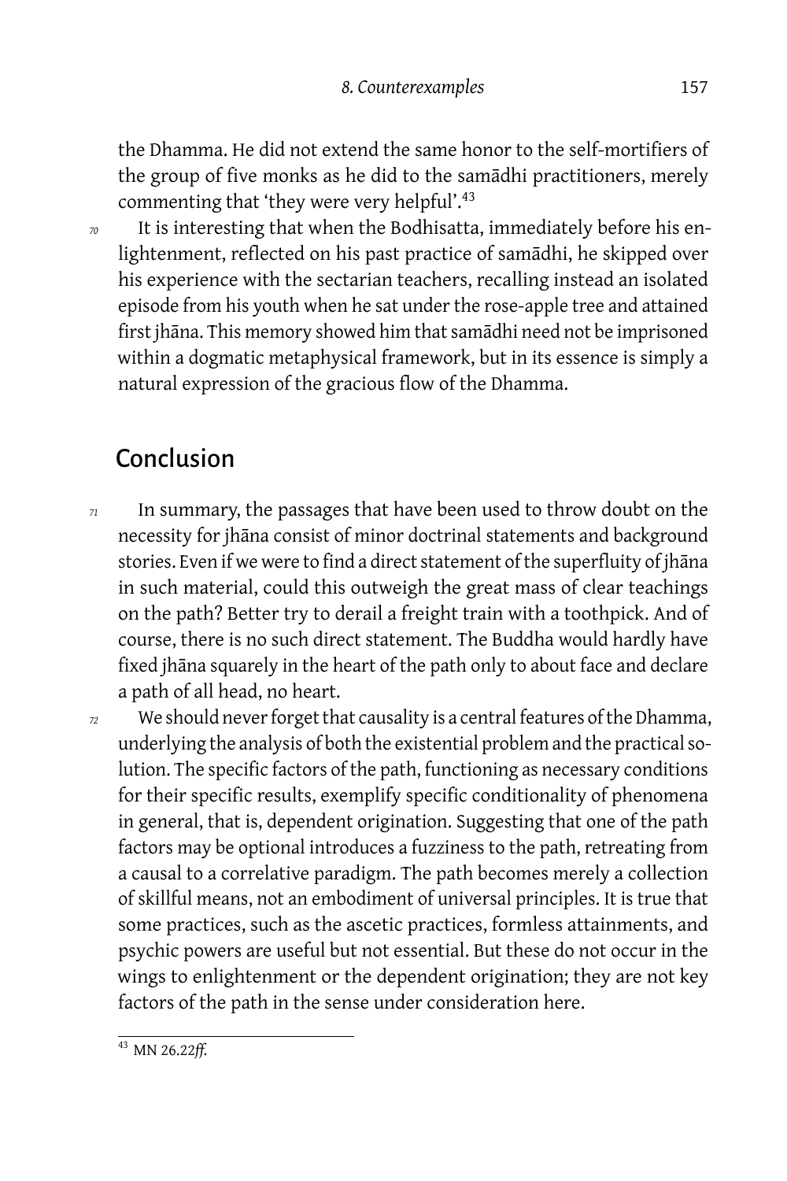the Dhamma. He did not extend the same honor to the self-mortifiers of the group of five monks as he did to the samādhi practitioners, merely commenting that 'they were very helpful'.[43]

*70* It is interesting that when the Bodhisatta, immediately before his enlightenment, reflected on his past practice of samādhi, he skipped over his experience with the sectarian teachers, recalling instead an isolated episode from his youth when he sat under the rose-apple tree and attained first jhāna. This memory showed him that samādhi need not be imprisoned within a dogmatic metaphysical framework, but in its essence is simply a natural expression of the gracious flow of the Dhamma.

## Conclusion

*71* In summary, the passages that have been used to throw doubt on the necessity for jhāna consist of minor doctrinal statements and background stories. Even if we were to find a direct statement of the superfluity of jhāna in such material, could this outweigh the great mass of clear teachings on the path? Better try to derail a freight train with a toothpick. And of course, there is no such direct statement. The Buddha would hardly have fixed jhāna squarely in the heart of the path only to about face and declare a path of all head, no heart.

*72* We should never forget that causality is a central features of the Dhamma, underlying the analysis of both the existential problem and the practical solution. The specific factors of the path, functioning as necessary conditions for their specific results, exemplify specific conditionality of phenomena in general, that is, dependent origination. Suggesting that one of the path factors may be optional introduces a fuzziness to the path, retreating from a causal to a correlative paradigm. The path becomes merely a collection of skillful means, not an embodiment of universal principles. It is true that some practices, such as the ascetic practices, formless attainments, and psychic powers are useful but not essential. But these do not occur in the wings to enlightenment or the dependent origination; they are not key factors of the path in the sense under consideration here.

---

[43] MN 26.22*ff.*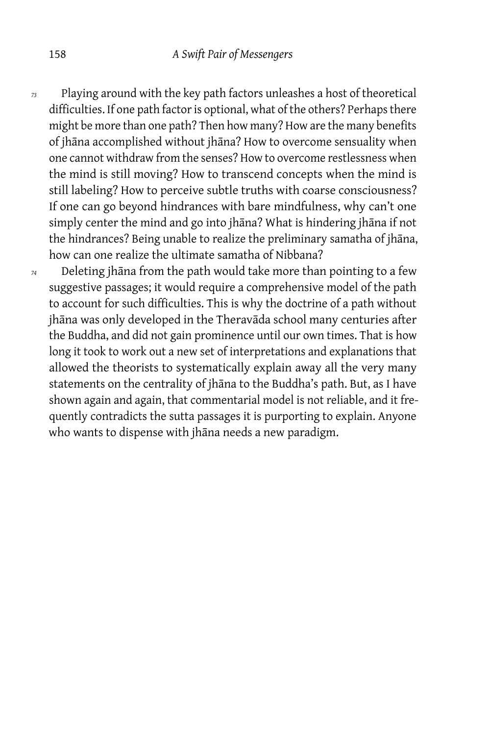73 Playing around with the key path factors unleashes a host of theoretical difficulties. If one path factor is optional, what of the others? Perhaps there might be more than one path? Then how many? How are the many benefits of jhāna accomplished without jhāna? How to overcome sensuality when one cannot withdraw from the senses? How to overcome restlessness when the mind is still moving? How to transcend concepts when the mind is still labeling? How to perceive subtle truths with coarse consciousness? If one can go beyond hindrances with bare mindfulness, why can't one simply center the mind and go into jhāna? What is hindering jhāna if not the hindrances? Being unable to realize the preliminary samatha of jhāna, how can one realize the ultimate samatha of Nibbana?

74 Deleting jhāna from the path would take more than pointing to a few suggestive passages; it would require a comprehensive model of the path to account for such difficulties. This is why the doctrine of a path without jhāna was only developed in the Theravāda school many centuries after the Buddha, and did not gain prominence until our own times. That is how long it took to work out a new set of interpretations and explanations that allowed the theorists to systematically explain away all the very many statements on the centrality of jhāna to the Buddha's path. But, as I have shown again and again, that commentarial model is not reliable, and it frequently contradicts the sutta passages it is purporting to explain. Anyone who wants to dispense with jhāna needs a new paradigm.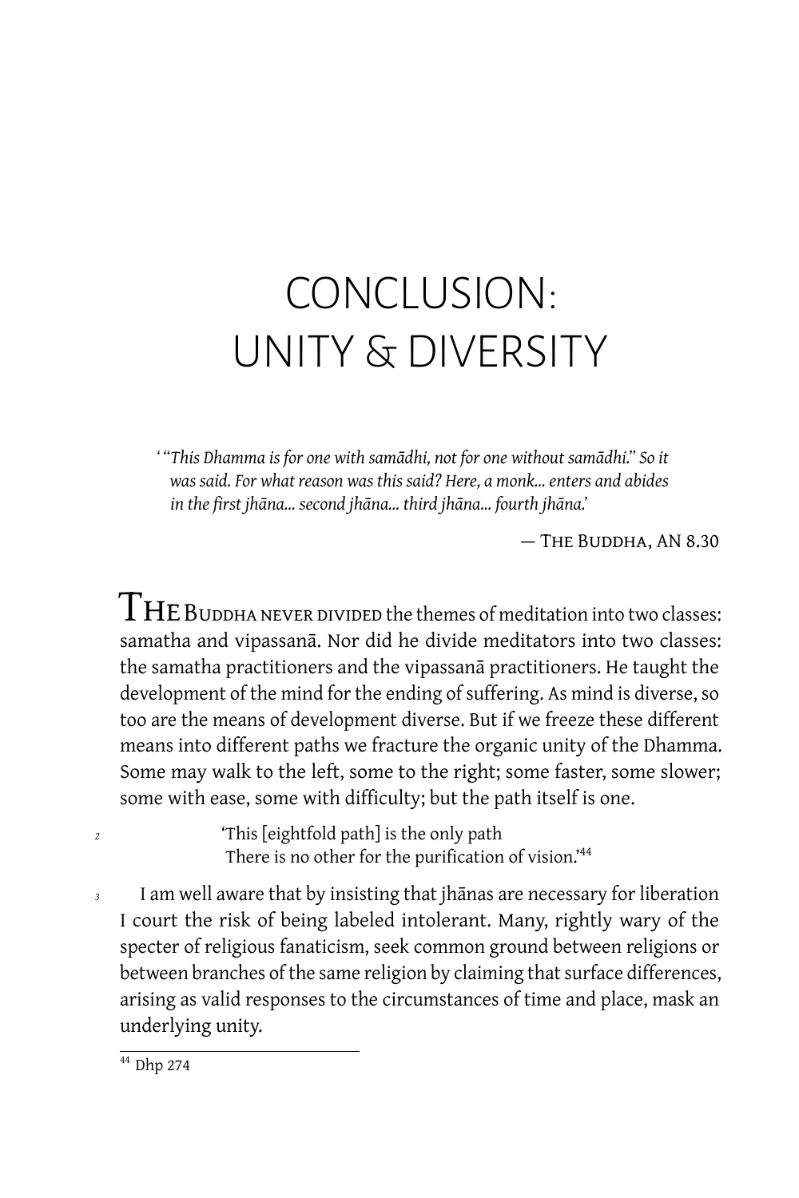# CONCLUSION: UNITY & DIVERSITY

*'"This Dhamma is for one with samādhi, not for one without samādhi." So it was said. For what reason was this said? Here, a monk... enters and abides in the first jhāna... second jhāna... third jhāna... fourth jhāna.'*

— The Buddha, AN 8.30

The Buddha never divided the themes of meditation into two classes: samatha and vipassanā. Nor did he divide meditators into two classes: the samatha practitioners and the vipassanā practitioners. He taught the development of the mind for the ending of suffering. As mind is diverse, so too are the means of development diverse. But if we freeze these different means into different paths we fracture the organic unity of the Dhamma. Some may walk to the left, some to the right; some faster, some slower; some with ease, some with difficulty; but the path itself is one.

> 'This [eightfold path] is the only path
> There is no other for the purification of vision.'[44]

I am well aware that by insisting that jhānas are necessary for liberation I court the risk of being labeled intolerant. Many, rightly wary of the specter of religious fanaticism, seek common ground between religions or between branches of the same religion by claiming that surface differences, arising as valid responses to the circumstances of time and place, mask an underlying unity.

[44] Dhp 274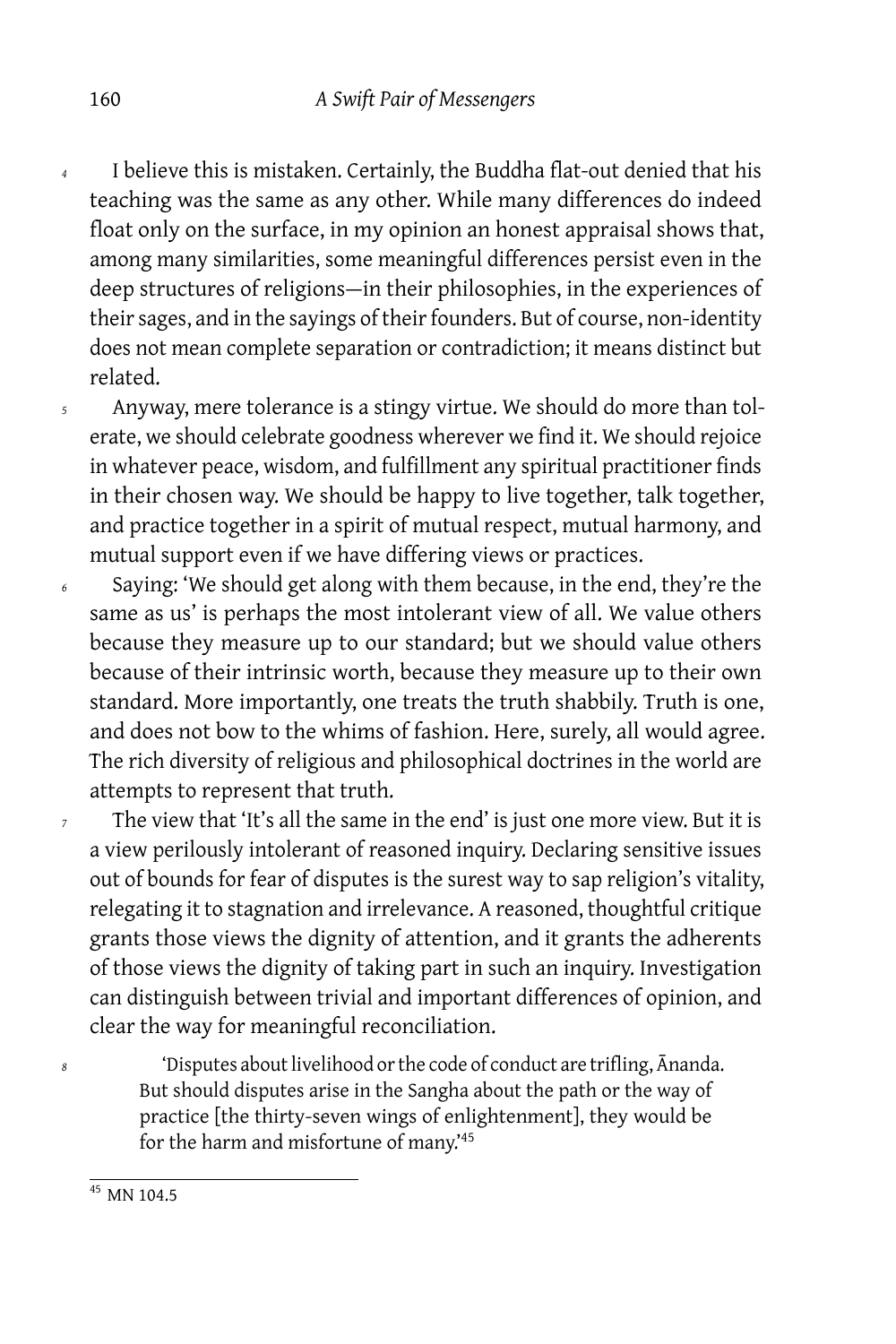I believe this is mistaken. Certainly, the Buddha flat-out denied that his teaching was the same as any other. While many differences do indeed float only on the surface, in my opinion an honest appraisal shows that, among many similarities, some meaningful differences persist even in the deep structures of religions—in their philosophies, in the experiences of their sages, and in the sayings of their founders. But of course, non-identity does not mean complete separation or contradiction; it means distinct but related.

Anyway, mere tolerance is a stingy virtue. We should do more than tolerate, we should celebrate goodness wherever we find it. We should rejoice in whatever peace, wisdom, and fulfillment any spiritual practitioner finds in their chosen way. We should be happy to live together, talk together, and practice together in a spirit of mutual respect, mutual harmony, and mutual support even if we have differing views or practices.

Saying: 'We should get along with them because, in the end, they're the same as us' is perhaps the most intolerant view of all. We value others because they measure up to our standard; but we should value others because of their intrinsic worth, because they measure up to their own standard. More importantly, one treats the truth shabbily. Truth is one, and does not bow to the whims of fashion. Here, surely, all would agree. The rich diversity of religious and philosophical doctrines in the world are attempts to represent that truth.

The view that 'It's all the same in the end' is just one more view. But it is a view perilously intolerant of reasoned inquiry. Declaring sensitive issues out of bounds for fear of disputes is the surest way to sap religion's vitality, relegating it to stagnation and irrelevance. A reasoned, thoughtful critique grants those views the dignity of attention, and it grants the adherents of those views the dignity of taking part in such an inquiry. Investigation can distinguish between trivial and important differences of opinion, and clear the way for meaningful reconciliation.

> 'Disputes about livelihood or the code of conduct are trifling, Ānanda. But should disputes arise in the Sangha about the path or the way of practice [the thirty-seven wings of enlightenment], they would be for the harm and misfortune of many.'[45]

---

[45] MN 104.5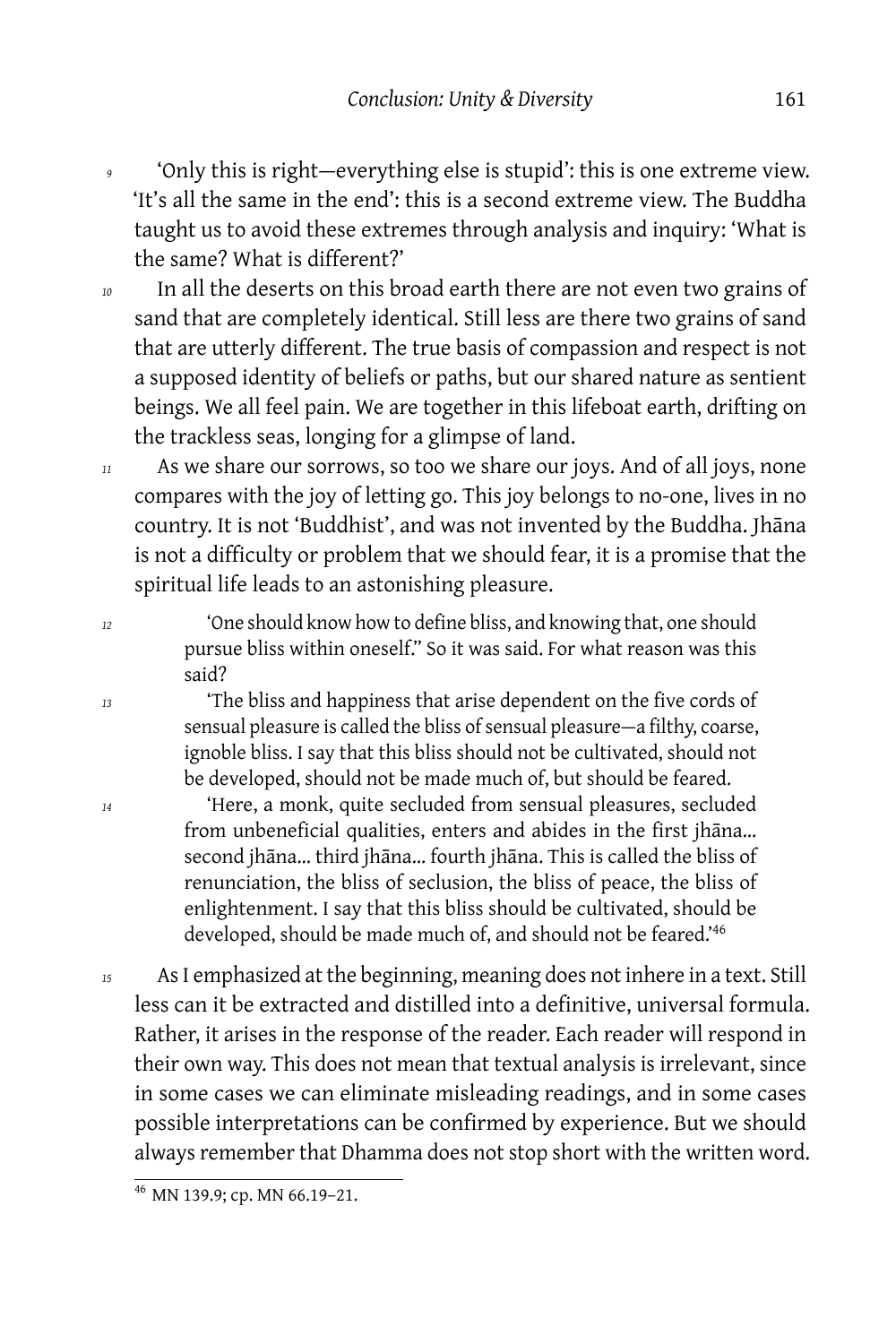9 'Only this is right—everything else is stupid': this is one extreme view. 'It's all the same in the end': this is a second extreme view. The Buddha taught us to avoid these extremes through analysis and inquiry: 'What is the same? What is different?'

10 In all the deserts on this broad earth there are not even two grains of sand that are completely identical. Still less are there two grains of sand that are utterly different. The true basis of compassion and respect is not a supposed identity of beliefs or paths, but our shared nature as sentient beings. We all feel pain. We are together in this lifeboat earth, drifting on the trackless seas, longing for a glimpse of land.

11 As we share our sorrows, so too we share our joys. And of all joys, none compares with the joy of letting go. This joy belongs to no-one, lives in no country. It is not 'Buddhist', and was not invented by the Buddha. Jhāna is not a difficulty or problem that we should fear, it is a promise that the spiritual life leads to an astonishing pleasure.

> 12 'One should know how to define bliss, and knowing that, one should pursue bliss within oneself." So it was said. For what reason was this said?
>
> 13 'The bliss and happiness that arise dependent on the five cords of sensual pleasure is called the bliss of sensual pleasure—a filthy, coarse, ignoble bliss. I say that this bliss should not be cultivated, should not be developed, should not be made much of, but should be feared.
>
> 14 'Here, a monk, quite secluded from sensual pleasures, secluded from unbeneficial qualities, enters and abides in the first jhāna… second jhāna… third jhāna… fourth jhāna. This is called the bliss of renunciation, the bliss of seclusion, the bliss of peace, the bliss of enlightenment. I say that this bliss should be cultivated, should be developed, should be made much of, and should not be feared.'[46]

15 As I emphasized at the beginning, meaning does not inhere in a text. Still less can it be extracted and distilled into a definitive, universal formula. Rather, it arises in the response of the reader. Each reader will respond in their own way. This does not mean that textual analysis is irrelevant, since in some cases we can eliminate misleading readings, and in some cases possible interpretations can be confirmed by experience. But we should always remember that Dhamma does not stop short with the written word.

---

[46] MN 139.9; cp. MN 66.19–21.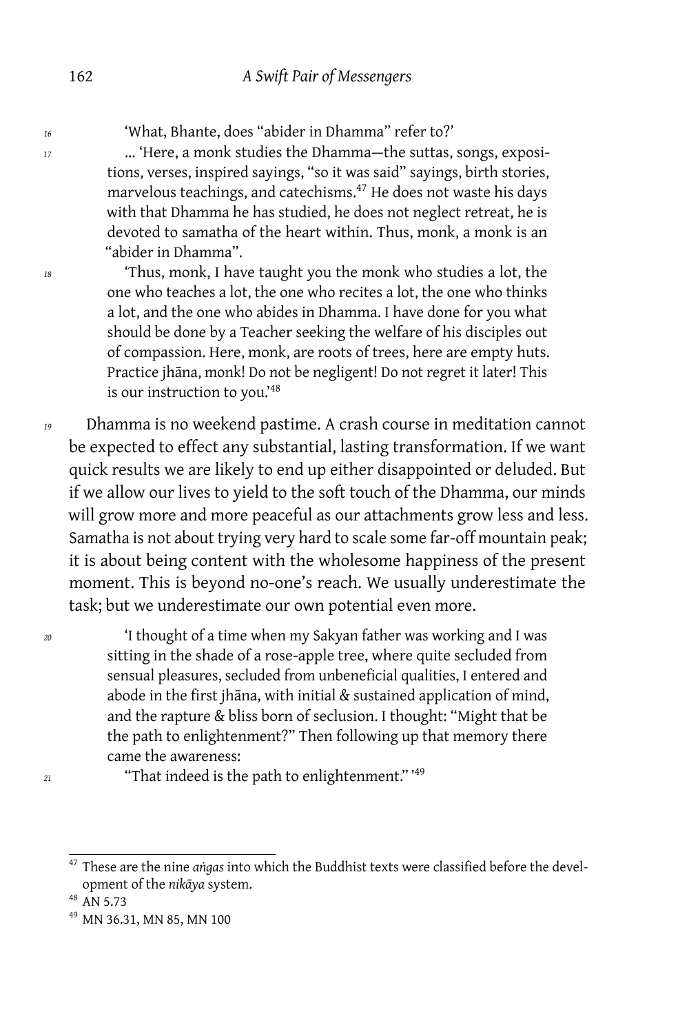16 'What, Bhante, does "abider in Dhamma" refer to?'

17 … 'Here, a monk studies the Dhamma—the suttas, songs, expositions, verses, inspired sayings, "so it was said" sayings, birth stories, marvelous teachings, and catechisms.[47] He does not waste his days with that Dhamma he has studied, he does not neglect retreat, he is devoted to samatha of the heart within. Thus, monk, a monk is an "abider in Dhamma".

18 'Thus, monk, I have taught you the monk who studies a lot, the one who teaches a lot, the one who recites a lot, the one who thinks a lot, and the one who abides in Dhamma. I have done for you what should be done by a Teacher seeking the welfare of his disciples out of compassion. Here, monk, are roots of trees, here are empty huts. Practice jhāna, monk! Do not be negligent! Do not regret it later! This is our instruction to you.'[48]

19 Dhamma is no weekend pastime. A crash course in meditation cannot be expected to effect any substantial, lasting transformation. If we want quick results we are likely to end up either disappointed or deluded. But if we allow our lives to yield to the soft touch of the Dhamma, our minds will grow more and more peaceful as our attachments grow less and less. Samatha is not about trying very hard to scale some far-off mountain peak; it is about being content with the wholesome happiness of the present moment. This is beyond no-one's reach. We usually underestimate the task; but we underestimate our own potential even more.

20 'I thought of a time when my Sakyan father was working and I was sitting in the shade of a rose-apple tree, where quite secluded from sensual pleasures, secluded from unbeneficial qualities, I entered and abode in the first jhāna, with initial & sustained application of mind, and the rapture & bliss born of seclusion. I thought: "Might that be the path to enlightenment?" Then following up that memory there came the awareness:

21 "That indeed is the path to enlightenment." '[49]

---

[47] These are the nine *aṅgas* into which the Buddhist texts were classified before the development of the *nikāya* system.

[48] AN 5.73

[49] MN 36.31, MN 85, MN 100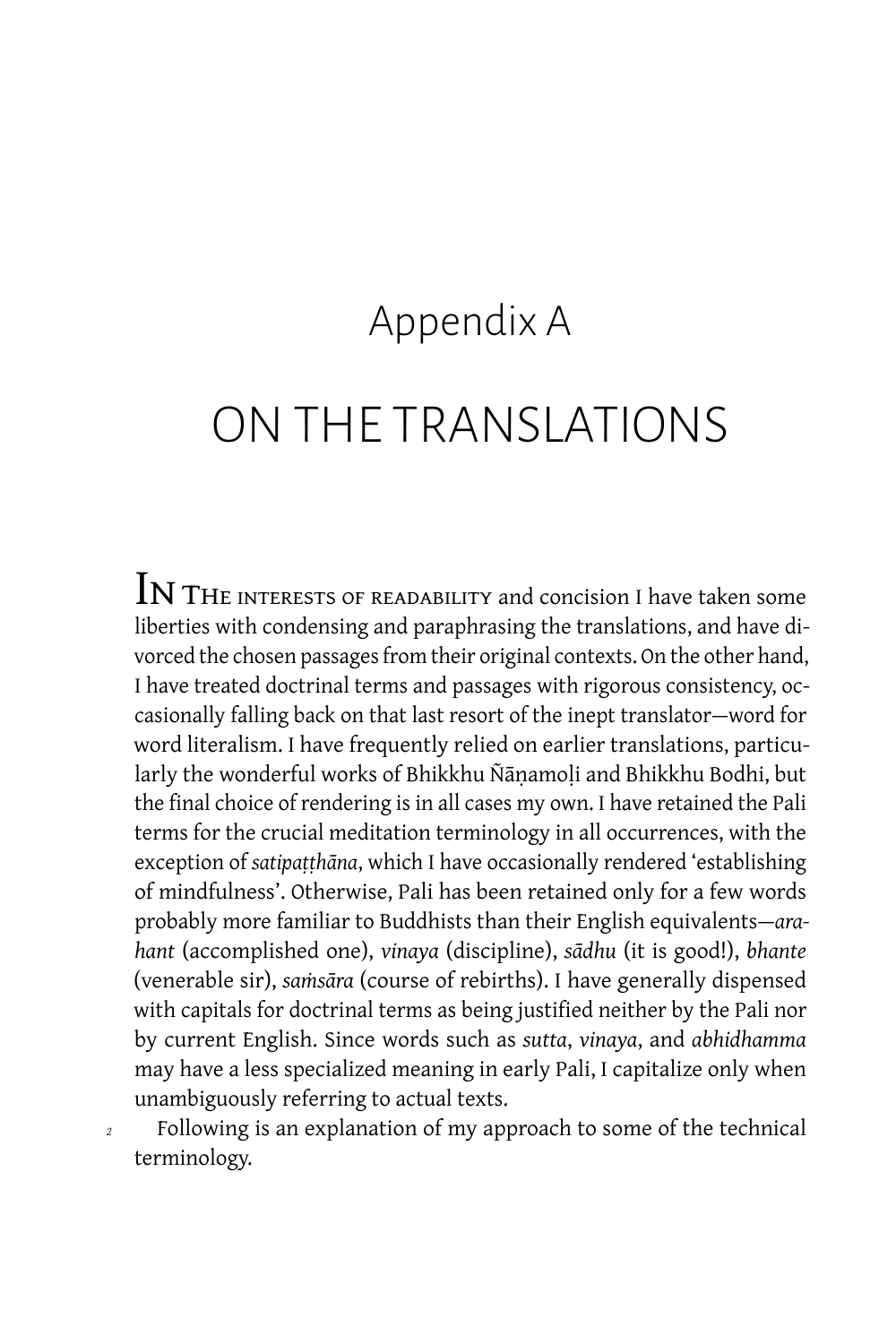# Appendix A

# ON THE TRANSLATIONS

In the interests of readability and concision I have taken some liberties with condensing and paraphrasing the translations, and have divorced the chosen passages from their original contexts. On the other hand, I have treated doctrinal terms and passages with rigorous consistency, occasionally falling back on that last resort of the inept translator—word for word literalism. I have frequently relied on earlier translations, particularly the wonderful works of Bhikkhu Ñāṇamoḷi and Bhikkhu Bodhi, but the final choice of rendering is in all cases my own. I have retained the Pali terms for the crucial meditation terminology in all occurrences, with the exception of *satipaṭṭhāna*, which I have occasionally rendered 'establishing of mindfulness'. Otherwise, Pali has been retained only for a few words probably more familiar to Buddhists than their English equivalents—*arahant* (accomplished one), *vinaya* (discipline), *sādhu* (it is good!), *bhante* (venerable sir), *saṁsāra* (course of rebirths). I have generally dispensed with capitals for doctrinal terms as being justified neither by the Pali nor by current English. Since words such as *sutta*, *vinaya*, and *abhidhamma* may have a less specialized meaning in early Pali, I capitalize only when unambiguously referring to actual texts.

2 Following is an explanation of my approach to some of the technical terminology.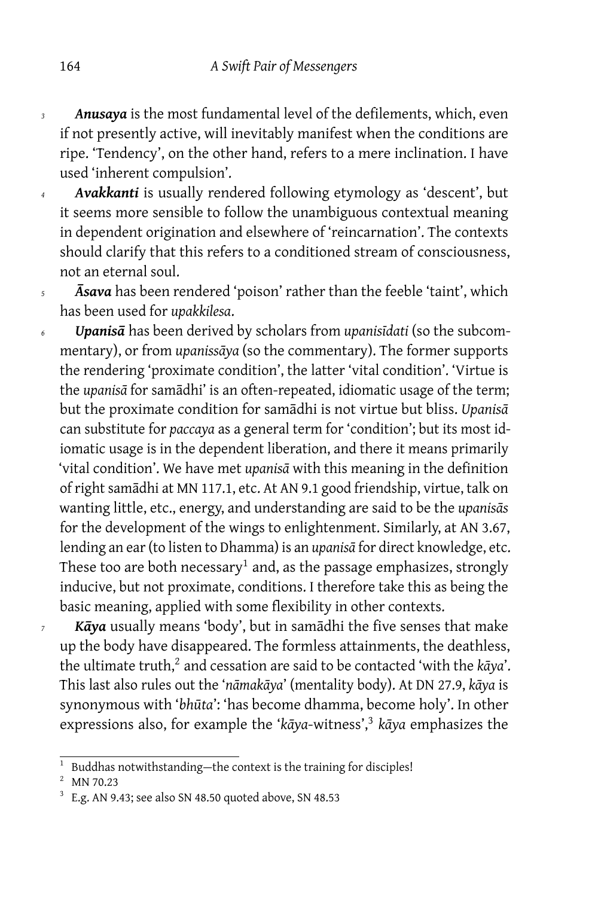3 ***Anusaya*** is the most fundamental level of the defilements, which, even if not presently active, will inevitably manifest when the conditions are ripe. 'Tendency', on the other hand, refers to a mere inclination. I have used 'inherent compulsion'.

4 ***Avakkanti*** is usually rendered following etymology as 'descent', but it seems more sensible to follow the unambiguous contextual meaning in dependent origination and elsewhere of 'reincarnation'. The contexts should clarify that this refers to a conditioned stream of consciousness, not an eternal soul.

5 ***Āsava*** has been rendered 'poison' rather than the feeble 'taint', which has been used for *upakkilesa*.

6 ***Upanisā*** has been derived by scholars from *upanisīdati* (so the subcommentary), or from *upanissāya* (so the commentary). The former supports the rendering 'proximate condition', the latter 'vital condition'. 'Virtue is the *upanisā* for samādhi' is an often-repeated, idiomatic usage of the term; but the proximate condition for samādhi is not virtue but bliss. *Upanisā* can substitute for *paccaya* as a general term for 'condition'; but its most idiomatic usage is in the dependent liberation, and there it means primarily 'vital condition'. We have met *upanisā* with this meaning in the definition of right samādhi at MN 117.1, etc. At AN 9.1 good friendship, virtue, talk on wanting little, etc., energy, and understanding are said to be the *upanisās* for the development of the wings to enlightenment. Similarly, at AN 3.67, lending an ear (to listen to Dhamma) is an *upanisā* for direct knowledge, etc. These too are both necessary[1] and, as the passage emphasizes, strongly inducive, but not proximate, conditions. I therefore take this as being the basic meaning, applied with some flexibility in other contexts.

7 ***Kāya*** usually means 'body', but in samādhi the five senses that make up the body have disappeared. The formless attainments, the deathless, the ultimate truth,[2] and cessation are said to be contacted 'with the *kāya*'. This last also rules out the '*nāmakāya*' (mentality body). At DN 27.9, *kāya* is synonymous with '*bhūta*': 'has become dhamma, become holy'. In other expressions also, for example the '*kāya*-witness',[3] *kāya* emphasizes the

---

[1] Buddhas notwithstanding—the context is the training for disciples!

[2] MN 70.23

[3] E.g. AN 9.43; see also SN 48.50 quoted above, SN 48.53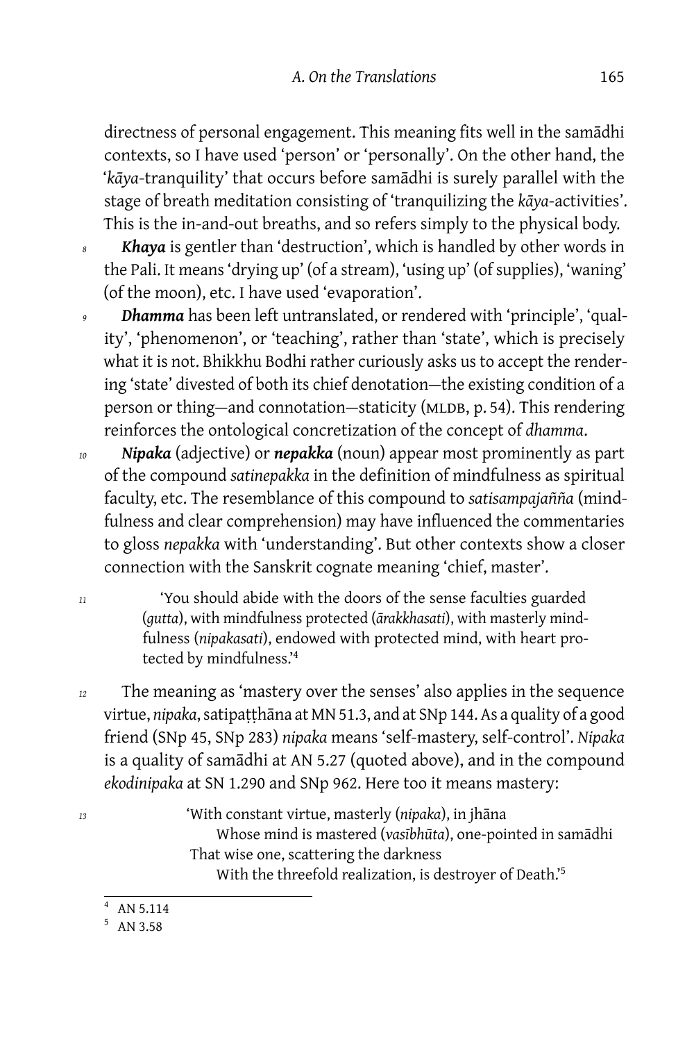directness of personal engagement. This meaning fits well in the samādhi contexts, so I have used 'person' or 'personally'. On the other hand, the '*kāya*-tranquility' that occurs before samādhi is surely parallel with the stage of breath meditation consisting of 'tranquilizing the *kāya*-activities'. This is the in-and-out breaths, and so refers simply to the physical body.

***Khaya*** is gentler than 'destruction', which is handled by other words in the Pali. It means 'drying up' (of a stream), 'using up' (of supplies), 'waning' (of the moon), etc. I have used 'evaporation'.

***Dhamma*** has been left untranslated, or rendered with 'principle', 'quality', 'phenomenon', or 'teaching', rather than 'state', which is precisely what it is not. Bhikkhu Bodhi rather curiously asks us to accept the rendering 'state' divested of both its chief denotation—the existing condition of a person or thing—and connotation—staticity (MLDB, p. 54). This rendering reinforces the ontological concretization of the concept of *dhamma*.

***Nipaka*** (adjective) or ***nepakka*** (noun) appear most prominently as part of the compound *satinepakka* in the definition of mindfulness as spiritual faculty, etc. The resemblance of this compound to *satisampajañña* (mindfulness and clear comprehension) may have influenced the commentaries to gloss *nepakka* with 'understanding'. But other contexts show a closer connection with the Sanskrit cognate meaning 'chief, master'.

> 'You should abide with the doors of the sense faculties guarded (*gutta*), with mindfulness protected (*ārakkhasati*), with masterly mindfulness (*nipakasati*), endowed with protected mind, with heart protected by mindfulness.'[4]

The meaning as 'mastery over the senses' also applies in the sequence virtue, *nipaka*, satipaṭṭhāna at MN 51.3, and at SNp 144. As a quality of a good friend (SNp 45, SNp 283) *nipaka* means 'self-mastery, self-control'. *Nipaka* is a quality of samādhi at AN 5.27 (quoted above), and in the compound *ekodinipaka* at SN 1.290 and SNp 962. Here too it means mastery:

> 'With constant virtue, masterly (*nipaka*), in jhāna
> Whose mind is mastered (*vasībhūta*), one-pointed in samādhi
> That wise one, scattering the darkness
> With the threefold realization, is destroyer of Death.'[5]

---

[4] AN 5.114

[5] AN 3.58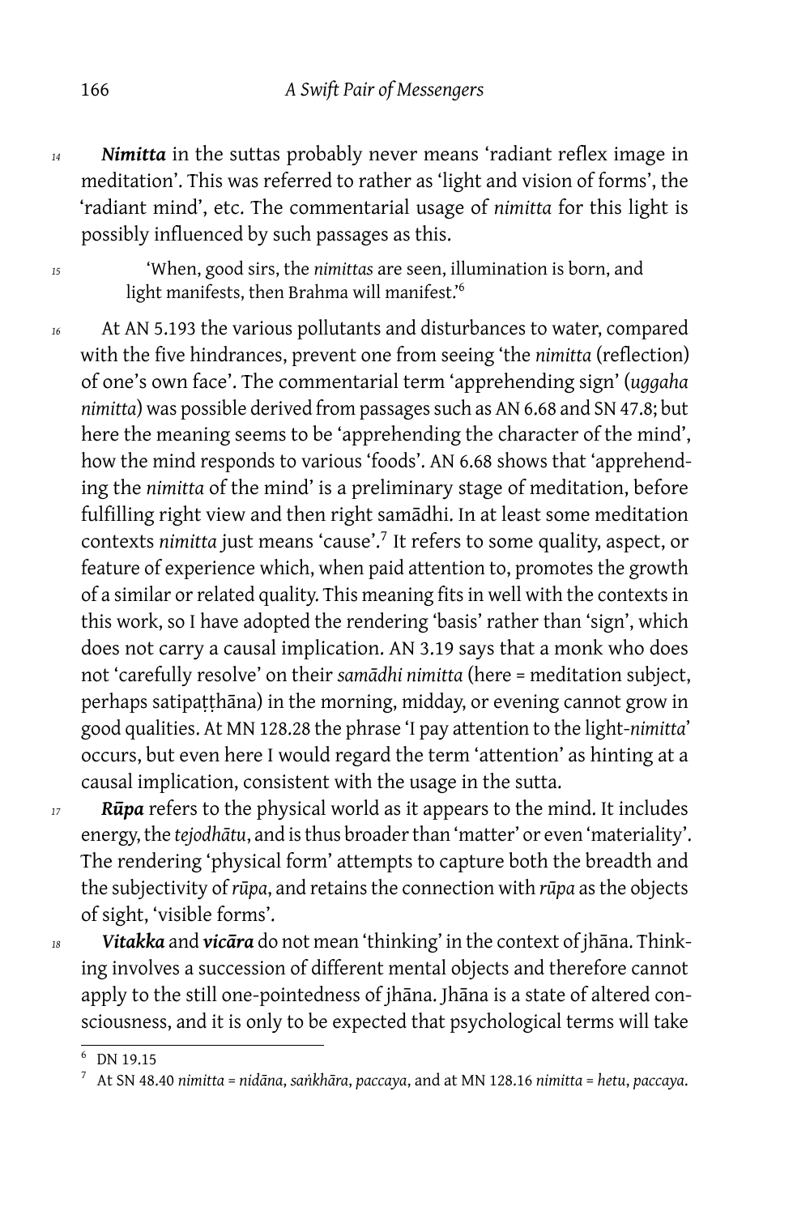*14* ***Nimitta*** in the suttas probably never means 'radiant reflex image in meditation'. This was referred to rather as 'light and vision of forms', the 'radiant mind', etc. The commentarial usage of *nimitta* for this light is possibly influenced by such passages as this.

*15* 'When, good sirs, the *nimittas* are seen, illumination is born, and light manifests, then Brahma will manifest.'[6]

*16* At AN 5.193 the various pollutants and disturbances to water, compared with the five hindrances, prevent one from seeing 'the *nimitta* (reflection) of one's own face'. The commentarial term 'apprehending sign' (*uggaha nimitta*) was possible derived from passages such as AN 6.68 and SN 47.8; but here the meaning seems to be 'apprehending the character of the mind', how the mind responds to various 'foods'. AN 6.68 shows that 'apprehending the *nimitta* of the mind' is a preliminary stage of meditation, before fulfilling right view and then right samādhi. In at least some meditation contexts *nimitta* just means 'cause'.[7] It refers to some quality, aspect, or feature of experience which, when paid attention to, promotes the growth of a similar or related quality. This meaning fits in well with the contexts in this work, so I have adopted the rendering 'basis' rather than 'sign', which does not carry a causal implication. AN 3.19 says that a monk who does not 'carefully resolve' on their *samādhi nimitta* (here = meditation subject, perhaps satipaṭṭhāna) in the morning, midday, or evening cannot grow in good qualities. At MN 128.28 the phrase 'I pay attention to the light-*nimitta*' occurs, but even here I would regard the term 'attention' as hinting at a causal implication, consistent with the usage in the sutta.

*17* ***Rūpa*** refers to the physical world as it appears to the mind. It includes energy, the *tejodhātu*, and is thus broader than 'matter' or even 'materiality'. The rendering 'physical form' attempts to capture both the breadth and the subjectivity of *rūpa*, and retains the connection with *rūpa* as the objects of sight, 'visible forms'.

*18* ***Vitakka*** and ***vicāra*** do not mean 'thinking' in the context of jhāna. Thinking involves a succession of different mental objects and therefore cannot apply to the still one-pointedness of jhāna. Jhāna is a state of altered consciousness, and it is only to be expected that psychological terms will take

---

[6] DN 19.15

[7] At SN 48.40 *nimitta* = *nidāna*, *saṅkhāra*, *paccaya*, and at MN 128.16 *nimitta* = *hetu*, *paccaya*.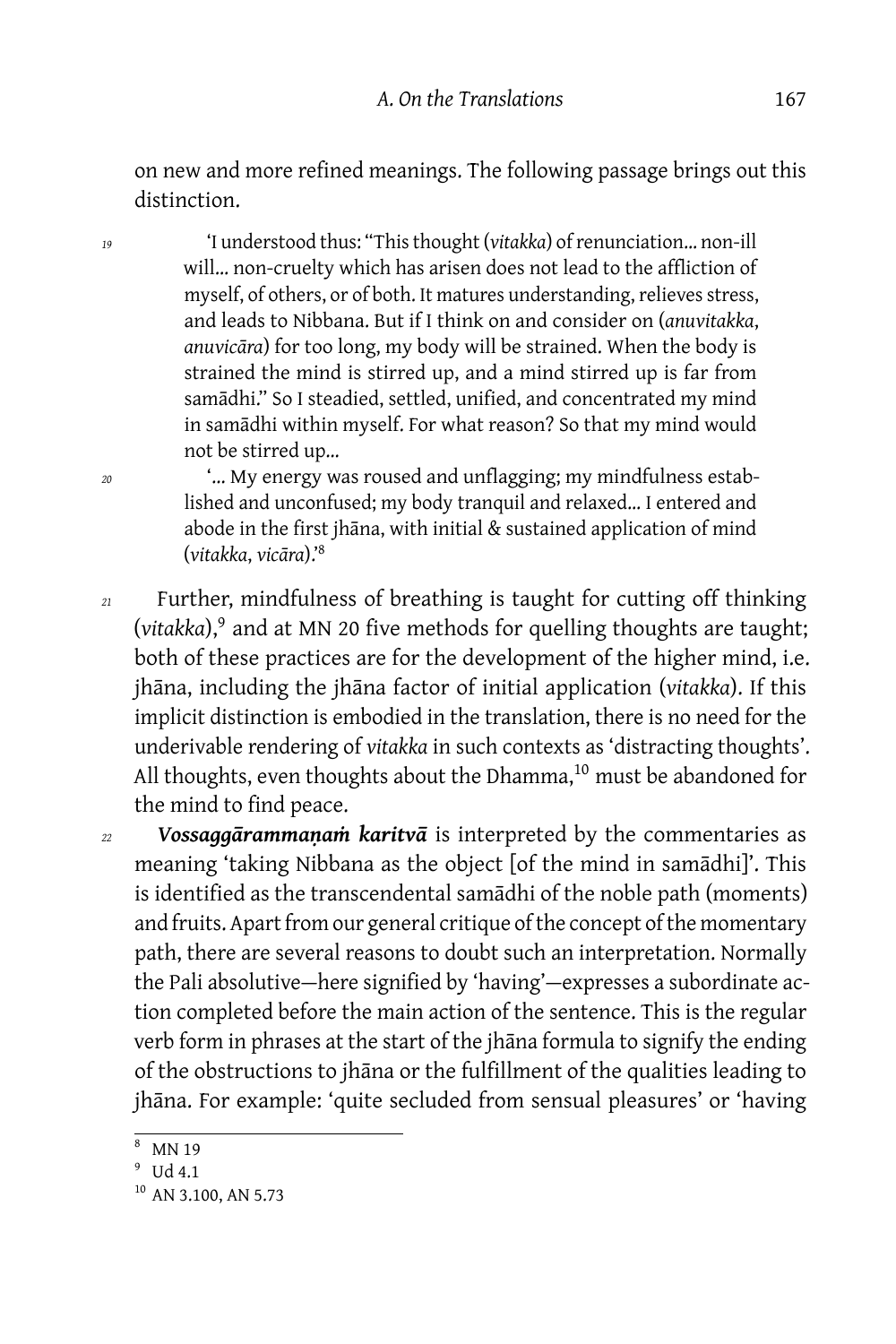on new and more refined meanings. The following passage brings out this distinction.

*19* 'I understood thus: "This thought (*vitakka*) of renunciation… non-ill will… non-cruelty which has arisen does not lead to the affliction of myself, of others, or of both. It matures understanding, relieves stress, and leads to Nibbana. But if I think on and consider on (*anuvitakka*, *anuvicāra*) for too long, my body will be strained. When the body is strained the mind is stirred up, and a mind stirred up is far from samādhi." So I steadied, settled, unified, and concentrated my mind in samādhi within myself. For what reason? So that my mind would not be stirred up…

*20* '… My energy was roused and unflagging; my mindfulness established and unconfused; my body tranquil and relaxed… I entered and abode in the first jhāna, with initial & sustained application of mind (*vitakka*, *vicāra*).'[8]

*21* Further, mindfulness of breathing is taught for cutting off thinking (*vitakka*),[9] and at MN 20 five methods for quelling thoughts are taught; both of these practices are for the development of the higher mind, i.e. jhāna, including the jhāna factor of initial application (*vitakka*). If this implicit distinction is embodied in the translation, there is no need for the underivable rendering of *vitakka* in such contexts as 'distracting thoughts'. All thoughts, even thoughts about the Dhamma,[10] must be abandoned for the mind to find peace.

*22* ***Vossaggārammaṇaṁ karitvā*** is interpreted by the commentaries as meaning 'taking Nibbana as the object [of the mind in samādhi]'. This is identified as the transcendental samādhi of the noble path (moments) and fruits. Apart from our general critique of the concept of the momentary path, there are several reasons to doubt such an interpretation. Normally the Pali absolutive—here signified by 'having'—expresses a subordinate action completed before the main action of the sentence. This is the regular verb form in phrases at the start of the jhāna formula to signify the ending of the obstructions to jhāna or the fulfillment of the qualities leading to jhāna. For example: 'quite secluded from sensual pleasures' or 'having

---

[8] MN 19

[9] Ud 4.1

[10] AN 3.100, AN 5.73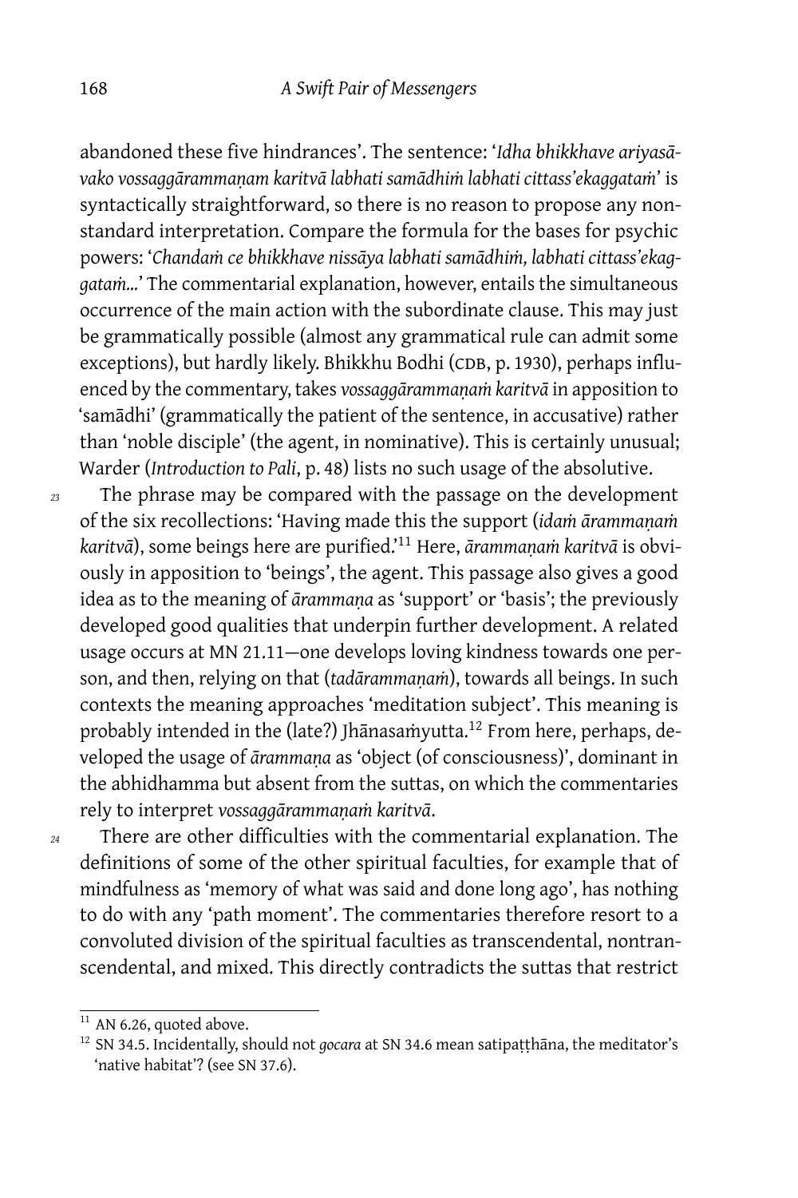abandoned these five hindrances'. The sentence: '*Idha bhikkhave ariyasāvako vossaggārammaṇam karitvā labhati samādhiṁ labhati cittass'ekaggataṁ*' is syntactically straightforward, so there is no reason to propose any nonstandard interpretation. Compare the formula for the bases for psychic powers: '*Chandaṁ ce bhikkhave nissāya labhati samādhiṁ, labhati cittass'ekaggataṁ…*' The commentarial explanation, however, entails the simultaneous occurrence of the main action with the subordinate clause. This may just be grammatically possible (almost any grammatical rule can admit some exceptions), but hardly likely. Bhikkhu Bodhi (CDB, p. 1930), perhaps influenced by the commentary, takes *vossaggārammaṇaṁ karitvā* in apposition to 'samādhi' (grammatically the patient of the sentence, in accusative) rather than 'noble disciple' (the agent, in nominative). This is certainly unusual; Warder (*Introduction to Pali*, p. 48) lists no such usage of the absolutive.

*23* The phrase may be compared with the passage on the development of the six recollections: 'Having made this the support (*idaṁ ārammaṇaṁ karitvā*), some beings here are purified.'[11] Here, *ārammaṇaṁ karitvā* is obviously in apposition to 'beings', the agent. This passage also gives a good idea as to the meaning of *ārammaṇa* as 'support' or 'basis'; the previously developed good qualities that underpin further development. A related usage occurs at MN 21.11—one develops loving kindness towards one person, and then, relying on that (*tadārammaṇaṁ*), towards all beings. In such contexts the meaning approaches 'meditation subject'. This meaning is probably intended in the (late?) Jhānasaṁyutta.[12] From here, perhaps, developed the usage of *ārammaṇa* as 'object (of consciousness)', dominant in the abhidhamma but absent from the suttas, on which the commentaries rely to interpret *vossaggārammaṇaṁ karitvā*.

*24* There are other difficulties with the commentarial explanation. The definitions of some of the other spiritual faculties, for example that of mindfulness as 'memory of what was said and done long ago', has nothing to do with any 'path moment'. The commentaries therefore resort to a convoluted division of the spiritual faculties as transcendental, nontranscendental, and mixed. This directly contradicts the suttas that restrict

---

[11] AN 6.26, quoted above.

[12] SN 34.5. Incidentally, should not *gocara* at SN 34.6 mean satipaṭṭhāna, the meditator's 'native habitat'? (see SN 37.6).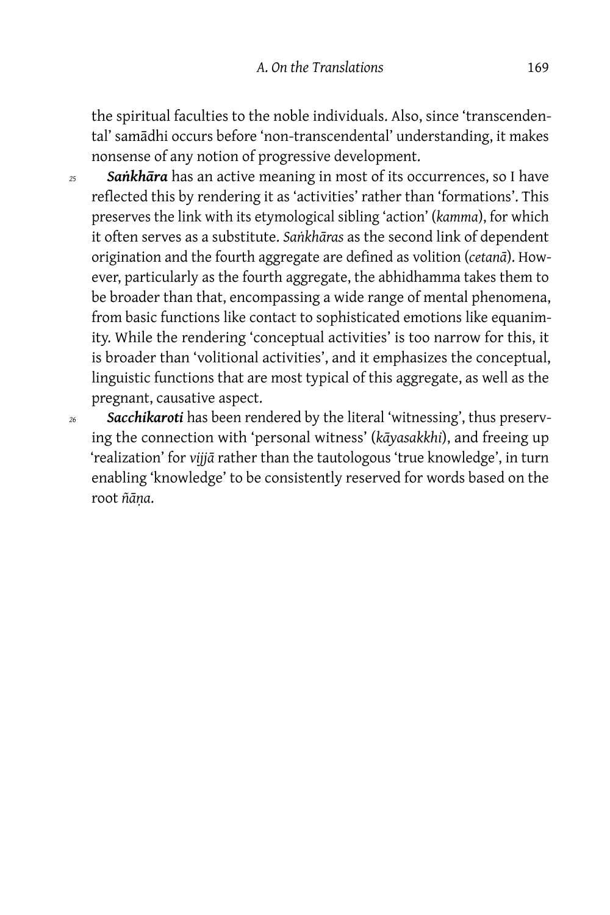the spiritual faculties to the noble individuals. Also, since 'transcendental' samādhi occurs before 'non-transcendental' understanding, it makes nonsense of any notion of progressive development.

25 ***Saṅkhāra*** has an active meaning in most of its occurrences, so I have reflected this by rendering it as 'activities' rather than 'formations'. This preserves the link with its etymological sibling 'action' (*kamma*), for which it often serves as a substitute. *Saṅkhāras* as the second link of dependent origination and the fourth aggregate are defined as volition (*cetanā*). However, particularly as the fourth aggregate, the abhidhamma takes them to be broader than that, encompassing a wide range of mental phenomena, from basic functions like contact to sophisticated emotions like equanimity. While the rendering 'conceptual activities' is too narrow for this, it is broader than 'volitional activities', and it emphasizes the conceptual, linguistic functions that are most typical of this aggregate, as well as the pregnant, causative aspect.

26 ***Sacchikaroti*** has been rendered by the literal 'witnessing', thus preserving the connection with 'personal witness' (*kāyasakkhi*), and freeing up 'realization' for *vijjā* rather than the tautologous 'true knowledge', in turn enabling 'knowledge' to be consistently reserved for words based on the root *ñāṇa*.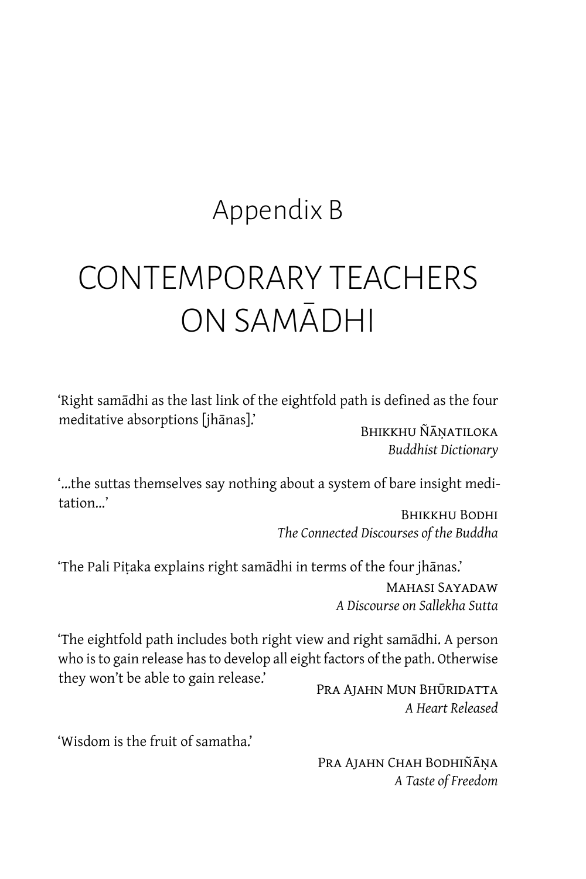# Appendix B

# CONTEMPORARY TEACHERS ON SAMĀDHI

'Right samādhi as the last link of the eightfold path is defined as the four meditative absorptions [jhānas].'

BHIKKHU ÑĀṆATILOKA
*Buddhist Dictionary*

'...the suttas themselves say nothing about a system of bare insight meditation...'

BHIKKHU BODHI
*The Connected Discourses of the Buddha*

'The Pali Piṭaka explains right samādhi in terms of the four jhānas.'

MAHASI SAYADAW
*A Discourse on Sallekha Sutta*

'The eightfold path includes both right view and right samādhi. A person who is to gain release has to develop all eight factors of the path. Otherwise they won't be able to gain release.'

PRA AJAHN MUN BHŪRIDATTA
*A Heart Released*

'Wisdom is the fruit of samatha.'

PRA AJAHN CHAH BODHIÑĀṆA
*A Taste of Freedom*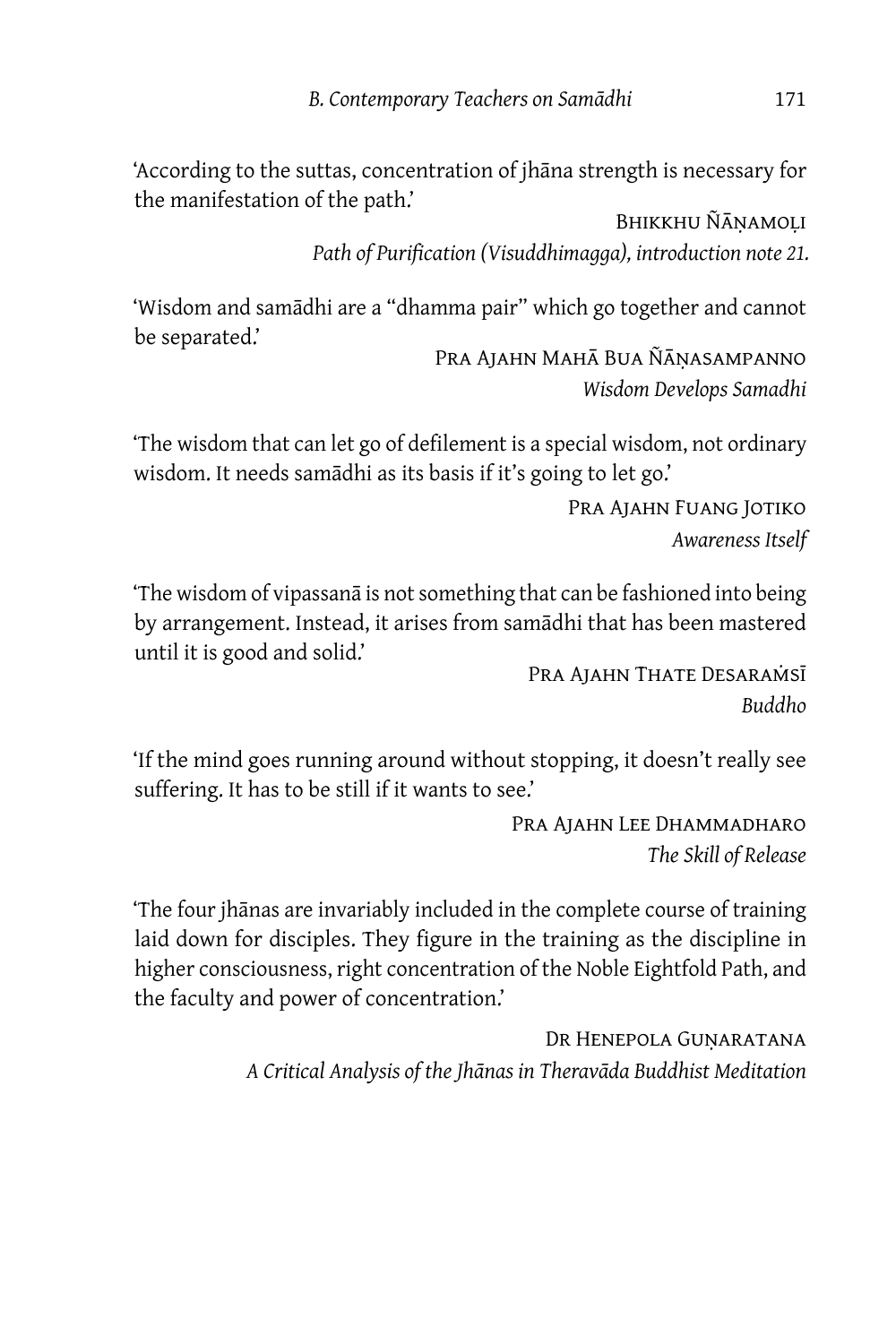'According to the suttas, concentration of jhāna strength is necessary for the manifestation of the path.'

Bhikkhu Ñāṇamoḷi
*Path of Purification (Visuddhimagga), introduction note 21.*

'Wisdom and samādhi are a "dhamma pair" which go together and cannot be separated.'

Pra Ajahn Mahā Bua Ñāṇasampanno
*Wisdom Develops Samadhi*

'The wisdom that can let go of defilement is a special wisdom, not ordinary wisdom. It needs samādhi as its basis if it's going to let go.'

Pra Ajahn Fuang Jotiko
*Awareness Itself*

'The wisdom of vipassanā is not something that can be fashioned into being by arrangement. Instead, it arises from samādhi that has been mastered until it is good and solid.'

Pra Ajahn Thate Desaraṁsī
*Buddho*

'If the mind goes running around without stopping, it doesn't really see suffering. It has to be still if it wants to see.'

Pra Ajahn Lee Dhammadharo
*The Skill of Release*

'The four jhānas are invariably included in the complete course of training laid down for disciples. They figure in the training as the discipline in higher consciousness, right concentration of the Noble Eightfold Path, and the faculty and power of concentration.'

Dr Henepola Guṇaratana
*A Critical Analysis of the Jhānas in Theravāda Buddhist Meditation*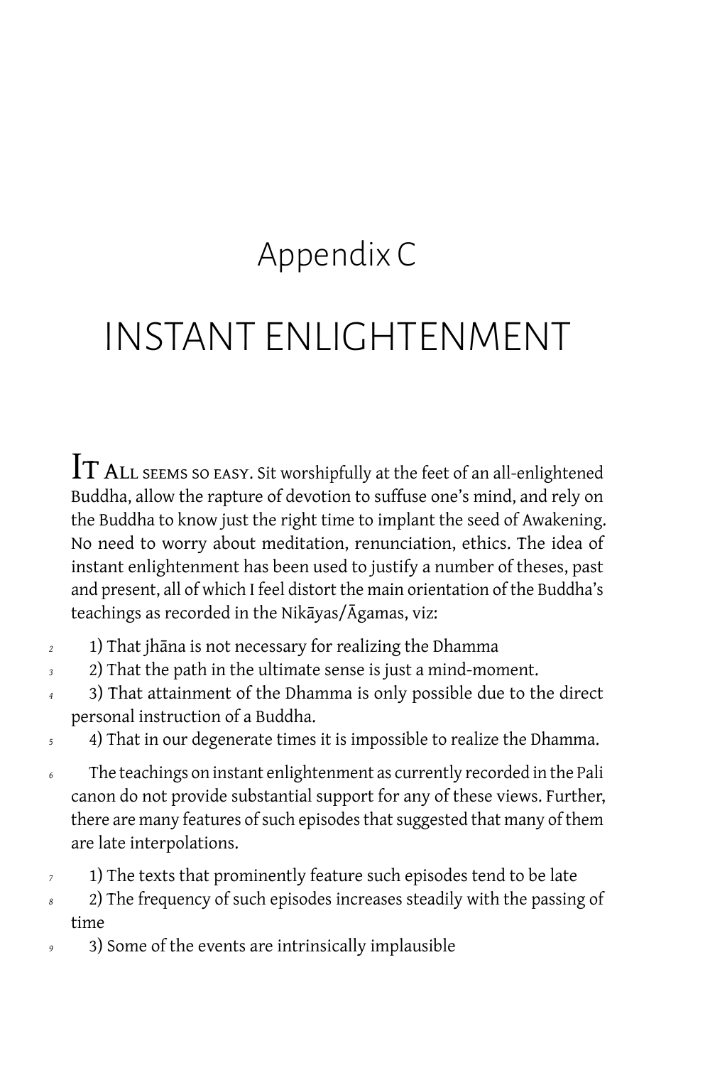# Appendix C

# INSTANT ENLIGHTENMENT

IT ALL SEEMS SO EASY. Sit worshipfully at the feet of an all-enlightened Buddha, allow the rapture of devotion to suffuse one's mind, and rely on the Buddha to know just the right time to implant the seed of Awakening. No need to worry about meditation, renunciation, ethics. The idea of instant enlightenment has been used to justify a number of theses, past and present, all of which I feel distort the main orientation of the Buddha's teachings as recorded in the Nikāyas/Āgamas, viz:

1) That jhāna is not necessary for realizing the Dhamma

2) That the path in the ultimate sense is just a mind-moment.

3) That attainment of the Dhamma is only possible due to the direct personal instruction of a Buddha.

4) That in our degenerate times it is impossible to realize the Dhamma.

The teachings on instant enlightenment as currently recorded in the Pali canon do not provide substantial support for any of these views. Further, there are many features of such episodes that suggested that many of them are late interpolations.

1) The texts that prominently feature such episodes tend to be late

2) The frequency of such episodes increases steadily with the passing of time

3) Some of the events are intrinsically implausible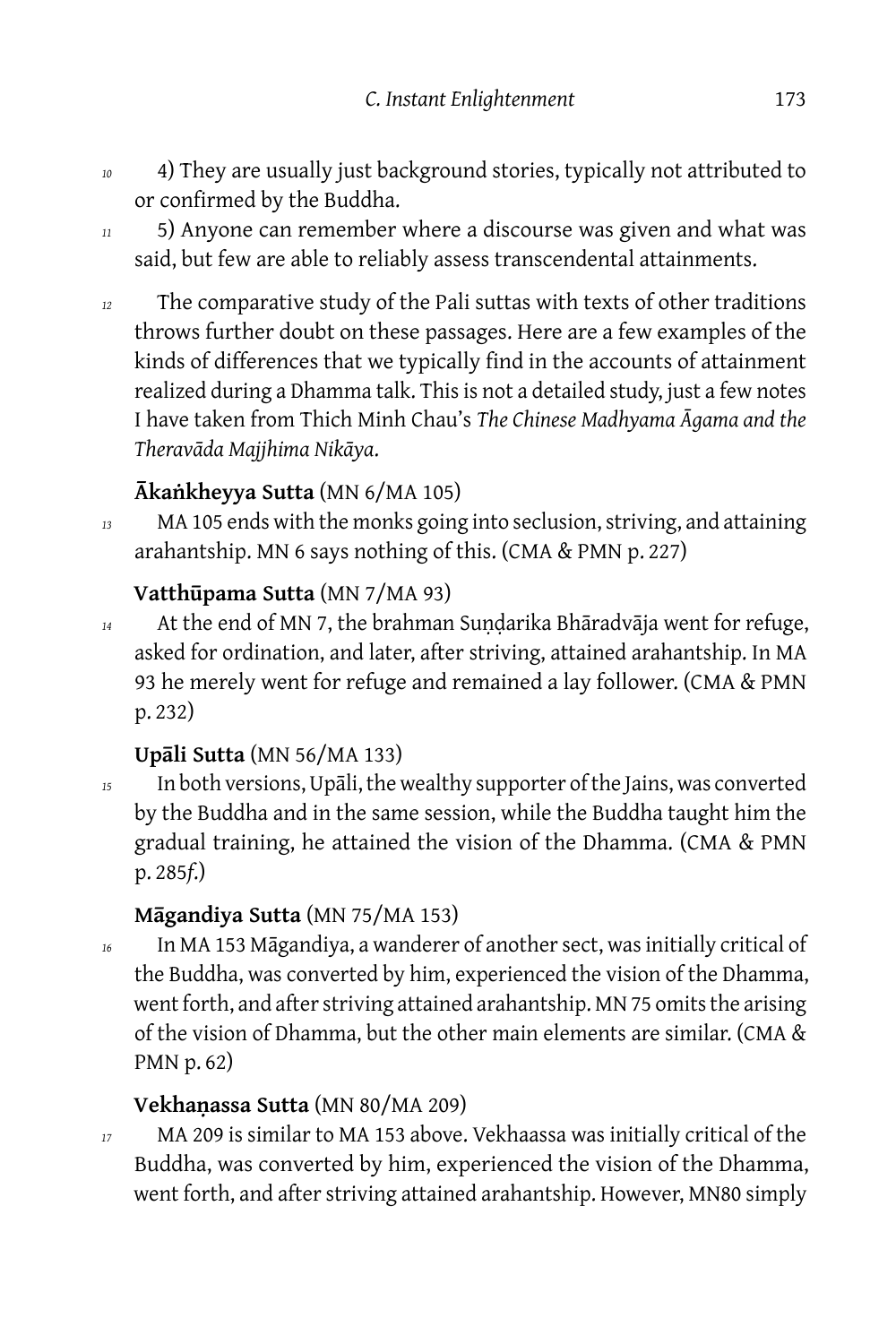4) They are usually just background stories, typically not attributed to or confirmed by the Buddha.

5) Anyone can remember where a discourse was given and what was said, but few are able to reliably assess transcendental attainments.

The comparative study of the Pali suttas with texts of other traditions throws further doubt on these passages. Here are a few examples of the kinds of differences that we typically find in the accounts of attainment realized during a Dhamma talk. This is not a detailed study, just a few notes I have taken from Thich Minh Chau's *The Chinese Madhyama Āgama and the Theravāda Majjhima Nikāya*.

**Ākaṅkheyya Sutta** (MN 6/MA 105)

MA 105 ends with the monks going into seclusion, striving, and attaining arahantship. MN 6 says nothing of this. (CMA & PMN p. 227)

**Vatthūpama Sutta** (MN 7/MA 93)

At the end of MN 7, the brahman Suṇḍarika Bhāradvāja went for refuge, asked for ordination, and later, after striving, attained arahantship. In MA 93 he merely went for refuge and remained a lay follower. (CMA & PMN p. 232)

**Upāli Sutta** (MN 56/MA 133)

In both versions, Upāli, the wealthy supporter of the Jains, was converted by the Buddha and in the same session, while the Buddha taught him the gradual training, he attained the vision of the Dhamma. (CMA & PMN p. 285*f*.)

**Māgandiya Sutta** (MN 75/MA 153)

In MA 153 Māgandiya, a wanderer of another sect, was initially critical of the Buddha, was converted by him, experienced the vision of the Dhamma, went forth, and after striving attained arahantship. MN 75 omits the arising of the vision of Dhamma, but the other main elements are similar. (CMA & PMN p. 62)

**Vekhaṇassa Sutta** (MN 80/MA 209)

MA 209 is similar to MA 153 above. Vekhaassa was initially critical of the Buddha, was converted by him, experienced the vision of the Dhamma, went forth, and after striving attained arahantship. However, MN80 simply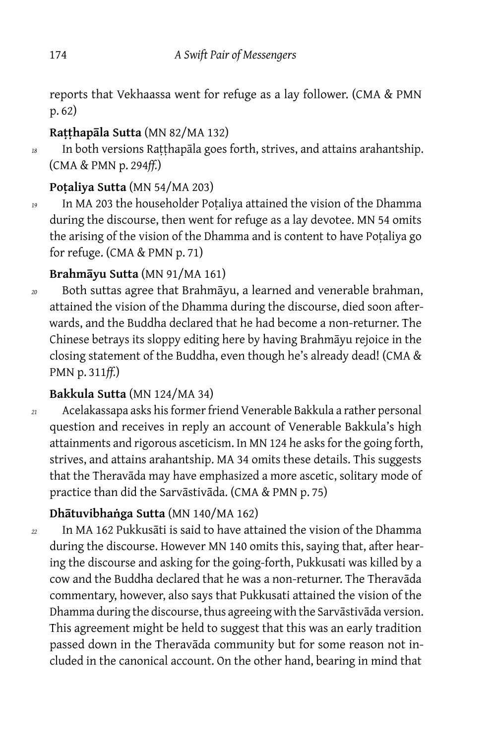reports that Vekhaassa went for refuge as a lay follower. (CMA & PMN p. 62)

**Raṭṭhapāla Sutta** (MN 82/MA 132)

18 In both versions Raṭṭhapāla goes forth, strives, and attains arahantship. (CMA & PMN p. 294*ff.*)

**Poṭaliya Sutta** (MN 54/MA 203)

19 In MA 203 the householder Poṭaliya attained the vision of the Dhamma during the discourse, then went for refuge as a lay devotee. MN 54 omits the arising of the vision of the Dhamma and is content to have Poṭaliya go for refuge. (CMA & PMN p. 71)

**Brahmāyu Sutta** (MN 91/MA 161)

20 Both suttas agree that Brahmāyu, a learned and venerable brahman, attained the vision of the Dhamma during the discourse, died soon afterwards, and the Buddha declared that he had become a non-returner. The Chinese betrays its sloppy editing here by having Brahmāyu rejoice in the closing statement of the Buddha, even though he's already dead! (CMA & PMN p. 311*ff.*)

**Bakkula Sutta** (MN 124/MA 34)

21 Acelakassapa asks his former friend Venerable Bakkula a rather personal question and receives in reply an account of Venerable Bakkula's high attainments and rigorous asceticism. In MN 124 he asks for the going forth, strives, and attains arahantship. MA 34 omits these details. This suggests that the Theravāda may have emphasized a more ascetic, solitary mode of practice than did the Sarvāstivāda. (CMA & PMN p. 75)

**Dhātuvibhaṅga Sutta** (MN 140/MA 162)

22 In MA 162 Pukkusāti is said to have attained the vision of the Dhamma during the discourse. However MN 140 omits this, saying that, after hearing the discourse and asking for the going-forth, Pukkusati was killed by a cow and the Buddha declared that he was a non-returner. The Theravāda commentary, however, also says that Pukkusati attained the vision of the Dhamma during the discourse, thus agreeing with the Sarvāstivāda version. This agreement might be held to suggest that this was an early tradition passed down in the Theravāda community but for some reason not included in the canonical account. On the other hand, bearing in mind that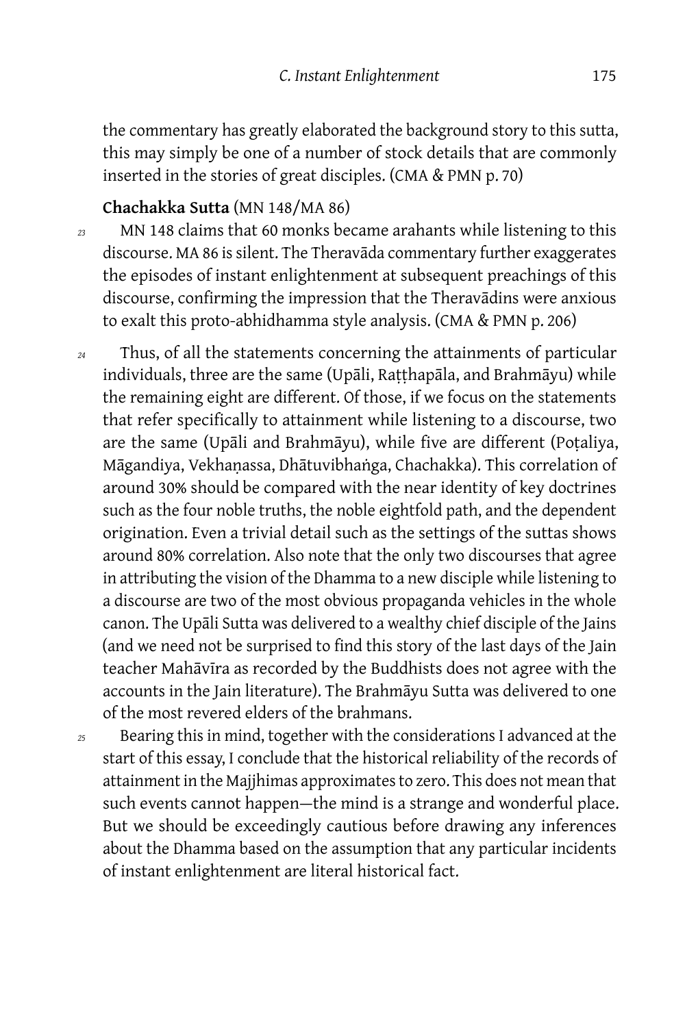the commentary has greatly elaborated the background story to this sutta, this may simply be one of a number of stock details that are commonly inserted in the stories of great disciples. (CMA & PMN p. 70)

**Chachakka Sutta** (MN 148/MA 86)

*23* MN 148 claims that 60 monks became arahants while listening to this discourse. MA 86 is silent. The Theravāda commentary further exaggerates the episodes of instant enlightenment at subsequent preachings of this discourse, confirming the impression that the Theravādins were anxious to exalt this proto-abhidhamma style analysis. (CMA & PMN p. 206)

*24* Thus, of all the statements concerning the attainments of particular individuals, three are the same (Upāli, Raṭṭhapāla, and Brahmāyu) while the remaining eight are different. Of those, if we focus on the statements that refer specifically to attainment while listening to a discourse, two are the same (Upāli and Brahmāyu), while five are different (Poṭaliya, Māgandiya, Vekhaṇassa, Dhātuvibhaṅga, Chachakka). This correlation of around 30% should be compared with the near identity of key doctrines such as the four noble truths, the noble eightfold path, and the dependent origination. Even a trivial detail such as the settings of the suttas shows around 80% correlation. Also note that the only two discourses that agree in attributing the vision of the Dhamma to a new disciple while listening to a discourse are two of the most obvious propaganda vehicles in the whole canon. The Upāli Sutta was delivered to a wealthy chief disciple of the Jains (and we need not be surprised to find this story of the last days of the Jain teacher Mahāvīra as recorded by the Buddhists does not agree with the accounts in the Jain literature). The Brahmāyu Sutta was delivered to one of the most revered elders of the brahmans.

*25* Bearing this in mind, together with the considerations I advanced at the start of this essay, I conclude that the historical reliability of the records of attainment in the Majjhimas approximates to zero. This does not mean that such events cannot happen—the mind is a strange and wonderful place. But we should be exceedingly cautious before drawing any inferences about the Dhamma based on the assumption that any particular incidents of instant enlightenment are literal historical fact.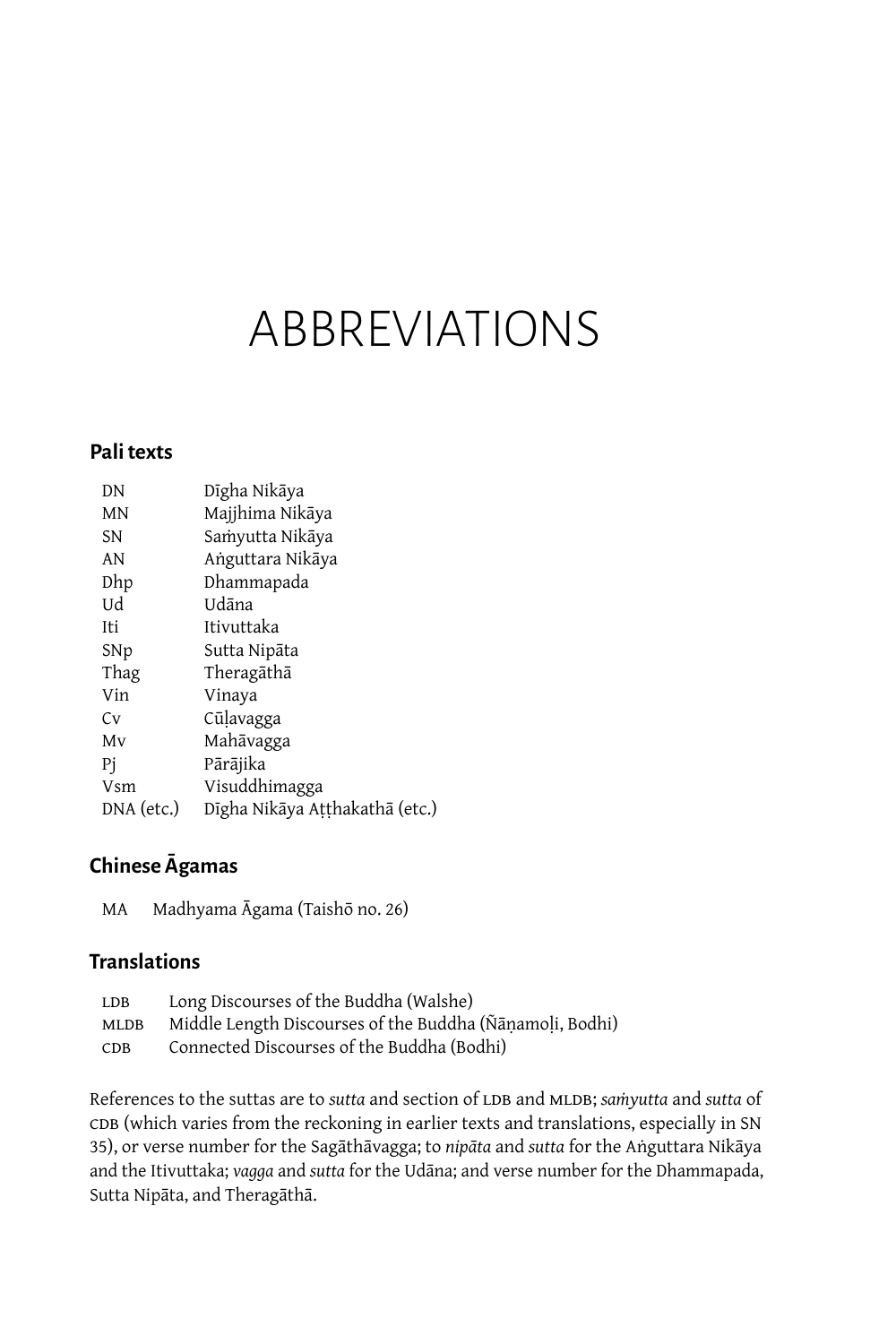# ABBREVIATIONS

## Pali texts

| | |
|---|---|
| DN | Dīgha Nikāya |
| MN | Majjhima Nikāya |
| SN | Saṁyutta Nikāya |
| AN | Aṅguttara Nikāya |
| Dhp | Dhammapada |
| Ud | Udāna |
| Iti | Itivuttaka |
| SNp | Sutta Nipāta |
| Thag | Theragāthā |
| Vin | Vinaya |
| Cv | Cūḷavagga |
| Mv | Mahāvagga |
| Pj | Pārājika |
| Vsm | Visuddhimagga |
| DNA (etc.) | Dīgha Nikāya Aṭṭhakathā (etc.) |

## Chinese Āgamas

| | |
|---|---|
| MA | Madhyama Āgama (Taishō no. 26) |

## Translations

| | |
|---|---|
| LDB | Long Discourses of the Buddha (Walshe) |
| MLDB | Middle Length Discourses of the Buddha (Ñāṇamoḷi, Bodhi) |
| CDB | Connected Discourses of the Buddha (Bodhi) |

References to the suttas are to *sutta* and section of LDB and MLDB; *saṁyutta* and *sutta* of CDB (which varies from the reckoning in earlier texts and translations, especially in SN 35), or verse number for the Sagāthāvagga; to *nipāta* and *sutta* for the Aṅguttara Nikāya and the Itivuttaka; *vagga* and *sutta* for the Udāna; and verse number for the Dhammapada, Sutta Nipāta, and Theragāthā.